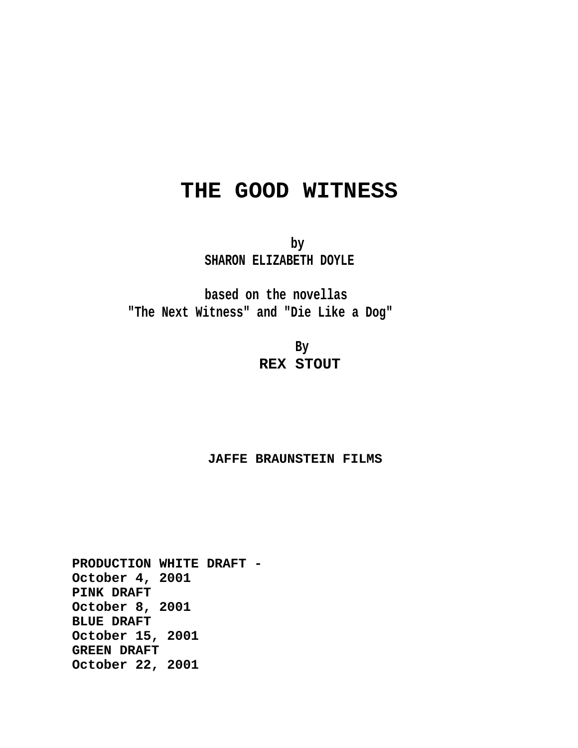# THE GOOD WITNESS

by
SHARON ELIZABETH DOYLE

based on the novellas
"The Next Witness" and "Die Like a Dog"

By
**REX STOUT**

**JAFFE BRAUNSTEIN FILMS**

**PRODUCTION WHITE DRAFT -**
**October 4, 2001**
**PINK DRAFT**
**October 8, 2001**
**BLUE DRAFT**
**October 15, 2001**
**GREEN DRAFT**
**October 22, 2001**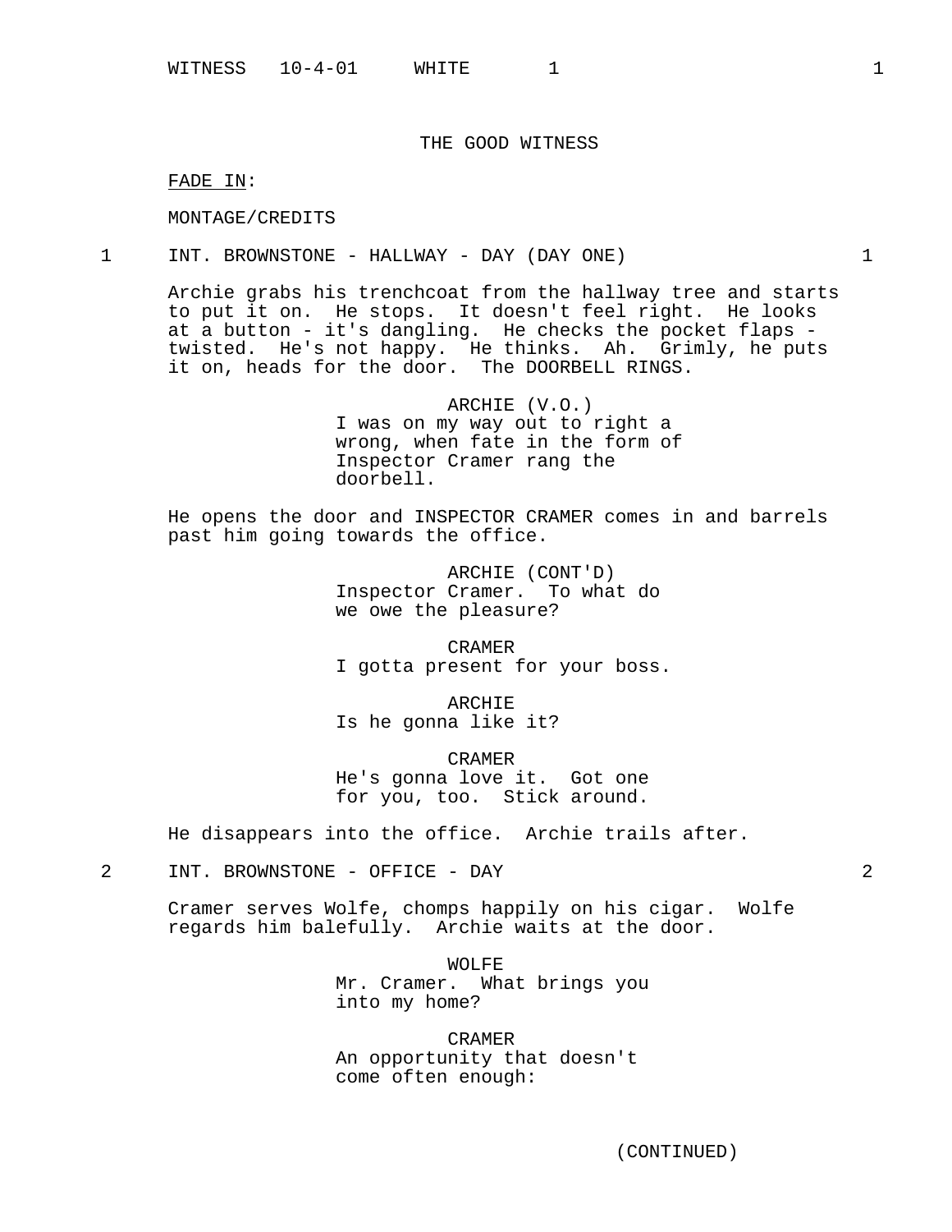THE GOOD WITNESS

FADE IN:

MONTAGE/CREDITS

1 INT. BROWNSTONE - HALLWAY - DAY (DAY ONE) 1

Archie grabs his trenchcoat from the hallway tree and starts to put it on. He stops. It doesn't feel right. He looks at a button - it's dangling. He checks the pocket flaps - twisted. He's not happy. He thinks. Ah. Grimly, he puts it on, heads for the door. The DOORBELL RINGS.

ARCHIE (V.O.)
I was on my way out to right a wrong, when fate in the form of Inspector Cramer rang the doorbell.

He opens the door and INSPECTOR CRAMER comes in and barrels past him going towards the office.

ARCHIE (CONT'D)
Inspector Cramer. To what do we owe the pleasure?

CRAMER
I gotta present for your boss.

ARCHIE
Is he gonna like it?

CRAMER
He's gonna love it. Got one for you, too. Stick around.

He disappears into the office. Archie trails after.

2 INT. BROWNSTONE - OFFICE - DAY 2

Cramer serves Wolfe, chomps happily on his cigar. Wolfe regards him balefully. Archie waits at the door.

WOLFE
Mr. Cramer. What brings you into my home?

CRAMER
An opportunity that doesn't come often enough:

(CONTINUED)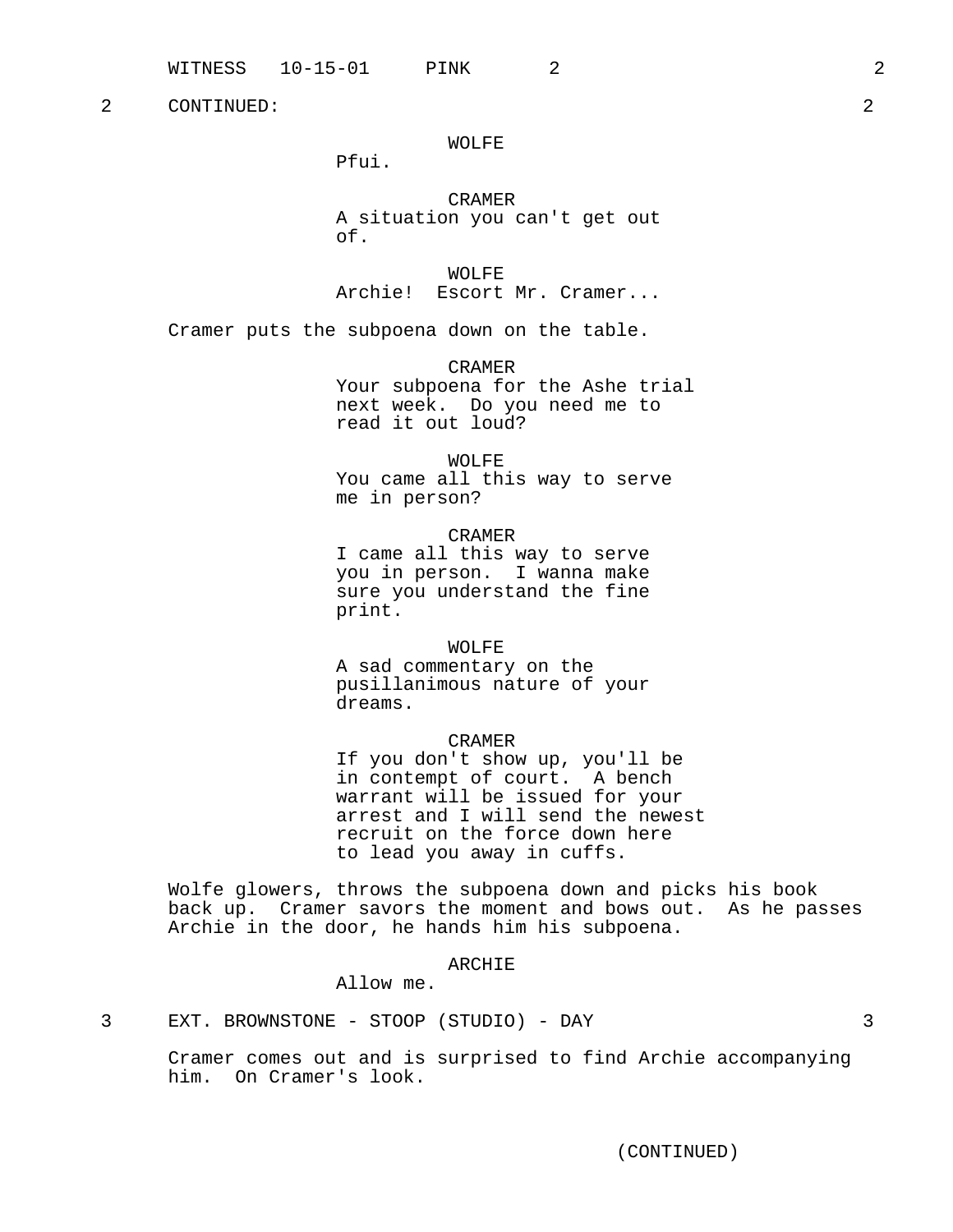2 CONTINUED: 2

WOLFE
Pfui.

CRAMER
A situation you can't get out of.

WOLFE
Archie! Escort Mr. Cramer...

Cramer puts the subpoena down on the table.

CRAMER
Your subpoena for the Ashe trial next week. Do you need me to read it out loud?

WOLFE
You came all this way to serve me in person?

CRAMER
I came all this way to serve you in person. I wanna make sure you understand the fine print.

WOLFE
A sad commentary on the pusillanimous nature of your dreams.

CRAMER
If you don't show up, you'll be in contempt of court. A bench warrant will be issued for your arrest and I will send the newest recruit on the force down here to lead you away in cuffs.

Wolfe glowers, throws the subpoena down and picks his book back up. Cramer savors the moment and bows out. As he passes Archie in the door, he hands him his subpoena.

ARCHIE
Allow me.

3 EXT. BROWNSTONE - STOOP (STUDIO) - DAY 3

Cramer comes out and is surprised to find Archie accompanying him. On Cramer's look.

(CONTINUED)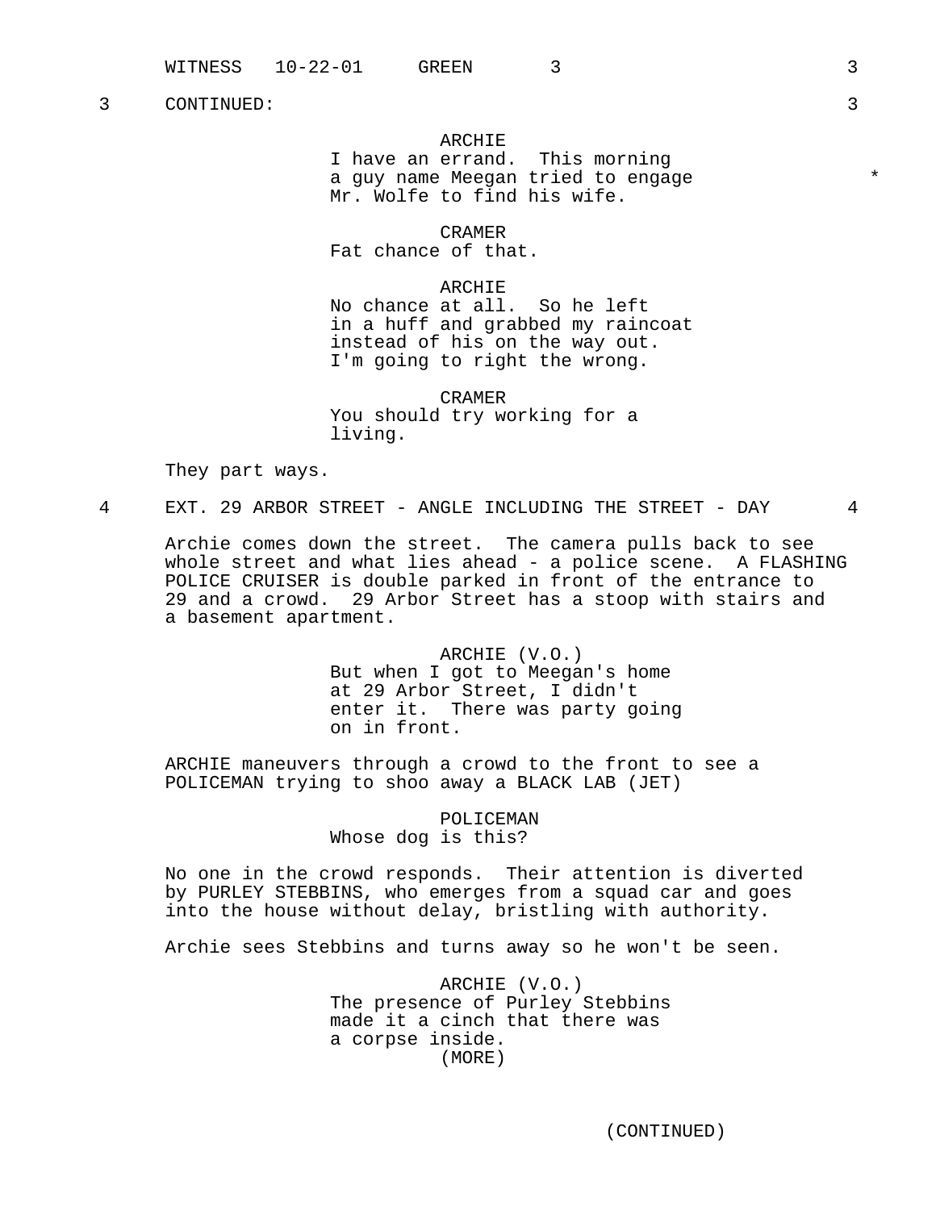3 CONTINUED: 3

ARCHIE
I have an errand. This morning a guy name Meegan tried to engage Mr. Wolfe to find his wife. *

CRAMER
Fat chance of that.

ARCHIE
No chance at all. So he left in a huff and grabbed my raincoat instead of his on the way out. I'm going to right the wrong.

CRAMER
You should try working for a living.

They part ways.

4 EXT. 29 ARBOR STREET - ANGLE INCLUDING THE STREET - DAY 4

Archie comes down the street. The camera pulls back to see whole street and what lies ahead - a police scene. A FLASHING POLICE CRUISER is double parked in front of the entrance to 29 and a crowd. 29 Arbor Street has a stoop with stairs and a basement apartment.

ARCHIE (V.O.)
But when I got to Meegan's home at 29 Arbor Street, I didn't enter it. There was party going on in front.

ARCHIE maneuvers through a crowd to the front to see a POLICEMAN trying to shoo away a BLACK LAB (JET)

POLICEMAN
Whose dog is this?

No one in the crowd responds. Their attention is diverted by PURLEY STEBBINS, who emerges from a squad car and goes into the house without delay, bristling with authority.

Archie sees Stebbins and turns away so he won't be seen.

ARCHIE (V.O.)
The presence of Purley Stebbins made it a cinch that there was a corpse inside.
(MORE)

(CONTINUED)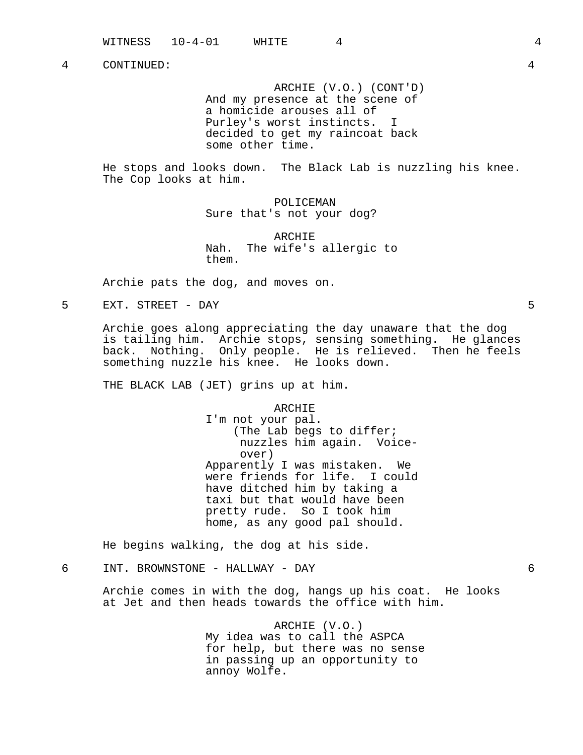4 CONTINUED: 4

ARCHIE (V.O.) (CONT'D)
And my presence at the scene of a homicide arouses all of Purley's worst instincts. I decided to get my raincoat back some other time.

He stops and looks down. The Black Lab is nuzzling his knee. The Cop looks at him.

POLICEMAN
Sure that's not your dog?

ARCHIE
Nah. The wife's allergic to them.

Archie pats the dog, and moves on.

5 EXT. STREET - DAY 5

Archie goes along appreciating the day unaware that the dog is tailing him. Archie stops, sensing something. He glances back. Nothing. Only people. He is relieved. Then he feels something nuzzle his knee. He looks down.

THE BLACK LAB (JET) grins up at him.

ARCHIE
I'm not your pal.
(The Lab begs to differ; nuzzles him again. Voice-over)
Apparently I was mistaken. We were friends for life. I could have ditched him by taking a taxi but that would have been pretty rude. So I took him home, as any good pal should.

He begins walking, the dog at his side.

6 INT. BROWNSTONE - HALLWAY - DAY 6

Archie comes in with the dog, hangs up his coat. He looks at Jet and then heads towards the office with him.

ARCHIE (V.O.)
My idea was to call the ASPCA for help, but there was no sense in passing up an opportunity to annoy Wolfe.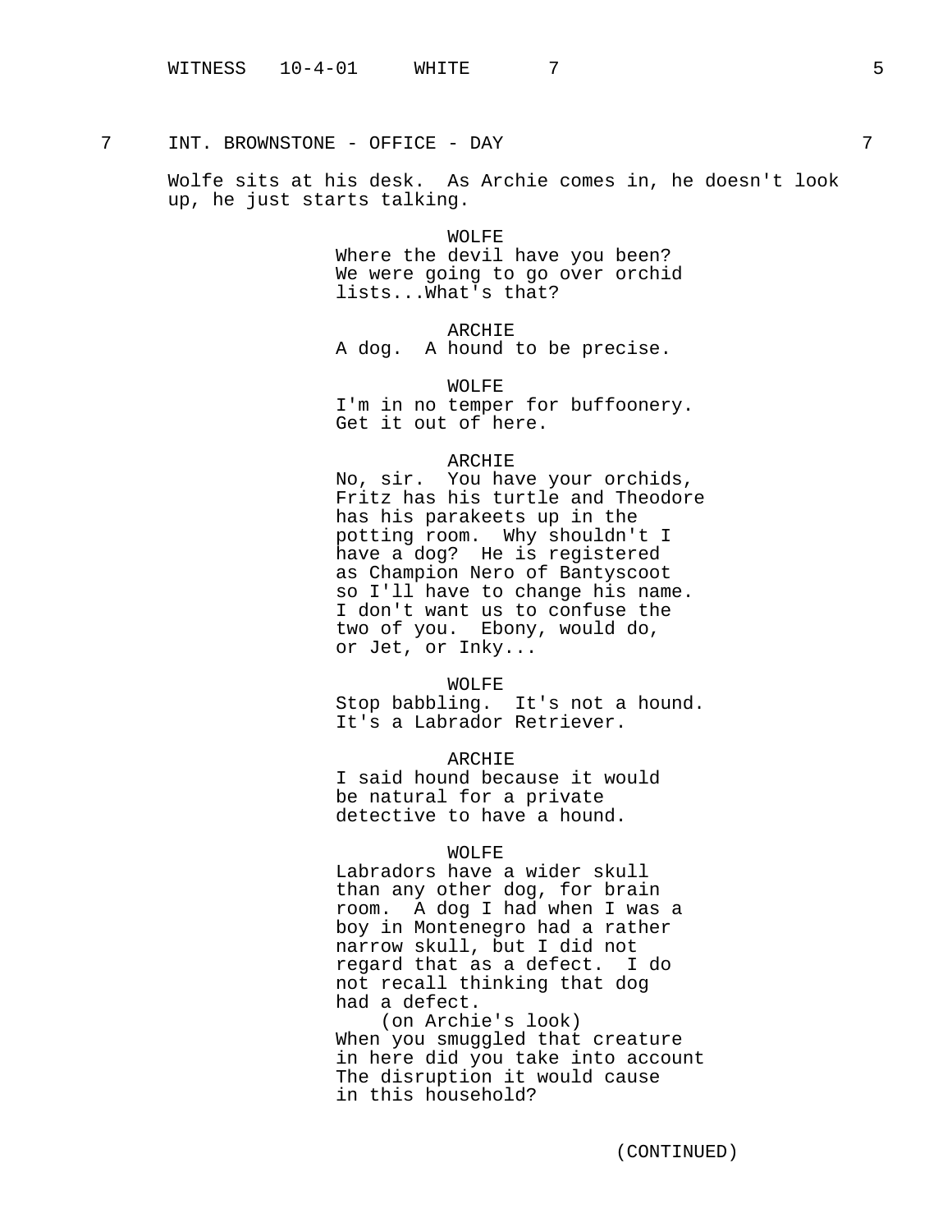7 INT. BROWNSTONE - OFFICE - DAY 7

Wolfe sits at his desk. As Archie comes in, he doesn't look up, he just starts talking.

WOLFE
Where the devil have you been? We were going to go over orchid lists...What's that?

ARCHIE
A dog. A hound to be precise.

WOLFE
I'm in no temper for buffoonery. Get it out of here.

ARCHIE
No, sir. You have your orchids, Fritz has his turtle and Theodore has his parakeets up in the potting room. Why shouldn't I have a dog? He is registered as Champion Nero of Bantyscoot so I'll have to change his name. I don't want us to confuse the two of you. Ebony, would do, or Jet, or Inky...

WOLFE
Stop babbling. It's not a hound. It's a Labrador Retriever.

ARCHIE
I said hound because it would be natural for a private detective to have a hound.

WOLFE
Labradors have a wider skull than any other dog, for brain room. A dog I had when I was a boy in Montenegro had a rather narrow skull, but I did not regard that as a defect. I do not recall thinking that dog had a defect.
(on Archie's look)
When you smuggled that creature in here did you take into account The disruption it would cause in this household?

(CONTINUED)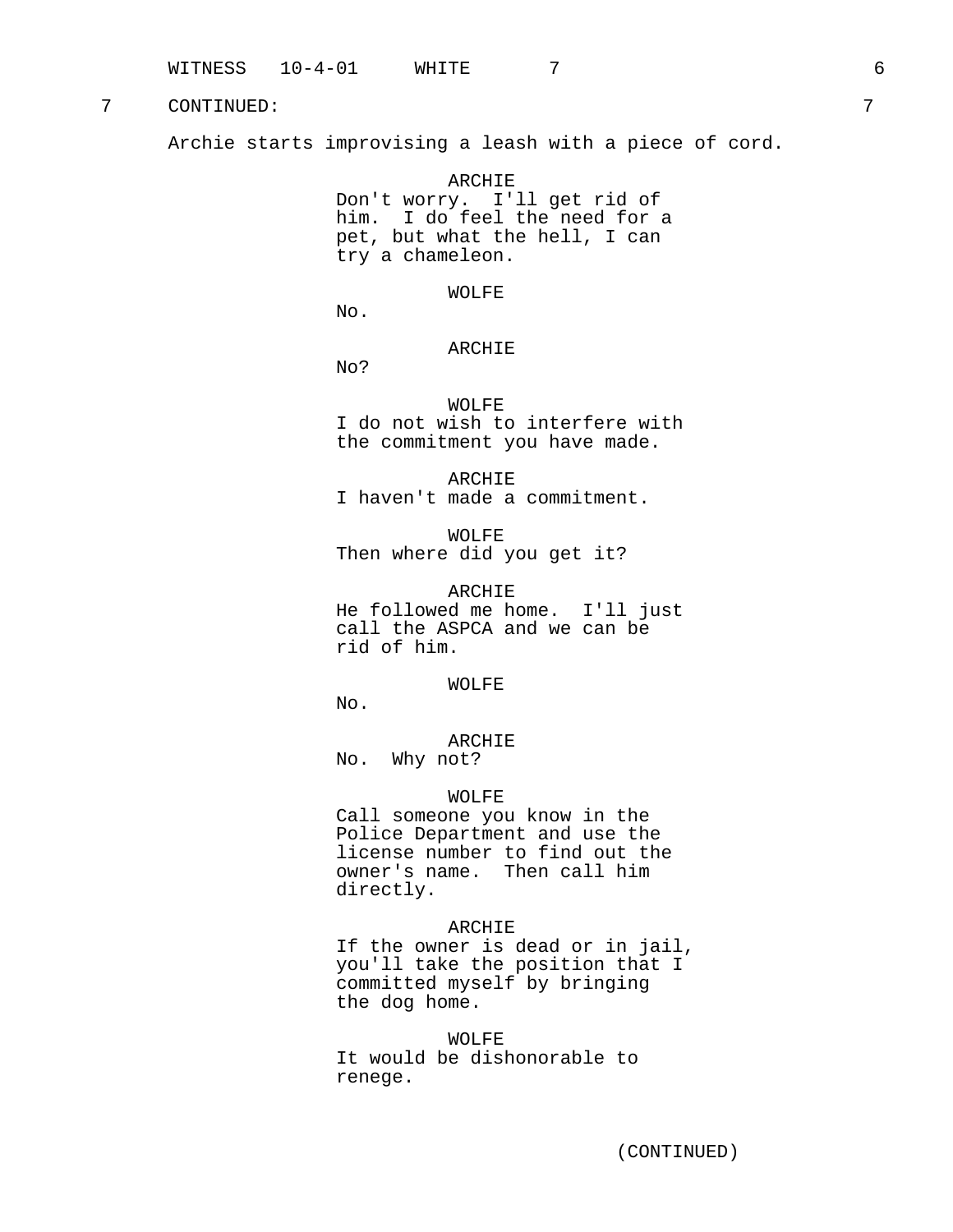7 CONTINUED: 7

Archie starts improvising a leash with a piece of cord.

ARCHIE
Don't worry. I'll get rid of him. I do feel the need for a pet, but what the hell, I can try a chameleon.

WOLFE
No.

ARCHIE
No?

WOLFE
I do not wish to interfere with the commitment you have made.

ARCHIE
I haven't made a commitment.

WOLFE
Then where did you get it?

ARCHIE
He followed me home. I'll just call the ASPCA and we can be rid of him.

WOLFE
No.

ARCHIE
No. Why not?

WOLFE
Call someone you know in the Police Department and use the license number to find out the owner's name. Then call him directly.

ARCHIE
If the owner is dead or in jail, you'll take the position that I committed myself by bringing the dog home.

WOLFE
It would be dishonorable to renege.

(CONTINUED)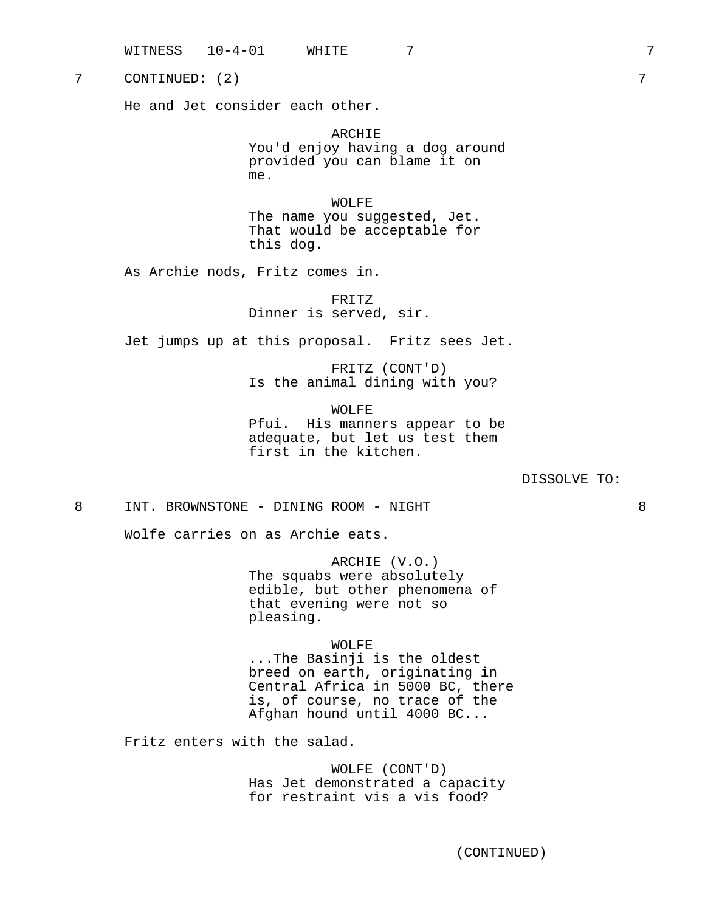7 CONTINUED: (2) 7

He and Jet consider each other.

ARCHIE
You'd enjoy having a dog around provided you can blame it on me.

WOLFE
The name you suggested, Jet. That would be acceptable for this dog.

As Archie nods, Fritz comes in.

FRITZ
Dinner is served, sir.

Jet jumps up at this proposal. Fritz sees Jet.

FRITZ (CONT'D)
Is the animal dining with you?

WOLFE
Pfui. His manners appear to be adequate, but let us test them first in the kitchen.

DISSOLVE TO:

8 INT. BROWNSTONE - DINING ROOM - NIGHT 8

Wolfe carries on as Archie eats.

ARCHIE (V.O.)
The squabs were absolutely edible, but other phenomena of that evening were not so pleasing.

WOLFE
...The Basinji is the oldest breed on earth, originating in Central Africa in 5000 BC, there is, of course, no trace of the Afghan hound until 4000 BC...

Fritz enters with the salad.

WOLFE (CONT'D)
Has Jet demonstrated a capacity for restraint vis a vis food?

(CONTINUED)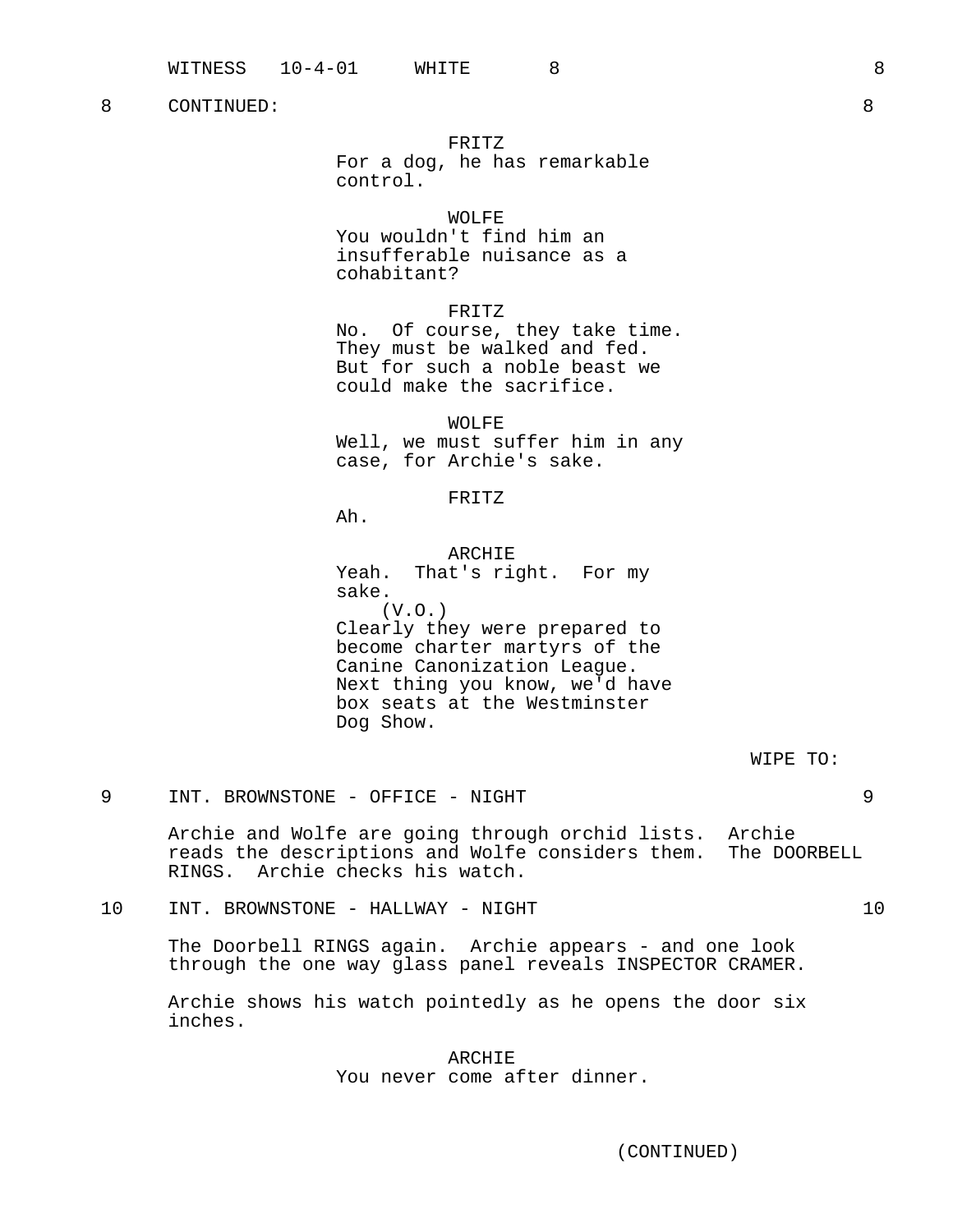8 CONTINUED: 8

FRITZ
For a dog, he has remarkable control.

WOLFE
You wouldn't find him an insufferable nuisance as a cohabitant?

FRITZ
No. Of course, they take time. They must be walked and fed. But for such a noble beast we could make the sacrifice.

WOLFE
Well, we must suffer him in any case, for Archie's sake.

FRITZ
Ah.

ARCHIE
Yeah. That's right. For my sake.
(V.O.)
Clearly they were prepared to become charter martyrs of the Canine Canonization League. Next thing you know, we'd have box seats at the Westminster Dog Show.

WIPE TO:

9 INT. BROWNSTONE - OFFICE - NIGHT 9

Archie and Wolfe are going through orchid lists. Archie reads the descriptions and Wolfe considers them. The DOORBELL RINGS. Archie checks his watch.

10 INT. BROWNSTONE - HALLWAY - NIGHT 10

The Doorbell RINGS again. Archie appears - and one look through the one way glass panel reveals INSPECTOR CRAMER.

Archie shows his watch pointedly as he opens the door six inches.

ARCHIE
You never come after dinner.

(CONTINUED)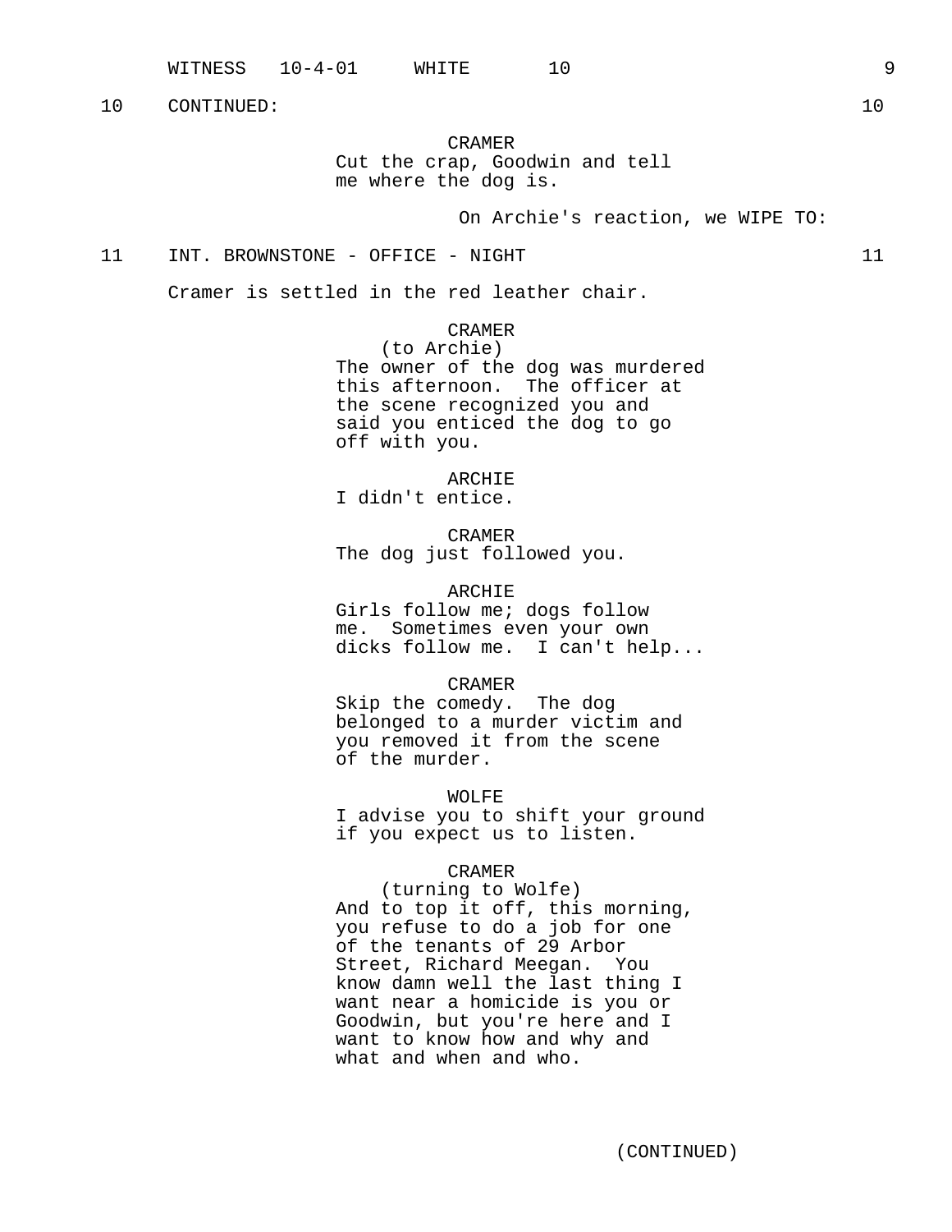10 CONTINUED: 10

CRAMER
Cut the crap, Goodwin and tell me where the dog is.

On Archie's reaction, we WIPE TO:

11 INT. BROWNSTONE - OFFICE - NIGHT 11

Cramer is settled in the red leather chair.

CRAMER
(to Archie)
The owner of the dog was murdered this afternoon. The officer at the scene recognized you and said you enticed the dog to go off with you.

ARCHIE
I didn't entice.

CRAMER
The dog just followed you.

ARCHIE
Girls follow me; dogs follow me. Sometimes even your own dicks follow me. I can't help...

CRAMER
Skip the comedy. The dog belonged to a murder victim and you removed it from the scene of the murder.

WOLFE
I advise you to shift your ground if you expect us to listen.

CRAMER
(turning to Wolfe)
And to top it off, this morning, you refuse to do a job for one of the tenants of 29 Arbor Street, Richard Meegan. You know damn well the last thing I want near a homicide is you or Goodwin, but you're here and I want to know how and why and what and when and who.

(CONTINUED)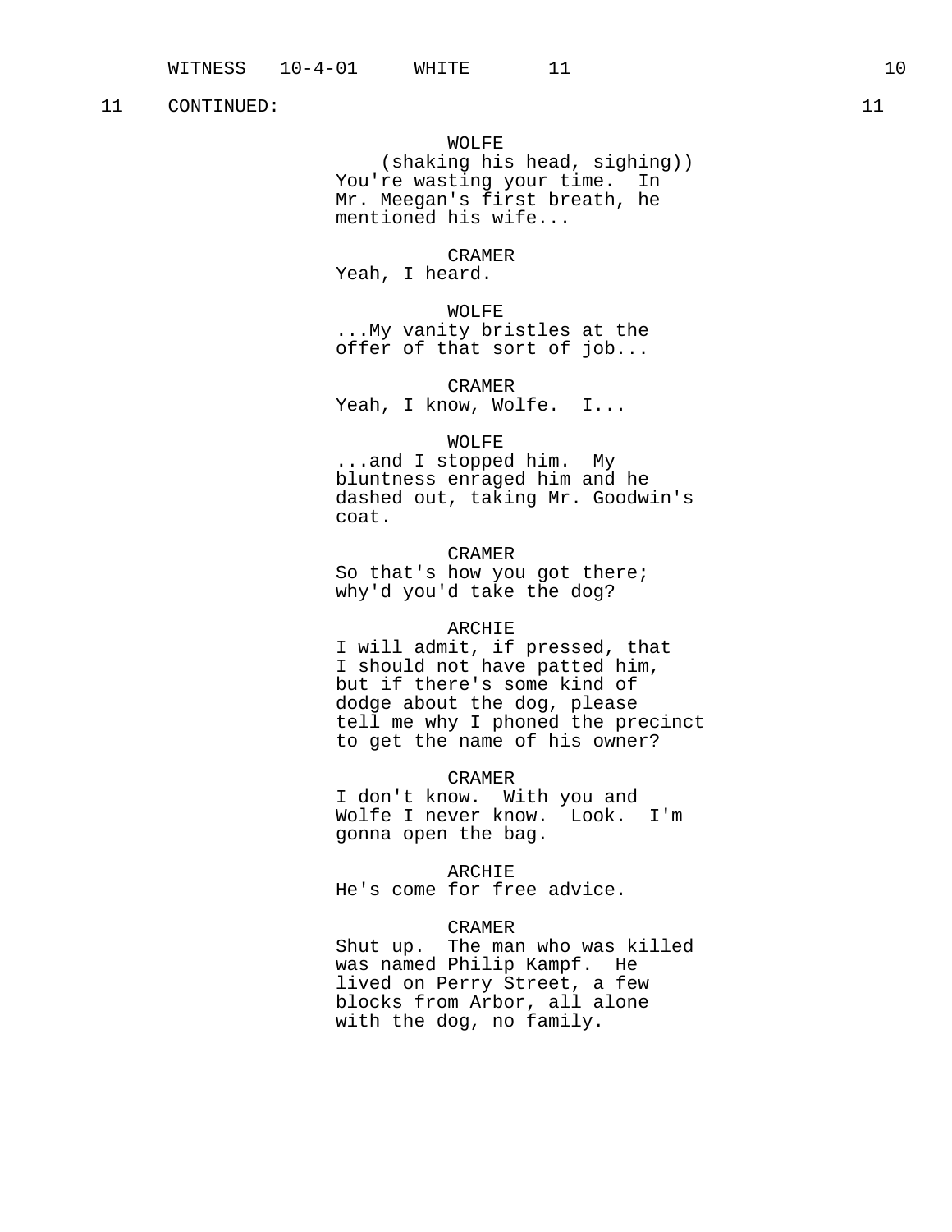11 CONTINUED: 11

WOLFE
(shaking his head, sighing))
You're wasting your time. In Mr. Meegan's first breath, he mentioned his wife...

CRAMER
Yeah, I heard.

WOLFE
...My vanity bristles at the offer of that sort of job...

CRAMER
Yeah, I know, Wolfe. I...

WOLFE
...and I stopped him. My bluntness enraged him and he dashed out, taking Mr. Goodwin's coat.

CRAMER
So that's how you got there; why'd you'd take the dog?

ARCHIE
I will admit, if pressed, that I should not have patted him, but if there's some kind of dodge about the dog, please tell me why I phoned the precinct to get the name of his owner?

CRAMER
I don't know. With you and Wolfe I never know. Look. I'm gonna open the bag.

ARCHIE
He's come for free advice.

CRAMER
Shut up. The man who was killed was named Philip Kampf. He lived on Perry Street, a few blocks from Arbor, all alone with the dog, no family.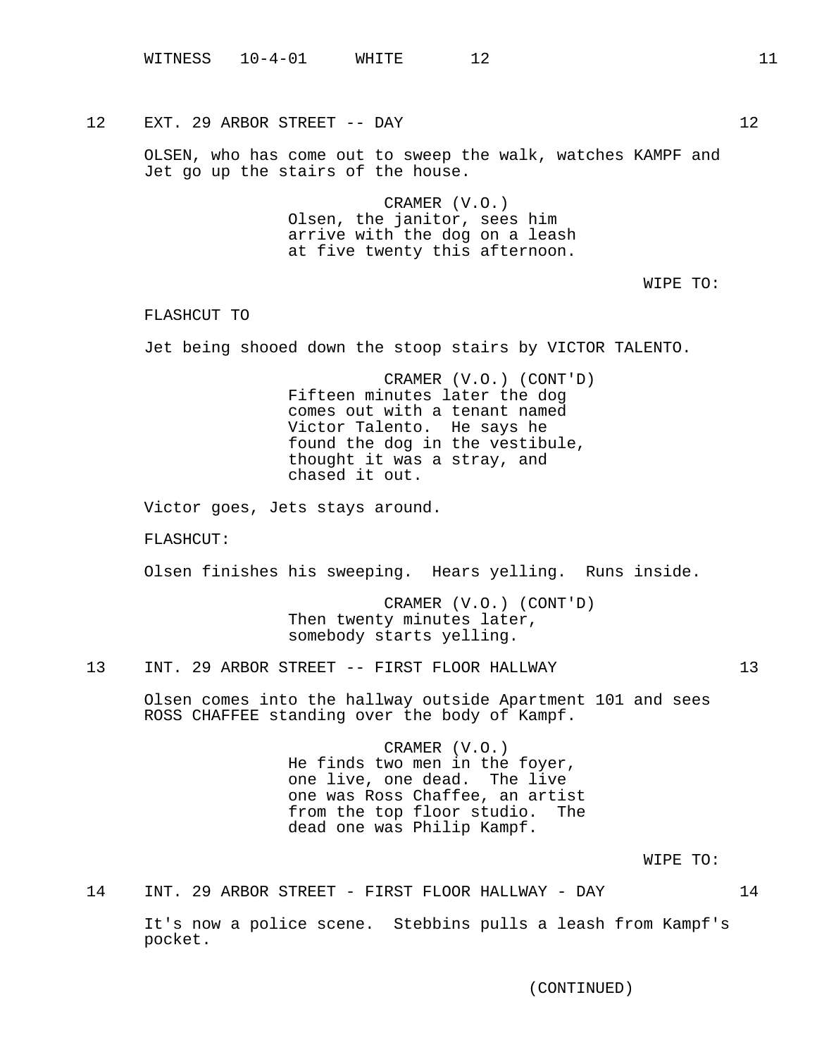12 EXT. 29 ARBOR STREET -- DAY 12

OLSEN, who has come out to sweep the walk, watches KAMPF and Jet go up the stairs of the house.

CRAMER (V.O.)
Olsen, the janitor, sees him arrive with the dog on a leash at five twenty this afternoon.

WIPE TO:

FLASHCUT TO

Jet being shooed down the stoop stairs by VICTOR TALENTO.

CRAMER (V.O.) (CONT'D)
Fifteen minutes later the dog comes out with a tenant named Victor Talento. He says he found the dog in the vestibule, thought it was a stray, and chased it out.

Victor goes, Jets stays around.

FLASHCUT:

Olsen finishes his sweeping. Hears yelling. Runs inside.

CRAMER (V.O.) (CONT'D)
Then twenty minutes later, somebody starts yelling.

13 INT. 29 ARBOR STREET -- FIRST FLOOR HALLWAY 13

Olsen comes into the hallway outside Apartment 101 and sees ROSS CHAFFEE standing over the body of Kampf.

CRAMER (V.O.)
He finds two men in the foyer, one live, one dead. The live one was Ross Chaffee, an artist from the top floor studio. The dead one was Philip Kampf.

WIPE TO:

14 INT. 29 ARBOR STREET - FIRST FLOOR HALLWAY - DAY 14

It's now a police scene. Stebbins pulls a leash from Kampf's pocket.

(CONTINUED)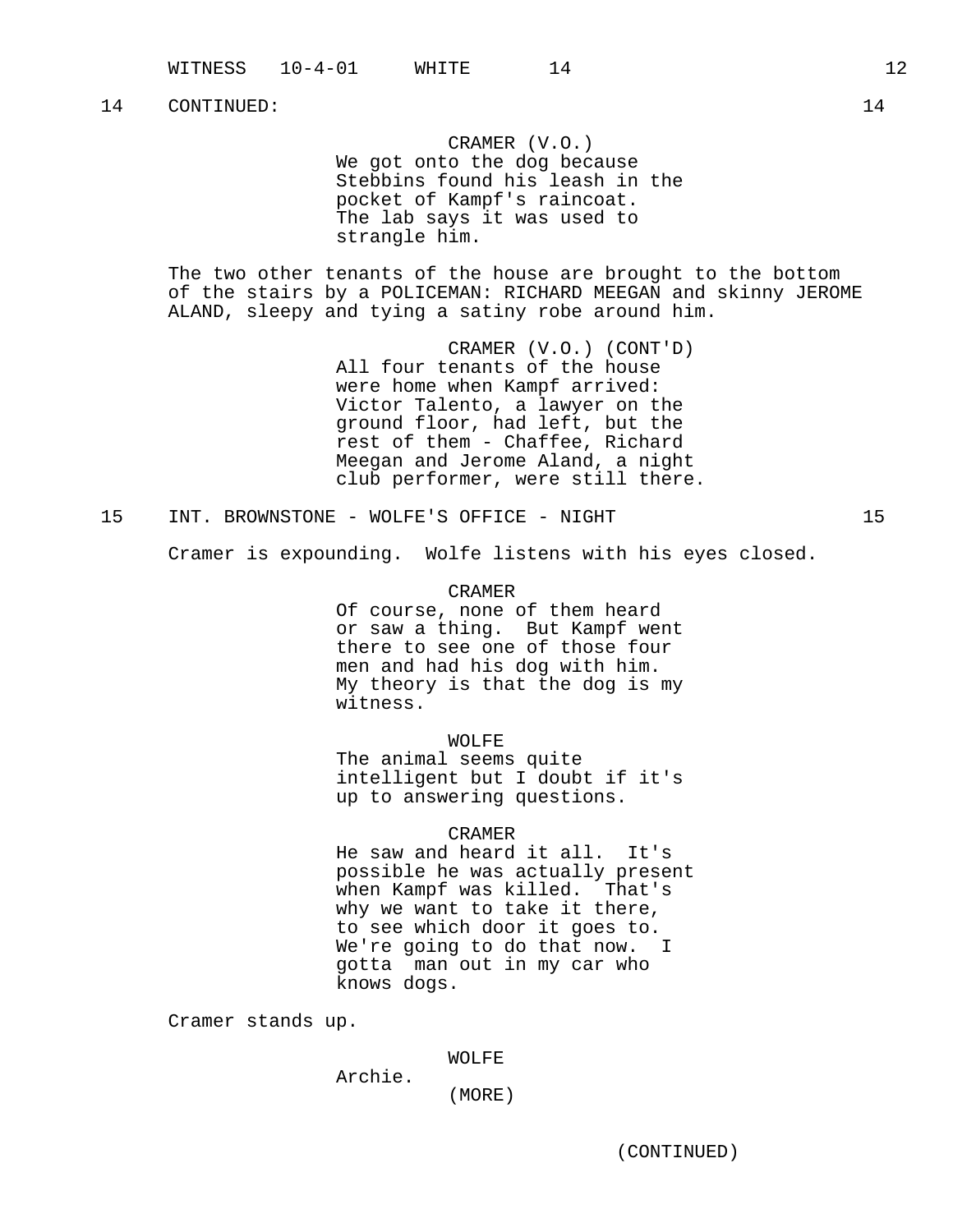14 CONTINUED: 14

CRAMER (V.O.)
We got onto the dog because Stebbins found his leash in the pocket of Kampf's raincoat. The lab says it was used to strangle him.

The two other tenants of the house are brought to the bottom of the stairs by a POLICEMAN: RICHARD MEEGAN and skinny JEROME ALAND, sleepy and tying a satiny robe around him.

CRAMER (V.O.) (CONT'D)
All four tenants of the house were home when Kampf arrived: Victor Talento, a lawyer on the ground floor, had left, but the rest of them - Chaffee, Richard Meegan and Jerome Aland, a night club performer, were still there.

15 INT. BROWNSTONE - WOLFE'S OFFICE - NIGHT 15

Cramer is expounding. Wolfe listens with his eyes closed.

CRAMER
Of course, none of them heard or saw a thing. But Kampf went there to see one of those four men and had his dog with him. My theory is that the dog is my witness.

WOLFE
The animal seems quite intelligent but I doubt if it's up to answering questions.

CRAMER
He saw and heard it all. It's possible he was actually present when Kampf was killed. That's why we want to take it there, to see which door it goes to. We're going to do that now. I gotta man out in my car who knows dogs.

Cramer stands up.

WOLFE
Archie.
(MORE)

(CONTINUED)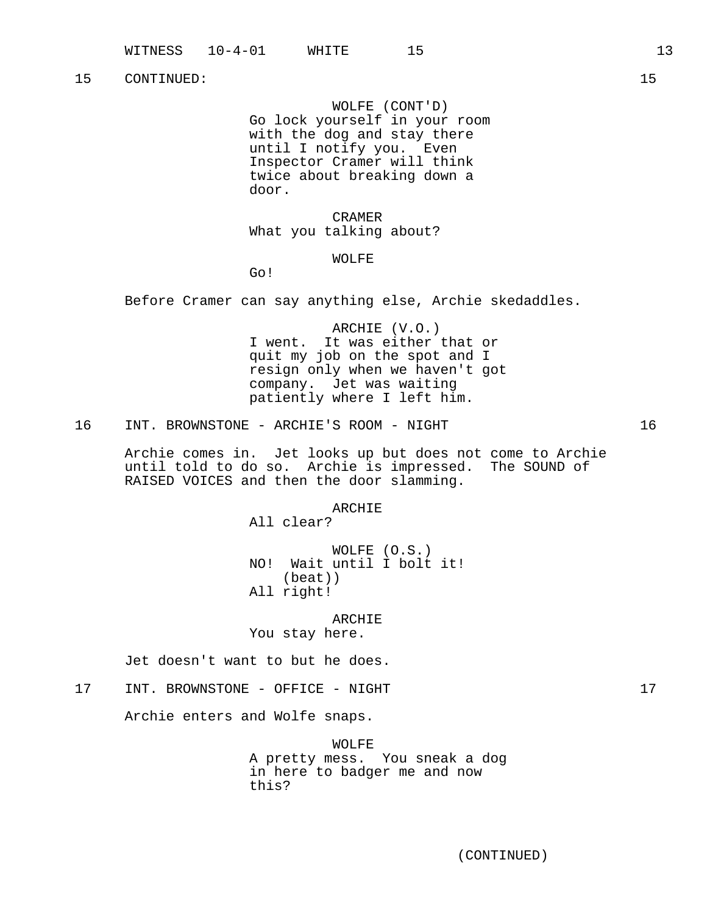15 CONTINUED: 15

WOLFE (CONT'D)
Go lock yourself in your room with the dog and stay there until I notify you. Even Inspector Cramer will think twice about breaking down a door.

CRAMER
What you talking about?

WOLFE
Go!

Before Cramer can say anything else, Archie skedaddles.

ARCHIE (V.O.)
I went. It was either that or quit my job on the spot and I resign only when we haven't got company. Jet was waiting patiently where I left him.

16 INT. BROWNSTONE - ARCHIE'S ROOM - NIGHT 16

Archie comes in. Jet looks up but does not come to Archie until told to do so. Archie is impressed. The SOUND of RAISED VOICES and then the door slamming.

ARCHIE
All clear?

WOLFE (O.S.)
NO! Wait until I bolt it!
(beat))
All right!

ARCHIE
You stay here.

Jet doesn't want to but he does.

17 INT. BROWNSTONE - OFFICE - NIGHT 17

Archie enters and Wolfe snaps.

WOLFE
A pretty mess. You sneak a dog in here to badger me and now this?

(CONTINUED)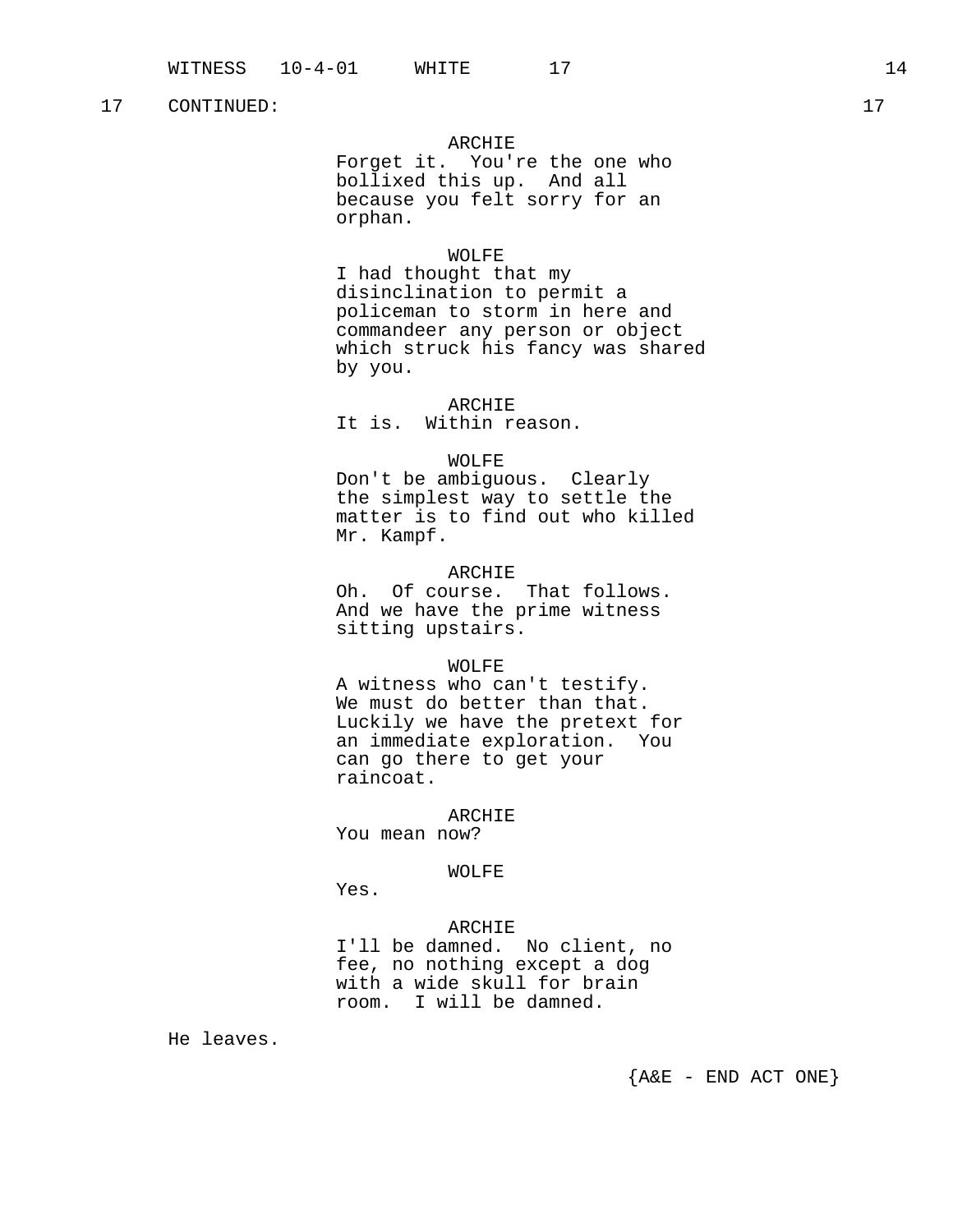17 CONTINUED: 17

ARCHIE
Forget it. You're the one who bollixed this up. And all because you felt sorry for an orphan.

WOLFE
I had thought that my disinclination to permit a policeman to storm in here and commandeer any person or object which struck his fancy was shared by you.

ARCHIE
It is. Within reason.

WOLFE
Don't be ambiguous. Clearly the simplest way to settle the matter is to find out who killed Mr. Kampf.

ARCHIE
Oh. Of course. That follows. And we have the prime witness sitting upstairs.

WOLFE
A witness who can't testify. We must do better than that. Luckily we have the pretext for an immediate exploration. You can go there to get your raincoat.

ARCHIE
You mean now?

WOLFE
Yes.

ARCHIE
I'll be damned. No client, no fee, no nothing except a dog with a wide skull for brain room. I will be damned.

He leaves.

{A&E - END ACT ONE}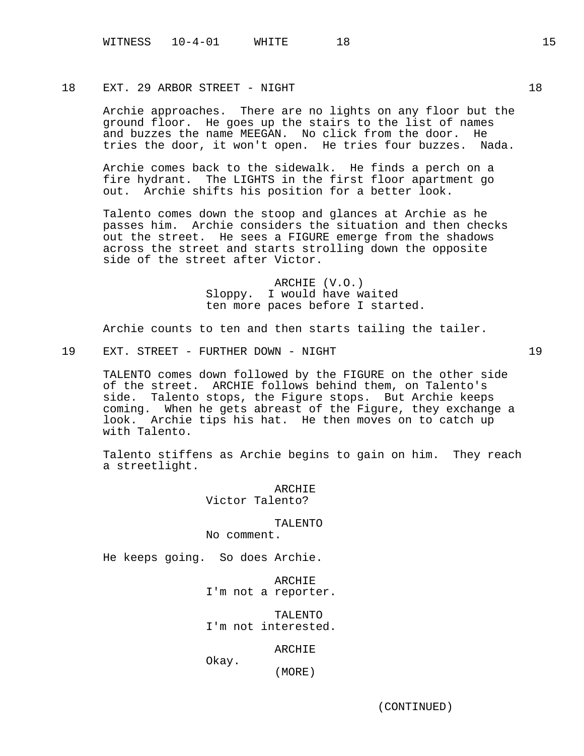18 EXT. 29 ARBOR STREET - NIGHT 18

Archie approaches. There are no lights on any floor but the ground floor. He goes up the stairs to the list of names and buzzes the name MEEGAN. No click from the door. He tries the door, it won't open. He tries four buzzes. Nada.

Archie comes back to the sidewalk. He finds a perch on a fire hydrant. The LIGHTS in the first floor apartment go out. Archie shifts his position for a better look.

Talento comes down the stoop and glances at Archie as he passes him. Archie considers the situation and then checks out the street. He sees a FIGURE emerge from the shadows across the street and starts strolling down the opposite side of the street after Victor.

ARCHIE (V.O.)
Sloppy. I would have waited ten more paces before I started.

Archie counts to ten and then starts tailing the tailer.

19 EXT. STREET - FURTHER DOWN - NIGHT 19

TALENTO comes down followed by the FIGURE on the other side of the street. ARCHIE follows behind them, on Talento's side. Talento stops, the Figure stops. But Archie keeps coming. When he gets abreast of the Figure, they exchange a look. Archie tips his hat. He then moves on to catch up with Talento.

Talento stiffens as Archie begins to gain on him. They reach a streetlight.

ARCHIE
Victor Talento?

TALENTO
No comment.

He keeps going. So does Archie.

ARCHIE
I'm not a reporter.

TALENTO
I'm not interested.

ARCHIE
Okay.
(MORE)

(CONTINUED)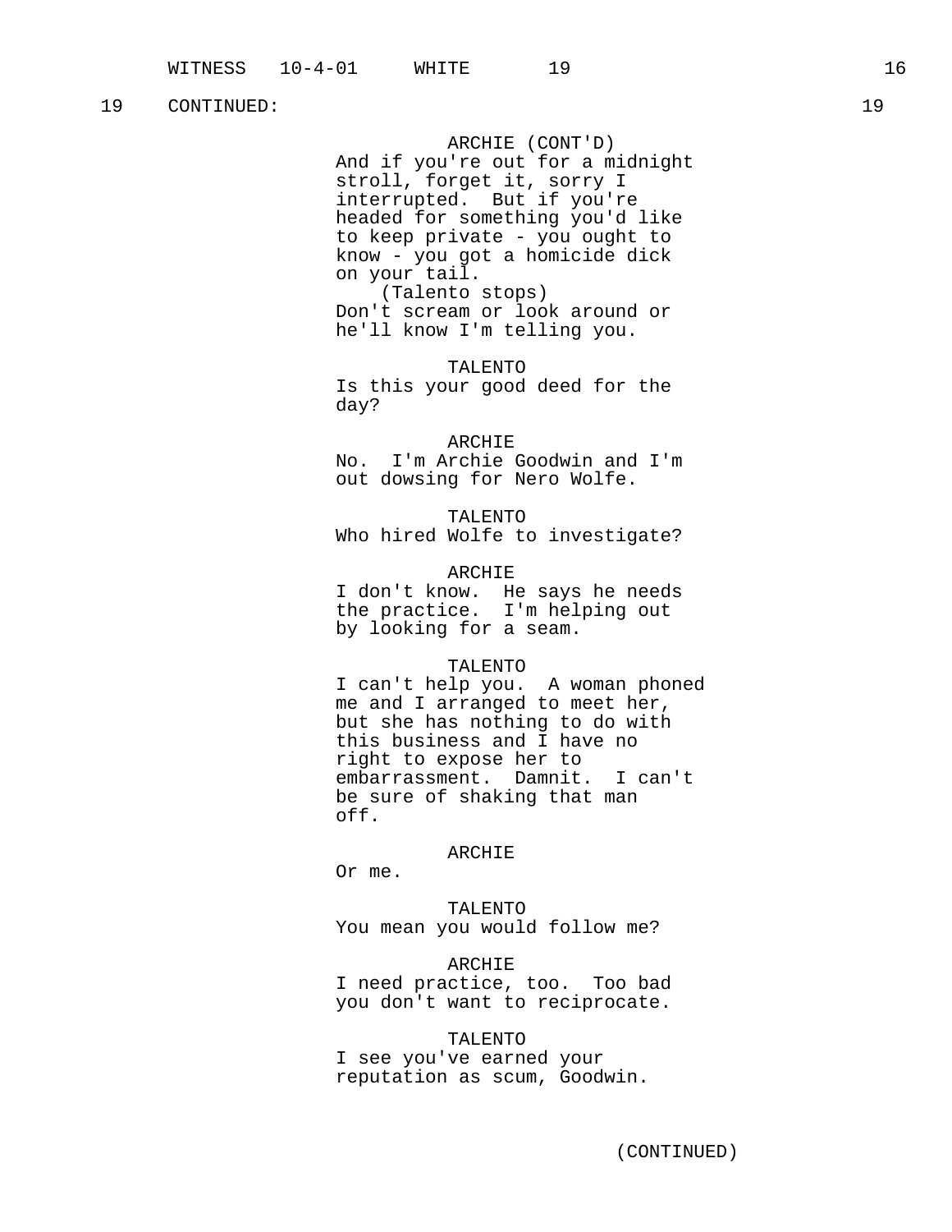19 CONTINUED: 19

ARCHIE (CONT'D)
And if you're out for a midnight stroll, forget it, sorry I interrupted. But if you're headed for something you'd like to keep private - you ought to know - you got a homicide dick on your tail.
(Talento stops)
Don't scream or look around or he'll know I'm telling you.

TALENTO
Is this your good deed for the day?

ARCHIE
No. I'm Archie Goodwin and I'm out dowsing for Nero Wolfe.

TALENTO
Who hired Wolfe to investigate?

ARCHIE
I don't know. He says he needs the practice. I'm helping out by looking for a seam.

TALENTO
I can't help you. A woman phoned me and I arranged to meet her, but she has nothing to do with this business and I have no right to expose her to embarrassment. Damnit. I can't be sure of shaking that man off.

ARCHIE
Or me.

TALENTO
You mean you would follow me?

ARCHIE
I need practice, too. Too bad you don't want to reciprocate.

TALENTO
I see you've earned your reputation as scum, Goodwin.

(CONTINUED)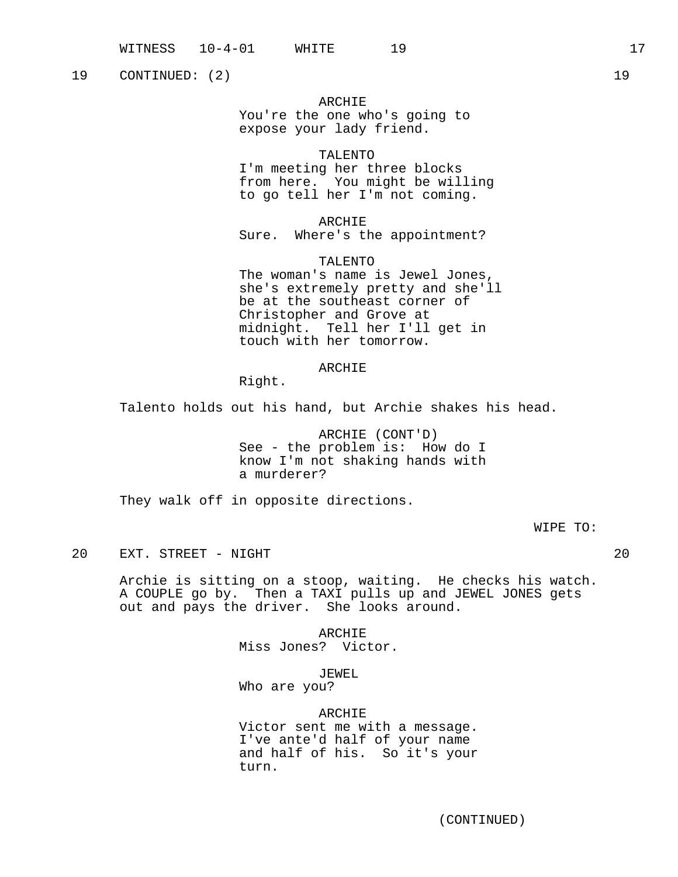19 CONTINUED: (2) 19

ARCHIE
You're the one who's going to expose your lady friend.

TALENTO
I'm meeting her three blocks from here. You might be willing to go tell her I'm not coming.

ARCHIE
Sure. Where's the appointment?

TALENTO
The woman's name is Jewel Jones, she's extremely pretty and she'll be at the southeast corner of Christopher and Grove at midnight. Tell her I'll get in touch with her tomorrow.

ARCHIE
Right.

Talento holds out his hand, but Archie shakes his head.

ARCHIE (CONT'D)
See - the problem is: How do I know I'm not shaking hands with a murderer?

They walk off in opposite directions.

WIPE TO:

20 EXT. STREET - NIGHT 20

Archie is sitting on a stoop, waiting. He checks his watch. A COUPLE go by. Then a TAXI pulls up and JEWEL JONES gets out and pays the driver. She looks around.

ARCHIE
Miss Jones? Victor.

JEWEL
Who are you?

ARCHIE
Victor sent me with a message. I've ante'd half of your name and half of his. So it's your turn.

(CONTINUED)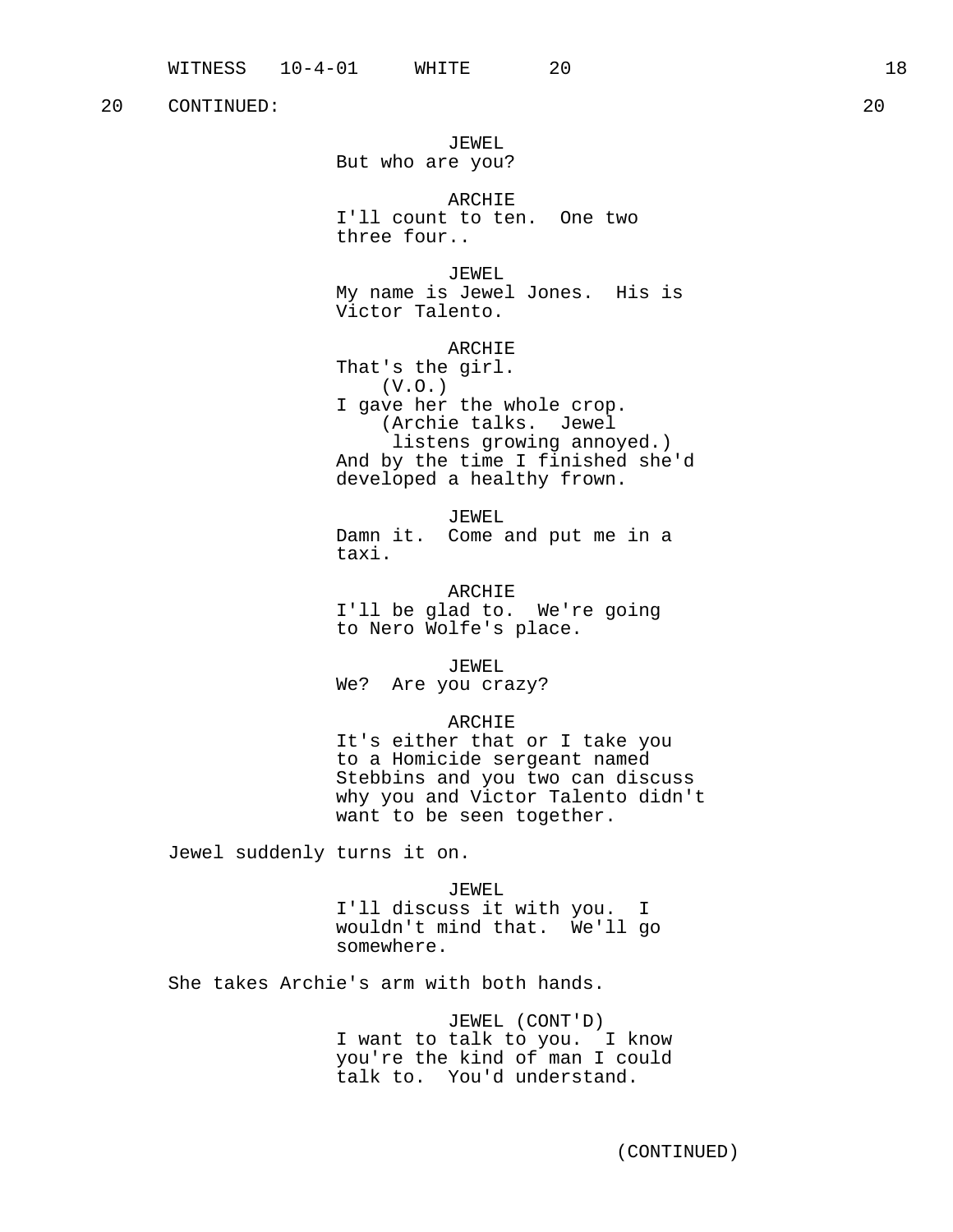20 CONTINUED: 20

JEWEL
But who are you?

ARCHIE
I'll count to ten. One two three four..

JEWEL
My name is Jewel Jones. His is Victor Talento.

ARCHIE
That's the girl.
(V.O.)
I gave her the whole crop.
(Archie talks. Jewel listens growing annoyed.)
And by the time I finished she'd developed a healthy frown.

JEWEL
Damn it. Come and put me in a taxi.

ARCHIE
I'll be glad to. We're going to Nero Wolfe's place.

JEWEL
We? Are you crazy?

ARCHIE
It's either that or I take you to a Homicide sergeant named Stebbins and you two can discuss why you and Victor Talento didn't want to be seen together.

Jewel suddenly turns it on.

JEWEL
I'll discuss it with you. I wouldn't mind that. We'll go somewhere.

She takes Archie's arm with both hands.

JEWEL (CONT'D)
I want to talk to you. I know you're the kind of man I could talk to. You'd understand.

(CONTINUED)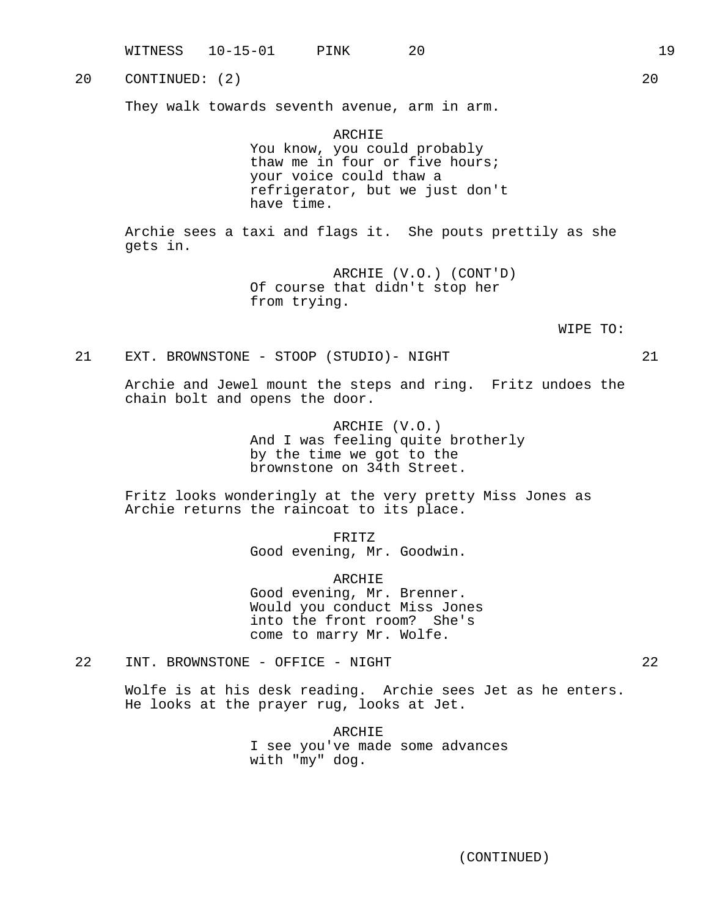20 CONTINUED: (2) 20

They walk towards seventh avenue, arm in arm.

ARCHIE

You know, you could probably thaw me in four or five hours; your voice could thaw a refrigerator, but we just don't have time.

Archie sees a taxi and flags it. She pouts prettily as she gets in.

ARCHIE (V.O.) (CONT'D)

Of course that didn't stop her from trying.

WIPE TO:

21 EXT. BROWNSTONE - STOOP (STUDIO)- NIGHT 21

Archie and Jewel mount the steps and ring. Fritz undoes the chain bolt and opens the door.

ARCHIE (V.O.)

And I was feeling quite brotherly by the time we got to the brownstone on 34th Street.

Fritz looks wonderingly at the very pretty Miss Jones as Archie returns the raincoat to its place.

FRITZ

Good evening, Mr. Goodwin.

ARCHIE

Good evening, Mr. Brenner. Would you conduct Miss Jones into the front room? She's come to marry Mr. Wolfe.

22 INT. BROWNSTONE - OFFICE - NIGHT 22

Wolfe is at his desk reading. Archie sees Jet as he enters. He looks at the prayer rug, looks at Jet.

ARCHIE

I see you've made some advances with "my" dog.

(CONTINUED)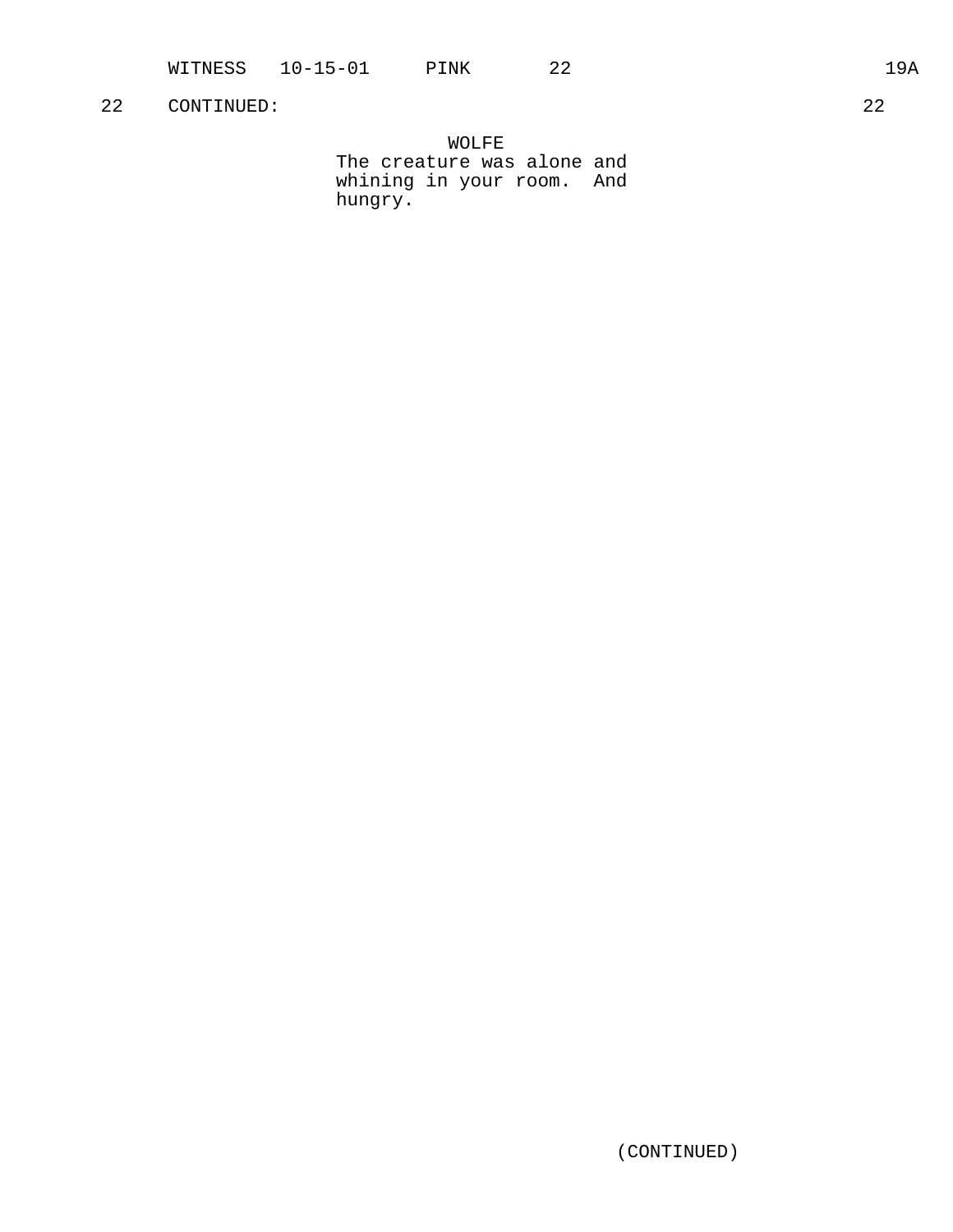22 CONTINUED: 22

WOLFE
The creature was alone and whining in your room. And hungry.

(CONTINUED)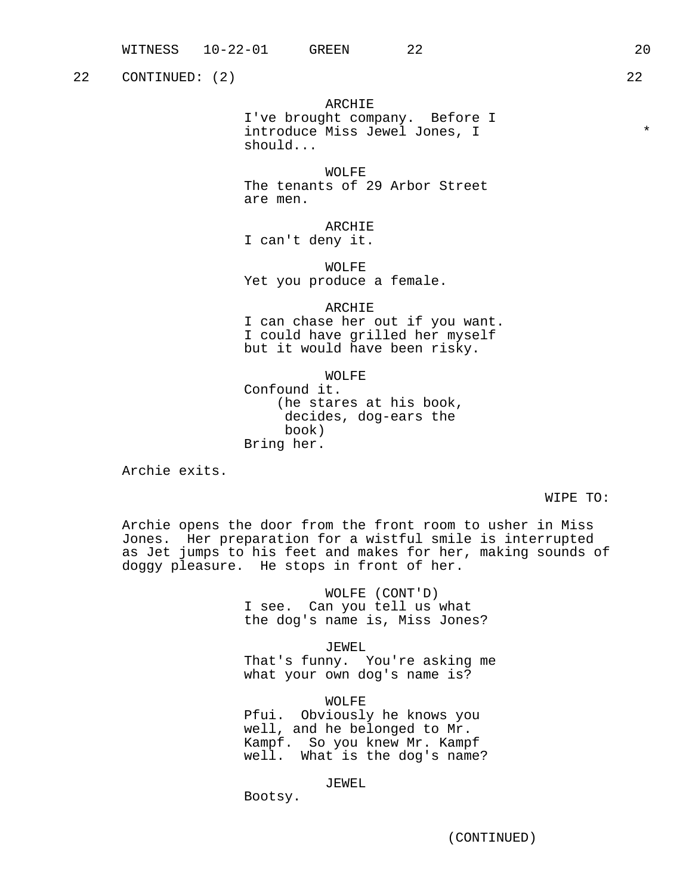22 CONTINUED: (2) 22

ARCHIE
I've brought company. Before I introduce Miss Jewel Jones, I should... *

WOLFE
The tenants of 29 Arbor Street are men.

ARCHIE
I can't deny it.

WOLFE
Yet you produce a female.

ARCHIE
I can chase her out if you want. I could have grilled her myself but it would have been risky.

WOLFE
Confound it.
(he stares at his book, decides, dog-ears the book)
Bring her.

Archie exits.

WIPE TO:

Archie opens the door from the front room to usher in Miss Jones. Her preparation for a wistful smile is interrupted as Jet jumps to his feet and makes for her, making sounds of doggy pleasure. He stops in front of her.

WOLFE (CONT'D)
I see. Can you tell us what the dog's name is, Miss Jones?

JEWEL
That's funny. You're asking me what your own dog's name is?

WOLFE
Pfui. Obviously he knows you well, and he belonged to Mr. Kampf. So you knew Mr. Kampf well. What is the dog's name?

JEWEL
Bootsy.

(CONTINUED)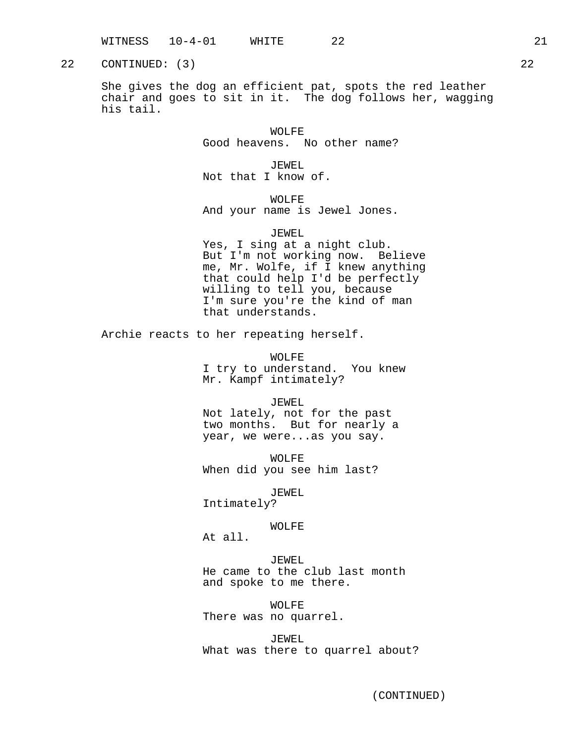22 CONTINUED: (3) 22

She gives the dog an efficient pat, spots the red leather chair and goes to sit in it. The dog follows her, wagging his tail.

WOLFE
Good heavens. No other name?

JEWEL
Not that I know of.

WOLFE
And your name is Jewel Jones.

JEWEL
Yes, I sing at a night club. But I'm not working now. Believe me, Mr. Wolfe, if I knew anything that could help I'd be perfectly willing to tell you, because I'm sure you're the kind of man that understands.

Archie reacts to her repeating herself.

WOLFE
I try to understand. You knew Mr. Kampf intimately?

JEWEL
Not lately, not for the past two months. But for nearly a year, we were...as you say.

WOLFE
When did you see him last?

JEWEL
Intimately?

WOLFE
At all.

JEWEL
He came to the club last month and spoke to me there.

WOLFE
There was no quarrel.

JEWEL
What was there to quarrel about?

(CONTINUED)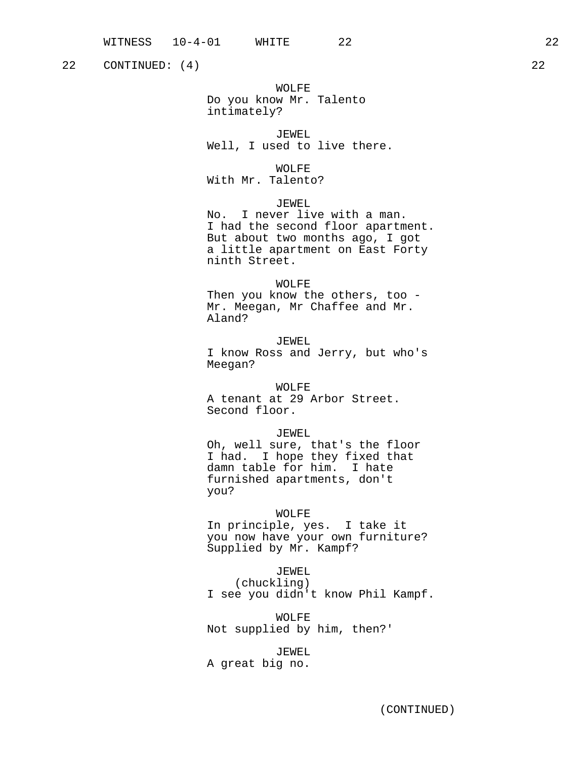22 CONTINUED: (4) 22

WOLFE
Do you know Mr. Talento
intimately?

JEWEL
Well, I used to live there.

WOLFE
With Mr. Talento?

JEWEL
No. I never live with a man.
I had the second floor apartment.
But about two months ago, I got
a little apartment on East Forty
ninth Street.

WOLFE
Then you know the others, too -
Mr. Meegan, Mr Chaffee and Mr.
Aland?

JEWEL
I know Ross and Jerry, but who's
Meegan?

WOLFE
A tenant at 29 Arbor Street.
Second floor.

JEWEL
Oh, well sure, that's the floor
I had. I hope they fixed that
damn table for him. I hate
furnished apartments, don't
you?

WOLFE
In principle, yes. I take it
you now have your own furniture?
Supplied by Mr. Kampf?

JEWEL
(chuckling)
I see you didn't know Phil Kampf.

WOLFE
Not supplied by him, then?'

JEWEL
A great big no.

(CONTINUED)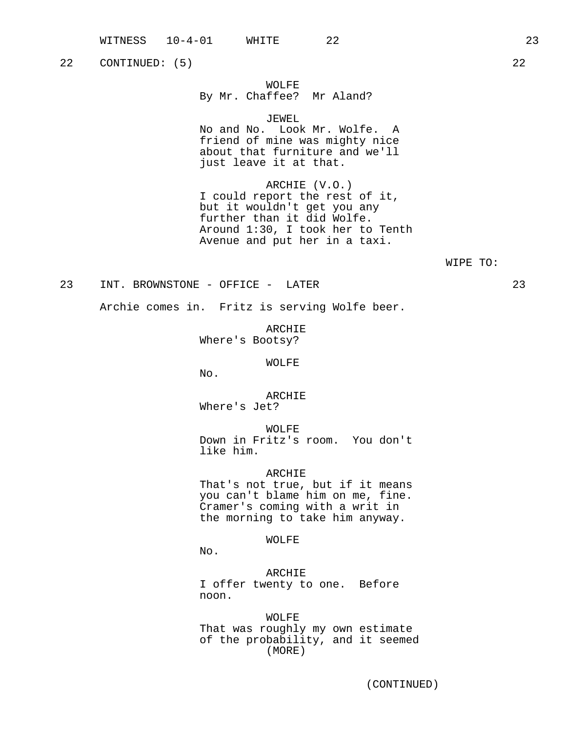22 CONTINUED: (5) 22

WOLFE
By Mr. Chaffee? Mr Aland?

JEWEL
No and No. Look Mr. Wolfe. A friend of mine was mighty nice about that furniture and we'll just leave it at that.

ARCHIE (V.O.)
I could report the rest of it, but it wouldn't get you any further than it did Wolfe. Around 1:30, I took her to Tenth Avenue and put her in a taxi.

WIPE TO:

23 INT. BROWNSTONE - OFFICE - LATER 23

Archie comes in. Fritz is serving Wolfe beer.

ARCHIE
Where's Bootsy?

WOLFE
No.

ARCHIE
Where's Jet?

WOLFE
Down in Fritz's room. You don't like him.

ARCHIE
That's not true, but if it means you can't blame him on me, fine. Cramer's coming with a writ in the morning to take him anyway.

WOLFE
No.

ARCHIE
I offer twenty to one. Before noon.

WOLFE
That was roughly my own estimate of the probability, and it seemed
(MORE)

(CONTINUED)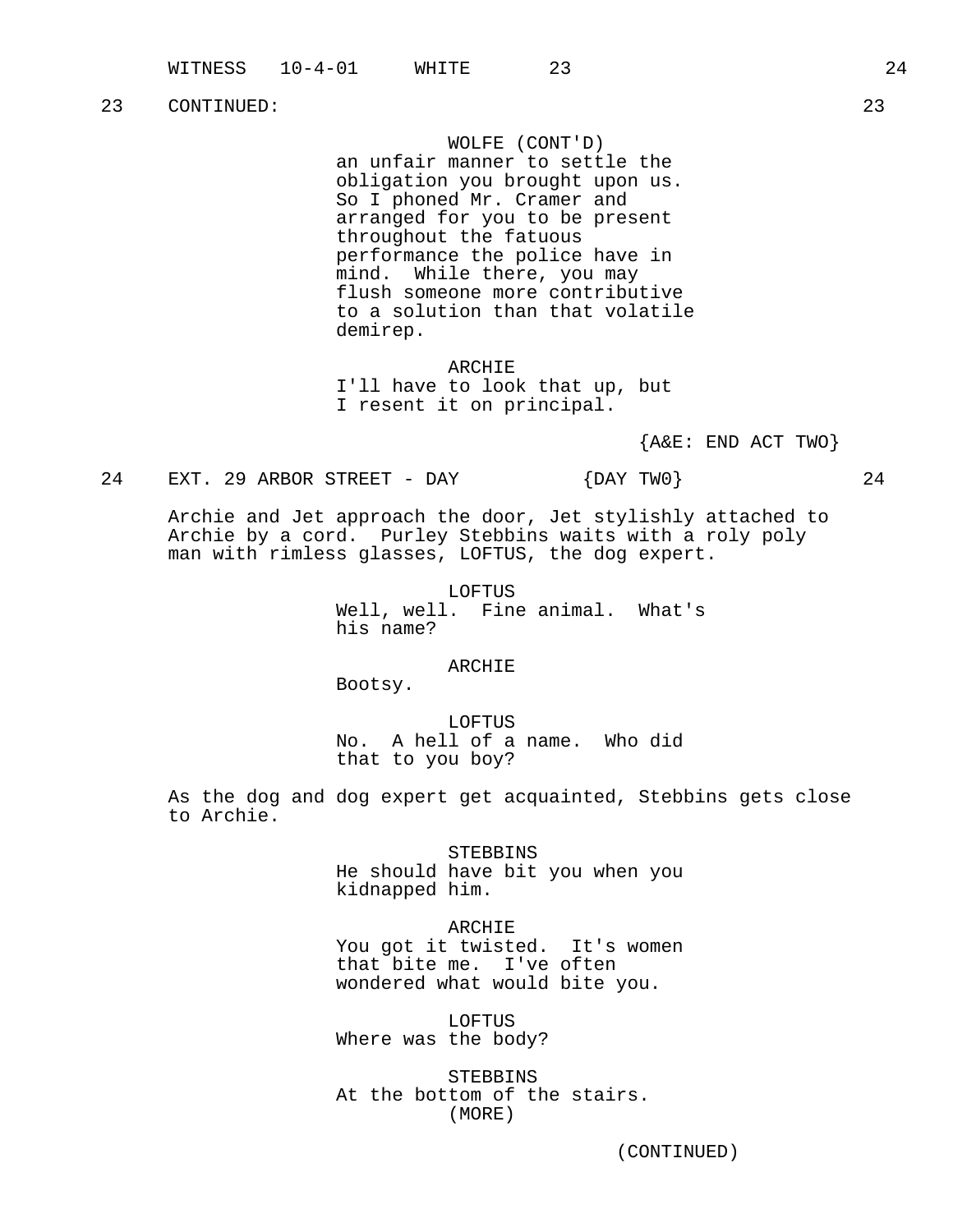23 CONTINUED: 23

WOLFE (CONT'D)
an unfair manner to settle the obligation you brought upon us. So I phoned Mr. Cramer and arranged for you to be present throughout the fatuous performance the police have in mind. While there, you may flush someone more contributive to a solution than that volatile demirep.

ARCHIE
I'll have to look that up, but I resent it on principal.

{A&E: END ACT TWO}

24 EXT. 29 ARBOR STREET - DAY {DAY TW0} 24

Archie and Jet approach the door, Jet stylishly attached to Archie by a cord. Purley Stebbins waits with a roly poly man with rimless glasses, LOFTUS, the dog expert.

LOFTUS
Well, well. Fine animal. What's his name?

ARCHIE
Bootsy.

LOFTUS
No. A hell of a name. Who did that to you boy?

As the dog and dog expert get acquainted, Stebbins gets close to Archie.

STEBBINS
He should have bit you when you kidnapped him.

ARCHIE
You got it twisted. It's women that bite me. I've often wondered what would bite you.

LOFTUS
Where was the body?

STEBBINS
At the bottom of the stairs.
(MORE)

(CONTINUED)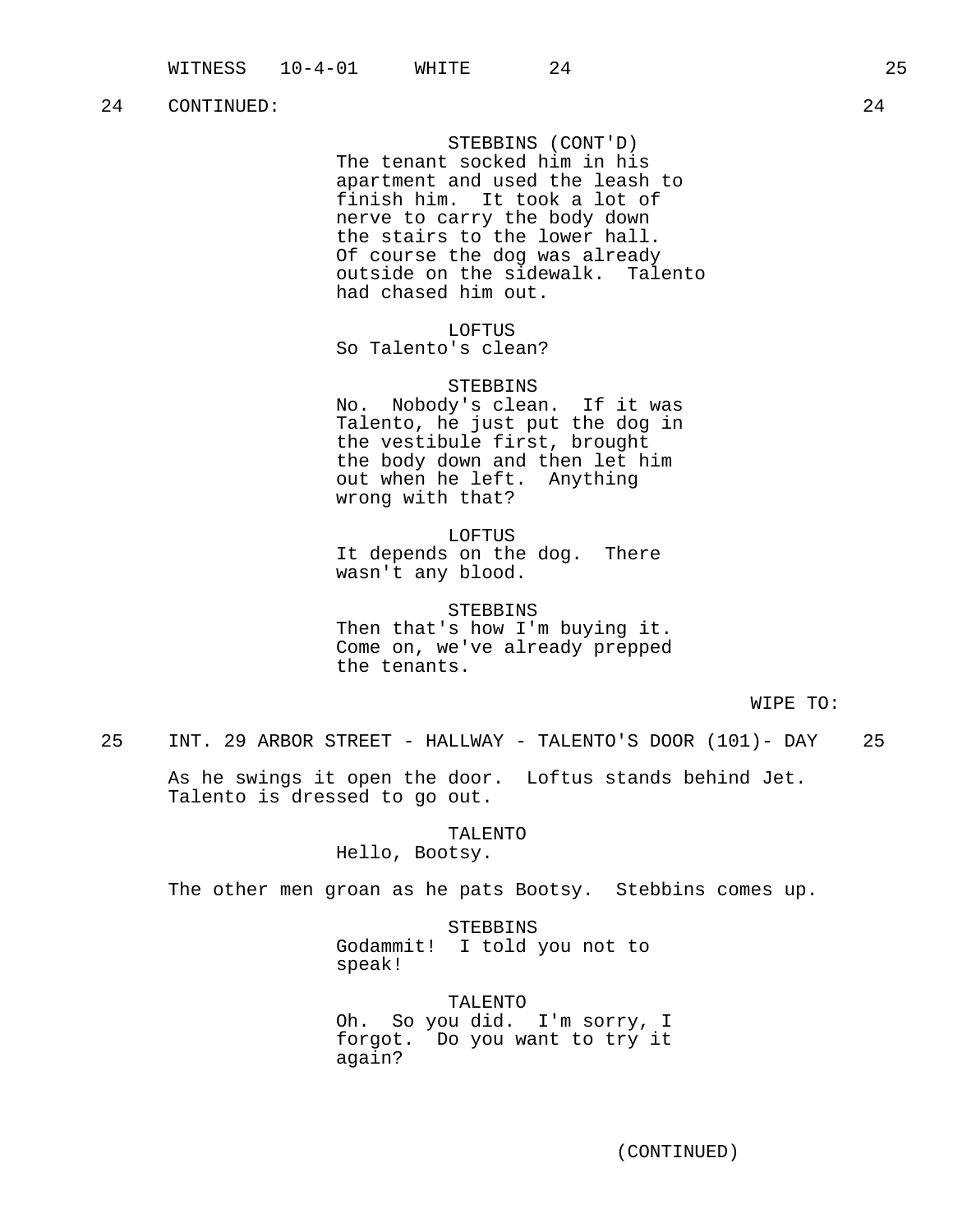24 CONTINUED: 24

STEBBINS (CONT'D)
The tenant socked him in his apartment and used the leash to finish him. It took a lot of nerve to carry the body down the stairs to the lower hall. Of course the dog was already outside on the sidewalk. Talento had chased him out.

LOFTUS
So Talento's clean?

STEBBINS
No. Nobody's clean. If it was Talento, he just put the dog in the vestibule first, brought the body down and then let him out when he left. Anything wrong with that?

LOFTUS
It depends on the dog. There wasn't any blood.

STEBBINS
Then that's how I'm buying it. Come on, we've already prepped the tenants.

WIPE TO:

25 INT. 29 ARBOR STREET - HALLWAY - TALENTO'S DOOR (101)- DAY 25

As he swings it open the door. Loftus stands behind Jet. Talento is dressed to go out.

TALENTO
Hello, Bootsy.

The other men groan as he pats Bootsy. Stebbins comes up.

STEBBINS
Godammit! I told you not to speak!

TALENTO
Oh. So you did. I'm sorry, I forgot. Do you want to try it again?

(CONTINUED)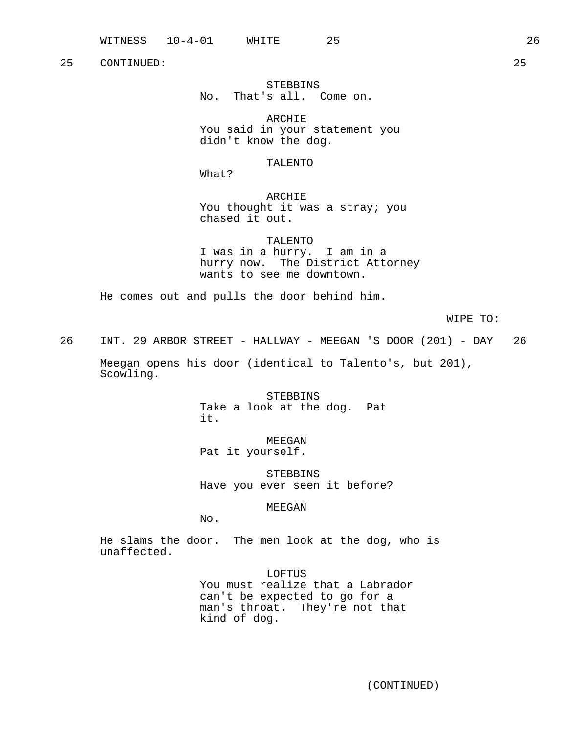25 CONTINUED: 25

STEBBINS
No. That's all. Come on.

ARCHIE
You said in your statement you didn't know the dog.

TALENTO
What?

ARCHIE
You thought it was a stray; you chased it out.

TALENTO
I was in a hurry. I am in a hurry now. The District Attorney wants to see me downtown.

He comes out and pulls the door behind him.

WIPE TO:

26 INT. 29 ARBOR STREET - HALLWAY - MEEGAN 'S DOOR (201) - DAY 26

Meegan opens his door (identical to Talento's, but 201), Scowling.

STEBBINS
Take a look at the dog. Pat it.

MEEGAN
Pat it yourself.

STEBBINS
Have you ever seen it before?

MEEGAN
No.

He slams the door. The men look at the dog, who is unaffected.

LOFTUS
You must realize that a Labrador can't be expected to go for a man's throat. They're not that kind of dog.

(CONTINUED)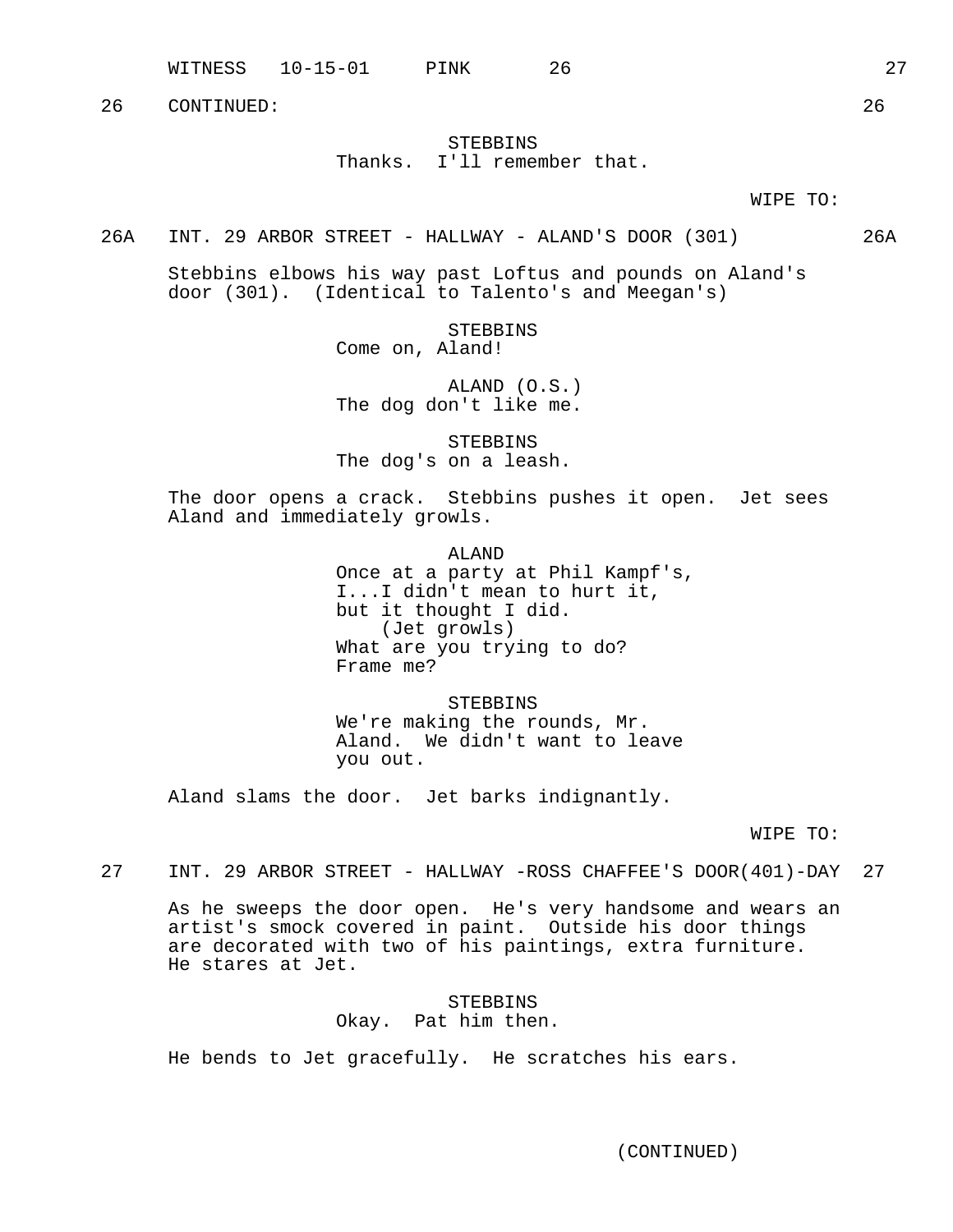26 CONTINUED: 26

STEBBINS
Thanks. I'll remember that.

WIPE TO:

26A INT. 29 ARBOR STREET - HALLWAY - ALAND'S DOOR (301) 26A

Stebbins elbows his way past Loftus and pounds on Aland's door (301). (Identical to Talento's and Meegan's)

STEBBINS
Come on, Aland!

ALAND (O.S.)
The dog don't like me.

STEBBINS
The dog's on a leash.

The door opens a crack. Stebbins pushes it open. Jet sees Aland and immediately growls.

ALAND
Once at a party at Phil Kampf's, I...I didn't mean to hurt it, but it thought I did.
(Jet growls)
What are you trying to do? Frame me?

STEBBINS
We're making the rounds, Mr. Aland. We didn't want to leave you out.

Aland slams the door. Jet barks indignantly.

WIPE TO:

27 INT. 29 ARBOR STREET - HALLWAY -ROSS CHAFFEE'S DOOR(401)-DAY 27

As he sweeps the door open. He's very handsome and wears an artist's smock covered in paint. Outside his door things are decorated with two of his paintings, extra furniture. He stares at Jet.

STEBBINS
Okay. Pat him then.

He bends to Jet gracefully. He scratches his ears.

(CONTINUED)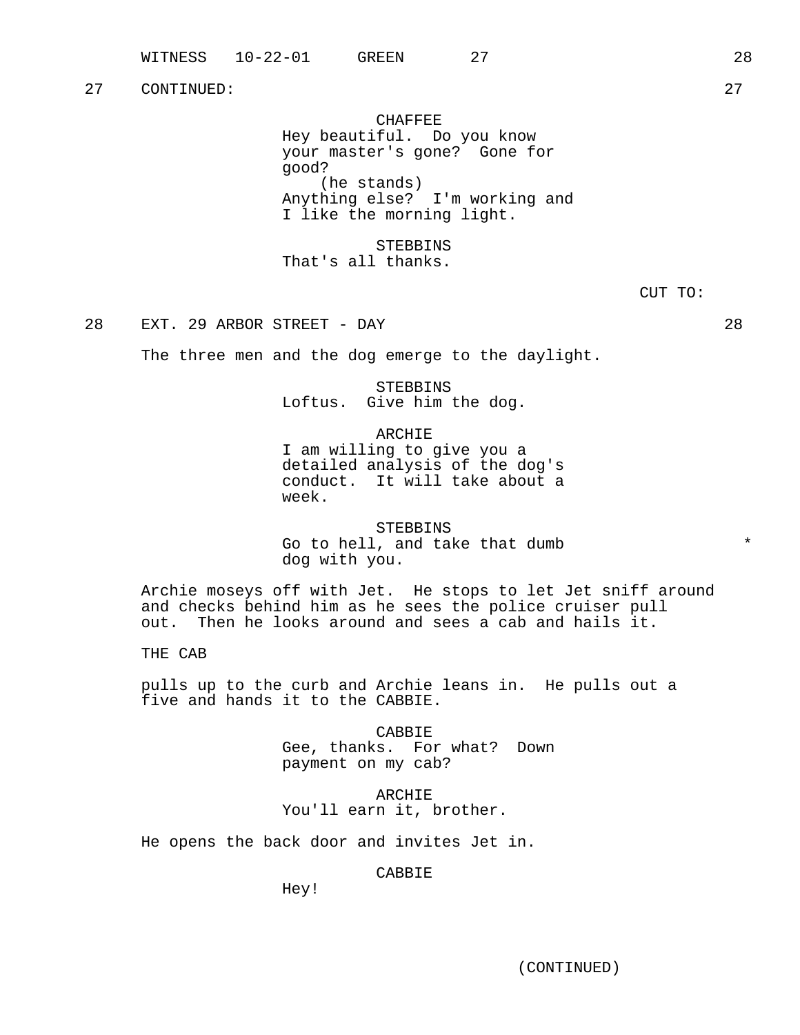27 CONTINUED: 27

CHAFFEE
Hey beautiful. Do you know your master's gone? Gone for good?
(he stands)
Anything else? I'm working and I like the morning light.

STEBBINS
That's all thanks.

CUT TO:

28 EXT. 29 ARBOR STREET - DAY 28

The three men and the dog emerge to the daylight.

STEBBINS
Loftus. Give him the dog.

ARCHIE
I am willing to give you a detailed analysis of the dog's conduct. It will take about a week.

STEBBINS
Go to hell, and take that dumb dog with you. *

Archie moseys off with Jet. He stops to let Jet sniff around and checks behind him as he sees the police cruiser pull out. Then he looks around and sees a cab and hails it.

THE CAB

pulls up to the curb and Archie leans in. He pulls out a five and hands it to the CABBIE.

CABBIE
Gee, thanks. For what? Down payment on my cab?

ARCHIE
You'll earn it, brother.

He opens the back door and invites Jet in.

CABBIE
Hey!

(CONTINUED)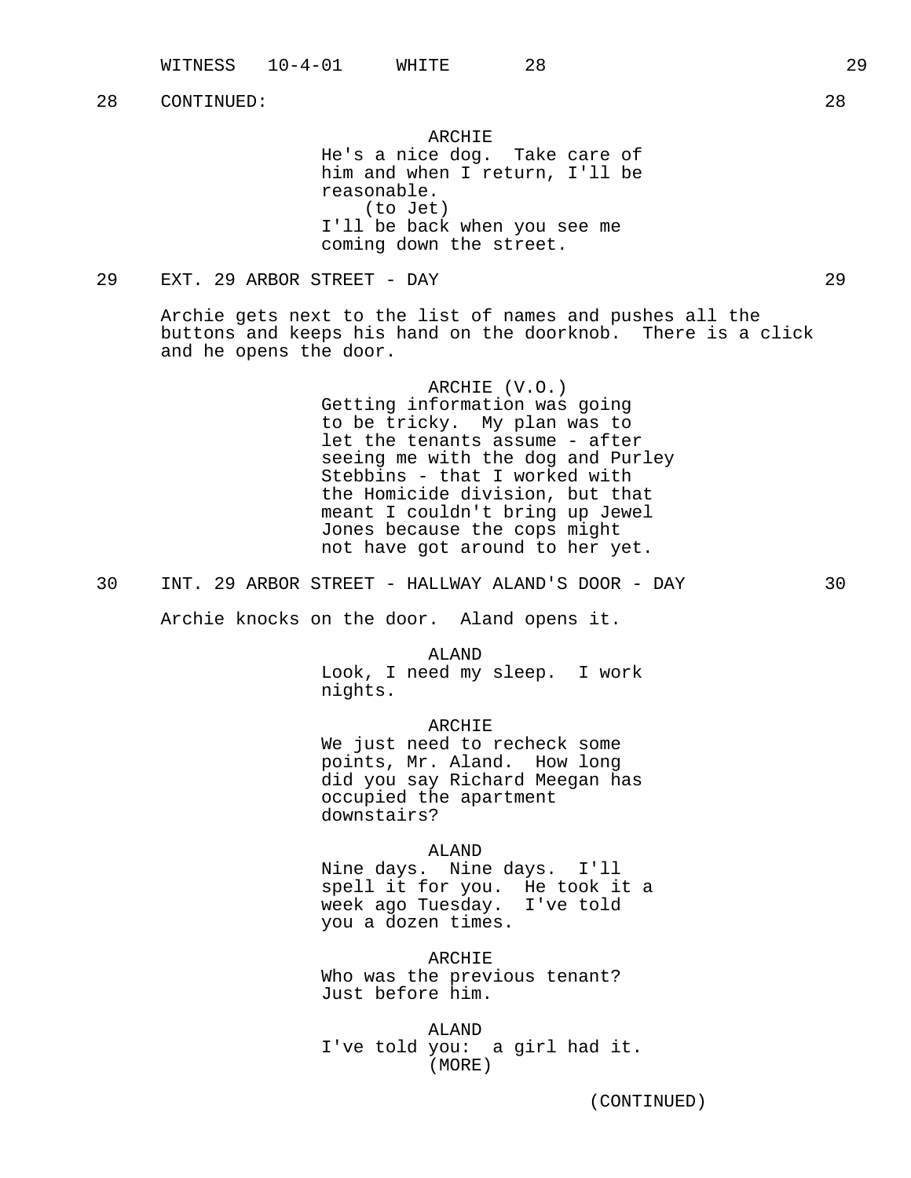28 CONTINUED: 28

ARCHIE
He's a nice dog. Take care of him and when I return, I'll be reasonable.
(to Jet)
I'll be back when you see me coming down the street.

29 EXT. 29 ARBOR STREET - DAY 29

Archie gets next to the list of names and pushes all the buttons and keeps his hand on the doorknob. There is a click and he opens the door.

ARCHIE (V.O.)
Getting information was going to be tricky. My plan was to let the tenants assume - after seeing me with the dog and Purley Stebbins - that I worked with the Homicide division, but that meant I couldn't bring up Jewel Jones because the cops might not have got around to her yet.

30 INT. 29 ARBOR STREET - HALLWAY ALAND'S DOOR - DAY 30

Archie knocks on the door. Aland opens it.

ALAND
Look, I need my sleep. I work nights.

ARCHIE
We just need to recheck some points, Mr. Aland. How long did you say Richard Meegan has occupied the apartment downstairs?

ALAND
Nine days. Nine days. I'll spell it for you. He took it a week ago Tuesday. I've told you a dozen times.

ARCHIE
Who was the previous tenant? Just before him.

ALAND
I've told you: a girl had it.
(MORE)

(CONTINUED)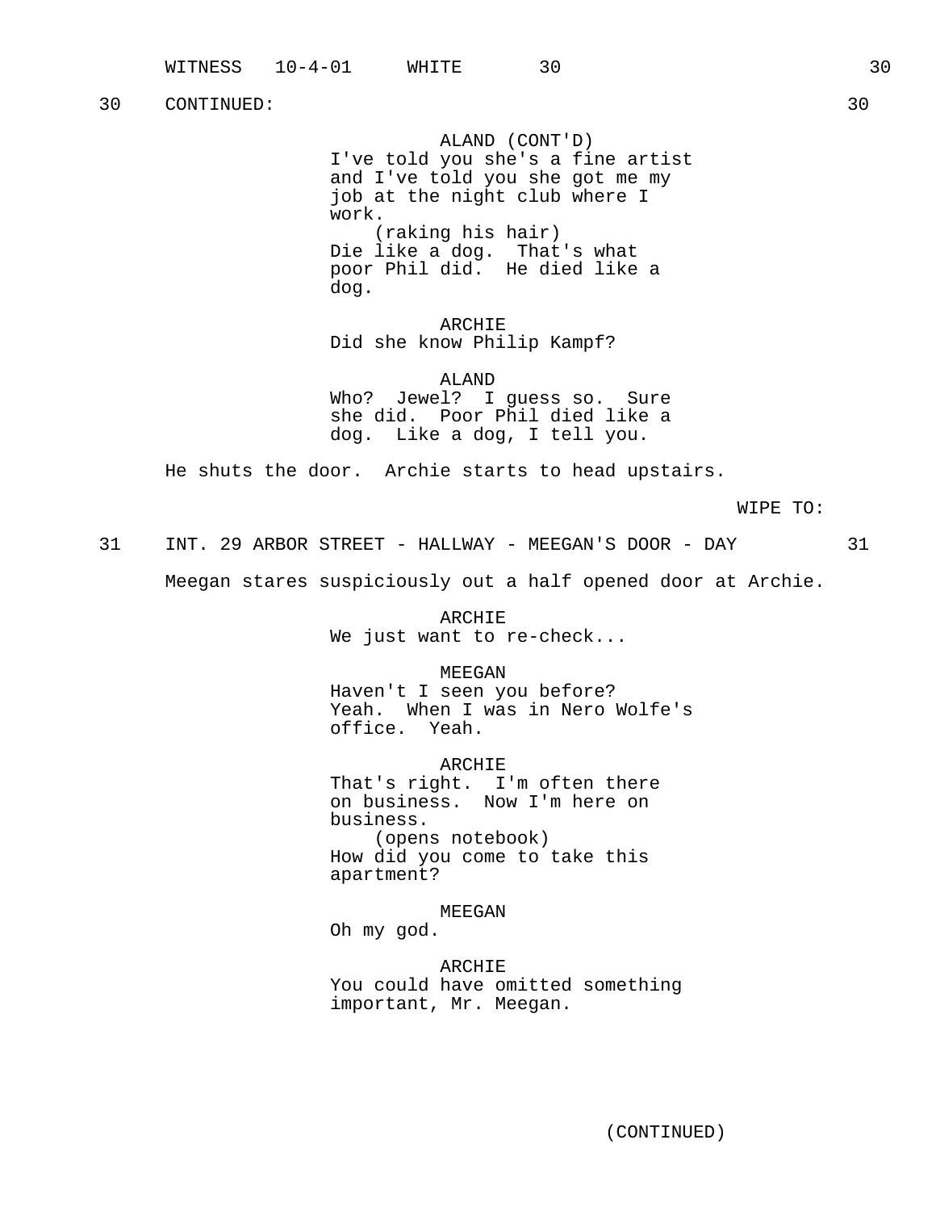30 CONTINUED: 30

ALAND (CONT'D)
I've told you she's a fine artist and I've told you she got me my job at the night club where I work.
(raking his hair)
Die like a dog. That's what poor Phil did. He died like a dog.

ARCHIE
Did she know Philip Kampf?

ALAND
Who? Jewel? I guess so. Sure she did. Poor Phil died like a dog. Like a dog, I tell you.

He shuts the door. Archie starts to head upstairs.

WIPE TO:

31 INT. 29 ARBOR STREET - HALLWAY - MEEGAN'S DOOR - DAY 31

Meegan stares suspiciously out a half opened door at Archie.

ARCHIE
We just want to re-check...

MEEGAN
Haven't I seen you before? Yeah. When I was in Nero Wolfe's office. Yeah.

ARCHIE
That's right. I'm often there on business. Now I'm here on business.
(opens notebook)
How did you come to take this apartment?

MEEGAN
Oh my god.

ARCHIE
You could have omitted something important, Mr. Meegan.

(CONTINUED)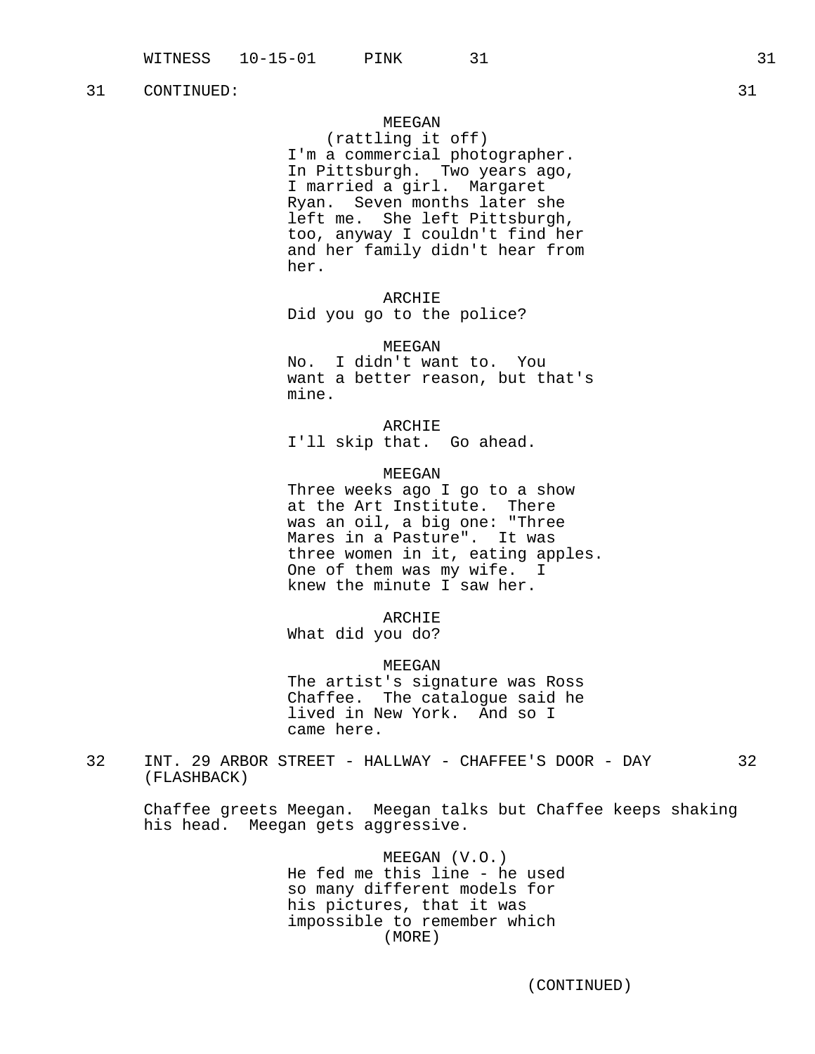31 CONTINUED: 31

MEEGAN
(rattling it off)
I'm a commercial photographer. In Pittsburgh. Two years ago, I married a girl. Margaret Ryan. Seven months later she left me. She left Pittsburgh, too, anyway I couldn't find her and her family didn't hear from her.

ARCHIE
Did you go to the police?

MEEGAN
No. I didn't want to. You want a better reason, but that's mine.

ARCHIE
I'll skip that. Go ahead.

MEEGAN
Three weeks ago I go to a show at the Art Institute. There was an oil, a big one: "Three Mares in a Pasture". It was three women in it, eating apples. One of them was my wife. I knew the minute I saw her.

ARCHIE
What did you do?

MEEGAN
The artist's signature was Ross Chaffee. The catalogue said he lived in New York. And so I came here.

32 INT. 29 ARBOR STREET - HALLWAY - CHAFFEE'S DOOR - DAY (FLASHBACK) 32

Chaffee greets Meegan. Meegan talks but Chaffee keeps shaking his head. Meegan gets aggressive.

MEEGAN (V.O.)
He fed me this line - he used so many different models for his pictures, that it was impossible to remember which
(MORE)

(CONTINUED)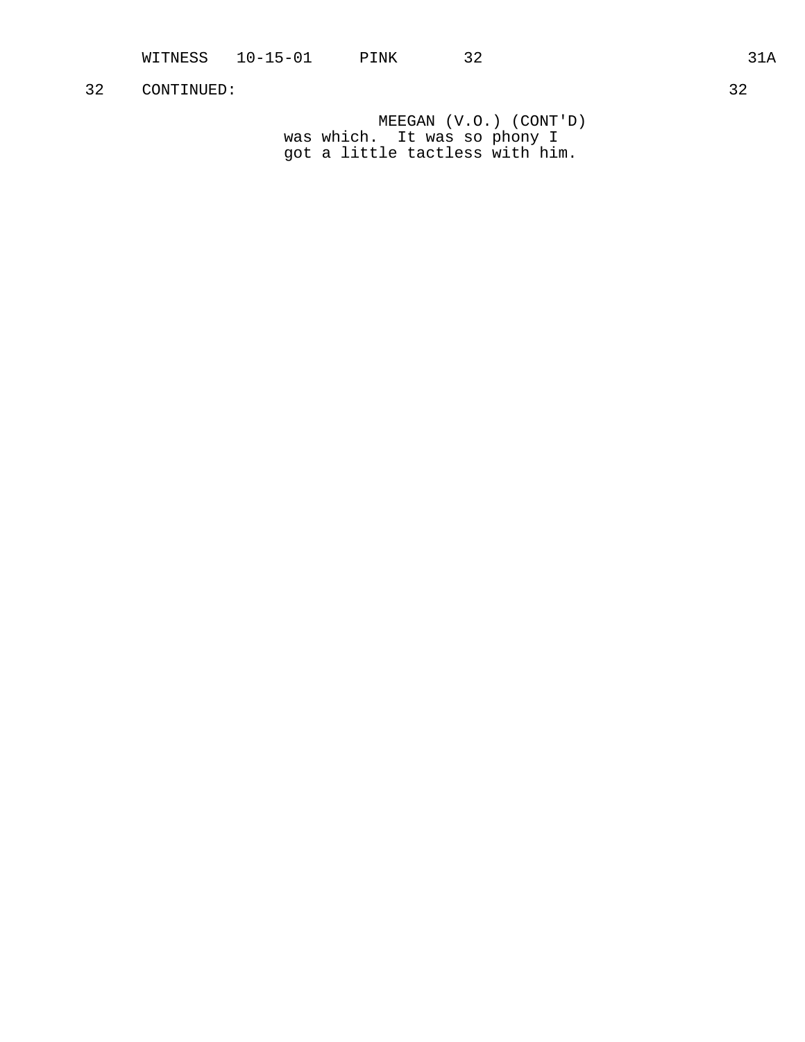32 CONTINUED: 32

MEEGAN (V.O.) (CONT'D)
was which. It was so phony I
got a little tactless with him.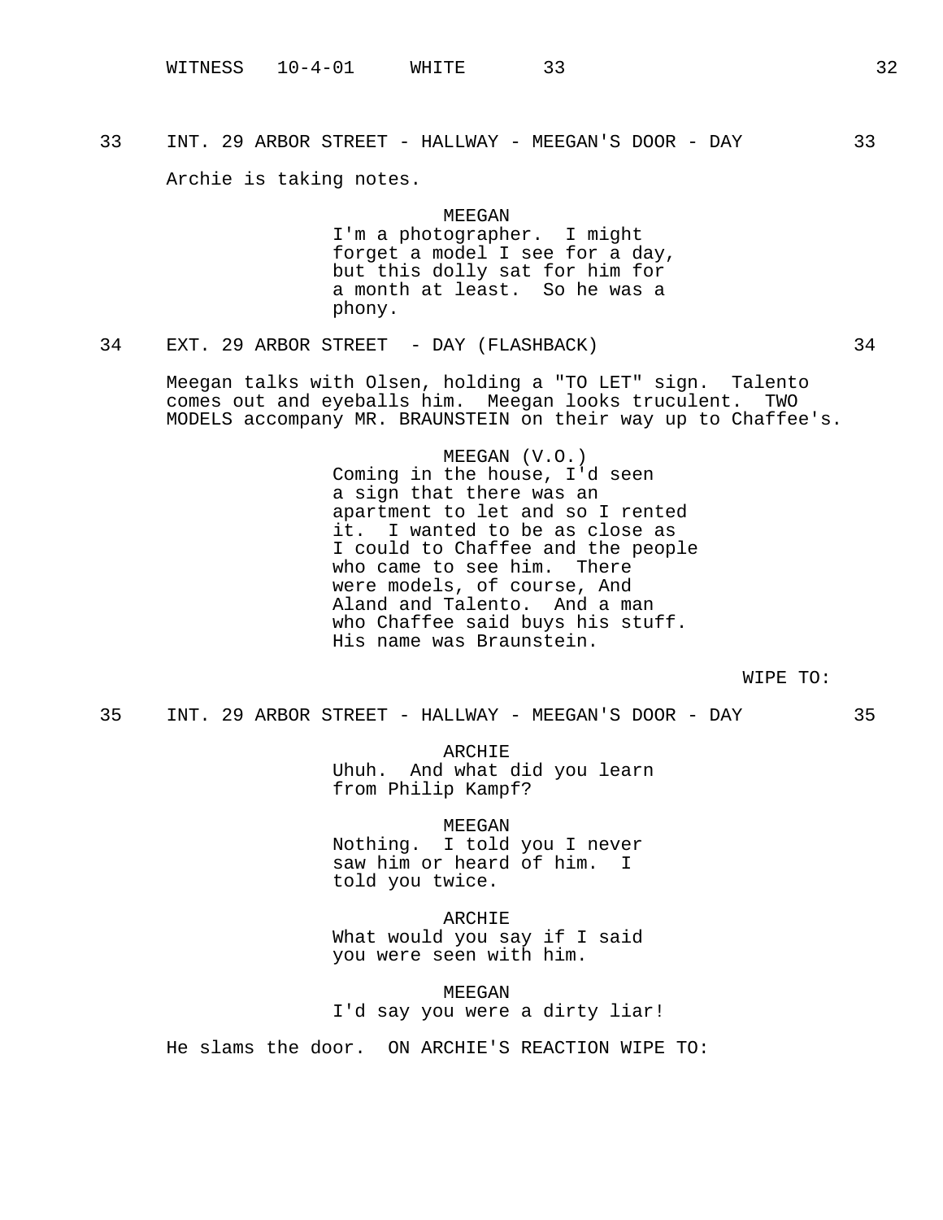33 INT. 29 ARBOR STREET - HALLWAY - MEEGAN'S DOOR - DAY 33

Archie is taking notes.

MEEGAN
I'm a photographer. I might forget a model I see for a day, but this dolly sat for him for a month at least. So he was a phony.

34 EXT. 29 ARBOR STREET - DAY (FLASHBACK) 34

Meegan talks with Olsen, holding a "TO LET" sign. Talento comes out and eyeballs him. Meegan looks truculent. TWO MODELS accompany MR. BRAUNSTEIN on their way up to Chaffee's.

MEEGAN (V.O.)
Coming in the house, I'd seen a sign that there was an apartment to let and so I rented it. I wanted to be as close as I could to Chaffee and the people who came to see him. There were models, of course, And Aland and Talento. And a man who Chaffee said buys his stuff. His name was Braunstein.

WIPE TO:

35 INT. 29 ARBOR STREET - HALLWAY - MEEGAN'S DOOR - DAY 35

ARCHIE
Uhuh. And what did you learn from Philip Kampf?

MEEGAN
Nothing. I told you I never saw him or heard of him. I told you twice.

ARCHIE
What would you say if I said you were seen with him.

MEEGAN
I'd say you were a dirty liar!

He slams the door. ON ARCHIE'S REACTION WIPE TO: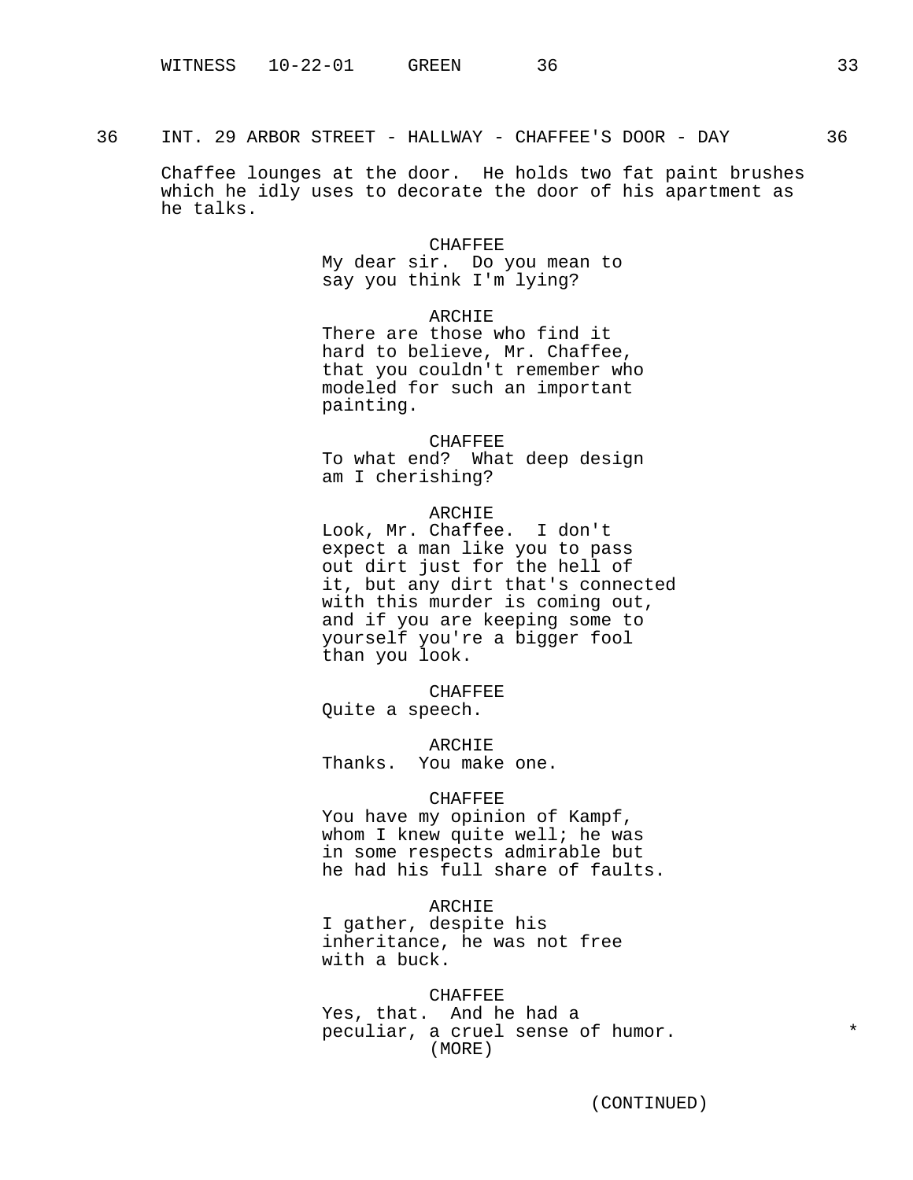36 INT. 29 ARBOR STREET - HALLWAY - CHAFFEE'S DOOR - DAY 36

Chaffee lounges at the door. He holds two fat paint brushes which he idly uses to decorate the door of his apartment as he talks.

CHAFFEE
My dear sir. Do you mean to say you think I'm lying?

ARCHIE
There are those who find it hard to believe, Mr. Chaffee, that you couldn't remember who modeled for such an important painting.

CHAFFEE
To what end? What deep design am I cherishing?

ARCHIE
Look, Mr. Chaffee. I don't expect a man like you to pass out dirt just for the hell of it, but any dirt that's connected with this murder is coming out, and if you are keeping some to yourself you're a bigger fool than you look.

CHAFFEE
Quite a speech.

ARCHIE
Thanks. You make one.

CHAFFEE
You have my opinion of Kampf, whom I knew quite well; he was in some respects admirable but he had his full share of faults.

ARCHIE
I gather, despite his inheritance, he was not free with a buck.

CHAFFEE
Yes, that. And he had a peculiar, a cruel sense of humor. *
(MORE)

(CONTINUED)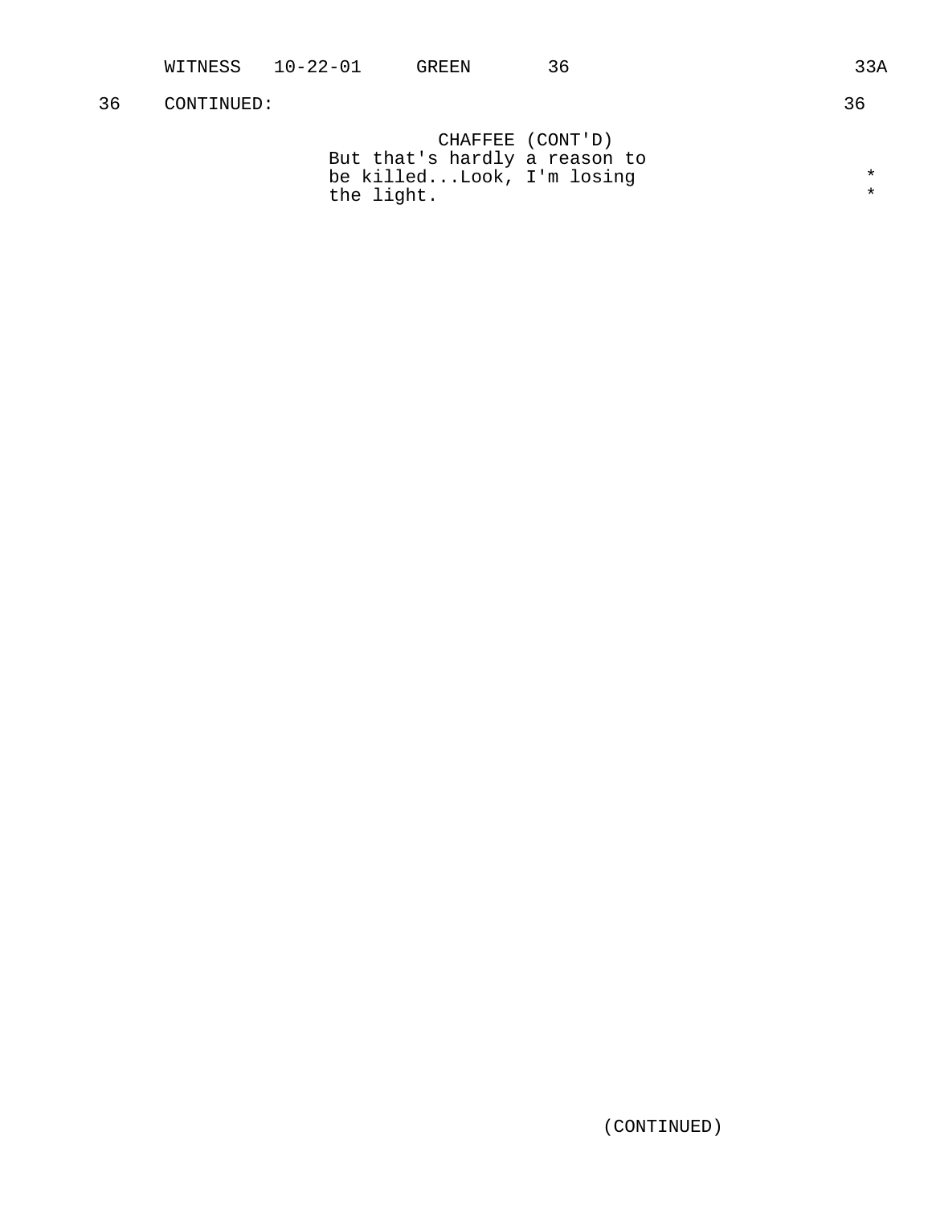36 CONTINUED: 36

CHAFFEE (CONT'D)
But that's hardly a reason to
be killed...Look, I'm losing *
the light. *

(CONTINUED)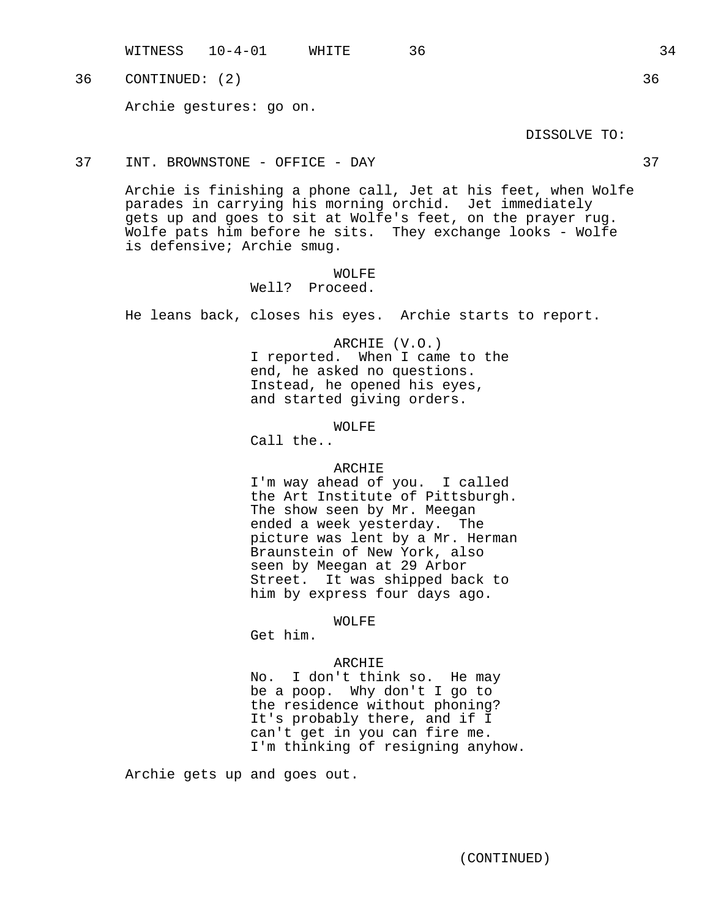36 CONTINUED: (2) 36

Archie gestures: go on.

DISSOLVE TO:

37 INT. BROWNSTONE - OFFICE - DAY 37

Archie is finishing a phone call, Jet at his feet, when Wolfe parades in carrying his morning orchid. Jet immediately gets up and goes to sit at Wolfe's feet, on the prayer rug. Wolfe pats him before he sits. They exchange looks - Wolfe is defensive; Archie smug.

WOLFE
Well? Proceed.

He leans back, closes his eyes. Archie starts to report.

ARCHIE (V.O.)
I reported. When I came to the end, he asked no questions. Instead, he opened his eyes, and started giving orders.

WOLFE
Call the..

ARCHIE
I'm way ahead of you. I called the Art Institute of Pittsburgh. The show seen by Mr. Meegan ended a week yesterday. The picture was lent by a Mr. Herman Braunstein of New York, also seen by Meegan at 29 Arbor Street. It was shipped back to him by express four days ago.

WOLFE
Get him.

ARCHIE
No. I don't think so. He may be a poop. Why don't I go to the residence without phoning? It's probably there, and if I can't get in you can fire me. I'm thinking of resigning anyhow.

Archie gets up and goes out.

(CONTINUED)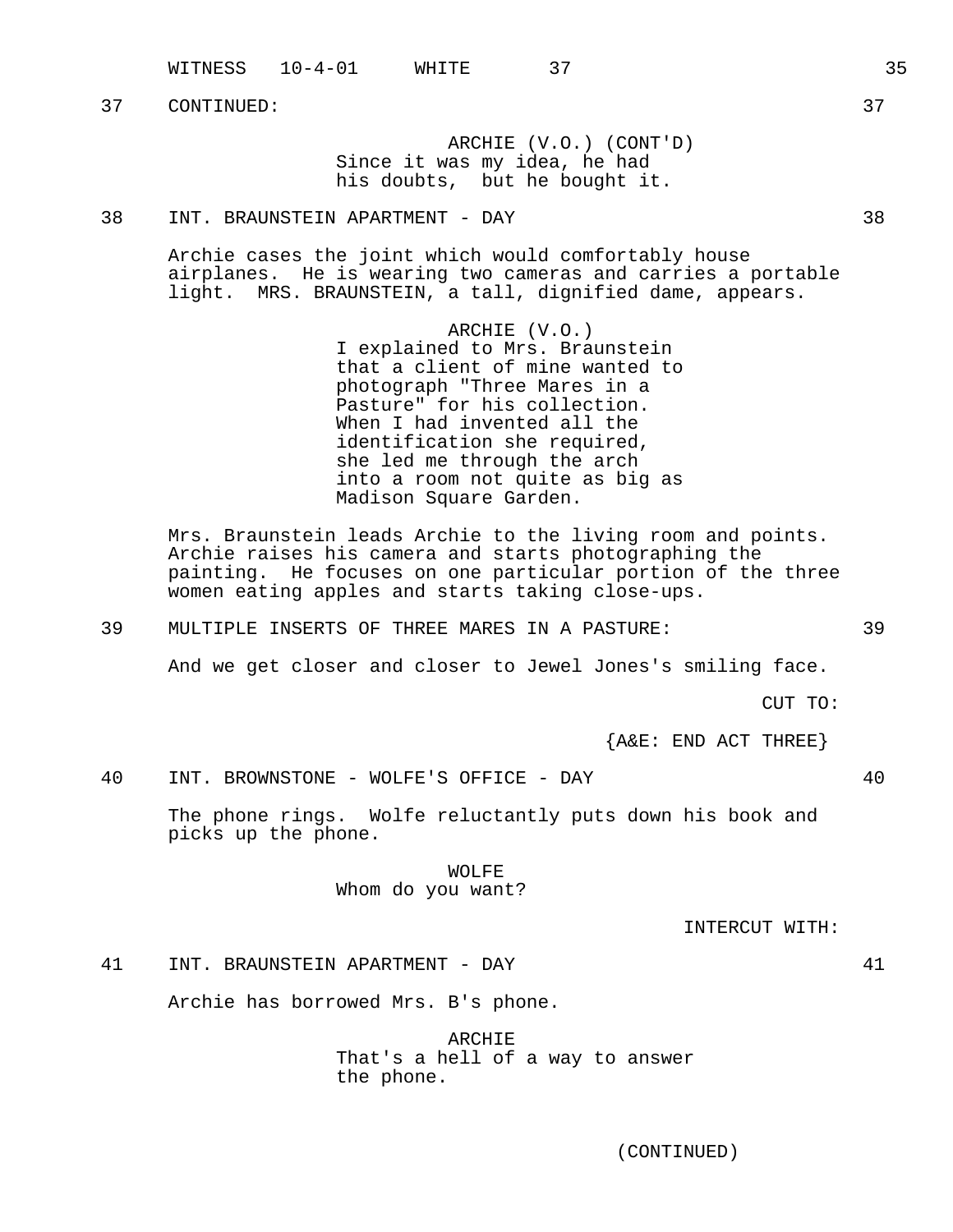37 CONTINUED: 37

ARCHIE (V.O.) (CONT'D)
Since it was my idea, he had his doubts, but he bought it.

38 INT. BRAUNSTEIN APARTMENT - DAY 38

Archie cases the joint which would comfortably house airplanes. He is wearing two cameras and carries a portable light. MRS. BRAUNSTEIN, a tall, dignified dame, appears.

ARCHIE (V.O.)
I explained to Mrs. Braunstein that a client of mine wanted to photograph "Three Mares in a Pasture" for his collection. When I had invented all the identification she required, she led me through the arch into a room not quite as big as Madison Square Garden.

Mrs. Braunstein leads Archie to the living room and points. Archie raises his camera and starts photographing the painting. He focuses on one particular portion of the three women eating apples and starts taking close-ups.

39 MULTIPLE INSERTS OF THREE MARES IN A PASTURE: 39

And we get closer and closer to Jewel Jones's smiling face.

CUT TO:

{A&E: END ACT THREE}

40 INT. BROWNSTONE - WOLFE'S OFFICE - DAY 40

The phone rings. Wolfe reluctantly puts down his book and picks up the phone.

WOLFE
Whom do you want?

INTERCUT WITH:

41 INT. BRAUNSTEIN APARTMENT - DAY 41

Archie has borrowed Mrs. B's phone.

ARCHIE
That's a hell of a way to answer the phone.

(CONTINUED)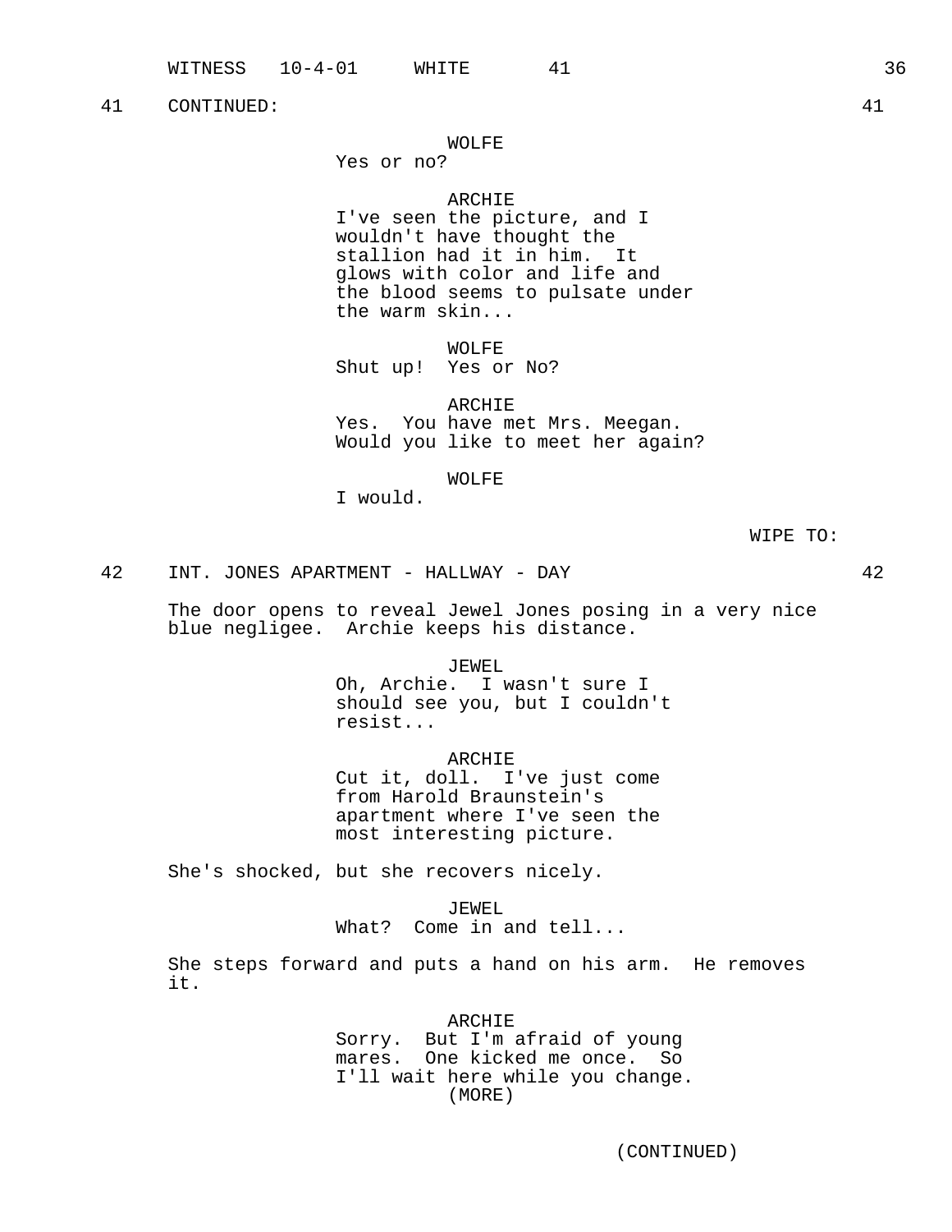41 CONTINUED: 41

WOLFE
Yes or no?

ARCHIE
I've seen the picture, and I wouldn't have thought the stallion had it in him. It glows with color and life and the blood seems to pulsate under the warm skin...

WOLFE
Shut up! Yes or No?

ARCHIE
Yes. You have met Mrs. Meegan. Would you like to meet her again?

WOLFE
I would.

WIPE TO:

42 INT. JONES APARTMENT - HALLWAY - DAY 42

The door opens to reveal Jewel Jones posing in a very nice blue negligee. Archie keeps his distance.

JEWEL
Oh, Archie. I wasn't sure I should see you, but I couldn't resist...

ARCHIE
Cut it, doll. I've just come from Harold Braunstein's apartment where I've seen the most interesting picture.

She's shocked, but she recovers nicely.

JEWEL
What? Come in and tell...

She steps forward and puts a hand on his arm. He removes it.

ARCHIE
Sorry. But I'm afraid of young mares. One kicked me once. So I'll wait here while you change.
(MORE)

(CONTINUED)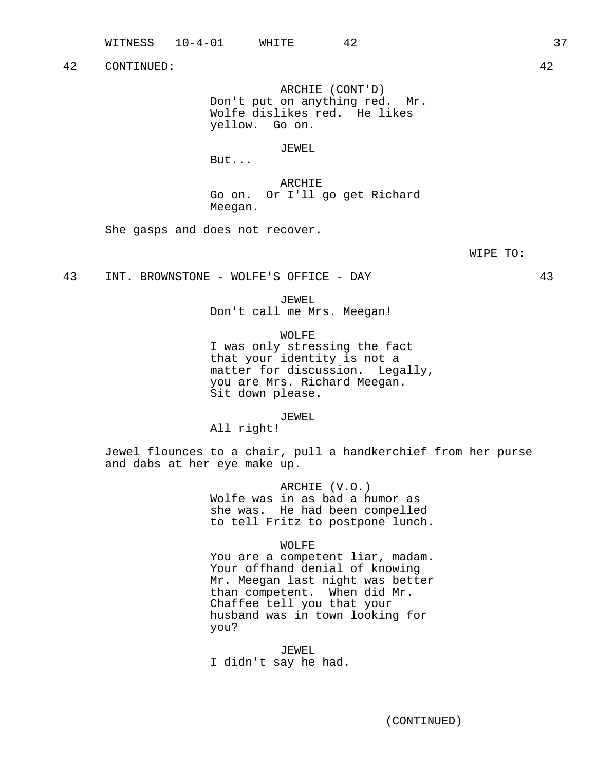42 CONTINUED: 42

ARCHIE (CONT'D)
Don't put on anything red. Mr. Wolfe dislikes red. He likes yellow. Go on.

JEWEL
But...

ARCHIE
Go on. Or I'll go get Richard Meegan.

She gasps and does not recover.

WIPE TO:

43 INT. BROWNSTONE - WOLFE'S OFFICE - DAY 43

JEWEL
Don't call me Mrs. Meegan!

WOLFE
I was only stressing the fact that your identity is not a matter for discussion. Legally, you are Mrs. Richard Meegan. Sit down please.

JEWEL
All right!

Jewel flounces to a chair, pull a handkerchief from her purse and dabs at her eye make up.

ARCHIE (V.O.)
Wolfe was in as bad a humor as she was. He had been compelled to tell Fritz to postpone lunch.

WOLFE
You are a competent liar, madam. Your offhand denial of knowing Mr. Meegan last night was better than competent. When did Mr. Chaffee tell you that your husband was in town looking for you?

JEWEL
I didn't say he had.

(CONTINUED)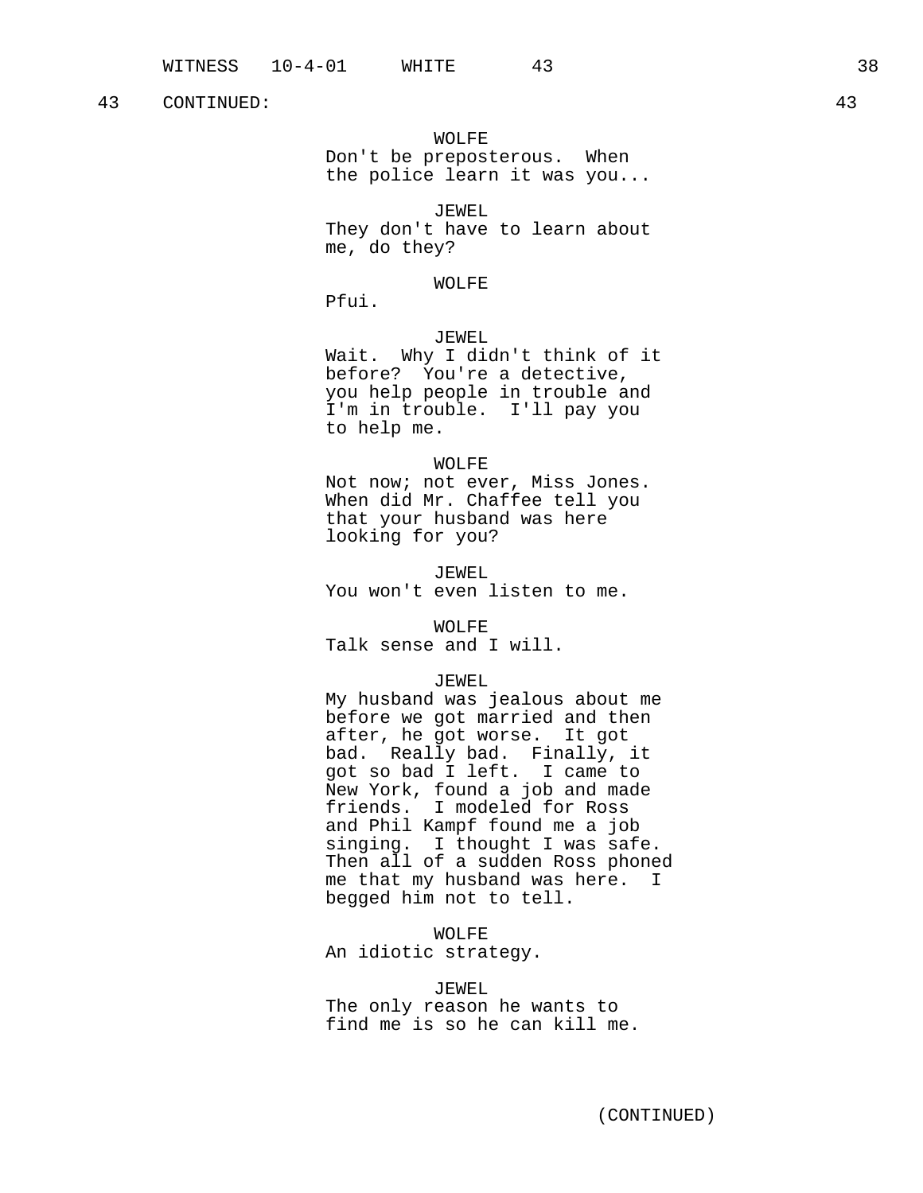43 CONTINUED: 43

WOLFE
Don't be preposterous. When the police learn it was you...

JEWEL
They don't have to learn about me, do they?

WOLFE
Pfui.

JEWEL
Wait. Why I didn't think of it before? You're a detective, you help people in trouble and I'm in trouble. I'll pay you to help me.

WOLFE
Not now; not ever, Miss Jones. When did Mr. Chaffee tell you that your husband was here looking for you?

JEWEL
You won't even listen to me.

WOLFE
Talk sense and I will.

JEWEL
My husband was jealous about me before we got married and then after, he got worse. It got bad. Really bad. Finally, it got so bad I left. I came to New York, found a job and made friends. I modeled for Ross and Phil Kampf found me a job singing. I thought I was safe. Then all of a sudden Ross phoned me that my husband was here. I begged him not to tell.

WOLFE
An idiotic strategy.

JEWEL
The only reason he wants to find me is so he can kill me.

(CONTINUED)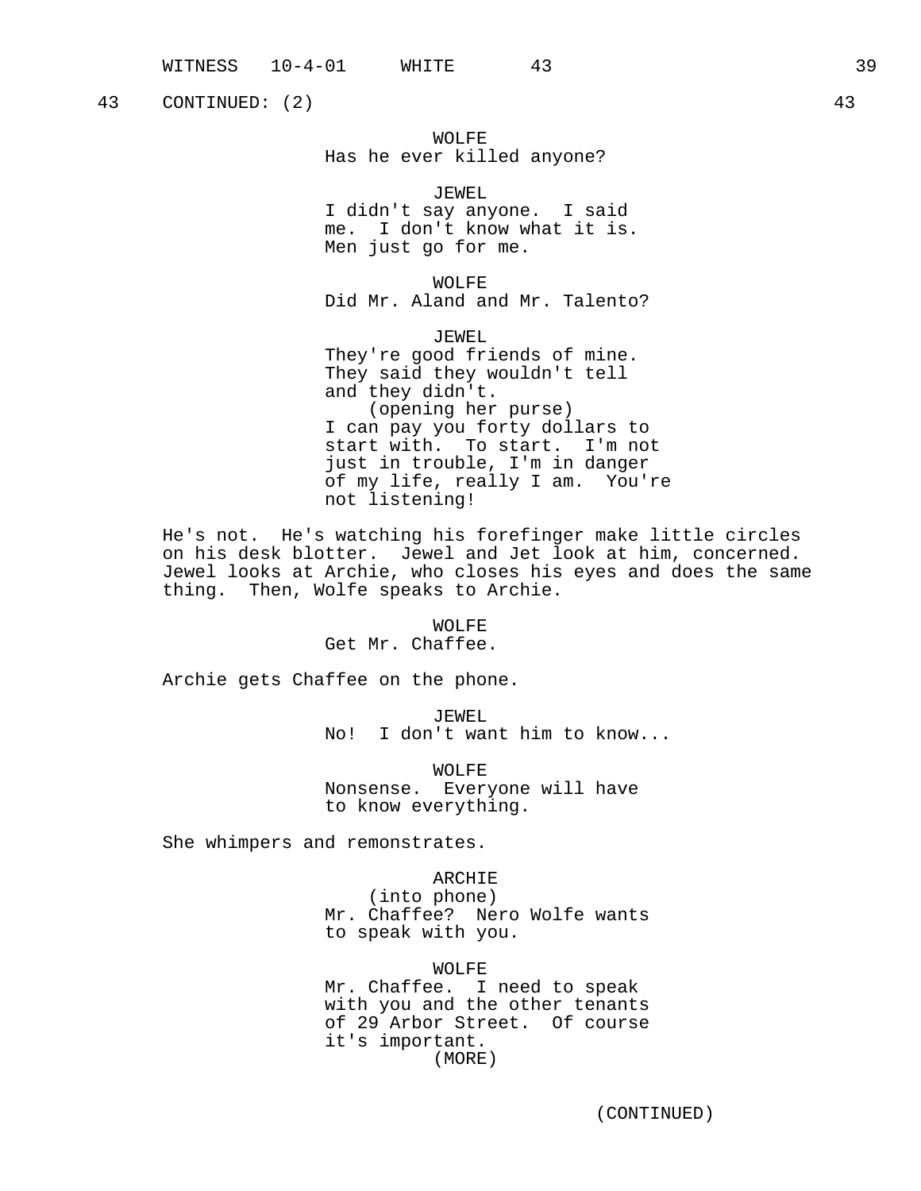43 CONTINUED: (2) 43

WOLFE
Has he ever killed anyone?

JEWEL
I didn't say anyone. I said me. I don't know what it is. Men just go for me.

WOLFE
Did Mr. Aland and Mr. Talento?

JEWEL
They're good friends of mine. They said they wouldn't tell and they didn't.
(opening her purse)
I can pay you forty dollars to start with. To start. I'm not just in trouble, I'm in danger of my life, really I am. You're not listening!

He's not. He's watching his forefinger make little circles on his desk blotter. Jewel and Jet look at him, concerned. Jewel looks at Archie, who closes his eyes and does the same thing. Then, Wolfe speaks to Archie.

WOLFE
Get Mr. Chaffee.

Archie gets Chaffee on the phone.

JEWEL
No! I don't want him to know...

WOLFE
Nonsense. Everyone will have to know everything.

She whimpers and remonstrates.

ARCHIE
(into phone)
Mr. Chaffee? Nero Wolfe wants to speak with you.

WOLFE
Mr. Chaffee. I need to speak with you and the other tenants of 29 Arbor Street. Of course it's important.
(MORE)

(CONTINUED)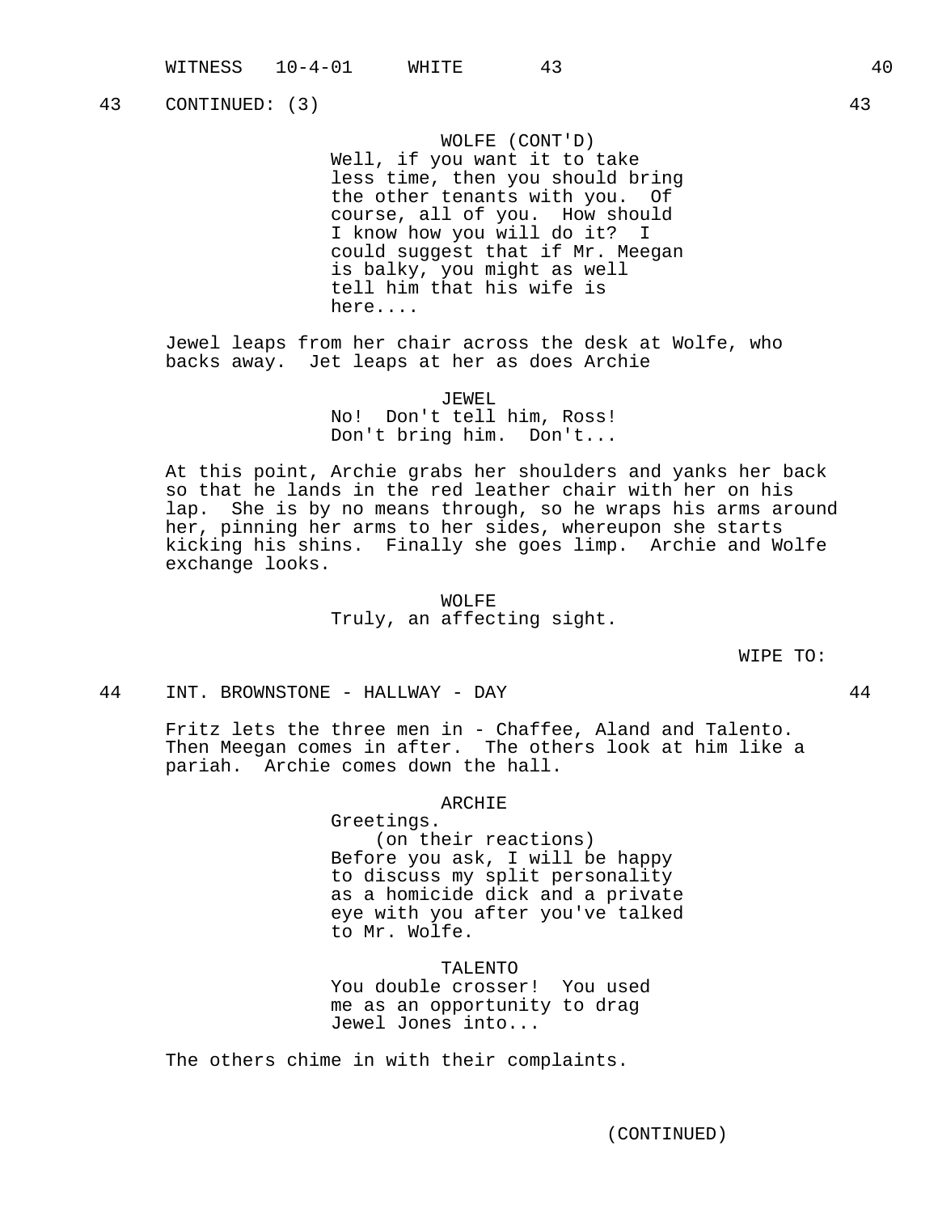43 CONTINUED: (3) 43

WOLFE (CONT'D)
Well, if you want it to take less time, then you should bring the other tenants with you. Of course, all of you. How should I know how you will do it? I could suggest that if Mr. Meegan is balky, you might as well tell him that his wife is here....

Jewel leaps from her chair across the desk at Wolfe, who backs away. Jet leaps at her as does Archie

JEWEL
No! Don't tell him, Ross! Don't bring him. Don't...

At this point, Archie grabs her shoulders and yanks her back so that he lands in the red leather chair with her on his lap. She is by no means through, so he wraps his arms around her, pinning her arms to her sides, whereupon she starts kicking his shins. Finally she goes limp. Archie and Wolfe exchange looks.

WOLFE
Truly, an affecting sight.

WIPE TO:

44 INT. BROWNSTONE - HALLWAY - DAY 44

Fritz lets the three men in - Chaffee, Aland and Talento. Then Meegan comes in after. The others look at him like a pariah. Archie comes down the hall.

ARCHIE
Greetings.
(on their reactions)
Before you ask, I will be happy to discuss my split personality as a homicide dick and a private eye with you after you've talked to Mr. Wolfe.

TALENTO
You double crosser! You used me as an opportunity to drag Jewel Jones into...

The others chime in with their complaints.

(CONTINUED)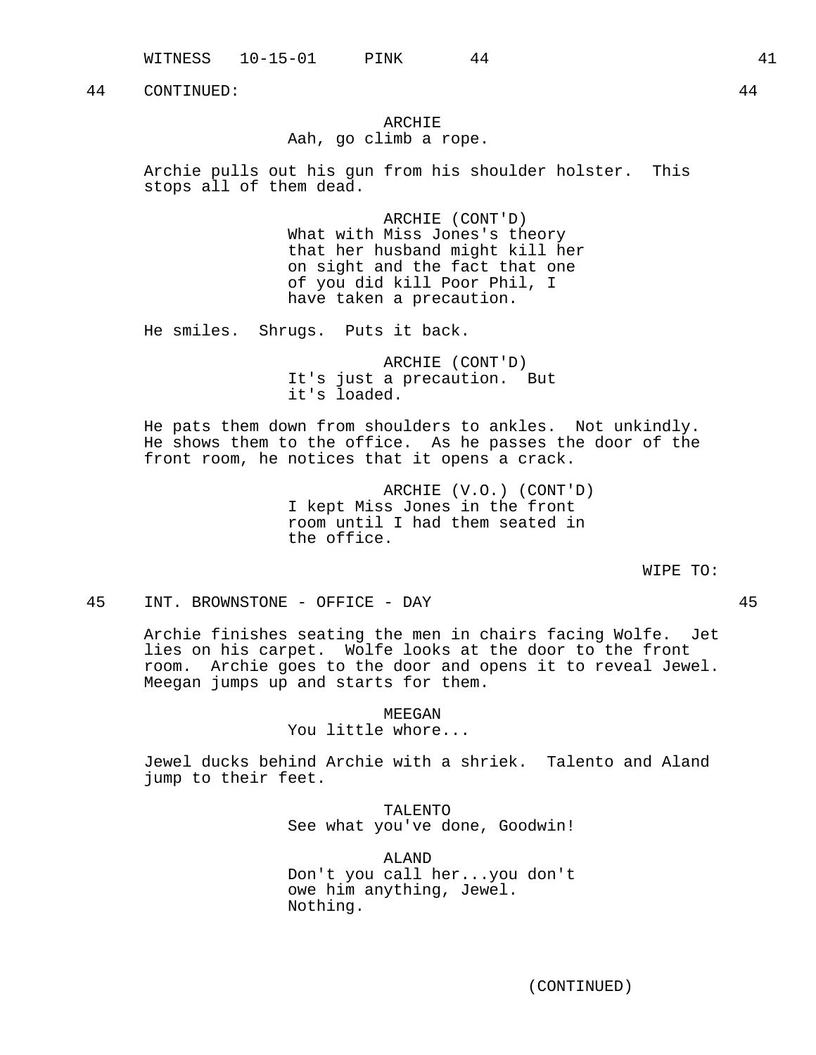44 CONTINUED: 44

ARCHIE
Aah, go climb a rope.

Archie pulls out his gun from his shoulder holster. This stops all of them dead.

ARCHIE (CONT'D)
What with Miss Jones's theory that her husband might kill her on sight and the fact that one of you did kill Poor Phil, I have taken a precaution.

He smiles. Shrugs. Puts it back.

ARCHIE (CONT'D)
It's just a precaution. But it's loaded.

He pats them down from shoulders to ankles. Not unkindly. He shows them to the office. As he passes the door of the front room, he notices that it opens a crack.

ARCHIE (V.O.) (CONT'D)
I kept Miss Jones in the front room until I had them seated in the office.

WIPE TO:

45 INT. BROWNSTONE - OFFICE - DAY 45

Archie finishes seating the men in chairs facing Wolfe. Jet lies on his carpet. Wolfe looks at the door to the front room. Archie goes to the door and opens it to reveal Jewel. Meegan jumps up and starts for them.

MEEGAN
You little whore...

Jewel ducks behind Archie with a shriek. Talento and Aland jump to their feet.

TALENTO
See what you've done, Goodwin!

ALAND
Don't you call her...you don't owe him anything, Jewel. Nothing.

(CONTINUED)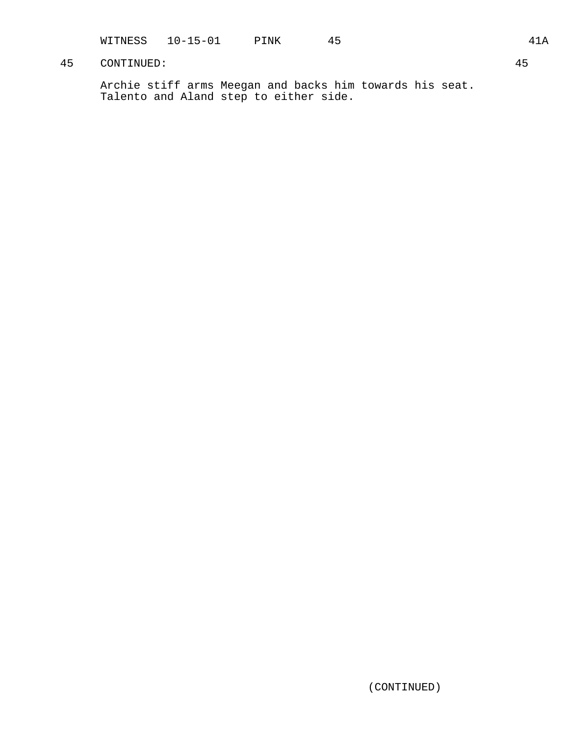45 CONTINUED: 45

Archie stiff arms Meegan and backs him towards his seat. Talento and Aland step to either side.

(CONTINUED)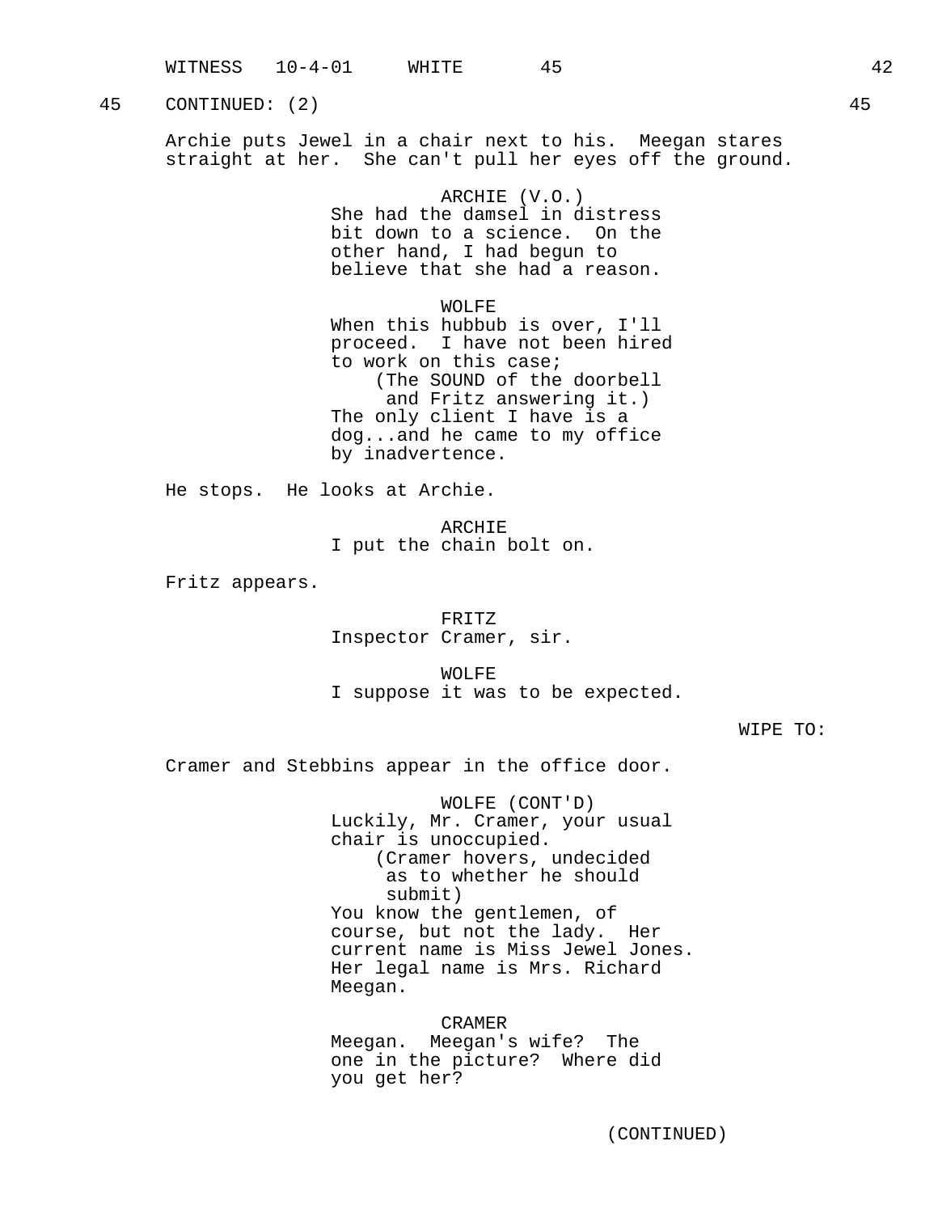45 CONTINUED: (2) 45

Archie puts Jewel in a chair next to his. Meegan stares straight at her. She can't pull her eyes off the ground.

ARCHIE (V.O.)
She had the damsel in distress bit down to a science. On the other hand, I had begun to believe that she had a reason.

WOLFE
When this hubbub is over, I'll proceed. I have not been hired to work on this case;
(The SOUND of the doorbell and Fritz answering it.)
The only client I have is a dog...and he came to my office by inadvertence.

He stops. He looks at Archie.

ARCHIE
I put the chain bolt on.

Fritz appears.

FRITZ
Inspector Cramer, sir.

WOLFE
I suppose it was to be expected.

WIPE TO:

Cramer and Stebbins appear in the office door.

WOLFE (CONT'D)
Luckily, Mr. Cramer, your usual chair is unoccupied.
(Cramer hovers, undecided as to whether he should submit)
You know the gentlemen, of course, but not the lady. Her current name is Miss Jewel Jones. Her legal name is Mrs. Richard Meegan.

CRAMER
Meegan. Meegan's wife? The one in the picture? Where did you get her?

(CONTINUED)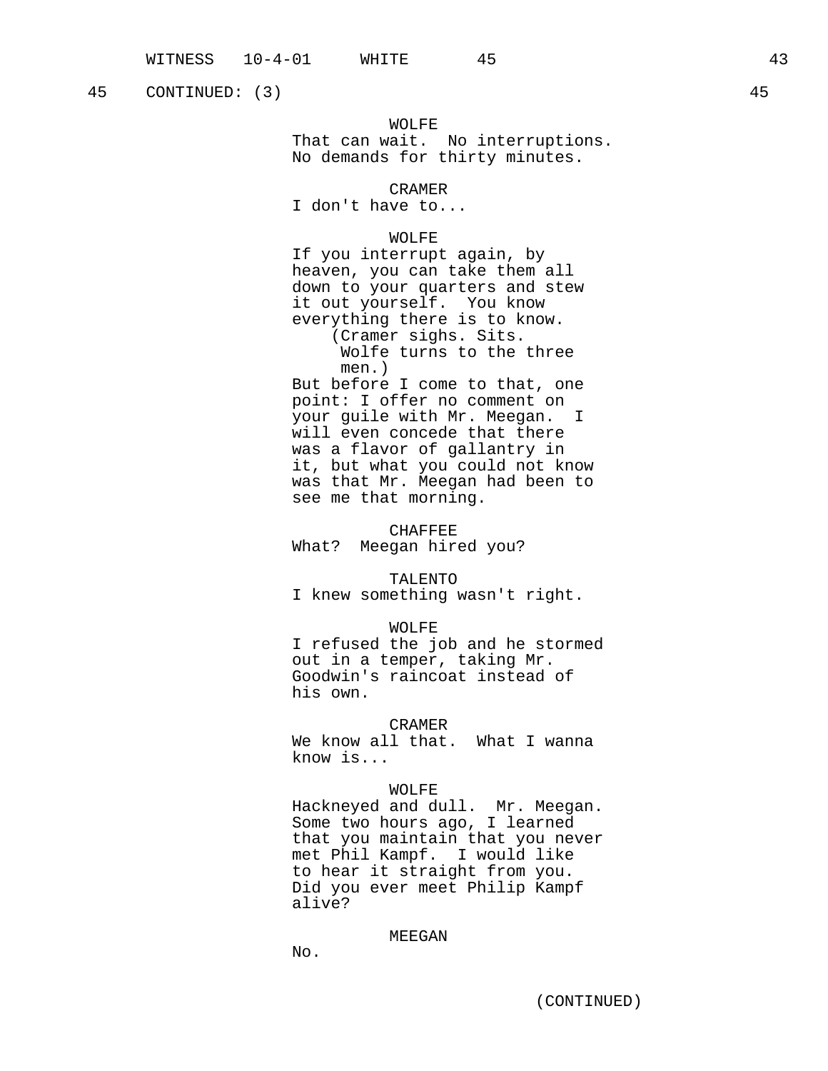45 CONTINUED: (3) 45

WOLFE
That can wait. No interruptions. No demands for thirty minutes.

CRAMER
I don't have to...

WOLFE
If you interrupt again, by heaven, you can take them all down to your quarters and stew it out yourself. You know everything there is to know.
(Cramer sighs. Sits. Wolfe turns to the three men.)
But before I come to that, one point: I offer no comment on your guile with Mr. Meegan. I will even concede that there was a flavor of gallantry in it, but what you could not know was that Mr. Meegan had been to see me that morning.

CHAFFEE
What? Meegan hired you?

TALENTO
I knew something wasn't right.

WOLFE
I refused the job and he stormed out in a temper, taking Mr. Goodwin's raincoat instead of his own.

CRAMER
We know all that. What I wanna know is...

WOLFE
Hackneyed and dull. Mr. Meegan. Some two hours ago, I learned that you maintain that you never met Phil Kampf. I would like to hear it straight from you. Did you ever meet Philip Kampf alive?

MEEGAN
No.

(CONTINUED)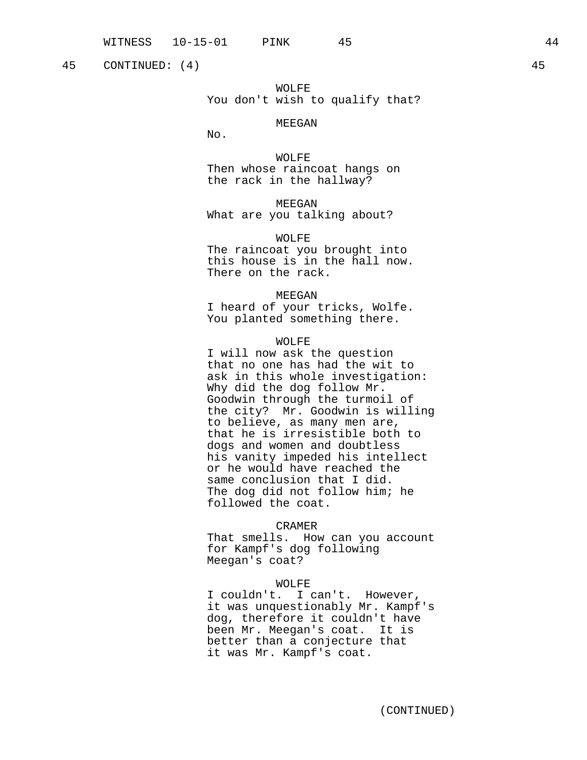45 CONTINUED: (4) 45

WOLFE
You don't wish to qualify that?

MEEGAN
No.

WOLFE
Then whose raincoat hangs on the rack in the hallway?

MEEGAN
What are you talking about?

WOLFE
The raincoat you brought into this house is in the hall now. There on the rack.

MEEGAN
I heard of your tricks, Wolfe. You planted something there.

WOLFE
I will now ask the question that no one has had the wit to ask in this whole investigation: Why did the dog follow Mr. Goodwin through the turmoil of the city? Mr. Goodwin is willing to believe, as many men are, that he is irresistible both to dogs and women and doubtless his vanity impeded his intellect or he would have reached the same conclusion that I did. The dog did not follow him; he followed the coat.

CRAMER
That smells. How can you account for Kampf's dog following Meegan's coat?

WOLFE
I couldn't. I can't. However, it was unquestionably Mr. Kampf's dog, therefore it couldn't have been Mr. Meegan's coat. It is better than a conjecture that it was Mr. Kampf's coat.

(CONTINUED)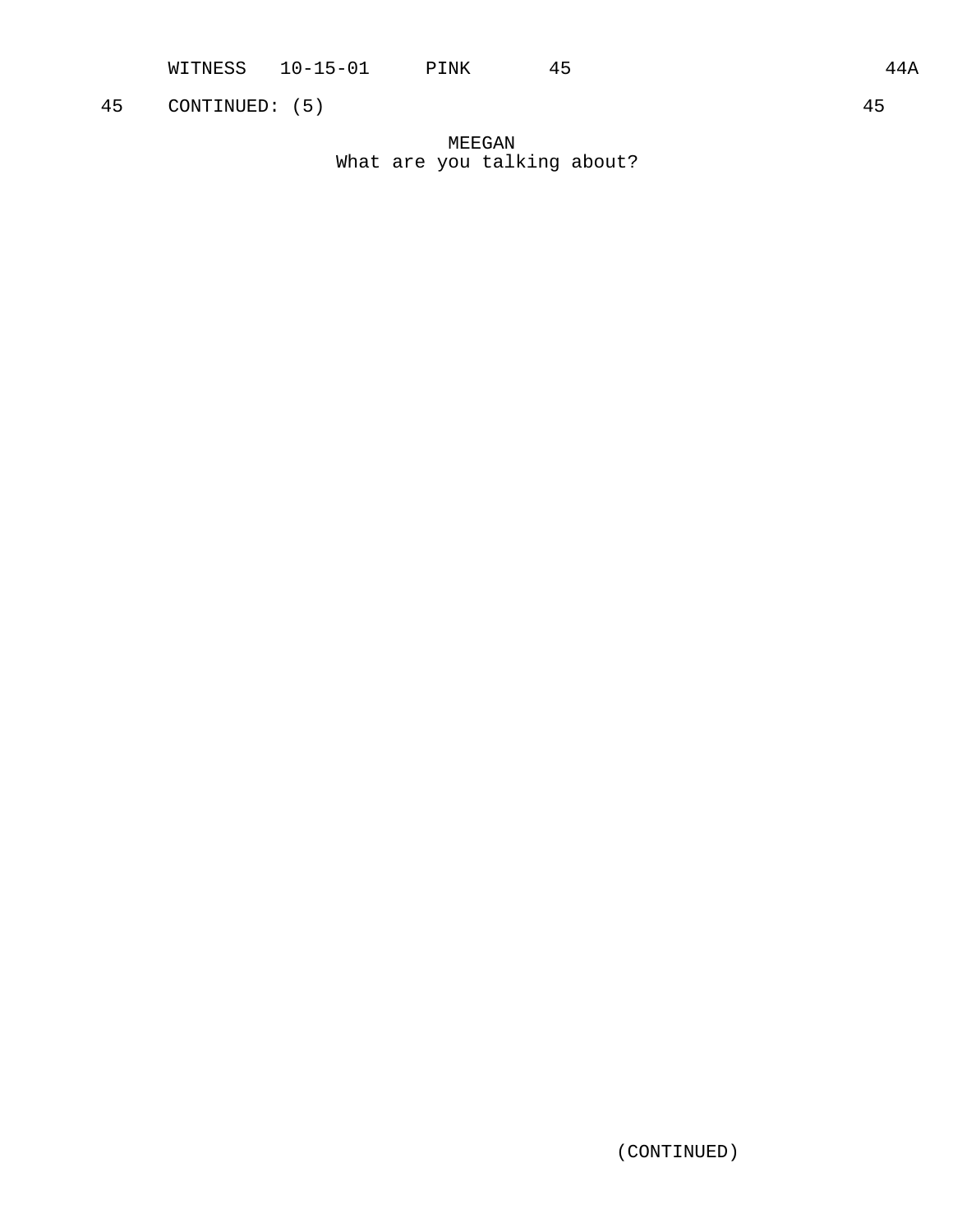45 CONTINUED: (5) 45

MEEGAN
What are you talking about?

(CONTINUED)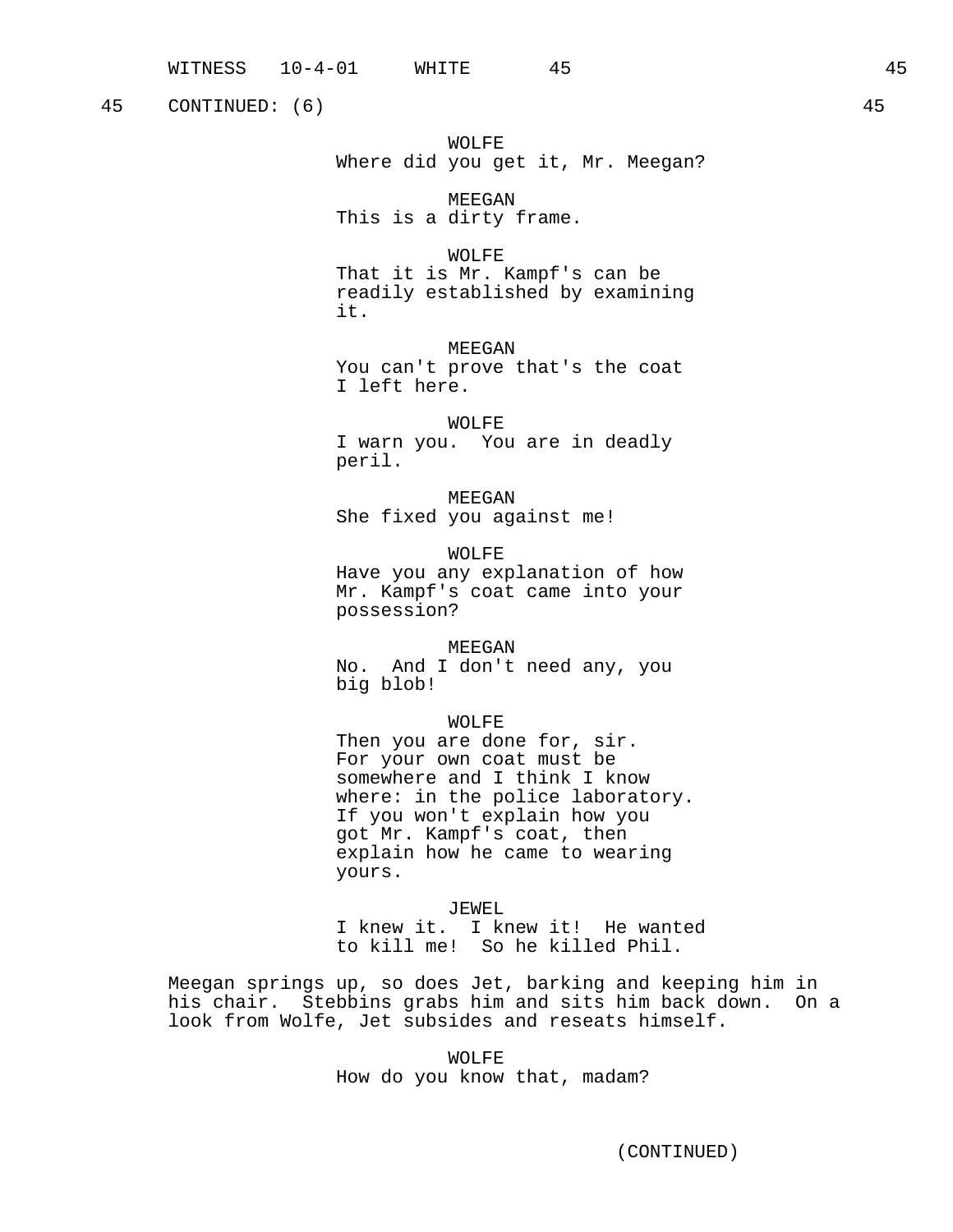45 CONTINUED: (6) 45

WOLFE
Where did you get it, Mr. Meegan?

MEEGAN
This is a dirty frame.

WOLFE
That it is Mr. Kampf's can be readily established by examining it.

MEEGAN
You can't prove that's the coat I left here.

WOLFE
I warn you. You are in deadly peril.

MEEGAN
She fixed you against me!

WOLFE
Have you any explanation of how Mr. Kampf's coat came into your possession?

MEEGAN
No. And I don't need any, you big blob!

WOLFE
Then you are done for, sir. For your own coat must be somewhere and I think I know where: in the police laboratory. If you won't explain how you got Mr. Kampf's coat, then explain how he came to wearing yours.

JEWEL
I knew it. I knew it! He wanted to kill me! So he killed Phil.

Meegan springs up, so does Jet, barking and keeping him in his chair. Stebbins grabs him and sits him back down. On a look from Wolfe, Jet subsides and reseats himself.

WOLFE
How do you know that, madam?

(CONTINUED)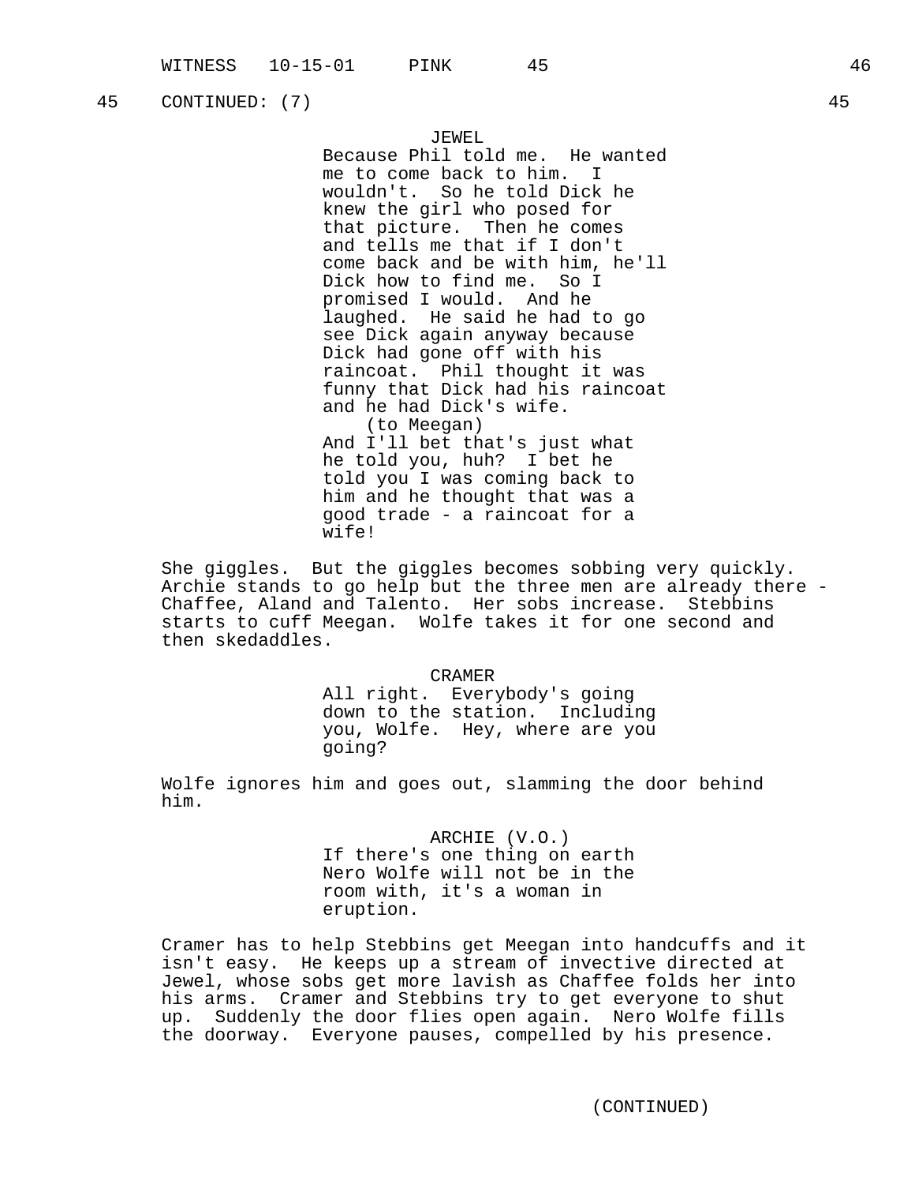45 CONTINUED: (7) 45

JEWEL
Because Phil told me. He wanted me to come back to him. I wouldn't. So he told Dick he knew the girl who posed for that picture. Then he comes and tells me that if I don't come back and be with him, he'll Dick how to find me. So I promised I would. And he laughed. He said he had to go see Dick again anyway because Dick had gone off with his raincoat. Phil thought it was funny that Dick had his raincoat and he had Dick's wife.
(to Meegan)
And I'll bet that's just what he told you, huh? I bet he told you I was coming back to him and he thought that was a good trade - a raincoat for a wife!

She giggles. But the giggles becomes sobbing very quickly. Archie stands to go help but the three men are already there - Chaffee, Aland and Talento. Her sobs increase. Stebbins starts to cuff Meegan. Wolfe takes it for one second and then skedaddles.

CRAMER
All right. Everybody's going down to the station. Including you, Wolfe. Hey, where are you going?

Wolfe ignores him and goes out, slamming the door behind him.

ARCHIE (V.O.)
If there's one thing on earth Nero Wolfe will not be in the room with, it's a woman in eruption.

Cramer has to help Stebbins get Meegan into handcuffs and it isn't easy. He keeps up a stream of invective directed at Jewel, whose sobs get more lavish as Chaffee folds her into his arms. Cramer and Stebbins try to get everyone to shut up. Suddenly the door flies open again. Nero Wolfe fills the doorway. Everyone pauses, compelled by his presence.

(CONTINUED)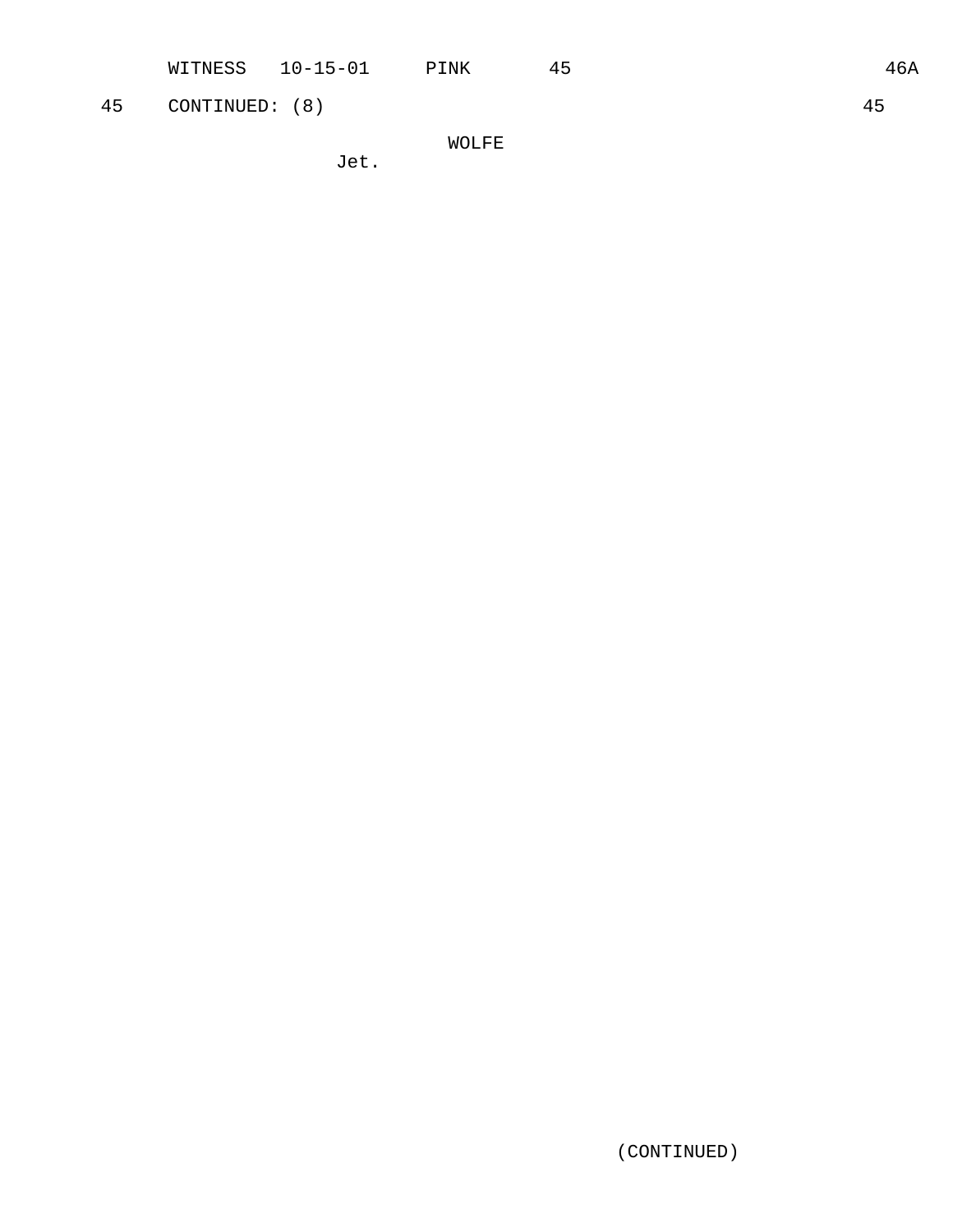45 CONTINUED: (8) 45

WOLFE

Jet.

(CONTINUED)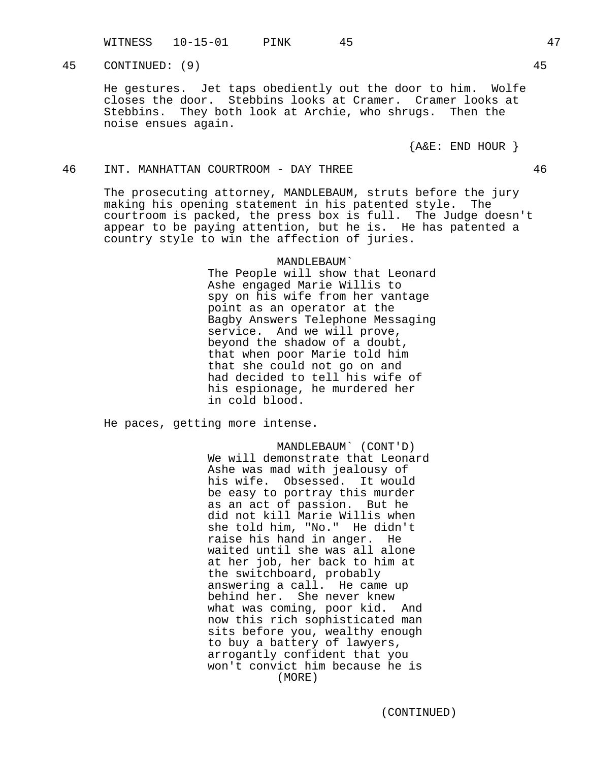45 CONTINUED: (9) 45

He gestures. Jet taps obediently out the door to him. Wolfe closes the door. Stebbins looks at Cramer. Cramer looks at Stebbins. They both look at Archie, who shrugs. Then the noise ensues again.

{A&E: END HOUR }

46 INT. MANHATTAN COURTROOM - DAY THREE 46

The prosecuting attorney, MANDLEBAUM, struts before the jury making his opening statement in his patented style. The courtroom is packed, the press box is full. The Judge doesn't appear to be paying attention, but he is. He has patented a country style to win the affection of juries.

MANDLEBAUM`

The People will show that Leonard Ashe engaged Marie Willis to spy on his wife from her vantage point as an operator at the Bagby Answers Telephone Messaging service. And we will prove, beyond the shadow of a doubt, that when poor Marie told him that she could not go on and had decided to tell his wife of his espionage, he murdered her in cold blood.

He paces, getting more intense.

MANDLEBAUM` (CONT'D)

We will demonstrate that Leonard Ashe was mad with jealousy of his wife. Obsessed. It would be easy to portray this murder as an act of passion. But he did not kill Marie Willis when she told him, "No." He didn't raise his hand in anger. He waited until she was all alone at her job, her back to him at the switchboard, probably answering a call. He came up behind her. She never knew what was coming, poor kid. And now this rich sophisticated man sits before you, wealthy enough to buy a battery of lawyers, arrogantly confident that you won't convict him because he is

(MORE)

(CONTINUED)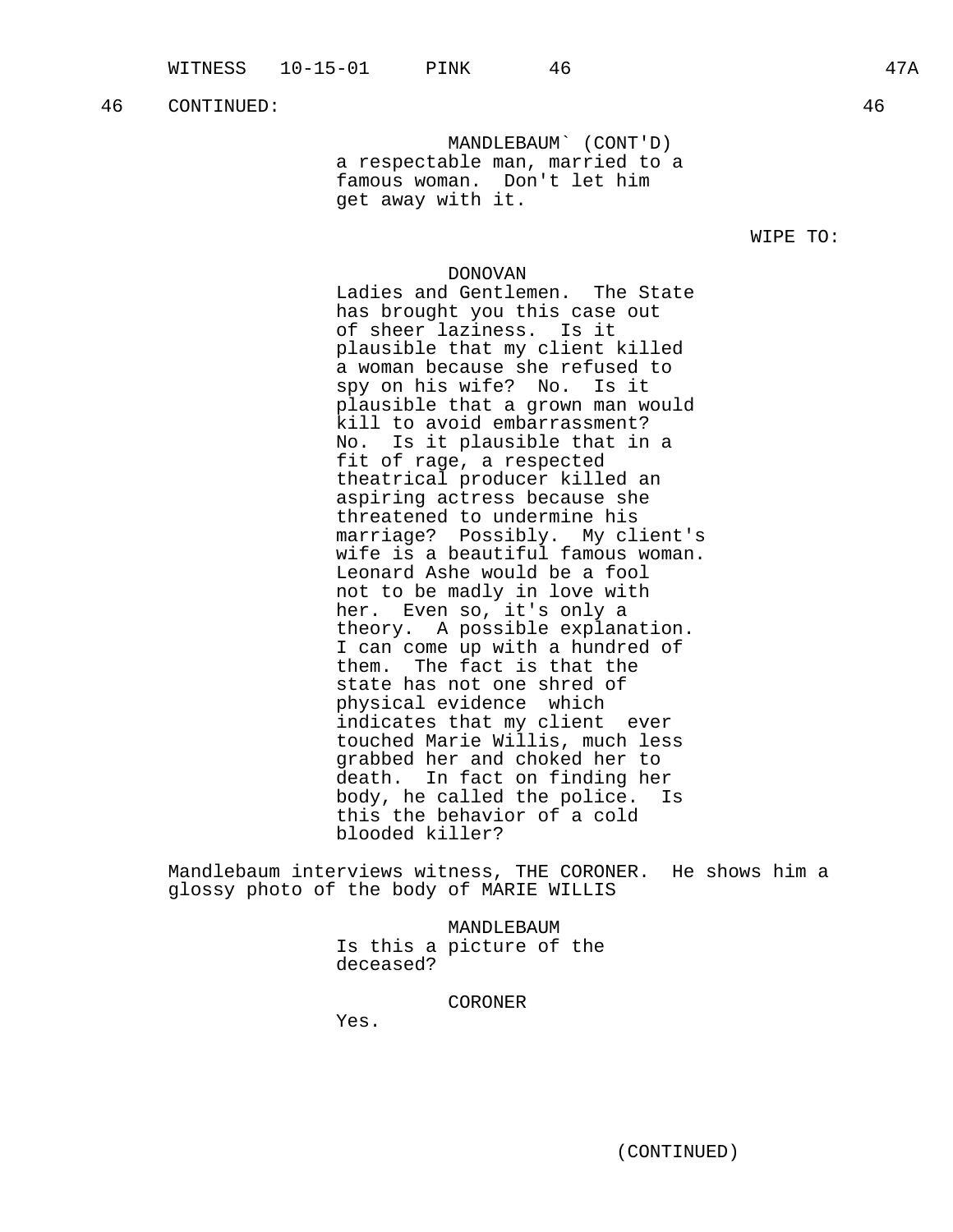46 CONTINUED: 46

MANDLEBAUM` (CONT'D)
a respectable man, married to a famous woman. Don't let him get away with it.

WIPE TO:

DONOVAN
Ladies and Gentlemen. The State has brought you this case out of sheer laziness. Is it plausible that my client killed a woman because she refused to spy on his wife? No. Is it plausible that a grown man would kill to avoid embarrassment? No. Is it plausible that in a fit of rage, a respected theatrical producer killed an aspiring actress because she threatened to undermine his marriage? Possibly. My client's wife is a beautiful famous woman. Leonard Ashe would be a fool not to be madly in love with her. Even so, it's only a theory. A possible explanation. I can come up with a hundred of them. The fact is that the state has not one shred of physical evidence which indicates that my client ever touched Marie Willis, much less grabbed her and choked her to death. In fact on finding her body, he called the police. Is this the behavior of a cold blooded killer?

Mandlebaum interviews witness, THE CORONER. He shows him a glossy photo of the body of MARIE WILLIS

MANDLEBAUM
Is this a picture of the deceased?

CORONER
Yes.

(CONTINUED)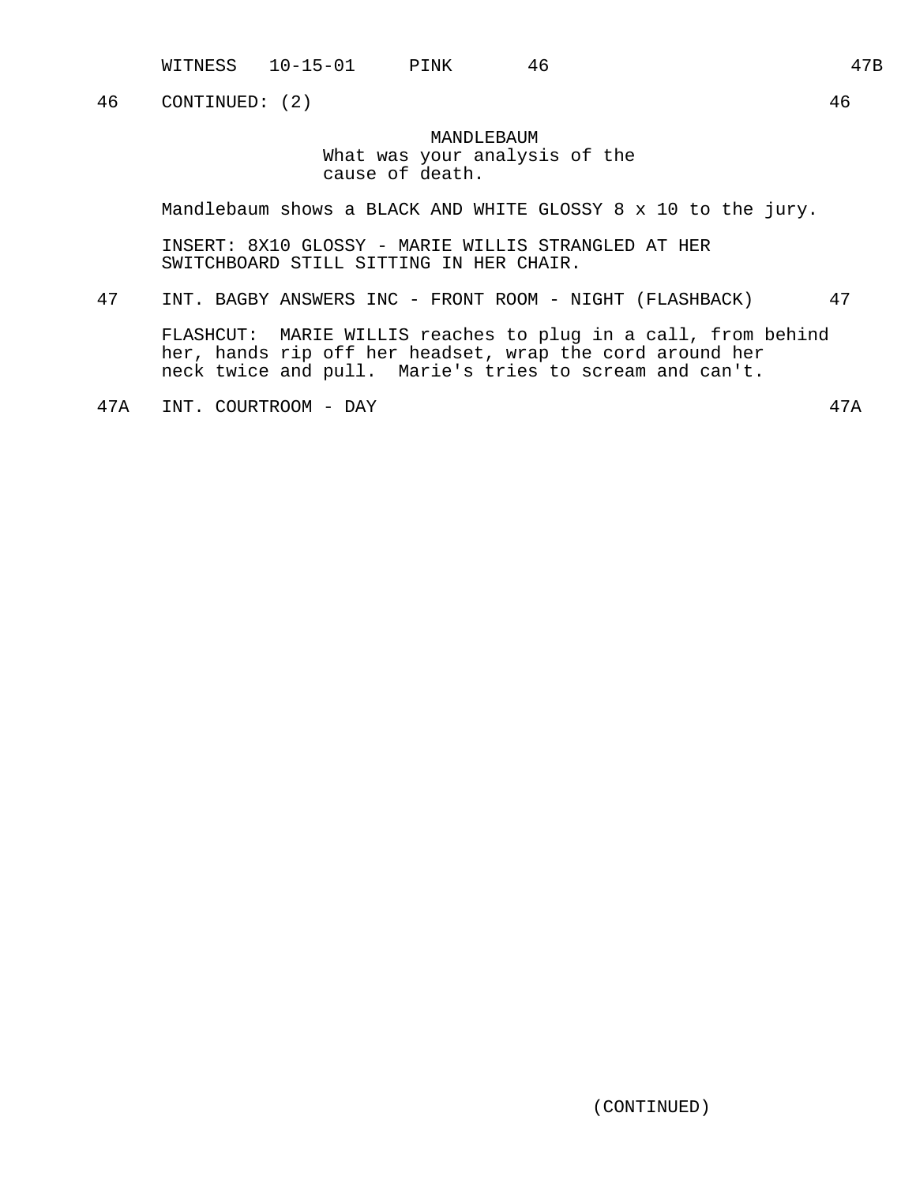46 CONTINUED: (2) 46

MANDLEBAUM
What was your analysis of the cause of death.

Mandlebaum shows a BLACK AND WHITE GLOSSY 8 x 10 to the jury.

INSERT: 8X10 GLOSSY - MARIE WILLIS STRANGLED AT HER SWITCHBOARD STILL SITTING IN HER CHAIR.

47 INT. BAGBY ANSWERS INC - FRONT ROOM - NIGHT (FLASHBACK) 47

FLASHCUT: MARIE WILLIS reaches to plug in a call, from behind her, hands rip off her headset, wrap the cord around her neck twice and pull. Marie's tries to scream and can't.

47A INT. COURTROOM - DAY 47A

(CONTINUED)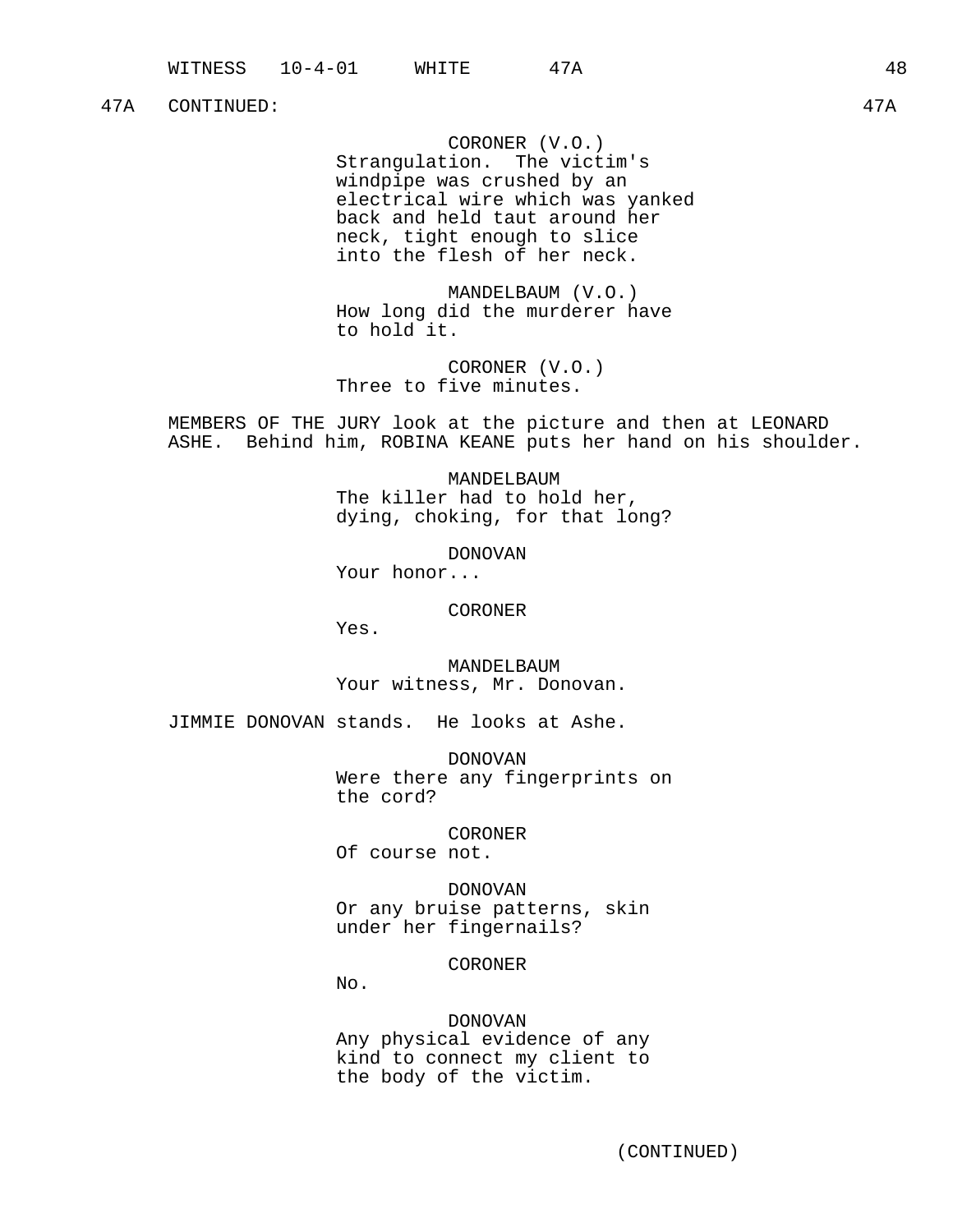47A CONTINUED: 47A

CORONER (V.O.)
Strangulation. The victim's windpipe was crushed by an electrical wire which was yanked back and held taut around her neck, tight enough to slice into the flesh of her neck.

MANDELBAUM (V.O.)
How long did the murderer have to hold it.

CORONER (V.O.)
Three to five minutes.

MEMBERS OF THE JURY look at the picture and then at LEONARD ASHE. Behind him, ROBINA KEANE puts her hand on his shoulder.

MANDELBAUM
The killer had to hold her, dying, choking, for that long?

DONOVAN
Your honor...

CORONER
Yes.

MANDELBAUM
Your witness, Mr. Donovan.

JIMMIE DONOVAN stands. He looks at Ashe.

DONOVAN
Were there any fingerprints on the cord?

CORONER
Of course not.

DONOVAN
Or any bruise patterns, skin under her fingernails?

CORONER
No.

DONOVAN
Any physical evidence of any kind to connect my client to the body of the victim.

(CONTINUED)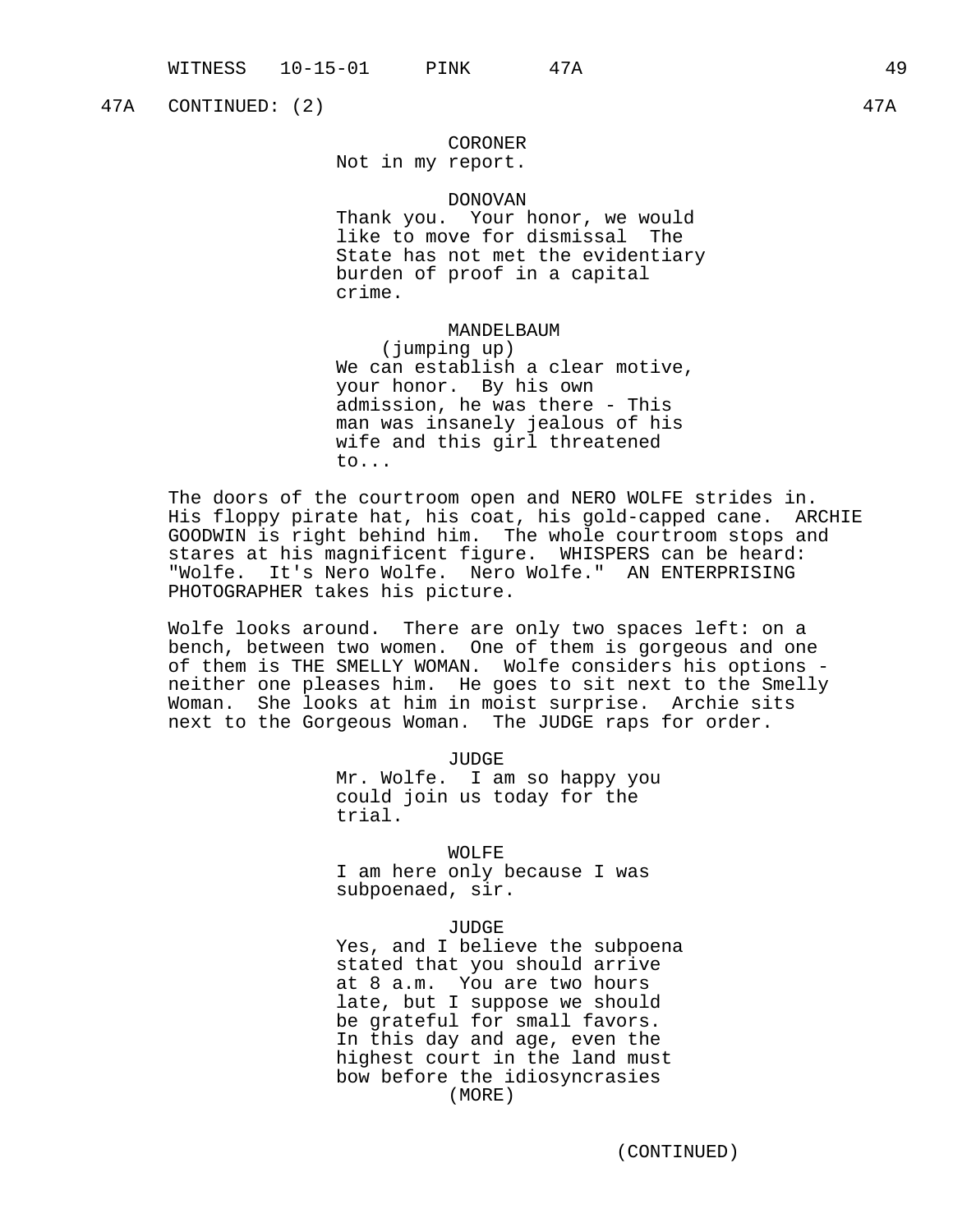47A CONTINUED: (2) 47A

CORONER
Not in my report.

DONOVAN
Thank you. Your honor, we would like to move for dismissal The State has not met the evidentiary burden of proof in a capital crime.

MANDELBAUM
(jumping up)
We can establish a clear motive, your honor. By his own admission, he was there - This man was insanely jealous of his wife and this girl threatened to...

The doors of the courtroom open and NERO WOLFE strides in. His floppy pirate hat, his coat, his gold-capped cane. ARCHIE GOODWIN is right behind him. The whole courtroom stops and stares at his magnificent figure. WHISPERS can be heard: "Wolfe. It's Nero Wolfe. Nero Wolfe." AN ENTERPRISING PHOTOGRAPHER takes his picture.

Wolfe looks around. There are only two spaces left: on a bench, between two women. One of them is gorgeous and one of them is THE SMELLY WOMAN. Wolfe considers his options - neither one pleases him. He goes to sit next to the Smelly Woman. She looks at him in moist surprise. Archie sits next to the Gorgeous Woman. The JUDGE raps for order.

JUDGE
Mr. Wolfe. I am so happy you could join us today for the trial.

WOLFE
I am here only because I was subpoenaed, sir.

JUDGE
Yes, and I believe the subpoena stated that you should arrive at 8 a.m. You are two hours late, but I suppose we should be grateful for small favors. In this day and age, even the highest court in the land must bow before the idiosyncrasies
(MORE)

(CONTINUED)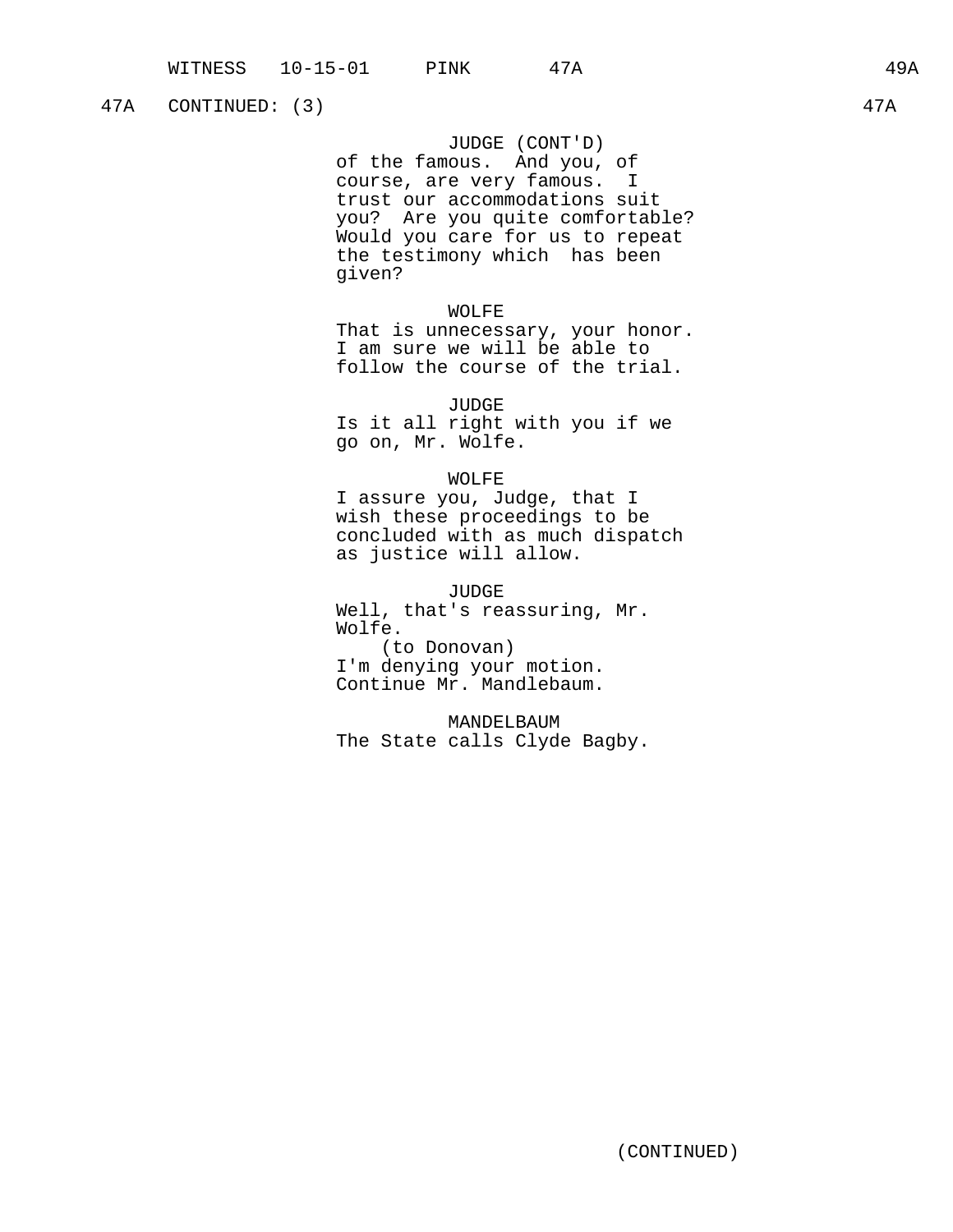47A CONTINUED: (3) 47A

JUDGE (CONT'D)
of the famous. And you, of course, are very famous. I trust our accommodations suit you? Are you quite comfortable? Would you care for us to repeat the testimony which has been given?

WOLFE
That is unnecessary, your honor. I am sure we will be able to follow the course of the trial.

JUDGE
Is it all right with you if we go on, Mr. Wolfe.

WOLFE
I assure you, Judge, that I wish these proceedings to be concluded with as much dispatch as justice will allow.

JUDGE
Well, that's reassuring, Mr. Wolfe.
(to Donovan)
I'm denying your motion. Continue Mr. Mandlebaum.

MANDELBAUM
The State calls Clyde Bagby.

(CONTINUED)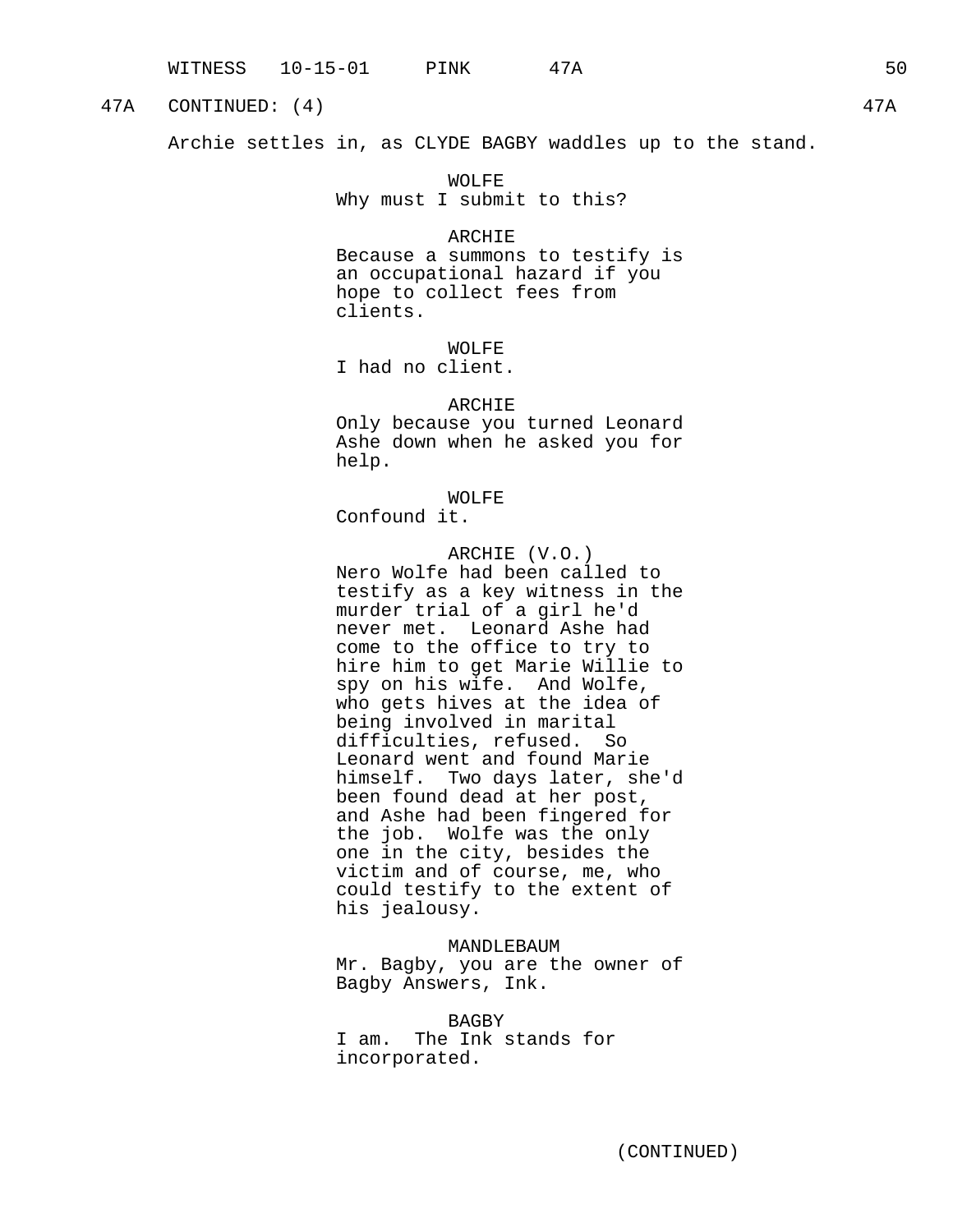47A CONTINUED: (4) 47A

Archie settles in, as CLYDE BAGBY waddles up to the stand.

WOLFE
Why must I submit to this?

ARCHIE
Because a summons to testify is an occupational hazard if you hope to collect fees from clients.

WOLFE
I had no client.

ARCHIE
Only because you turned Leonard Ashe down when he asked you for help.

WOLFE
Confound it.

ARCHIE (V.O.)
Nero Wolfe had been called to testify as a key witness in the murder trial of a girl he'd never met. Leonard Ashe had come to the office to try to hire him to get Marie Willie to spy on his wife. And Wolfe, who gets hives at the idea of being involved in marital difficulties, refused. So Leonard went and found Marie himself. Two days later, she'd been found dead at her post, and Ashe had been fingered for the job. Wolfe was the only one in the city, besides the victim and of course, me, who could testify to the extent of his jealousy.

MANDLEBAUM
Mr. Bagby, you are the owner of Bagby Answers, Ink.

BAGBY
I am. The Ink stands for incorporated.

(CONTINUED)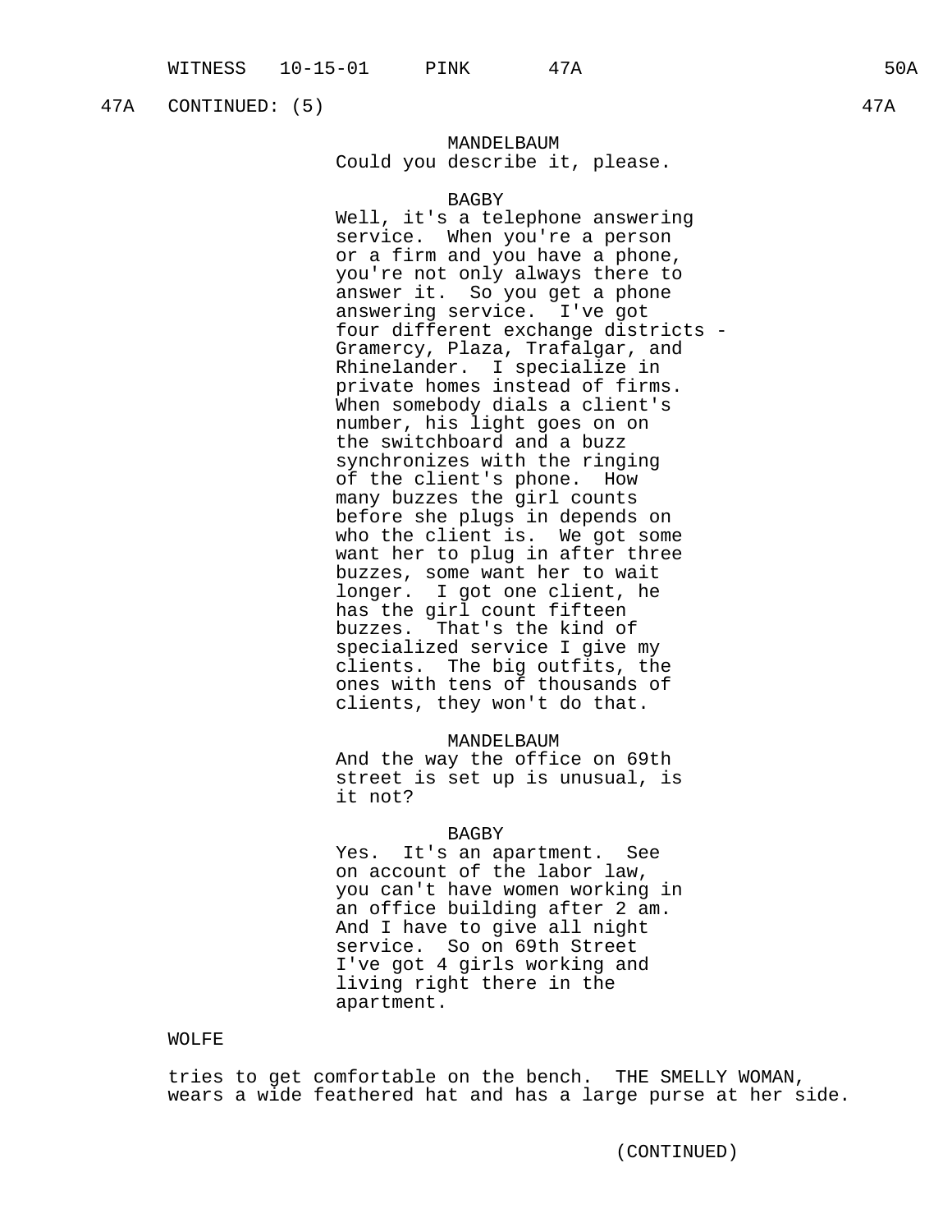47A CONTINUED: (5) 47A

MANDELBAUM
Could you describe it, please.

BAGBY
Well, it's a telephone answering service. When you're a person or a firm and you have a phone, you're not only always there to answer it. So you get a phone answering service. I've got four different exchange districts - Gramercy, Plaza, Trafalgar, and Rhinelander. I specialize in private homes instead of firms. When somebody dials a client's number, his light goes on on the switchboard and a buzz synchronizes with the ringing of the client's phone. How many buzzes the girl counts before she plugs in depends on who the client is. We got some want her to plug in after three buzzes, some want her to wait longer. I got one client, he has the girl count fifteen buzzes. That's the kind of specialized service I give my clients. The big outfits, the ones with tens of thousands of clients, they won't do that.

MANDELBAUM
And the way the office on 69th street is set up is unusual, is it not?

BAGBY
Yes. It's an apartment. See on account of the labor law, you can't have women working in an office building after 2 am. And I have to give all night service. So on 69th Street I've got 4 girls working and living right there in the apartment.

WOLFE

tries to get comfortable on the bench. THE SMELLY WOMAN, wears a wide feathered hat and has a large purse at her side.

(CONTINUED)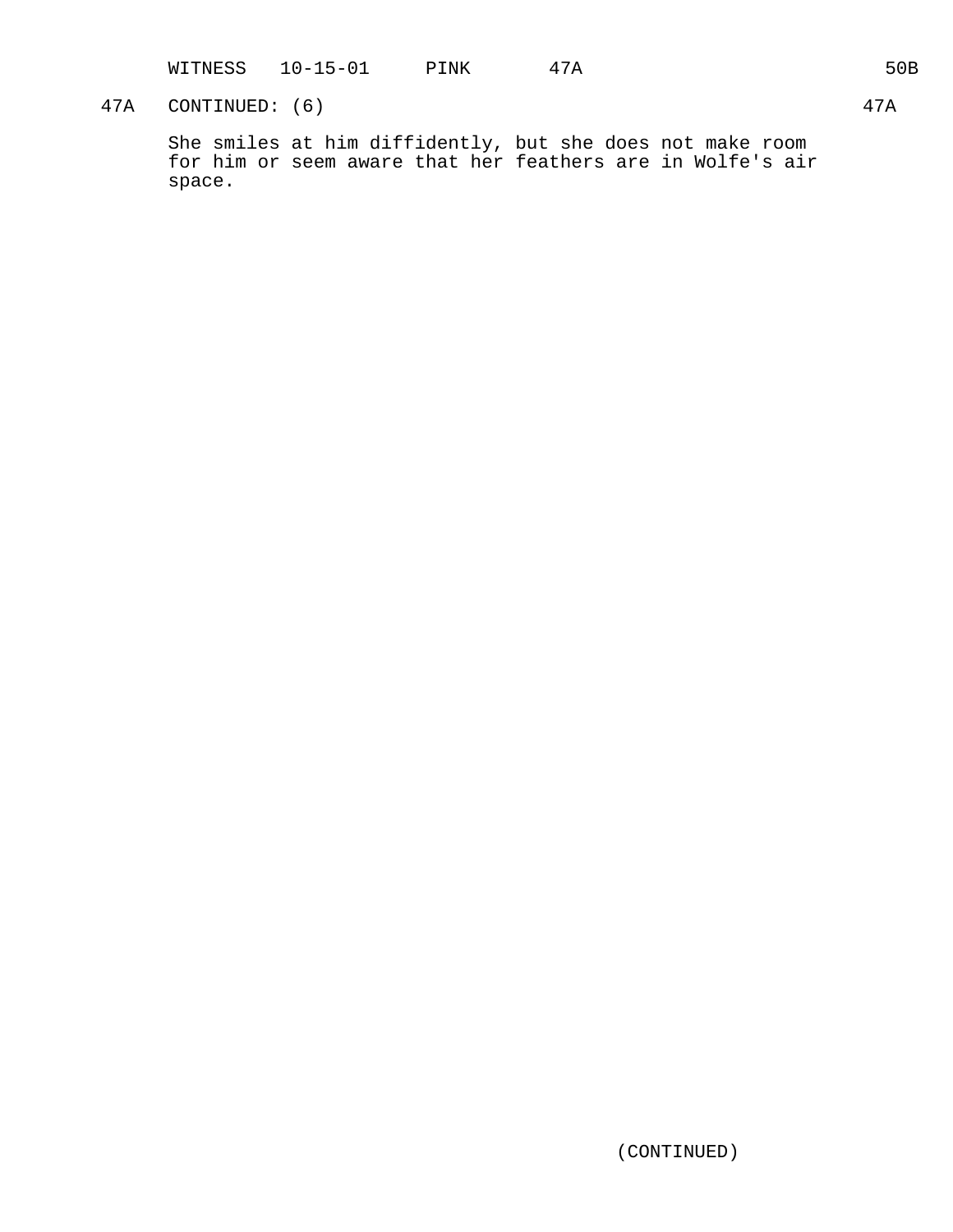47A CONTINUED: (6) 47A

She smiles at him diffidently, but she does not make room for him or seem aware that her feathers are in Wolfe's air space.

(CONTINUED)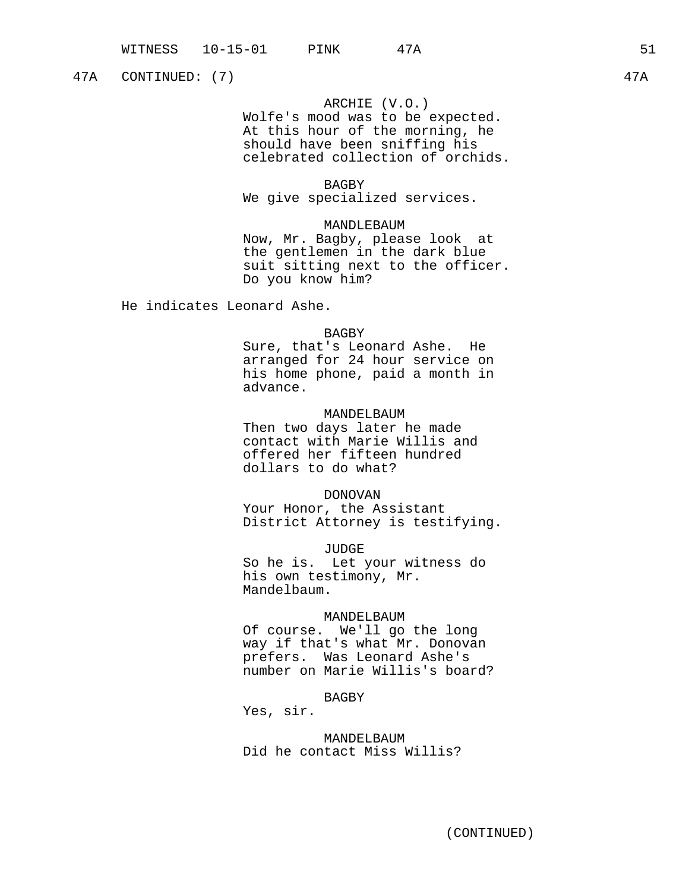47A CONTINUED: (7) 47A

ARCHIE (V.O.)
Wolfe's mood was to be expected. At this hour of the morning, he should have been sniffing his celebrated collection of orchids.

BAGBY
We give specialized services.

MANDLEBAUM
Now, Mr. Bagby, please look at the gentlemen in the dark blue suit sitting next to the officer. Do you know him?

He indicates Leonard Ashe.

BAGBY
Sure, that's Leonard Ashe. He arranged for 24 hour service on his home phone, paid a month in advance.

MANDELBAUM
Then two days later he made contact with Marie Willis and offered her fifteen hundred dollars to do what?

DONOVAN
Your Honor, the Assistant District Attorney is testifying.

JUDGE
So he is. Let your witness do his own testimony, Mr. Mandelbaum.

MANDELBAUM
Of course. We'll go the long way if that's what Mr. Donovan prefers. Was Leonard Ashe's number on Marie Willis's board?

BAGBY
Yes, sir.

MANDELBAUM
Did he contact Miss Willis?

(CONTINUED)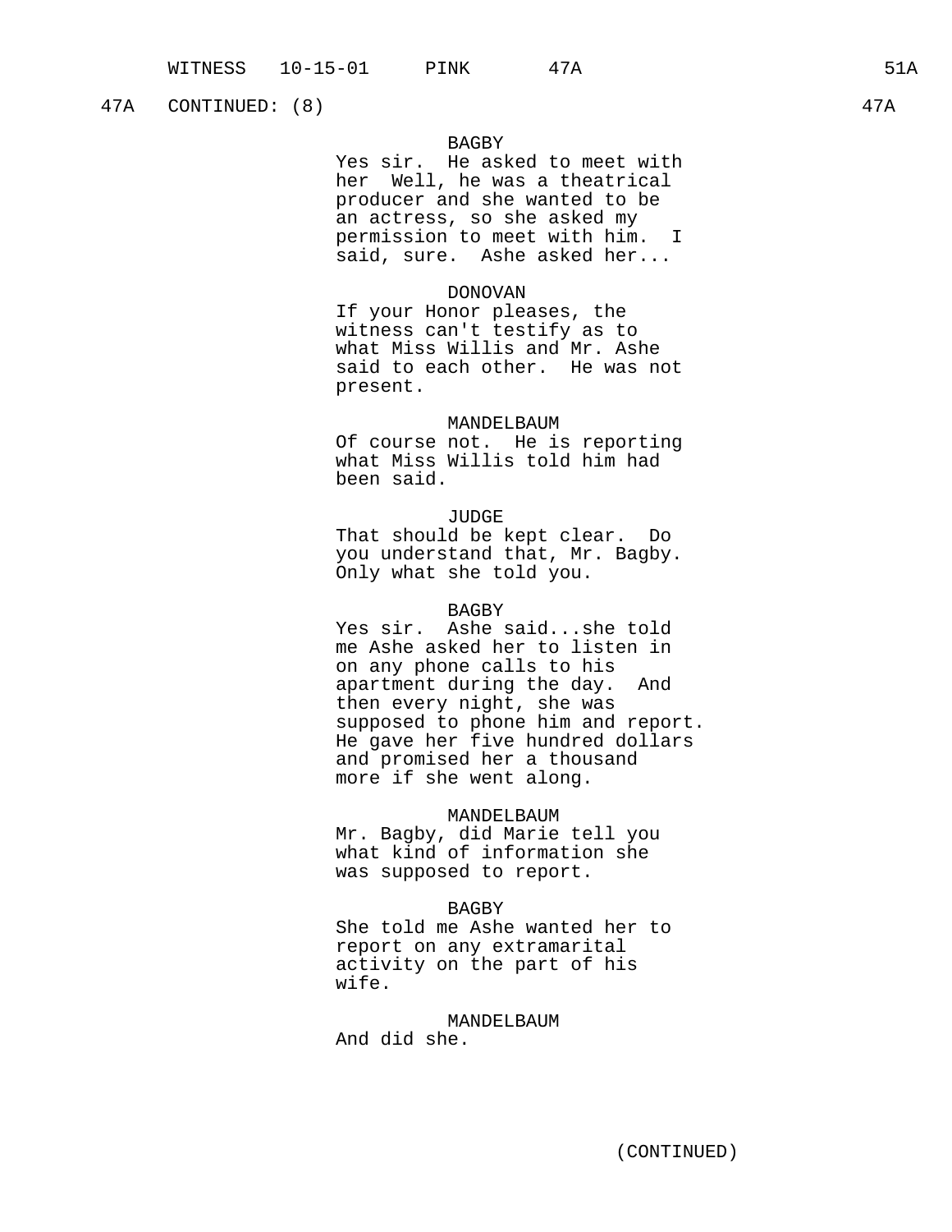47A CONTINUED: (8) 47A

BAGBY
Yes sir. He asked to meet with her Well, he was a theatrical producer and she wanted to be an actress, so she asked my permission to meet with him. I said, sure. Ashe asked her...

DONOVAN
If your Honor pleases, the witness can't testify as to what Miss Willis and Mr. Ashe said to each other. He was not present.

MANDELBAUM
Of course not. He is reporting what Miss Willis told him had been said.

JUDGE
That should be kept clear. Do you understand that, Mr. Bagby. Only what she told you.

BAGBY
Yes sir. Ashe said...she told me Ashe asked her to listen in on any phone calls to his apartment during the day. And then every night, she was supposed to phone him and report. He gave her five hundred dollars and promised her a thousand more if she went along.

MANDELBAUM
Mr. Bagby, did Marie tell you what kind of information she was supposed to report.

BAGBY
She told me Ashe wanted her to report on any extramarital activity on the part of his wife.

MANDELBAUM
And did she.

(CONTINUED)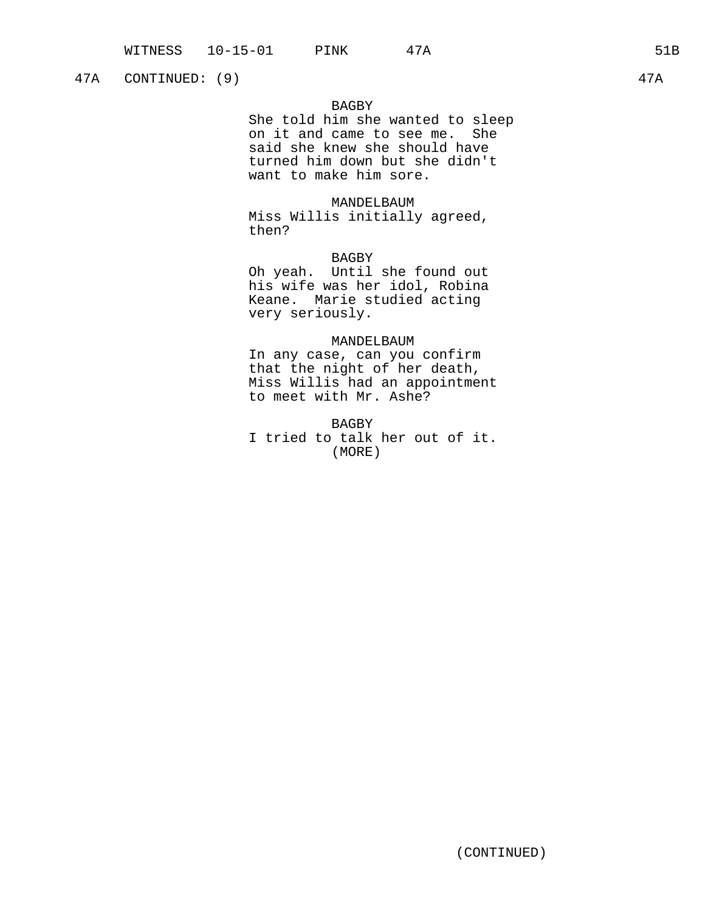47A CONTINUED: (9) 47A

BAGBY
She told him she wanted to sleep on it and came to see me. She said she knew she should have turned him down but she didn't want to make him sore.

MANDELBAUM
Miss Willis initially agreed, then?

BAGBY
Oh yeah. Until she found out his wife was her idol, Robina Keane. Marie studied acting very seriously.

MANDELBAUM
In any case, can you confirm that the night of her death, Miss Willis had an appointment to meet with Mr. Ashe?

BAGBY
I tried to talk her out of it.
(MORE)

(CONTINUED)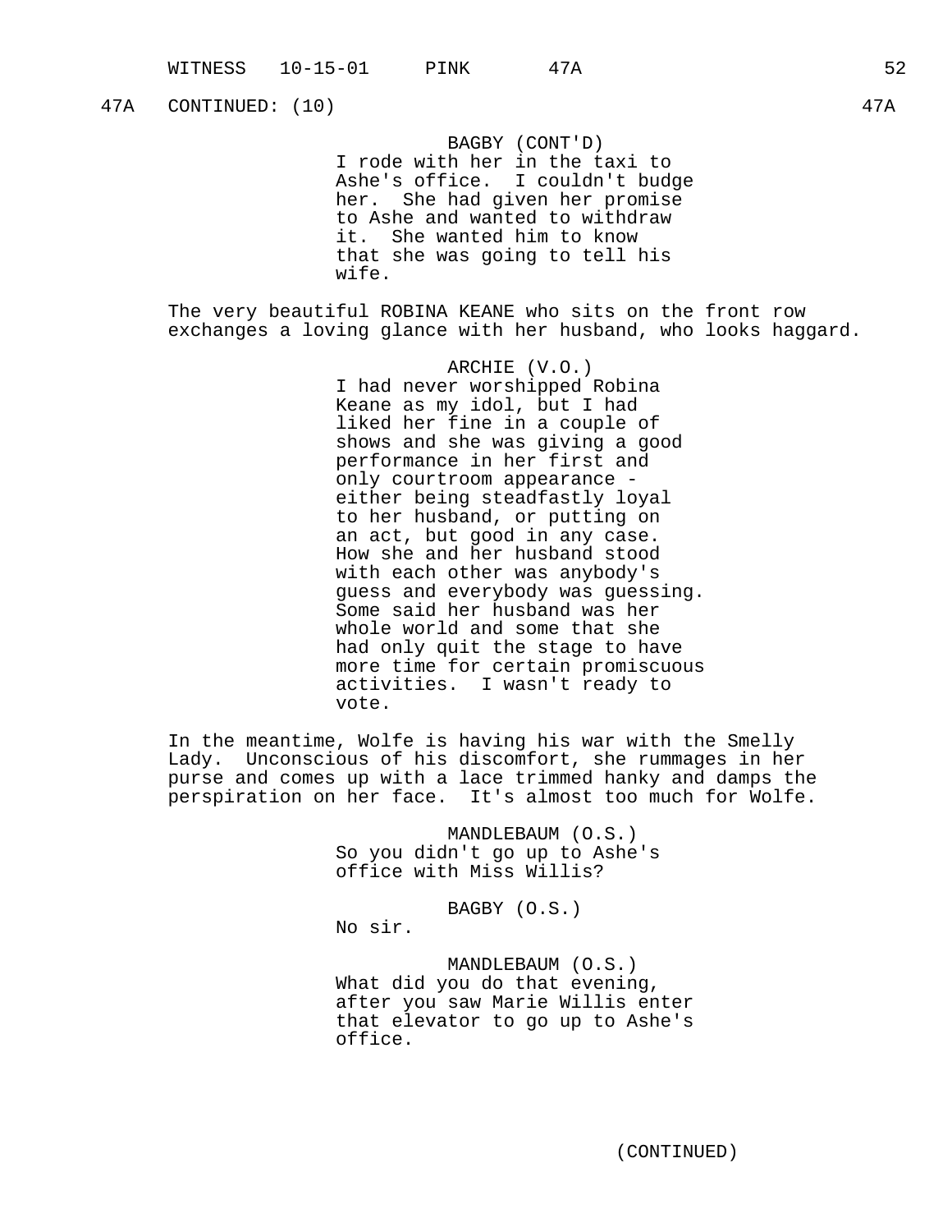47A CONTINUED: (10) 47A

BAGBY (CONT'D)
I rode with her in the taxi to Ashe's office. I couldn't budge her. She had given her promise to Ashe and wanted to withdraw it. She wanted him to know that she was going to tell his wife.

The very beautiful ROBINA KEANE who sits on the front row exchanges a loving glance with her husband, who looks haggard.

ARCHIE (V.O.)
I had never worshipped Robina Keane as my idol, but I had liked her fine in a couple of shows and she was giving a good performance in her first and only courtroom appearance - either being steadfastly loyal to her husband, or putting on an act, but good in any case. How she and her husband stood with each other was anybody's guess and everybody was guessing. Some said her husband was her whole world and some that she had only quit the stage to have more time for certain promiscuous activities. I wasn't ready to vote.

In the meantime, Wolfe is having his war with the Smelly Lady. Unconscious of his discomfort, she rummages in her purse and comes up with a lace trimmed hanky and damps the perspiration on her face. It's almost too much for Wolfe.

MANDLEBAUM (O.S.)
So you didn't go up to Ashe's office with Miss Willis?

BAGBY (O.S.)
No sir.

MANDLEBAUM (O.S.)
What did you do that evening, after you saw Marie Willis enter that elevator to go up to Ashe's office.

(CONTINUED)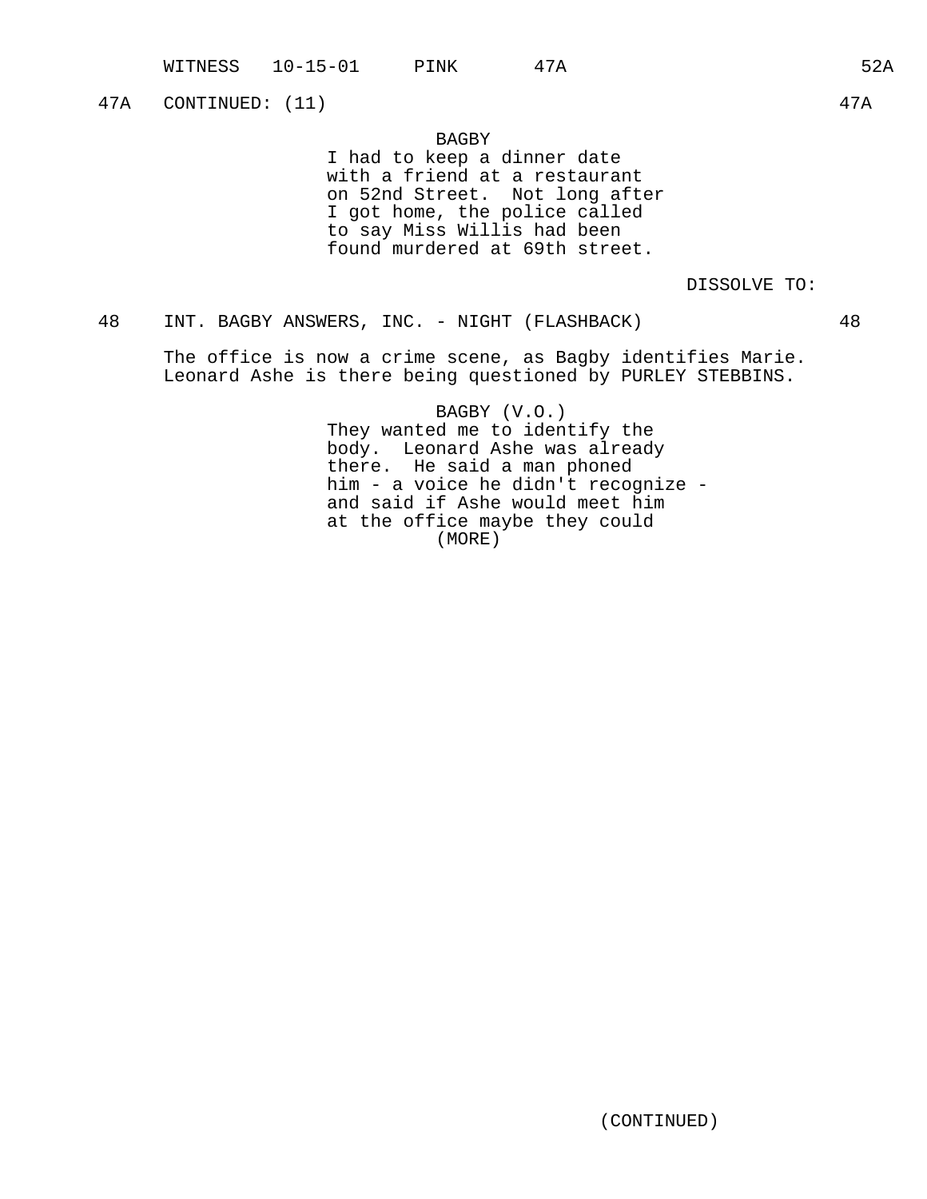47A CONTINUED: (11) 47A

BAGBY

I had to keep a dinner date with a friend at a restaurant on 52nd Street. Not long after I got home, the police called to say Miss Willis had been found murdered at 69th street.

DISSOLVE TO:

48 INT. BAGBY ANSWERS, INC. - NIGHT (FLASHBACK) 48

The office is now a crime scene, as Bagby identifies Marie. Leonard Ashe is there being questioned by PURLEY STEBBINS.

BAGBY (V.O.)

They wanted me to identify the body. Leonard Ashe was already there. He said a man phoned him - a voice he didn't recognize - and said if Ashe would meet him at the office maybe they could

(MORE)

(CONTINUED)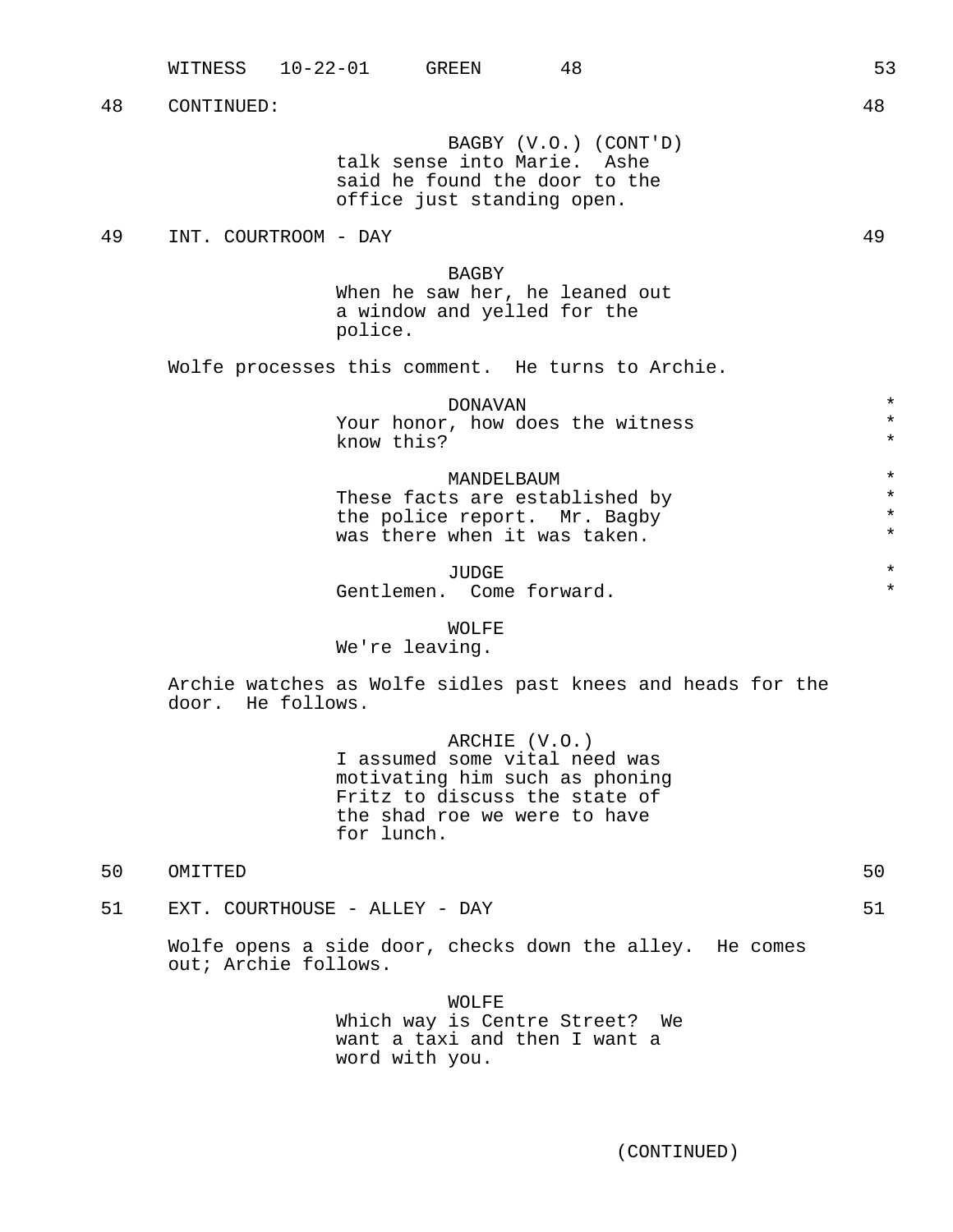48 CONTINUED: 48

BAGBY (V.O.) (CONT'D)
talk sense into Marie. Ashe said he found the door to the office just standing open.

49 INT. COURTROOM - DAY 49

BAGBY
When he saw her, he leaned out a window and yelled for the police.

Wolfe processes this comment. He turns to Archie.

DONAVAN *
Your honor, how does the witness know this? *

MANDELBAUM *
These facts are established by the police report. Mr. Bagby was there when it was taken. *

JUDGE *
Gentlemen. Come forward. *

WOLFE
We're leaving.

Archie watches as Wolfe sidles past knees and heads for the door. He follows.

ARCHIE (V.O.)
I assumed some vital need was motivating him such as phoning Fritz to discuss the state of the shad roe we were to have for lunch.

50 OMITTED 50

51 EXT. COURTHOUSE - ALLEY - DAY 51

Wolfe opens a side door, checks down the alley. He comes out; Archie follows.

WOLFE
Which way is Centre Street? We want a taxi and then I want a word with you.

(CONTINUED)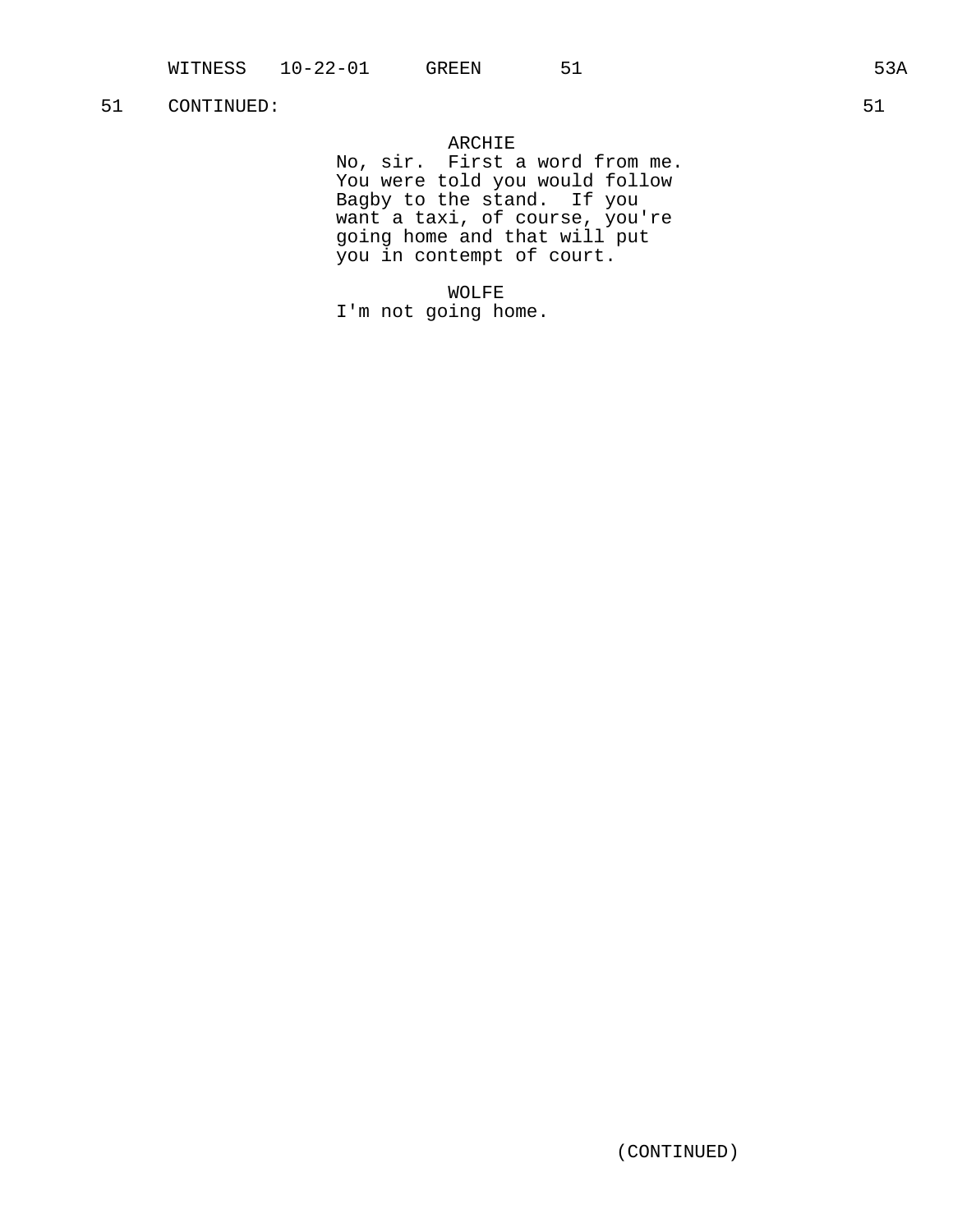51 CONTINUED: 51

ARCHIE

No, sir. First a word from me. You were told you would follow Bagby to the stand. If you want a taxi, of course, you're going home and that will put you in contempt of court.

WOLFE

I'm not going home.

(CONTINUED)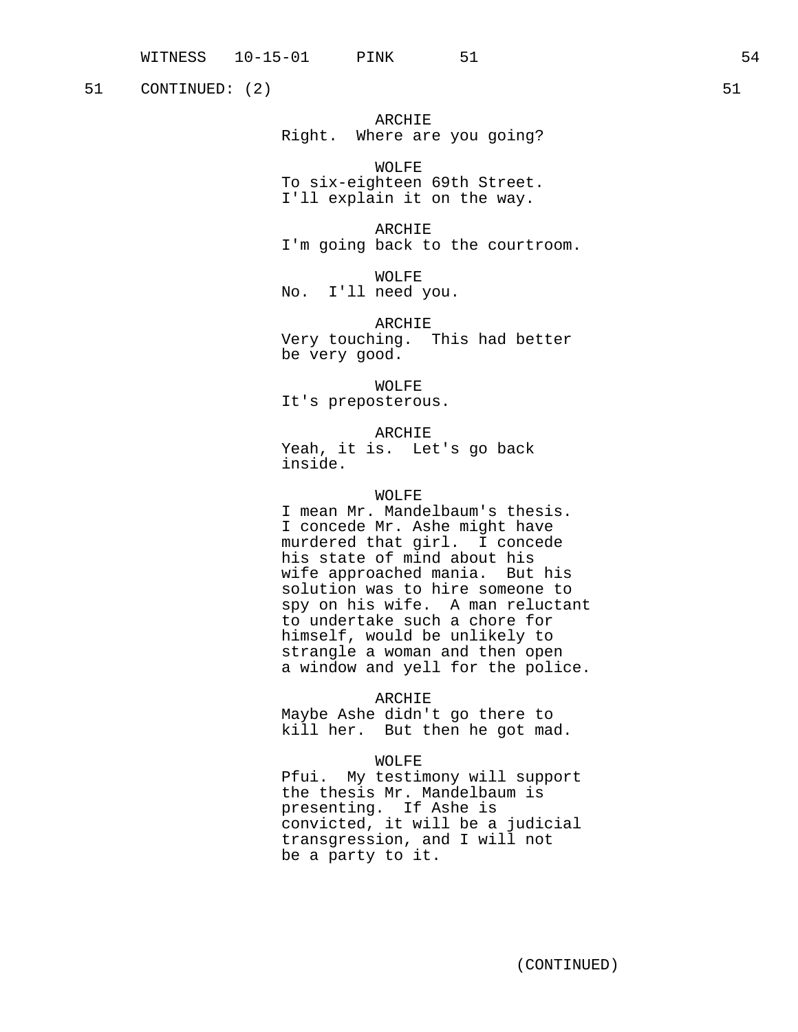51 CONTINUED: (2) 51

ARCHIE
Right. Where are you going?

WOLFE
To six-eighteen 69th Street.
I'll explain it on the way.

ARCHIE
I'm going back to the courtroom.

WOLFE
No. I'll need you.

ARCHIE
Very touching. This had better
be very good.

WOLFE
It's preposterous.

ARCHIE
Yeah, it is. Let's go back
inside.

WOLFE
I mean Mr. Mandelbaum's thesis.
I concede Mr. Ashe might have
murdered that girl. I concede
his state of mind about his
wife approached mania. But his
solution was to hire someone to
spy on his wife. A man reluctant
to undertake such a chore for
himself, would be unlikely to
strangle a woman and then open
a window and yell for the police.

ARCHIE
Maybe Ashe didn't go there to
kill her. But then he got mad.

WOLFE
Pfui. My testimony will support
the thesis Mr. Mandelbaum is
presenting. If Ashe is
convicted, it will be a judicial
transgression, and I will not
be a party to it.

(CONTINUED)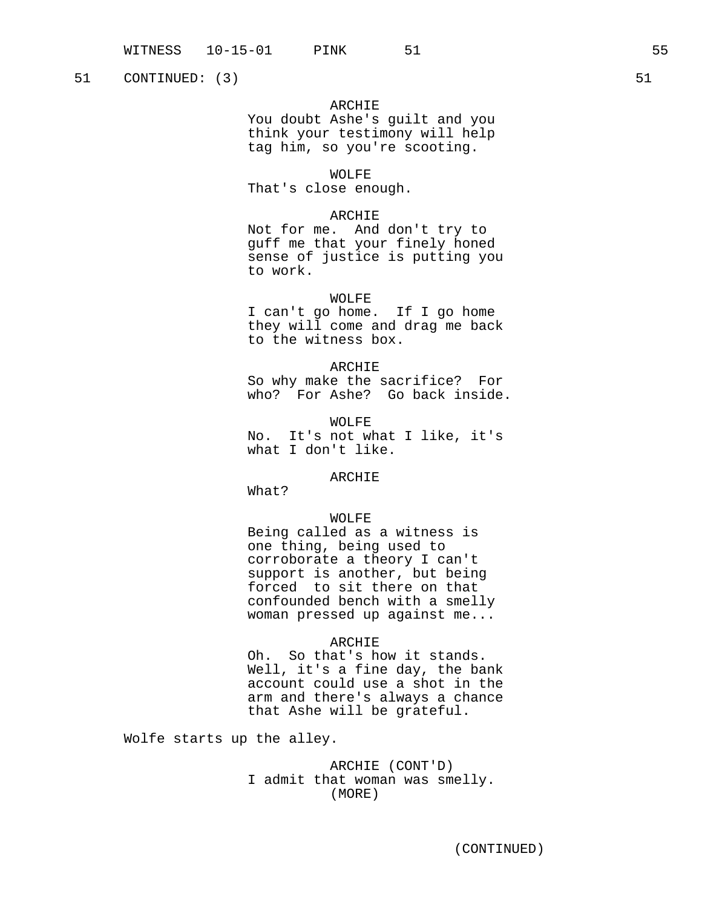51 CONTINUED: (3) 51

ARCHIE
You doubt Ashe's guilt and you think your testimony will help tag him, so you're scooting.

WOLFE
That's close enough.

ARCHIE
Not for me. And don't try to guff me that your finely honed sense of justice is putting you to work.

WOLFE
I can't go home. If I go home they will come and drag me back to the witness box.

ARCHIE
So why make the sacrifice? For who? For Ashe? Go back inside.

WOLFE
No. It's not what I like, it's what I don't like.

ARCHIE
What?

WOLFE
Being called as a witness is one thing, being used to corroborate a theory I can't support is another, but being forced to sit there on that confounded bench with a smelly woman pressed up against me...

ARCHIE
Oh. So that's how it stands. Well, it's a fine day, the bank account could use a shot in the arm and there's always a chance that Ashe will be grateful.

Wolfe starts up the alley.

ARCHIE (CONT'D)
I admit that woman was smelly.
(MORE)

(CONTINUED)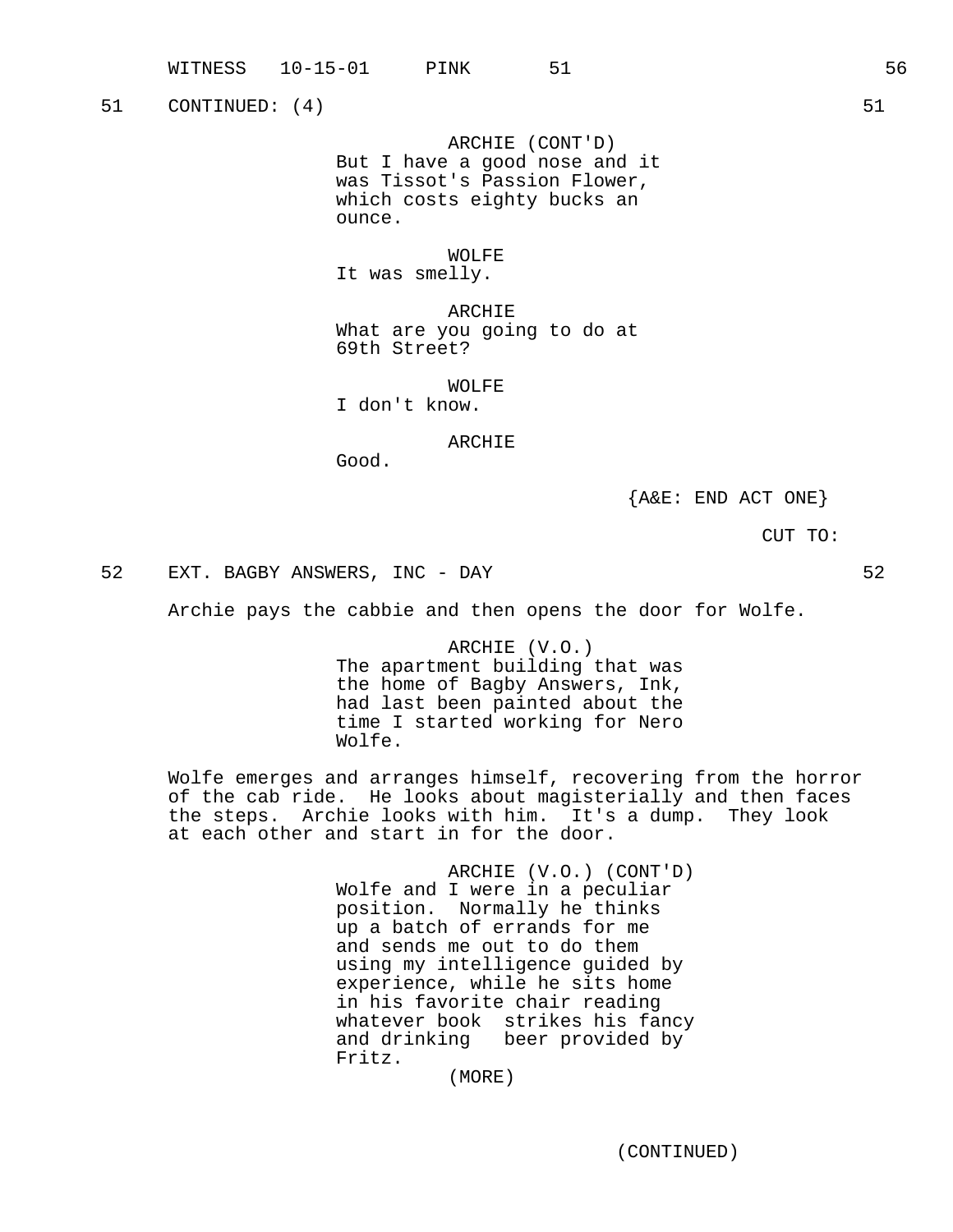51 CONTINUED: (4) 51

ARCHIE (CONT'D)
But I have a good nose and it was Tissot's Passion Flower, which costs eighty bucks an ounce.

WOLFE
It was smelly.

ARCHIE
What are you going to do at 69th Street?

WOLFE
I don't know.

ARCHIE
Good.

{A&E: END ACT ONE}

CUT TO:

52 EXT. BAGBY ANSWERS, INC - DAY 52

Archie pays the cabbie and then opens the door for Wolfe.

ARCHIE (V.O.)
The apartment building that was the home of Bagby Answers, Ink, had last been painted about the time I started working for Nero Wolfe.

Wolfe emerges and arranges himself, recovering from the horror of the cab ride. He looks about magisterially and then faces the steps. Archie looks with him. It's a dump. They look at each other and start in for the door.

ARCHIE (V.O.) (CONT'D)
Wolfe and I were in a peculiar position. Normally he thinks up a batch of errands for me and sends me out to do them using my intelligence guided by experience, while he sits home in his favorite chair reading whatever book strikes his fancy and drinking beer provided by Fritz.
(MORE)

(CONTINUED)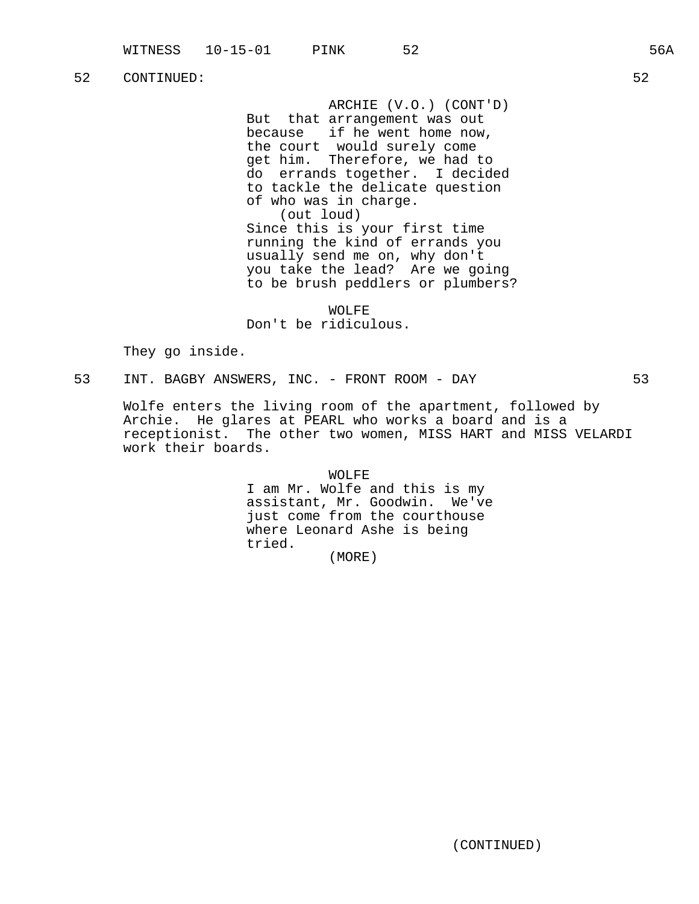52 CONTINUED: 52

ARCHIE (V.O.) (CONT'D)
But that arrangement was out because if he went home now, the court would surely come get him. Therefore, we had to do errands together. I decided to tackle the delicate question of who was in charge.
(out loud)
Since this is your first time running the kind of errands you usually send me on, why don't you take the lead? Are we going to be brush peddlers or plumbers?

WOLFE
Don't be ridiculous.

They go inside.

53 INT. BAGBY ANSWERS, INC. - FRONT ROOM - DAY 53

Wolfe enters the living room of the apartment, followed by Archie. He glares at PEARL who works a board and is a receptionist. The other two women, MISS HART and MISS VELARDI work their boards.

WOLFE
I am Mr. Wolfe and this is my assistant, Mr. Goodwin. We've just come from the courthouse where Leonard Ashe is being tried.
(MORE)

(CONTINUED)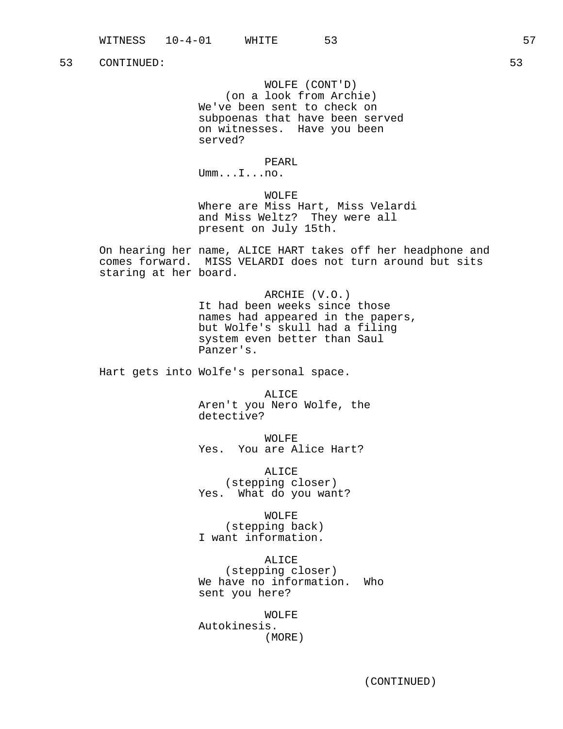53 CONTINUED: 53

WOLFE (CONT'D)
(on a look from Archie)
We've been sent to check on subpoenas that have been served on witnesses. Have you been served?

PEARL
Umm...I...no.

WOLFE
Where are Miss Hart, Miss Velardi and Miss Weltz? They were all present on July 15th.

On hearing her name, ALICE HART takes off her headphone and comes forward. MISS VELARDI does not turn around but sits staring at her board.

ARCHIE (V.O.)
It had been weeks since those names had appeared in the papers, but Wolfe's skull had a filing system even better than Saul Panzer's.

Hart gets into Wolfe's personal space.

ALICE
Aren't you Nero Wolfe, the detective?

WOLFE
Yes. You are Alice Hart?

ALICE
(stepping closer)
Yes. What do you want?

WOLFE
(stepping back)
I want information.

ALICE
(stepping closer)
We have no information. Who sent you here?

WOLFE
Autokinesis.
(MORE)

(CONTINUED)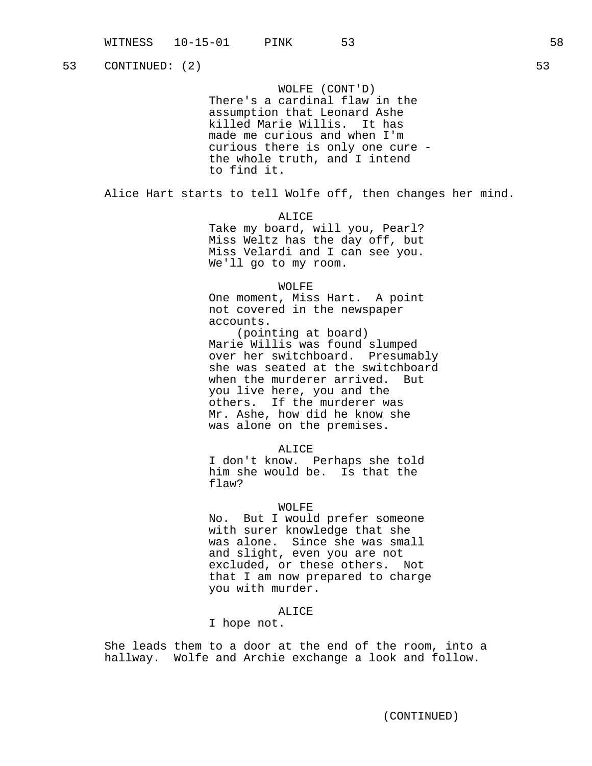53 CONTINUED: (2) 53

WOLFE (CONT'D)
There's a cardinal flaw in the assumption that Leonard Ashe killed Marie Willis. It has made me curious and when I'm curious there is only one cure - the whole truth, and I intend to find it.

Alice Hart starts to tell Wolfe off, then changes her mind.

ALICE
Take my board, will you, Pearl? Miss Weltz has the day off, but Miss Velardi and I can see you. We'll go to my room.

WOLFE
One moment, Miss Hart. A point not covered in the newspaper accounts.
(pointing at board)
Marie Willis was found slumped over her switchboard. Presumably she was seated at the switchboard when the murderer arrived. But you live here, you and the others. If the murderer was Mr. Ashe, how did he know she was alone on the premises.

ALICE
I don't know. Perhaps she told him she would be. Is that the flaw?

WOLFE
No. But I would prefer someone with surer knowledge that she was alone. Since she was small and slight, even you are not excluded, or these others. Not that I am now prepared to charge you with murder.

ALICE
I hope not.

She leads them to a door at the end of the room, into a hallway. Wolfe and Archie exchange a look and follow.

(CONTINUED)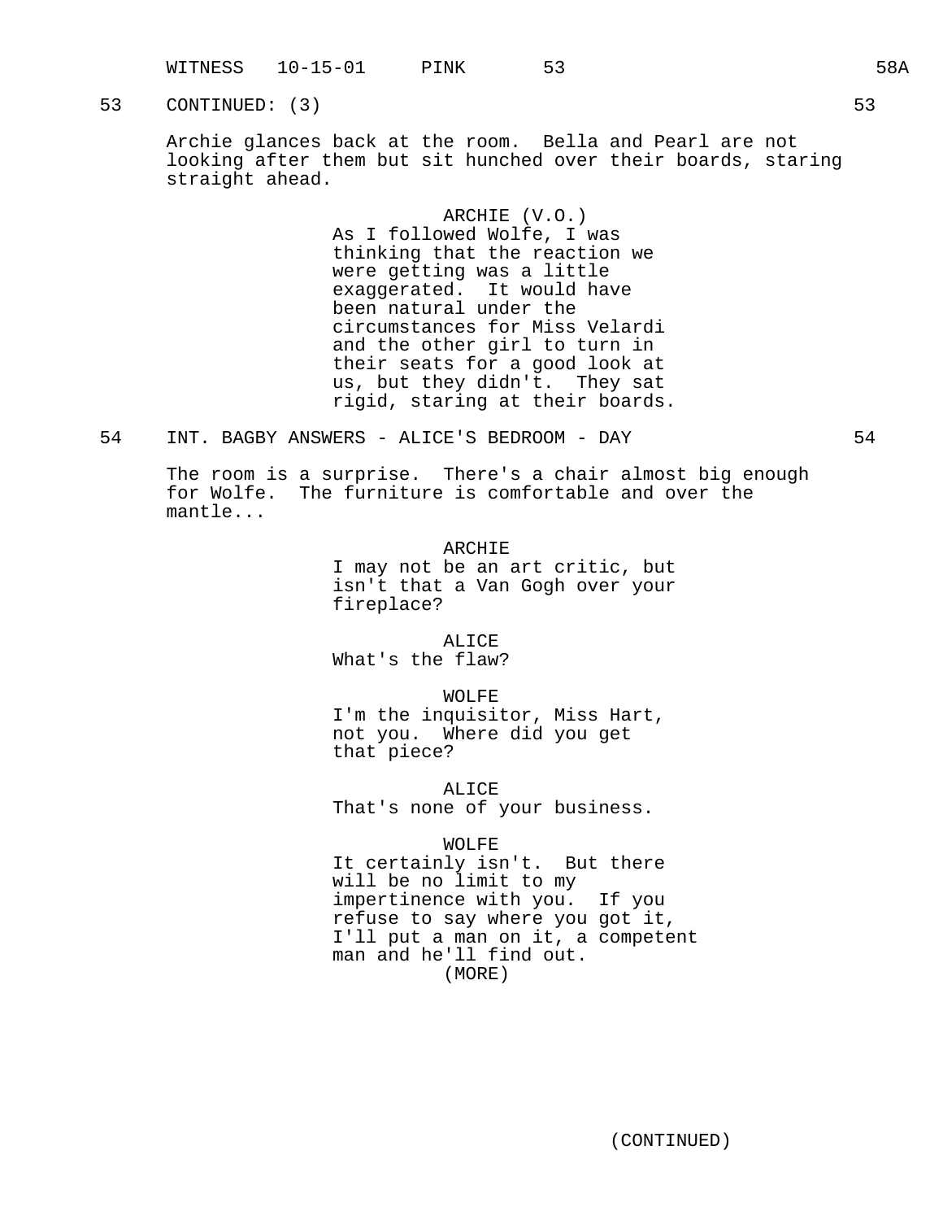53 CONTINUED: (3) 53

Archie glances back at the room. Bella and Pearl are not looking after them but sit hunched over their boards, staring straight ahead.

ARCHIE (V.O.)
As I followed Wolfe, I was thinking that the reaction we were getting was a little exaggerated. It would have been natural under the circumstances for Miss Velardi and the other girl to turn in their seats for a good look at us, but they didn't. They sat rigid, staring at their boards.

54 INT. BAGBY ANSWERS - ALICE'S BEDROOM - DAY 54

The room is a surprise. There's a chair almost big enough for Wolfe. The furniture is comfortable and over the mantle...

ARCHIE
I may not be an art critic, but isn't that a Van Gogh over your fireplace?

ALICE
What's the flaw?

WOLFE
I'm the inquisitor, Miss Hart, not you. Where did you get that piece?

ALICE
That's none of your business.

WOLFE
It certainly isn't. But there will be no limit to my impertinence with you. If you refuse to say where you got it, I'll put a man on it, a competent man and he'll find out.
(MORE)

(CONTINUED)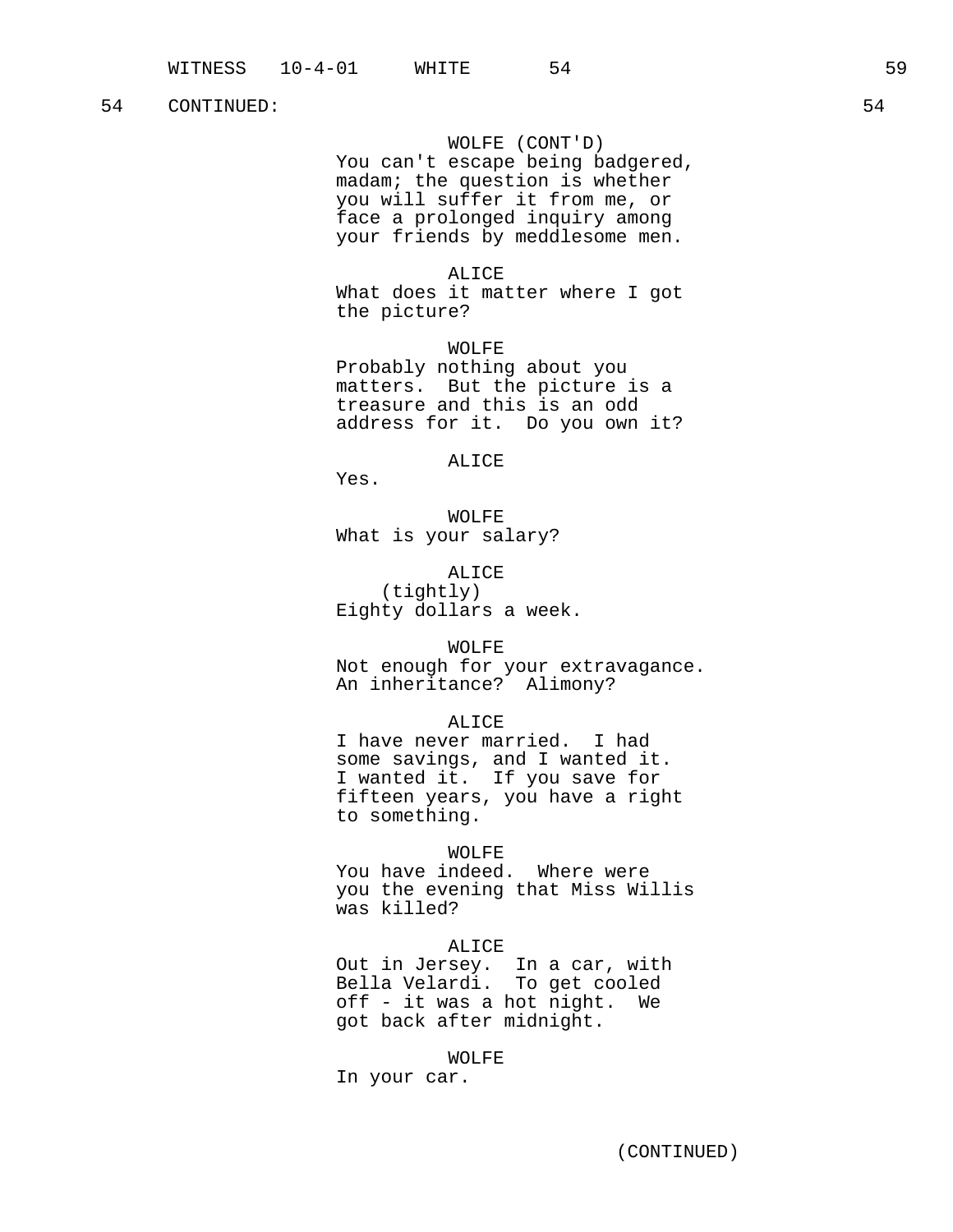54 CONTINUED: 54

WOLFE (CONT'D)
You can't escape being badgered, madam; the question is whether you will suffer it from me, or face a prolonged inquiry among your friends by meddlesome men.

ALICE
What does it matter where I got the picture?

WOLFE
Probably nothing about you matters. But the picture is a treasure and this is an odd address for it. Do you own it?

ALICE
Yes.

WOLFE
What is your salary?

ALICE
(tightly)
Eighty dollars a week.

WOLFE
Not enough for your extravagance. An inheritance? Alimony?

ALICE
I have never married. I had some savings, and I wanted it. I wanted it. If you save for fifteen years, you have a right to something.

WOLFE
You have indeed. Where were you the evening that Miss Willis was killed?

ALICE
Out in Jersey. In a car, with Bella Velardi. To get cooled off - it was a hot night. We got back after midnight.

WOLFE
In your car.

(CONTINUED)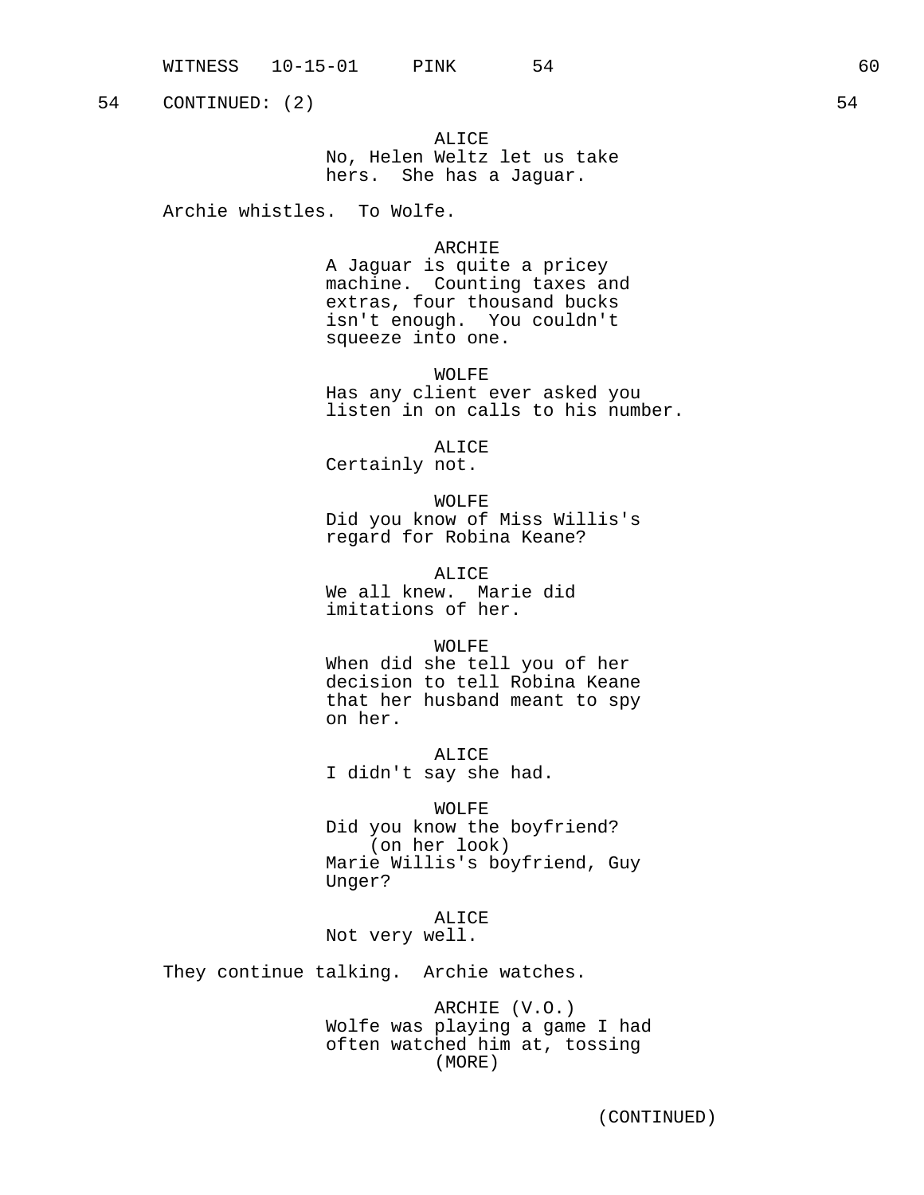54 CONTINUED: (2) 54

ALICE
No, Helen Weltz let us take hers. She has a Jaguar.

Archie whistles. To Wolfe.

ARCHIE
A Jaguar is quite a pricey machine. Counting taxes and extras, four thousand bucks isn't enough. You couldn't squeeze into one.

WOLFE
Has any client ever asked you listen in on calls to his number.

ALICE
Certainly not.

WOLFE
Did you know of Miss Willis's regard for Robina Keane?

ALICE
We all knew. Marie did imitations of her.

WOLFE
When did she tell you of her decision to tell Robina Keane that her husband meant to spy on her.

ALICE
I didn't say she had.

WOLFE
Did you know the boyfriend?
(on her look)
Marie Willis's boyfriend, Guy Unger?

ALICE
Not very well.

They continue talking. Archie watches.

ARCHIE (V.O.)
Wolfe was playing a game I had often watched him at, tossing
(MORE)

(CONTINUED)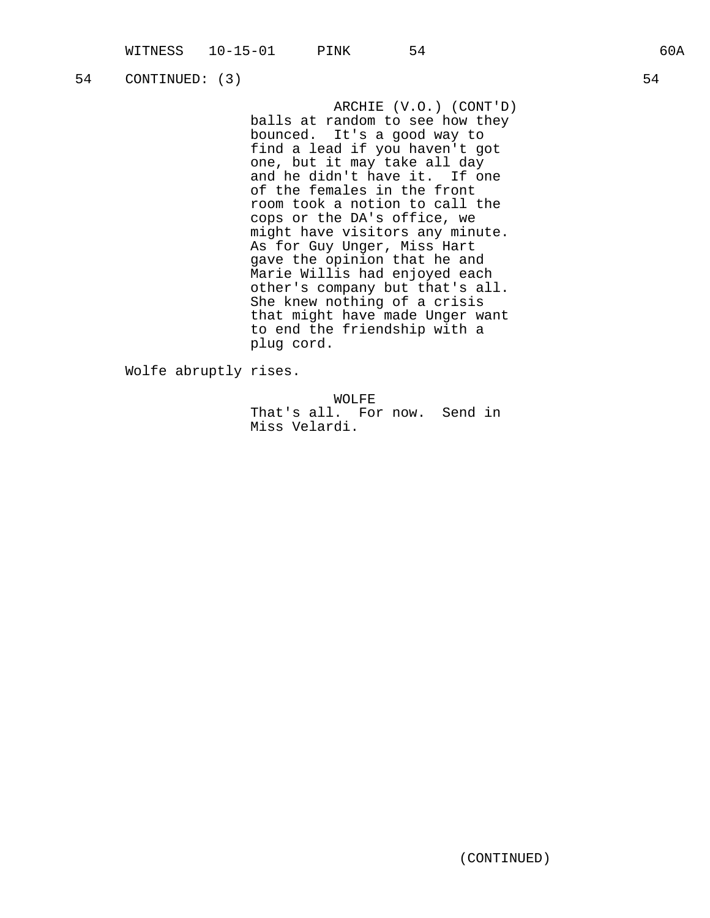54 CONTINUED: (3) 54

ARCHIE (V.O.) (CONT'D)
balls at random to see how they bounced. It's a good way to find a lead if you haven't got one, but it may take all day and he didn't have it. If one of the females in the front room took a notion to call the cops or the DA's office, we might have visitors any minute. As for Guy Unger, Miss Hart gave the opinion that he and Marie Willis had enjoyed each other's company but that's all. She knew nothing of a crisis that might have made Unger want to end the friendship with a plug cord.

Wolfe abruptly rises.

WOLFE
That's all. For now. Send in Miss Velardi.

(CONTINUED)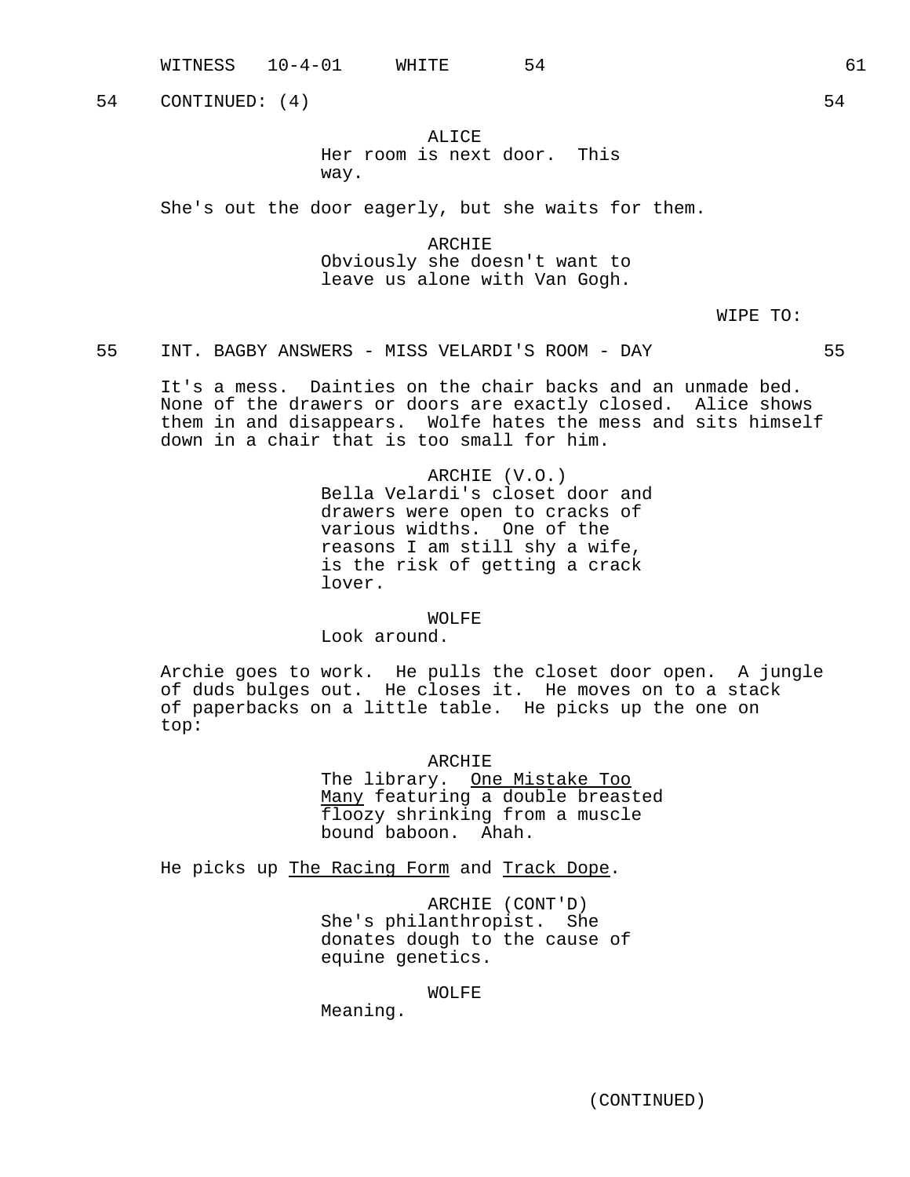54 CONTINUED: (4) 54

ALICE
Her room is next door. This way.

She's out the door eagerly, but she waits for them.

ARCHIE
Obviously she doesn't want to leave us alone with Van Gogh.

WIPE TO:

55 INT. BAGBY ANSWERS - MISS VELARDI'S ROOM - DAY 55

It's a mess. Dainties on the chair backs and an unmade bed. None of the drawers or doors are exactly closed. Alice shows them in and disappears. Wolfe hates the mess and sits himself down in a chair that is too small for him.

ARCHIE (V.O.)
Bella Velardi's closet door and drawers were open to cracks of various widths. One of the reasons I am still shy a wife, is the risk of getting a crack lover.

WOLFE
Look around.

Archie goes to work. He pulls the closet door open. A jungle of duds bulges out. He closes it. He moves on to a stack of paperbacks on a little table. He picks up the one on top:

ARCHIE
The library. <u>One Mistake Too Many</u> featuring a double breasted floozy shrinking from a muscle bound baboon. Ahah.

He picks up <u>The Racing Form</u> and <u>Track Dope</u>.

ARCHIE (CONT'D)
She's philanthropist. She donates dough to the cause of equine genetics.

WOLFE
Meaning.

(CONTINUED)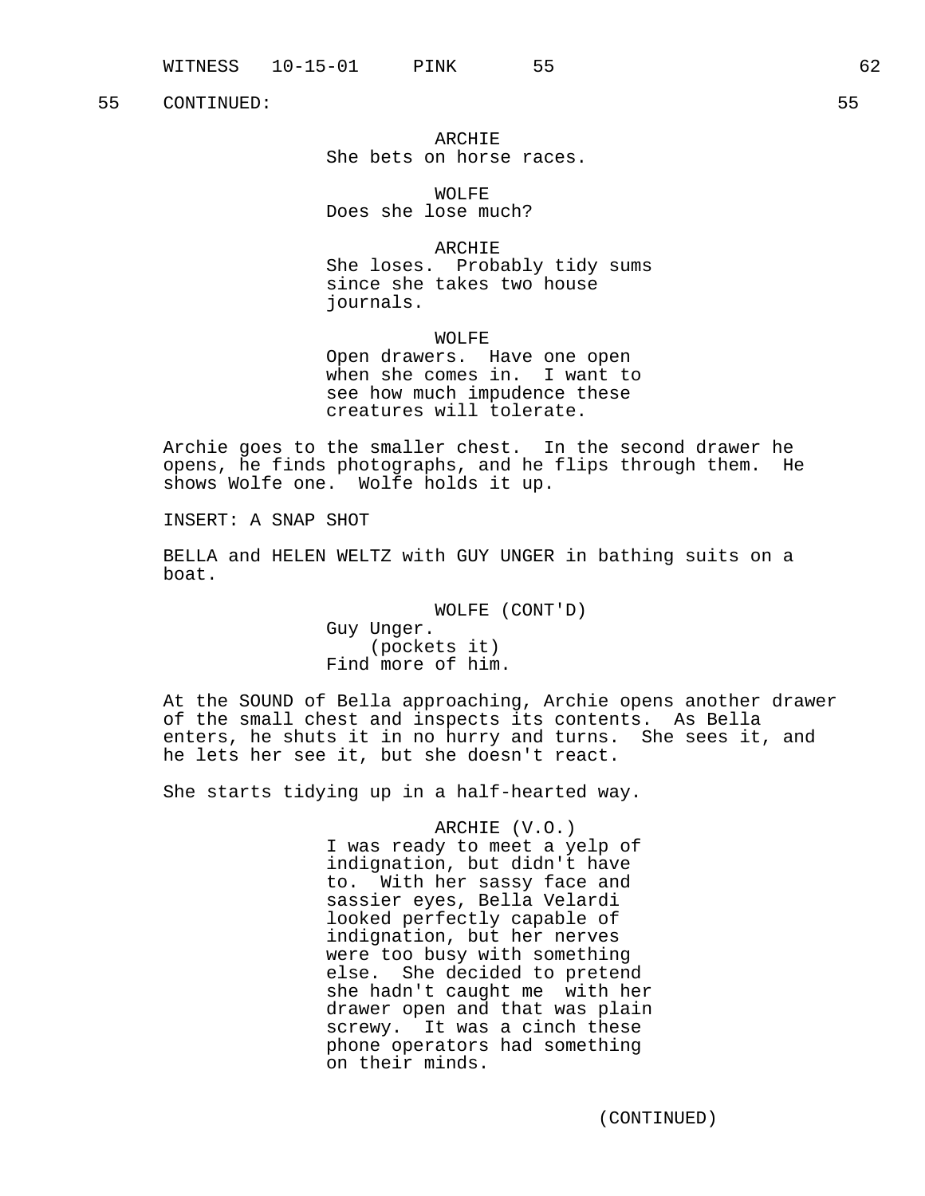55 CONTINUED: 55

ARCHIE
She bets on horse races.

WOLFE
Does she lose much?

ARCHIE
She loses. Probably tidy sums since she takes two house journals.

WOLFE
Open drawers. Have one open when she comes in. I want to see how much impudence these creatures will tolerate.

Archie goes to the smaller chest. In the second drawer he opens, he finds photographs, and he flips through them. He shows Wolfe one. Wolfe holds it up.

INSERT: A SNAP SHOT

BELLA and HELEN WELTZ with GUY UNGER in bathing suits on a boat.

WOLFE (CONT'D)
Guy Unger.
(pockets it)
Find more of him.

At the SOUND of Bella approaching, Archie opens another drawer of the small chest and inspects its contents. As Bella enters, he shuts it in no hurry and turns. She sees it, and he lets her see it, but she doesn't react.

She starts tidying up in a half-hearted way.

ARCHIE (V.O.)
I was ready to meet a yelp of indignation, but didn't have to. With her sassy face and sassier eyes, Bella Velardi looked perfectly capable of indignation, but her nerves were too busy with something else. She decided to pretend she hadn't caught me with her drawer open and that was plain screwy. It was a cinch these phone operators had something on their minds.

(CONTINUED)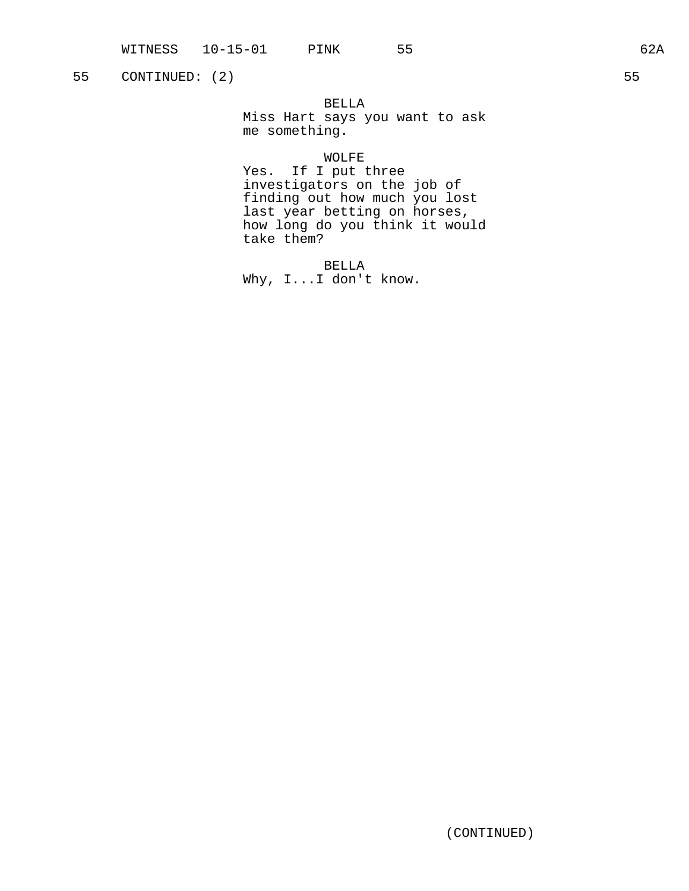55 CONTINUED: (2) 55

BELLA
Miss Hart says you want to ask me something.

WOLFE
Yes. If I put three investigators on the job of finding out how much you lost last year betting on horses, how long do you think it would take them?

BELLA
Why, I...I don't know.

(CONTINUED)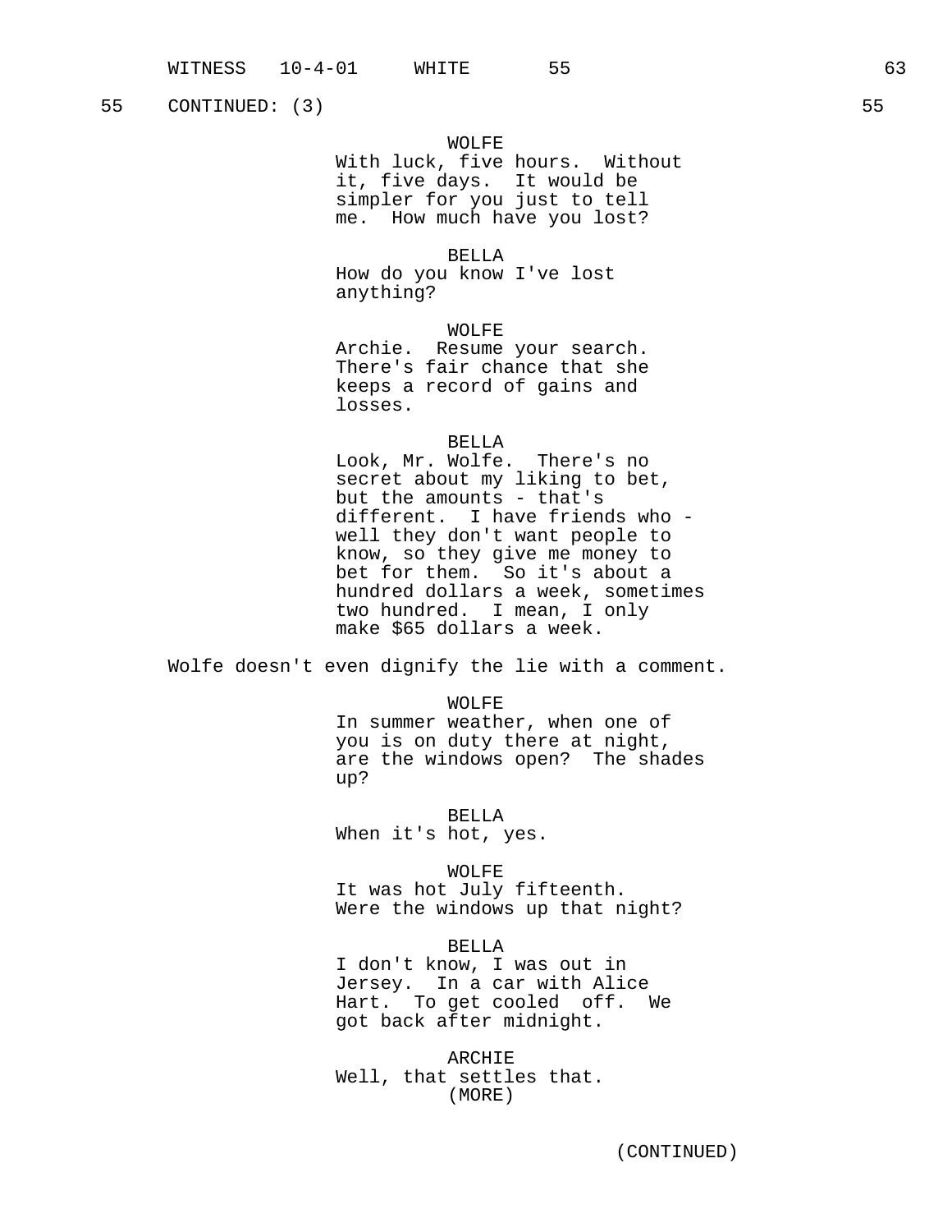55 CONTINUED: (3) 55

WOLFE
With luck, five hours. Without it, five days. It would be simpler for you just to tell me. How much have you lost?

BELLA
How do you know I've lost anything?

WOLFE
Archie. Resume your search. There's fair chance that she keeps a record of gains and losses.

BELLA
Look, Mr. Wolfe. There's no secret about my liking to bet, but the amounts - that's different. I have friends who - well they don't want people to know, so they give me money to bet for them. So it's about a hundred dollars a week, sometimes two hundred. I mean, I only make $65 dollars a week.

Wolfe doesn't even dignify the lie with a comment.

WOLFE
In summer weather, when one of you is on duty there at night, are the windows open? The shades up?

BELLA
When it's hot, yes.

WOLFE
It was hot July fifteenth. Were the windows up that night?

BELLA
I don't know, I was out in Jersey. In a car with Alice Hart. To get cooled off. We got back after midnight.

ARCHIE
Well, that settles that.
(MORE)

(CONTINUED)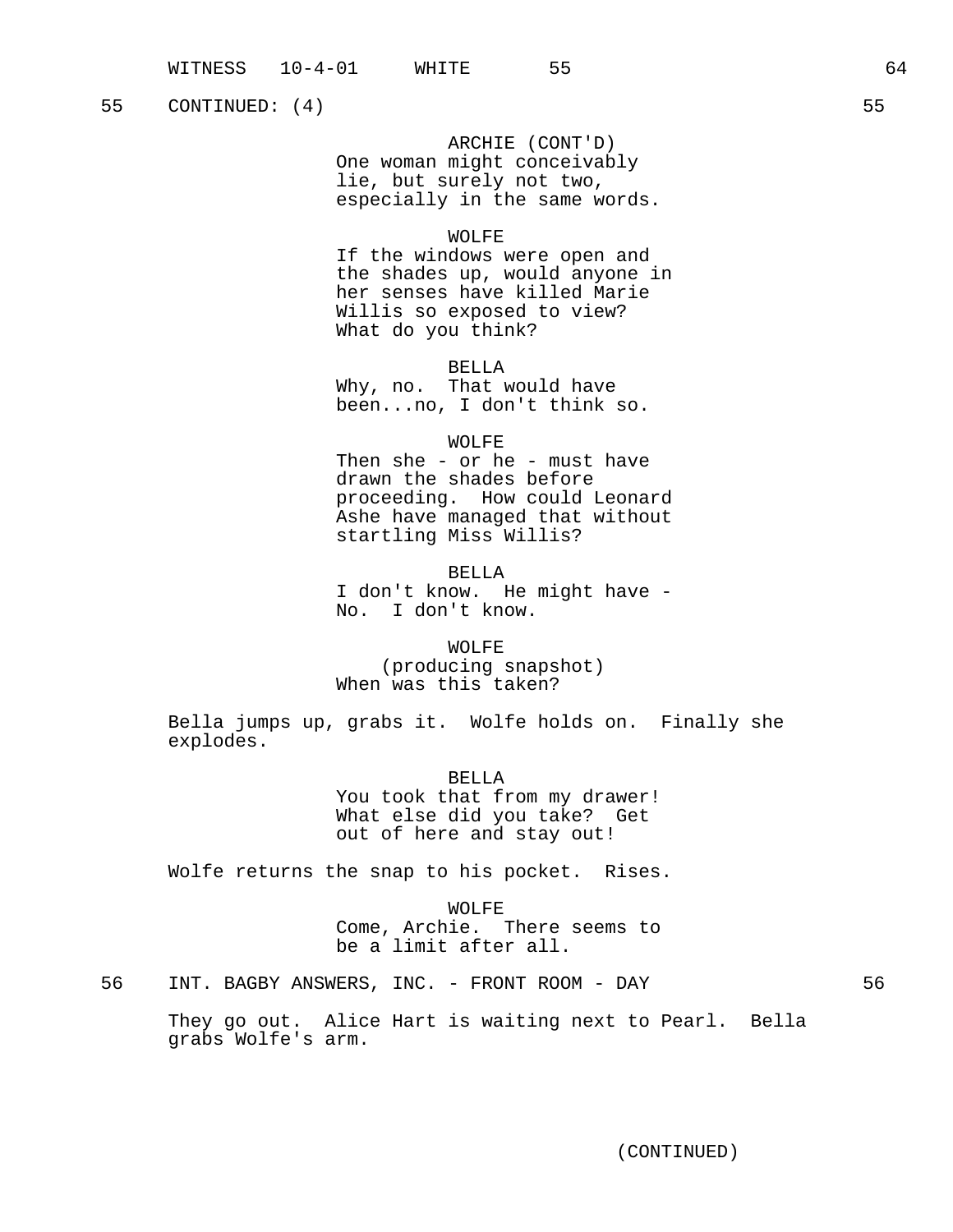55 CONTINUED: (4) 55

ARCHIE (CONT'D)
One woman might conceivably lie, but surely not two, especially in the same words.

WOLFE
If the windows were open and the shades up, would anyone in her senses have killed Marie Willis so exposed to view? What do you think?

BELLA
Why, no. That would have been...no, I don't think so.

WOLFE
Then she - or he - must have drawn the shades before proceeding. How could Leonard Ashe have managed that without startling Miss Willis?

BELLA
I don't know. He might have - No. I don't know.

WOLFE
(producing snapshot)
When was this taken?

Bella jumps up, grabs it. Wolfe holds on. Finally she explodes.

BELLA
You took that from my drawer! What else did you take? Get out of here and stay out!

Wolfe returns the snap to his pocket. Rises.

WOLFE
Come, Archie. There seems to be a limit after all.

56 INT. BAGBY ANSWERS, INC. - FRONT ROOM - DAY 56

They go out. Alice Hart is waiting next to Pearl. Bella grabs Wolfe's arm.

(CONTINUED)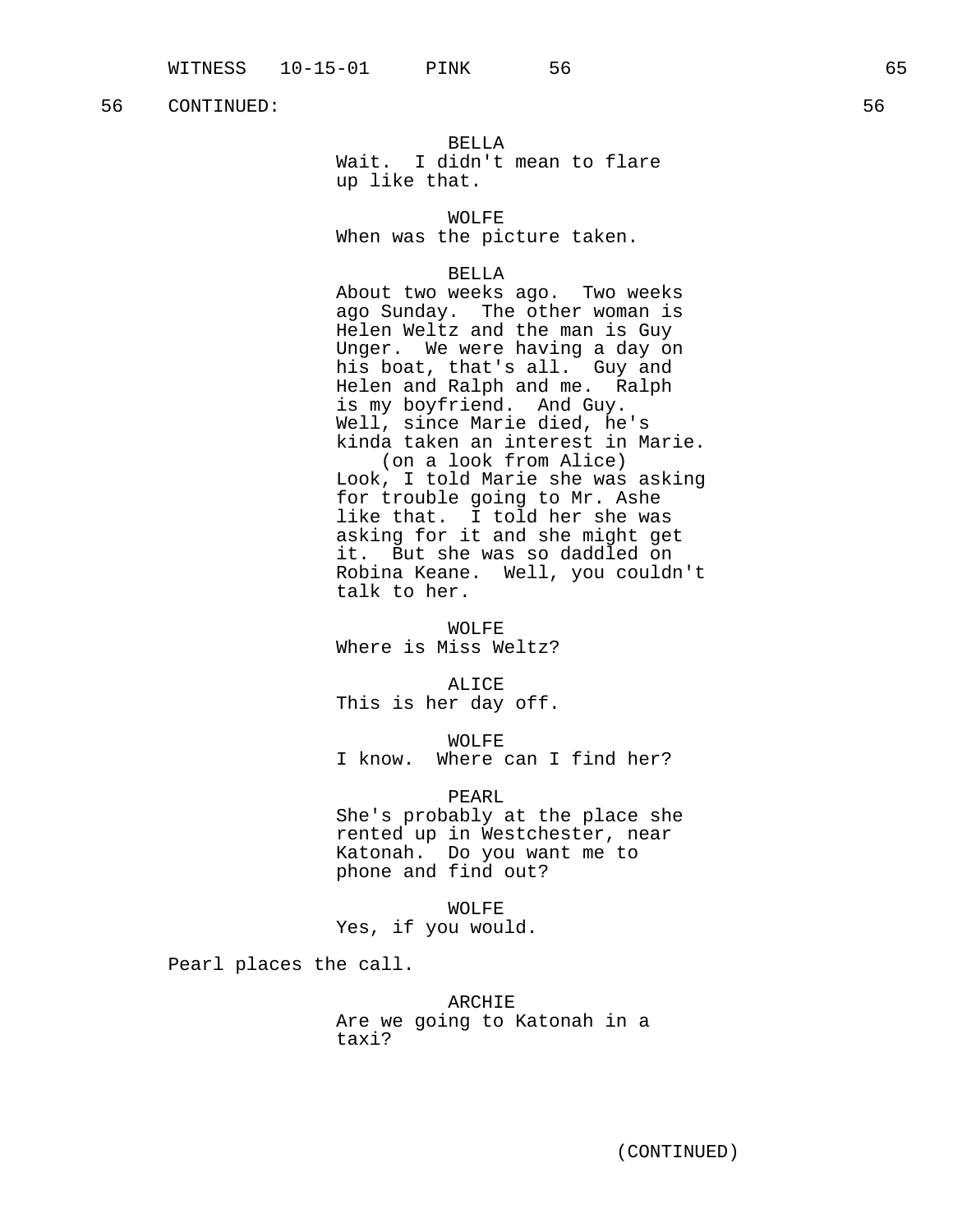56 CONTINUED: 56

BELLA
Wait. I didn't mean to flare up like that.

WOLFE
When was the picture taken.

BELLA
About two weeks ago. Two weeks ago Sunday. The other woman is Helen Weltz and the man is Guy Unger. We were having a day on his boat, that's all. Guy and Helen and Ralph and me. Ralph is my boyfriend. And Guy. Well, since Marie died, he's kinda taken an interest in Marie.
(on a look from Alice)
Look, I told Marie she was asking for trouble going to Mr. Ashe like that. I told her she was asking for it and she might get it. But she was so daddled on Robina Keane. Well, you couldn't talk to her.

WOLFE
Where is Miss Weltz?

ALICE
This is her day off.

WOLFE
I know. Where can I find her?

PEARL
She's probably at the place she rented up in Westchester, near Katonah. Do you want me to phone and find out?

WOLFE
Yes, if you would.

Pearl places the call.

ARCHIE
Are we going to Katonah in a taxi?

(CONTINUED)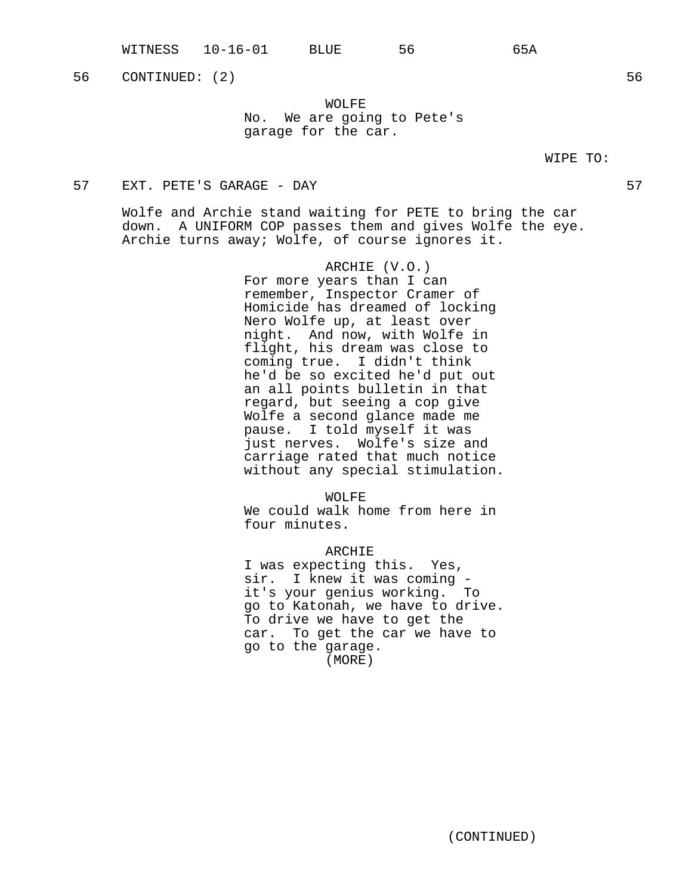56 CONTINUED: (2) 56

WOLFE
No. We are going to Pete's garage for the car.

WIPE TO:

57 EXT. PETE'S GARAGE - DAY 57

Wolfe and Archie stand waiting for PETE to bring the car down. A UNIFORM COP passes them and gives Wolfe the eye. Archie turns away; Wolfe, of course ignores it.

ARCHIE (V.O.)
For more years than I can remember, Inspector Cramer of Homicide has dreamed of locking Nero Wolfe up, at least over night. And now, with Wolfe in flight, his dream was close to coming true. I didn't think he'd be so excited he'd put out an all points bulletin in that regard, but seeing a cop give Wolfe a second glance made me pause. I told myself it was just nerves. Wolfe's size and carriage rated that much notice without any special stimulation.

WOLFE
We could walk home from here in four minutes.

ARCHIE
I was expecting this. Yes, sir. I knew it was coming - it's your genius working. To go to Katonah, we have to drive. To drive we have to get the car. To get the car we have to go to the garage.
(MORE)

(CONTINUED)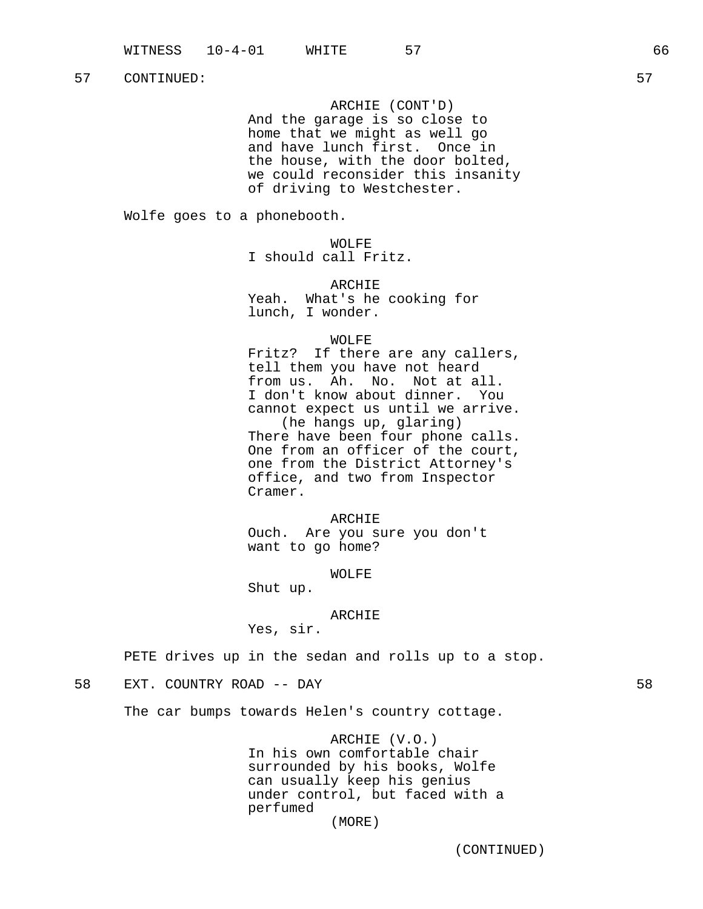57 CONTINUED: 57

ARCHIE (CONT'D)
And the garage is so close to home that we might as well go and have lunch first. Once in the house, with the door bolted, we could reconsider this insanity of driving to Westchester.

Wolfe goes to a phonebooth.

WOLFE
I should call Fritz.

ARCHIE
Yeah. What's he cooking for lunch, I wonder.

WOLFE
Fritz? If there are any callers, tell them you have not heard from us. Ah. No. Not at all. I don't know about dinner. You cannot expect us until we arrive.
(he hangs up, glaring)
There have been four phone calls. One from an officer of the court, one from the District Attorney's office, and two from Inspector Cramer.

ARCHIE
Ouch. Are you sure you don't want to go home?

WOLFE
Shut up.

ARCHIE
Yes, sir.

PETE drives up in the sedan and rolls up to a stop.

58 EXT. COUNTRY ROAD -- DAY 58

The car bumps towards Helen's country cottage.

ARCHIE (V.O.)
In his own comfortable chair surrounded by his books, Wolfe can usually keep his genius under control, but faced with a perfumed
(MORE)

(CONTINUED)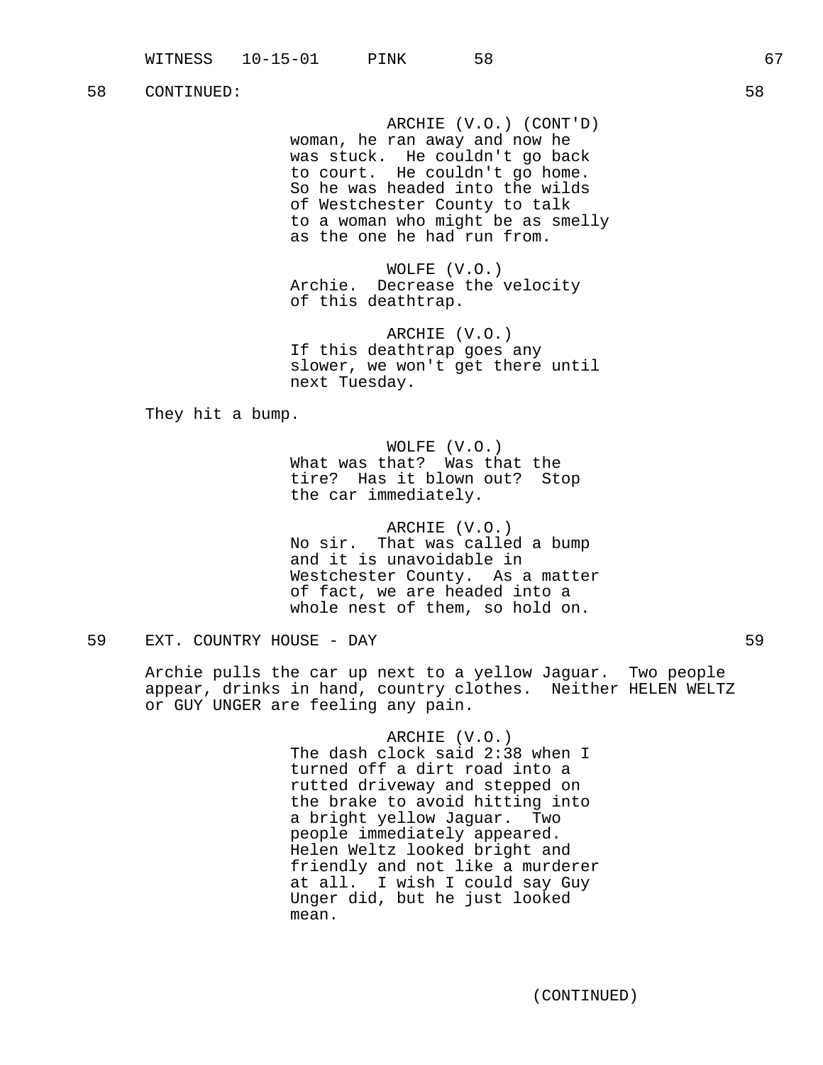58 CONTINUED: 58

ARCHIE (V.O.) (CONT'D)
woman, he ran away and now he was stuck. He couldn't go back to court. He couldn't go home. So he was headed into the wilds of Westchester County to talk to a woman who might be as smelly as the one he had run from.

WOLFE (V.O.)
Archie. Decrease the velocity of this deathtrap.

ARCHIE (V.O.)
If this deathtrap goes any slower, we won't get there until next Tuesday.

They hit a bump.

WOLFE (V.O.)
What was that? Was that the tire? Has it blown out? Stop the car immediately.

ARCHIE (V.O.)
No sir. That was called a bump and it is unavoidable in Westchester County. As a matter of fact, we are headed into a whole nest of them, so hold on.

59 EXT. COUNTRY HOUSE - DAY 59

Archie pulls the car up next to a yellow Jaguar. Two people appear, drinks in hand, country clothes. Neither HELEN WELTZ or GUY UNGER are feeling any pain.

ARCHIE (V.O.)
The dash clock said 2:38 when I turned off a dirt road into a rutted driveway and stepped on the brake to avoid hitting into a bright yellow Jaguar. Two people immediately appeared. Helen Weltz looked bright and friendly and not like a murderer at all. I wish I could say Guy Unger did, but he just looked mean.

(CONTINUED)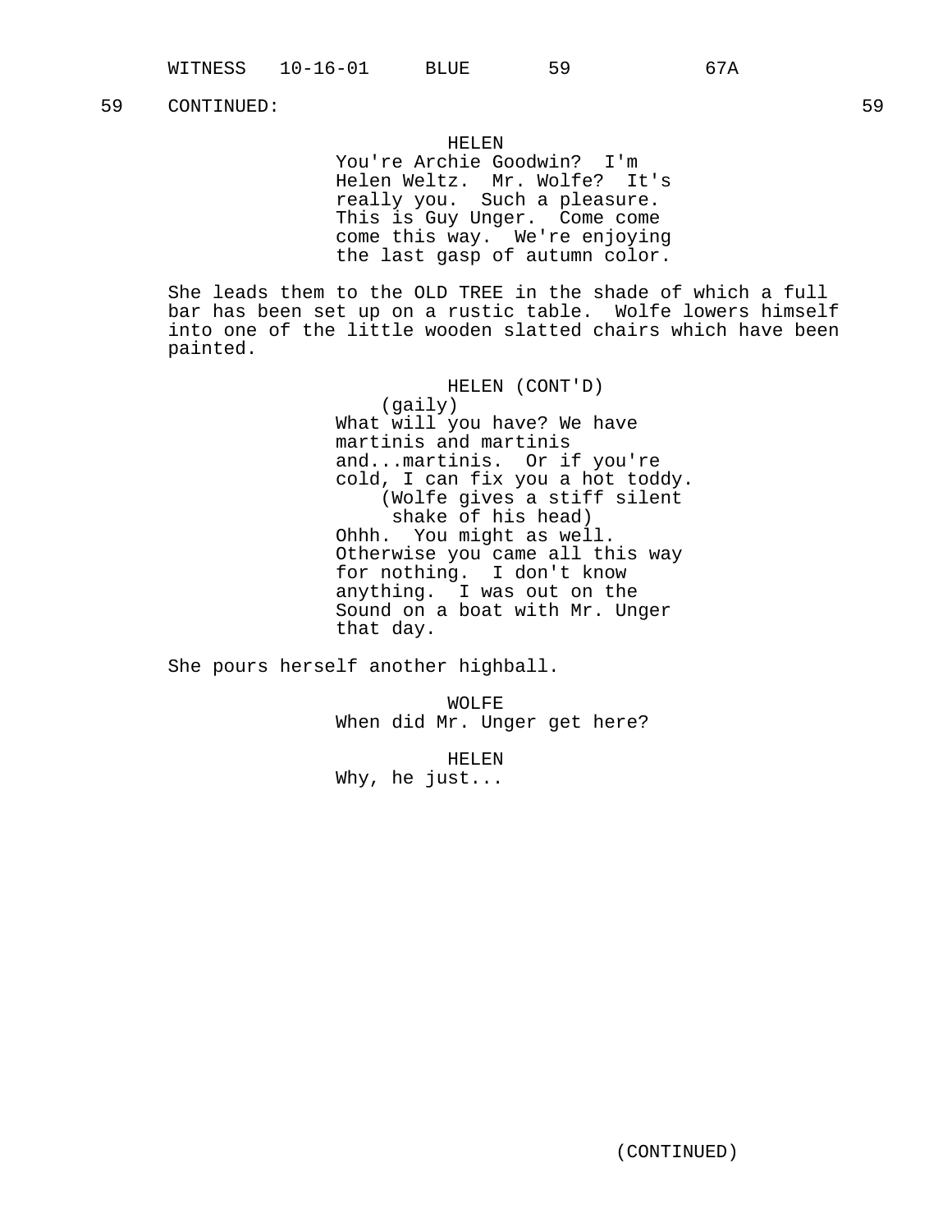59 CONTINUED: 59

HELEN
You're Archie Goodwin? I'm Helen Weltz. Mr. Wolfe? It's really you. Such a pleasure. This is Guy Unger. Come come come this way. We're enjoying the last gasp of autumn color.

She leads them to the OLD TREE in the shade of which a full bar has been set up on a rustic table. Wolfe lowers himself into one of the little wooden slatted chairs which have been painted.

HELEN (CONT'D)
(gaily)
What will you have? We have martinis and martinis and...martinis. Or if you're cold, I can fix you a hot toddy.
(Wolfe gives a stiff silent shake of his head)
Ohhh. You might as well. Otherwise you came all this way for nothing. I don't know anything. I was out on the Sound on a boat with Mr. Unger that day.

She pours herself another highball.

WOLFE
When did Mr. Unger get here?

HELEN
Why, he just...

(CONTINUED)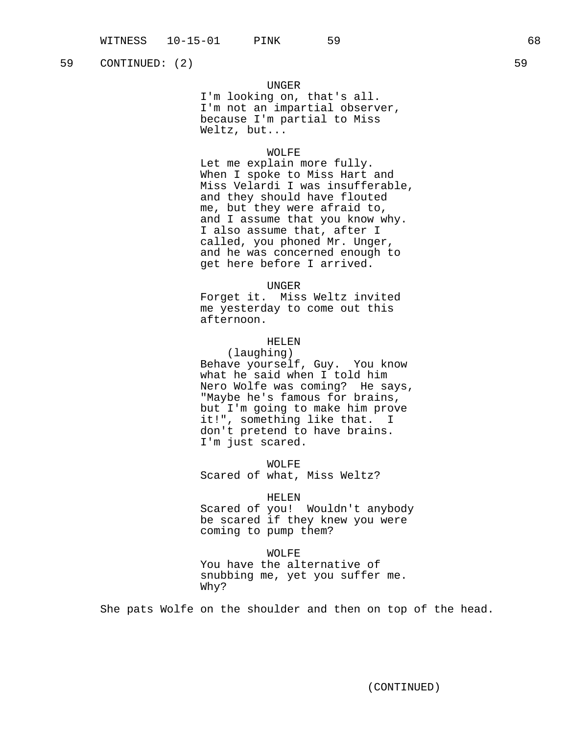59 CONTINUED: (2) 59

UNGER
I'm looking on, that's all. I'm not an impartial observer, because I'm partial to Miss Weltz, but...

WOLFE
Let me explain more fully. When I spoke to Miss Hart and Miss Velardi I was insufferable, and they should have flouted me, but they were afraid to, and I assume that you know why. I also assume that, after I called, you phoned Mr. Unger, and he was concerned enough to get here before I arrived.

UNGER
Forget it. Miss Weltz invited me yesterday to come out this afternoon.

HELEN
(laughing)
Behave yourself, Guy. You know what he said when I told him Nero Wolfe was coming? He says, "Maybe he's famous for brains, but I'm going to make him prove it!", something like that. I don't pretend to have brains. I'm just scared.

WOLFE
Scared of what, Miss Weltz?

HELEN
Scared of you! Wouldn't anybody be scared if they knew you were coming to pump them?

WOLFE
You have the alternative of snubbing me, yet you suffer me. Why?

She pats Wolfe on the shoulder and then on top of the head.

(CONTINUED)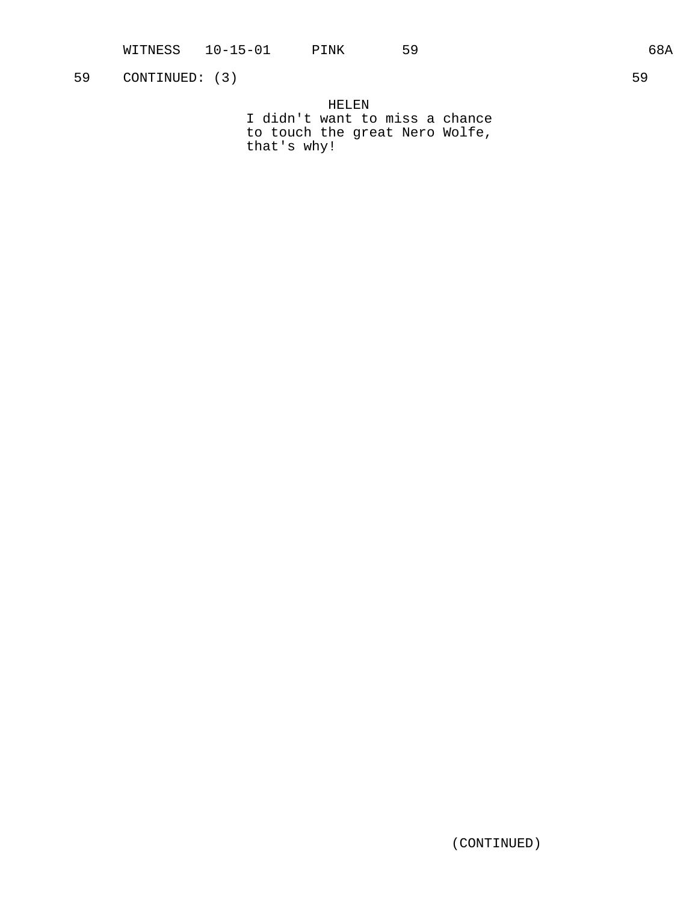59 CONTINUED: (3) 59

HELEN

I didn't want to miss a chance to touch the great Nero Wolfe, that's why!

(CONTINUED)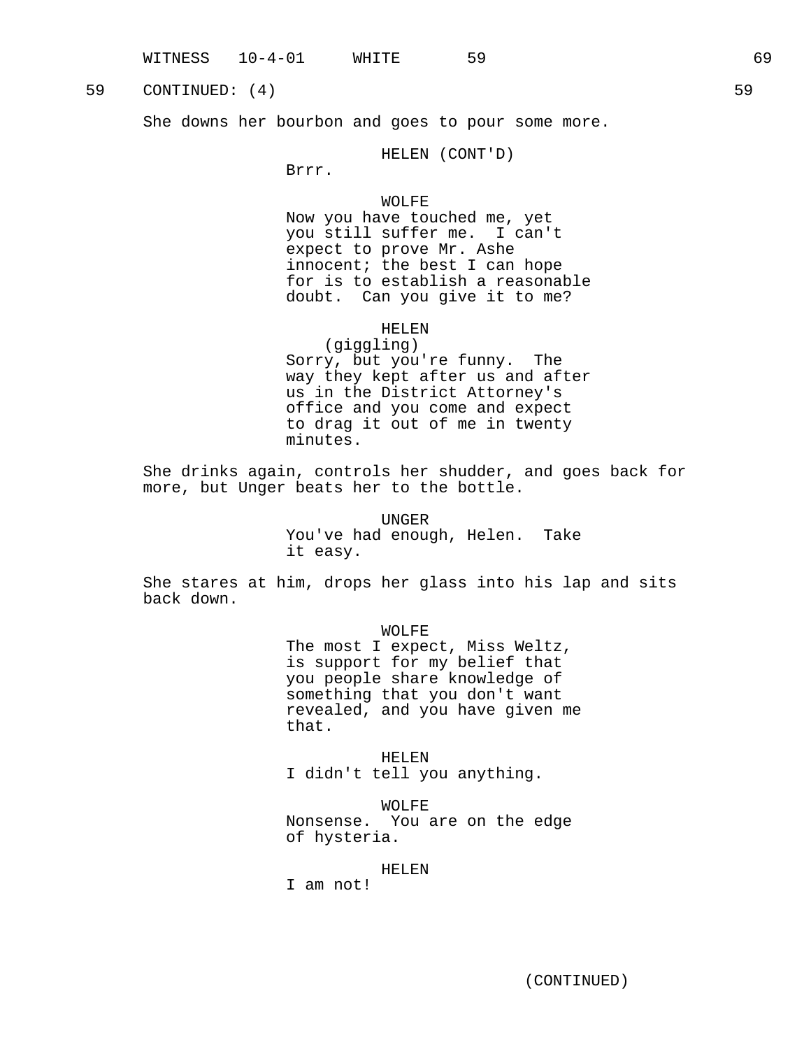59 CONTINUED: (4) 59

She downs her bourbon and goes to pour some more.

HELEN (CONT'D)
Brrr.

WOLFE
Now you have touched me, yet you still suffer me. I can't expect to prove Mr. Ashe innocent; the best I can hope for is to establish a reasonable doubt. Can you give it to me?

HELEN
(giggling)
Sorry, but you're funny. The way they kept after us and after us in the District Attorney's office and you come and expect to drag it out of me in twenty minutes.

She drinks again, controls her shudder, and goes back for more, but Unger beats her to the bottle.

UNGER
You've had enough, Helen. Take it easy.

She stares at him, drops her glass into his lap and sits back down.

WOLFE
The most I expect, Miss Weltz, is support for my belief that you people share knowledge of something that you don't want revealed, and you have given me that.

HELEN
I didn't tell you anything.

WOLFE
Nonsense. You are on the edge of hysteria.

HELEN
I am not!

(CONTINUED)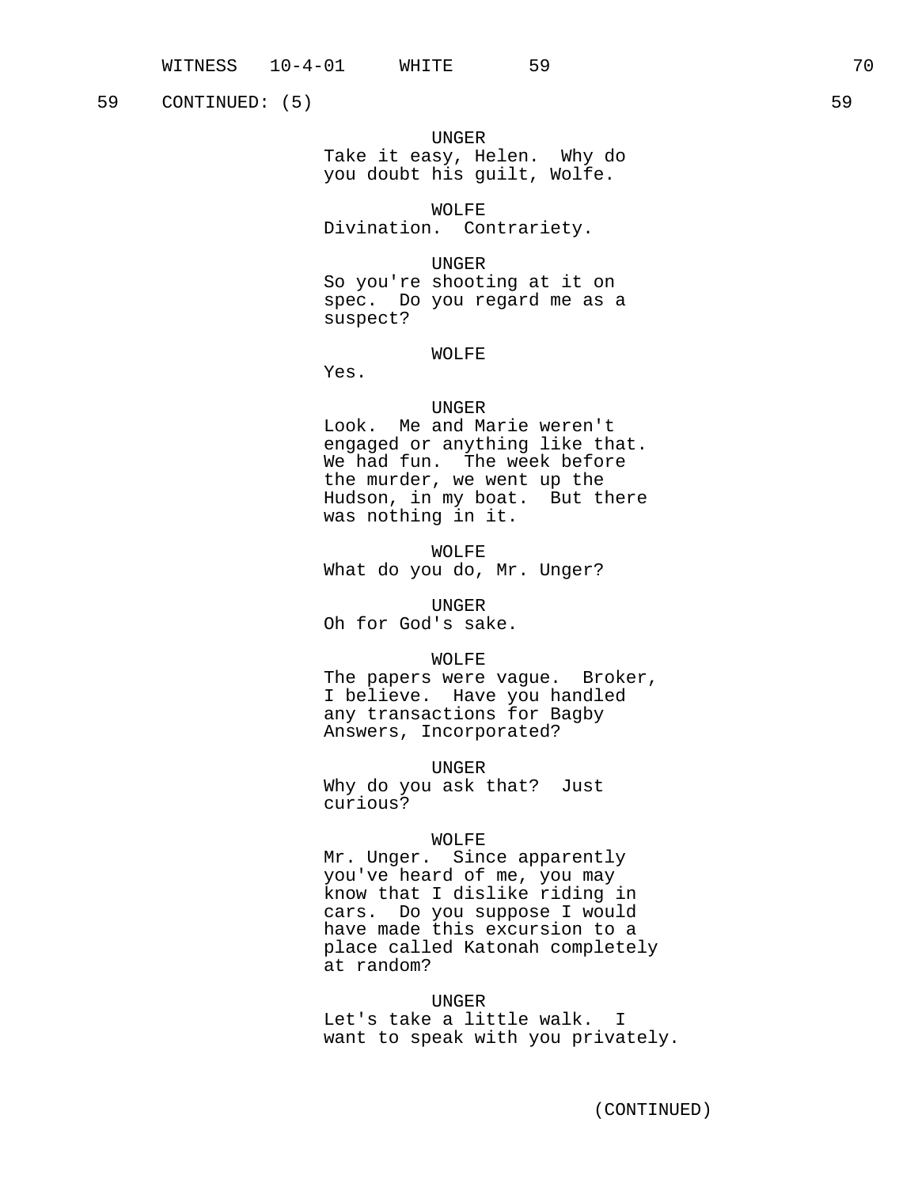59 CONTINUED: (5) 59

UNGER
Take it easy, Helen. Why do you doubt his guilt, Wolfe.

WOLFE
Divination. Contrariety.

UNGER
So you're shooting at it on spec. Do you regard me as a suspect?

WOLFE
Yes.

UNGER
Look. Me and Marie weren't engaged or anything like that. We had fun. The week before the murder, we went up the Hudson, in my boat. But there was nothing in it.

WOLFE
What do you do, Mr. Unger?

UNGER
Oh for God's sake.

WOLFE
The papers were vague. Broker, I believe. Have you handled any transactions for Bagby Answers, Incorporated?

UNGER
Why do you ask that? Just curious?

WOLFE
Mr. Unger. Since apparently you've heard of me, you may know that I dislike riding in cars. Do you suppose I would have made this excursion to a place called Katonah completely at random?

UNGER
Let's take a little walk. I want to speak with you privately.

(CONTINUED)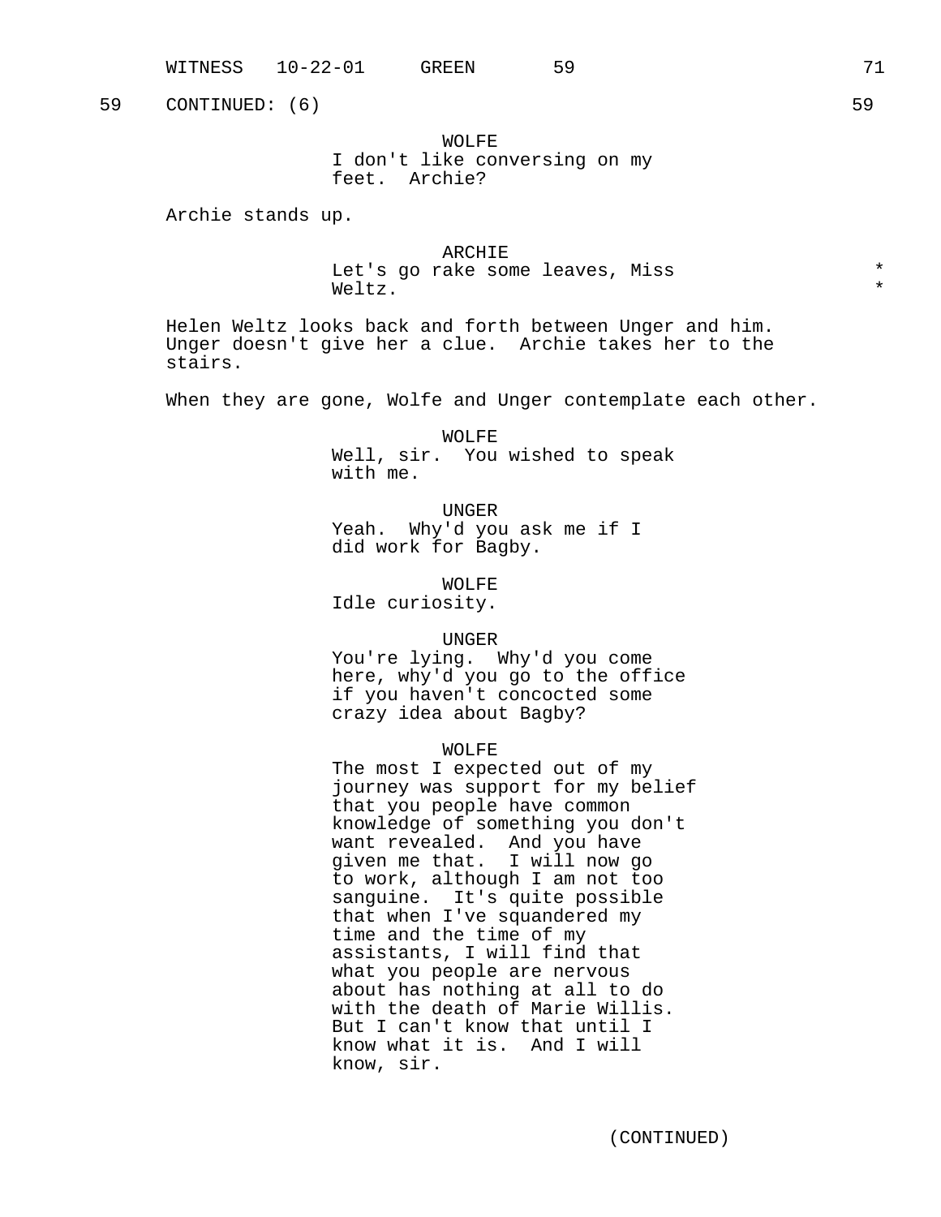59 CONTINUED: (6) 59

WOLFE
I don't like conversing on my feet. Archie?

Archie stands up.

ARCHIE
Let's go rake some leaves, Miss Weltz. *

Helen Weltz looks back and forth between Unger and him. Unger doesn't give her a clue. Archie takes her to the stairs.

When they are gone, Wolfe and Unger contemplate each other.

WOLFE
Well, sir. You wished to speak with me.

UNGER
Yeah. Why'd you ask me if I did work for Bagby.

WOLFE
Idle curiosity.

UNGER
You're lying. Why'd you come here, why'd you go to the office if you haven't concocted some crazy idea about Bagby?

WOLFE
The most I expected out of my journey was support for my belief that you people have common knowledge of something you don't want revealed. And you have given me that. I will now go to work, although I am not too sanguine. It's quite possible that when I've squandered my time and the time of my assistants, I will find that what you people are nervous about has nothing at all to do with the death of Marie Willis. But I can't know that until I know what it is. And I will know, sir.

(CONTINUED)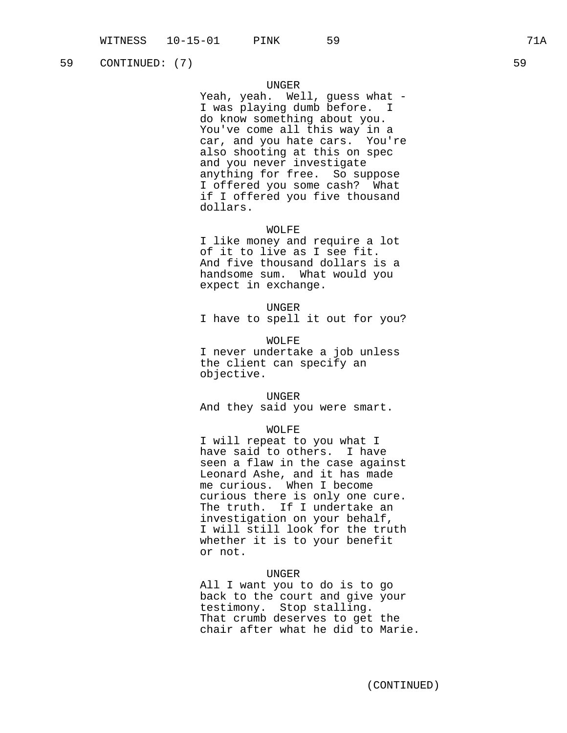59 CONTINUED: (7) 59

UNGER
Yeah, yeah. Well, guess what - I was playing dumb before. I do know something about you. You've come all this way in a car, and you hate cars. You're also shooting at this on spec and you never investigate anything for free. So suppose I offered you some cash? What if I offered you five thousand dollars.

WOLFE
I like money and require a lot of it to live as I see fit. And five thousand dollars is a handsome sum. What would you expect in exchange.

UNGER
I have to spell it out for you?

WOLFE
I never undertake a job unless the client can specify an objective.

UNGER
And they said you were smart.

WOLFE
I will repeat to you what I have said to others. I have seen a flaw in the case against Leonard Ashe, and it has made me curious. When I become curious there is only one cure. The truth. If I undertake an investigation on your behalf, I will still look for the truth whether it is to your benefit or not.

UNGER
All I want you to do is to go back to the court and give your testimony. Stop stalling. That crumb deserves to get the chair after what he did to Marie.

(CONTINUED)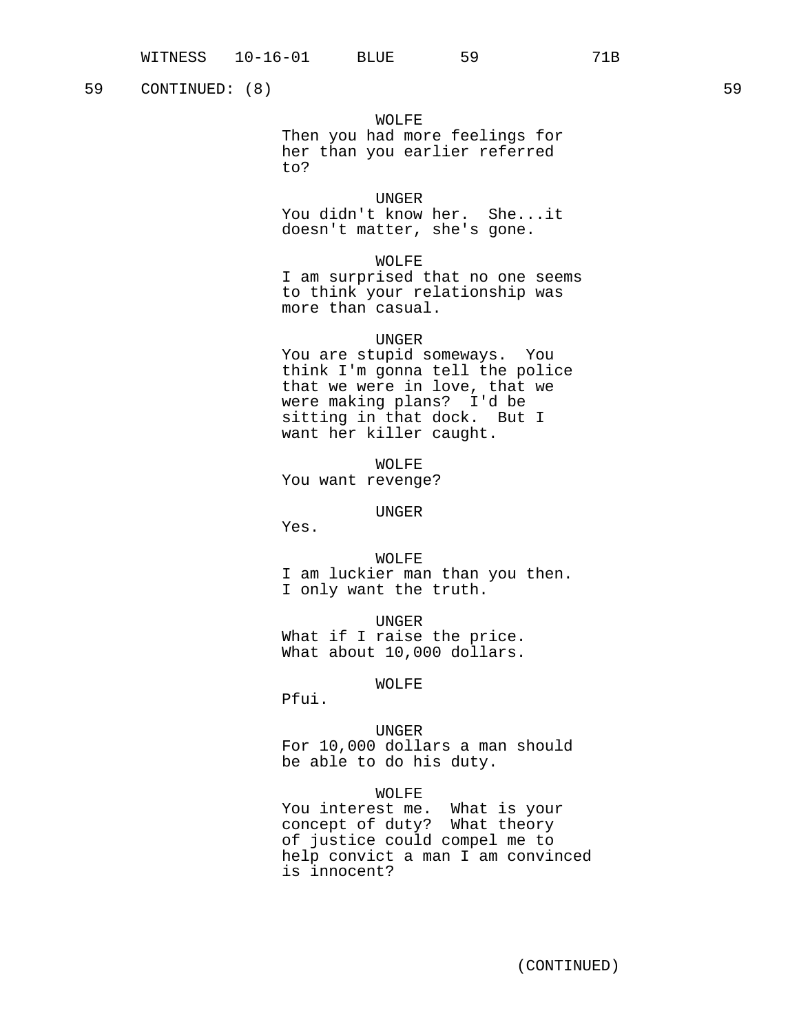59 CONTINUED: (8) 59

WOLFE
Then you had more feelings for her than you earlier referred to?

UNGER
You didn't know her. She...it doesn't matter, she's gone.

WOLFE
I am surprised that no one seems to think your relationship was more than casual.

UNGER
You are stupid someways. You think I'm gonna tell the police that we were in love, that we were making plans? I'd be sitting in that dock. But I want her killer caught.

WOLFE
You want revenge?

UNGER
Yes.

WOLFE
I am luckier man than you then. I only want the truth.

UNGER
What if I raise the price. What about 10,000 dollars.

WOLFE
Pfui.

UNGER
For 10,000 dollars a man should be able to do his duty.

WOLFE
You interest me. What is your concept of duty? What theory of justice could compel me to help convict a man I am convinced is innocent?

(CONTINUED)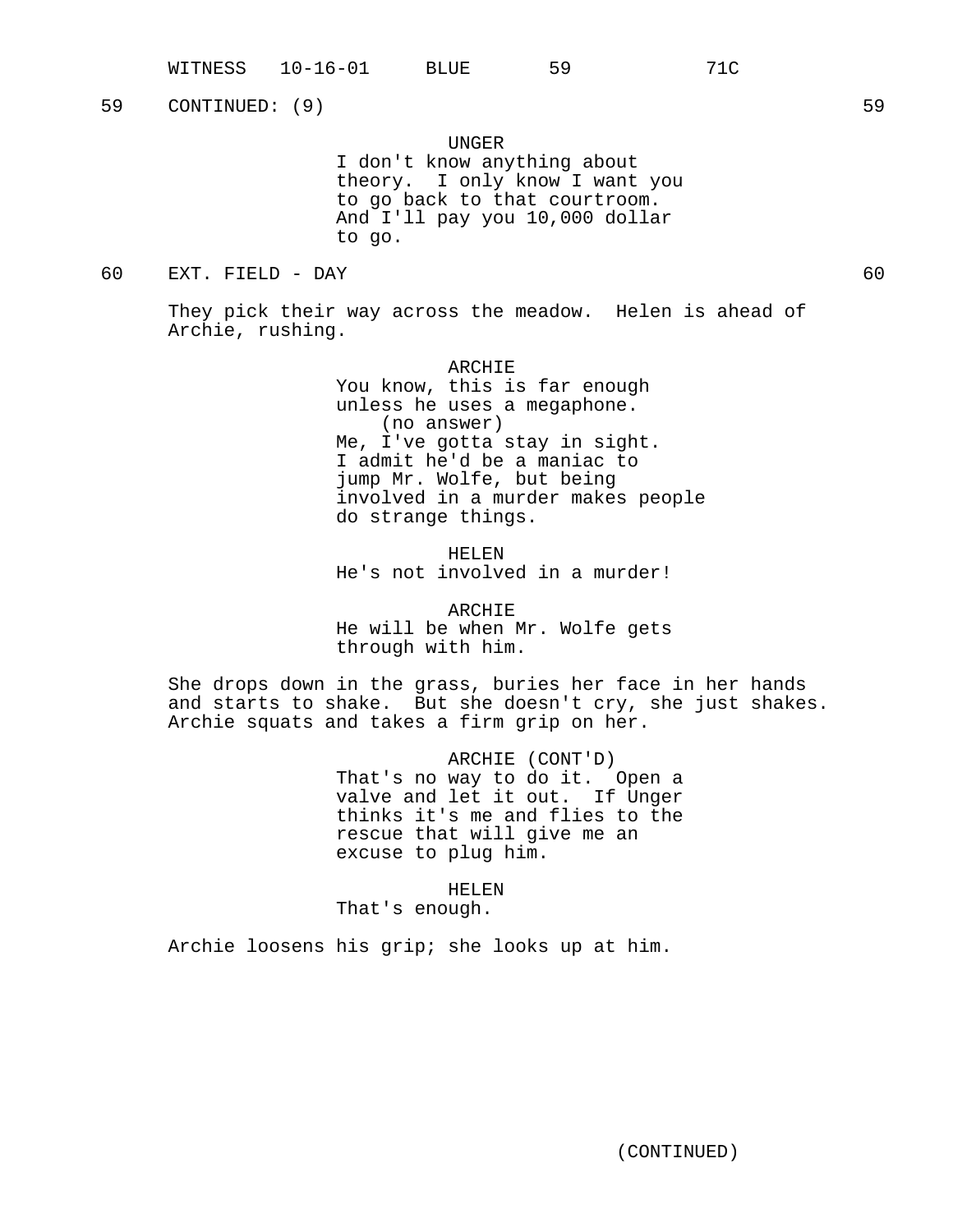59 CONTINUED: (9) 59

UNGER
I don't know anything about theory. I only know I want you to go back to that courtroom. And I'll pay you 10,000 dollar to go.

60 EXT. FIELD - DAY 60

They pick their way across the meadow. Helen is ahead of Archie, rushing.

ARCHIE
You know, this is far enough unless he uses a megaphone.
(no answer)
Me, I've gotta stay in sight. I admit he'd be a maniac to jump Mr. Wolfe, but being involved in a murder makes people do strange things.

HELEN
He's not involved in a murder!

ARCHIE
He will be when Mr. Wolfe gets through with him.

She drops down in the grass, buries her face in her hands and starts to shake. But she doesn't cry, she just shakes. Archie squats and takes a firm grip on her.

ARCHIE (CONT'D)
That's no way to do it. Open a valve and let it out. If Unger thinks it's me and flies to the rescue that will give me an excuse to plug him.

HELEN
That's enough.

Archie loosens his grip; she looks up at him.

(CONTINUED)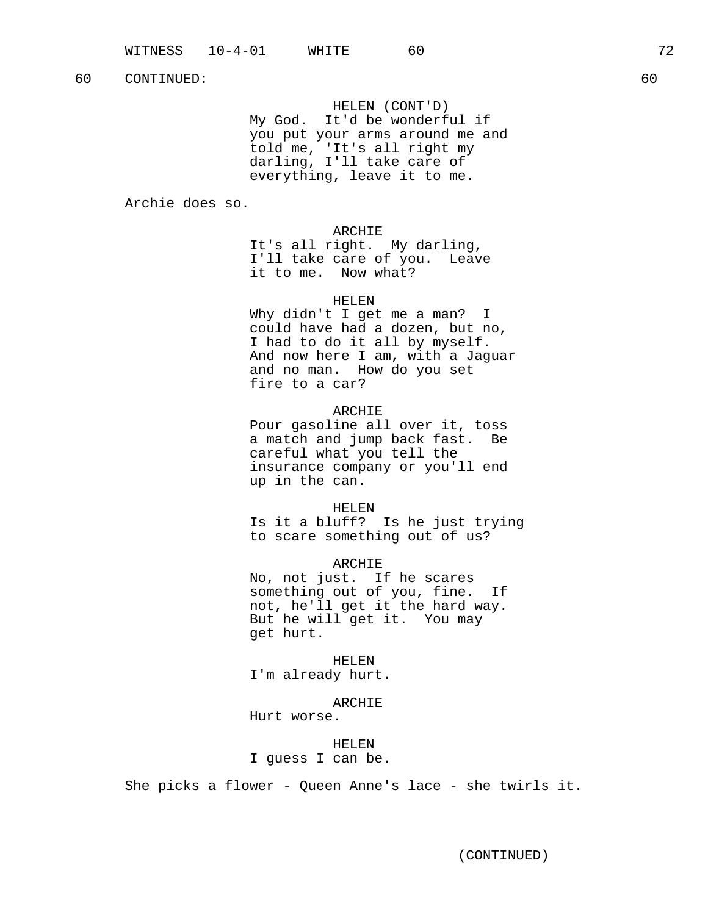60 CONTINUED: 60

HELEN (CONT'D)
My God. It'd be wonderful if you put your arms around me and told me, 'It's all right my darling, I'll take care of everything, leave it to me.

Archie does so.

ARCHIE
It's all right. My darling, I'll take care of you. Leave it to me. Now what?

HELEN
Why didn't I get me a man? I could have had a dozen, but no, I had to do it all by myself. And now here I am, with a Jaguar and no man. How do you set fire to a car?

ARCHIE
Pour gasoline all over it, toss a match and jump back fast. Be careful what you tell the insurance company or you'll end up in the can.

HELEN
Is it a bluff? Is he just trying to scare something out of us?

ARCHIE
No, not just. If he scares something out of you, fine. If not, he'll get it the hard way. But he will get it. You may get hurt.

HELEN
I'm already hurt.

ARCHIE
Hurt worse.

HELEN
I guess I can be.

She picks a flower - Queen Anne's lace - she twirls it.

(CONTINUED)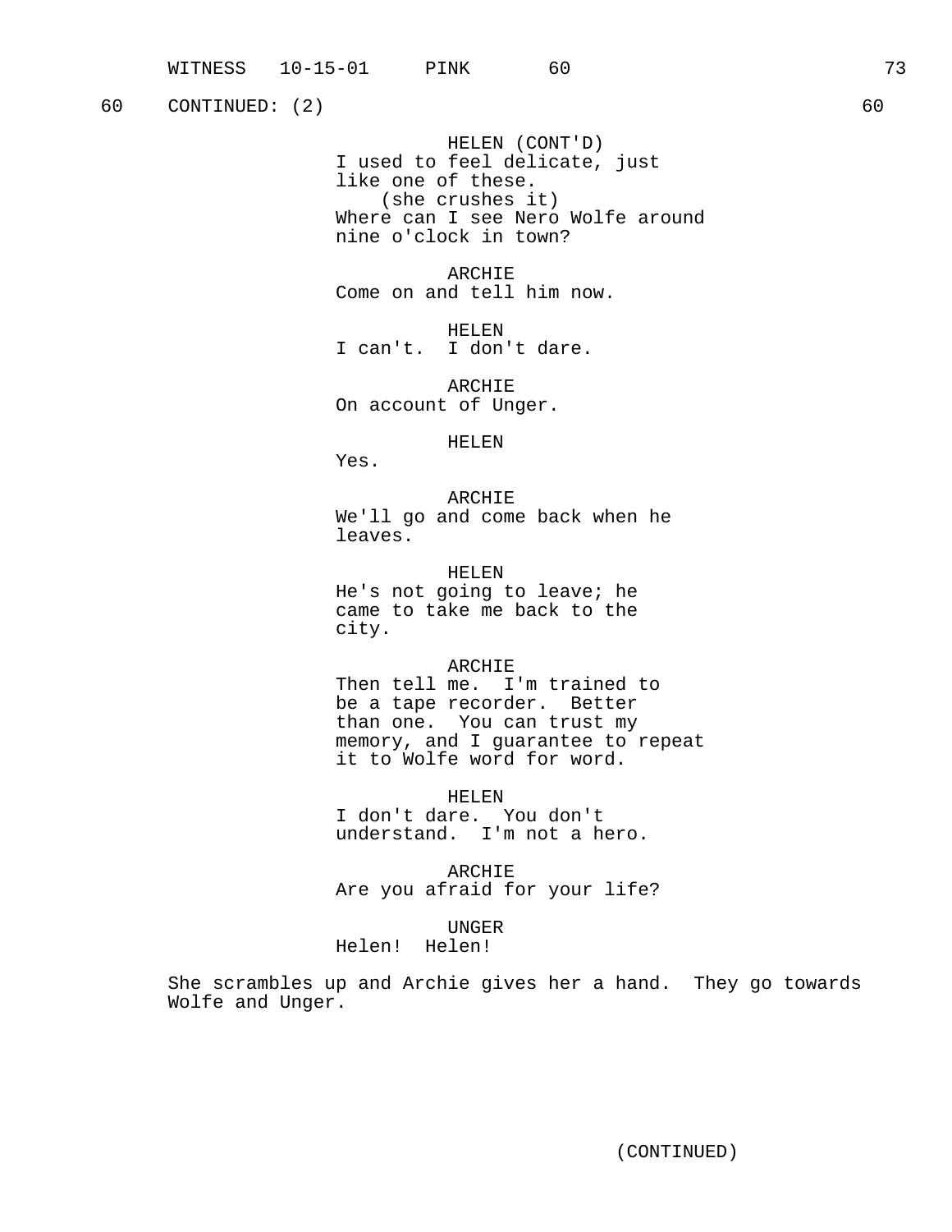60 CONTINUED: (2) 60

HELEN (CONT'D)
I used to feel delicate, just like one of these.
(she crushes it)
Where can I see Nero Wolfe around nine o'clock in town?

ARCHIE
Come on and tell him now.

HELEN
I can't. I don't dare.

ARCHIE
On account of Unger.

HELEN
Yes.

ARCHIE
We'll go and come back when he leaves.

HELEN
He's not going to leave; he came to take me back to the city.

ARCHIE
Then tell me. I'm trained to be a tape recorder. Better than one. You can trust my memory, and I guarantee to repeat it to Wolfe word for word.

HELEN
I don't dare. You don't understand. I'm not a hero.

ARCHIE
Are you afraid for your life?

UNGER
Helen! Helen!

She scrambles up and Archie gives her a hand. They go towards Wolfe and Unger.

(CONTINUED)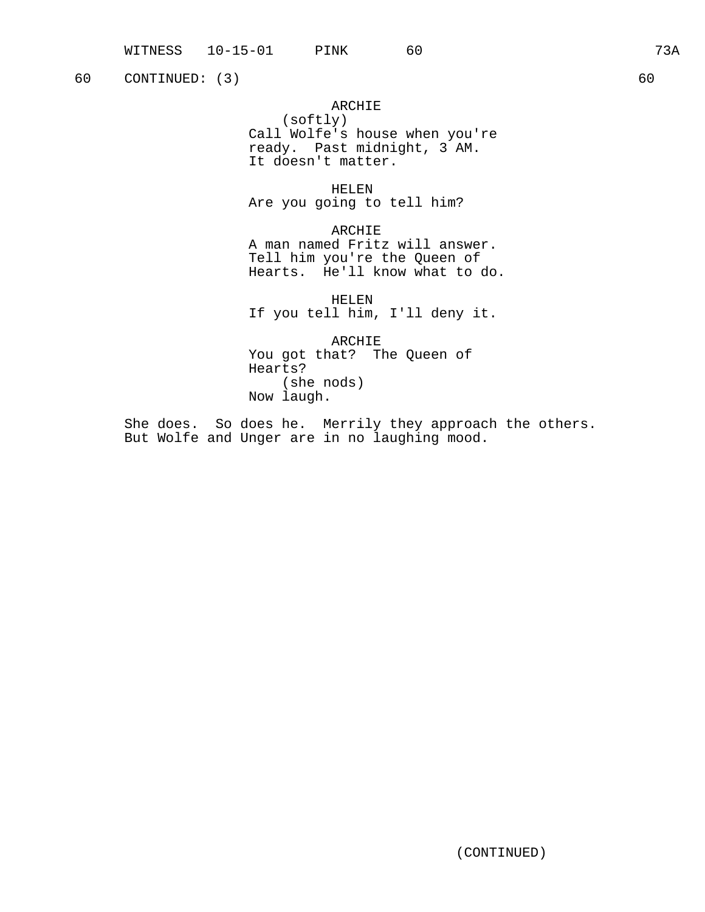60 CONTINUED: (3) 60

ARCHIE
(softly)
Call Wolfe's house when you're ready. Past midnight, 3 AM. It doesn't matter.

HELEN
Are you going to tell him?

ARCHIE
A man named Fritz will answer. Tell him you're the Queen of Hearts. He'll know what to do.

HELEN
If you tell him, I'll deny it.

ARCHIE
You got that? The Queen of Hearts?
(she nods)
Now laugh.

She does. So does he. Merrily they approach the others. But Wolfe and Unger are in no laughing mood.

(CONTINUED)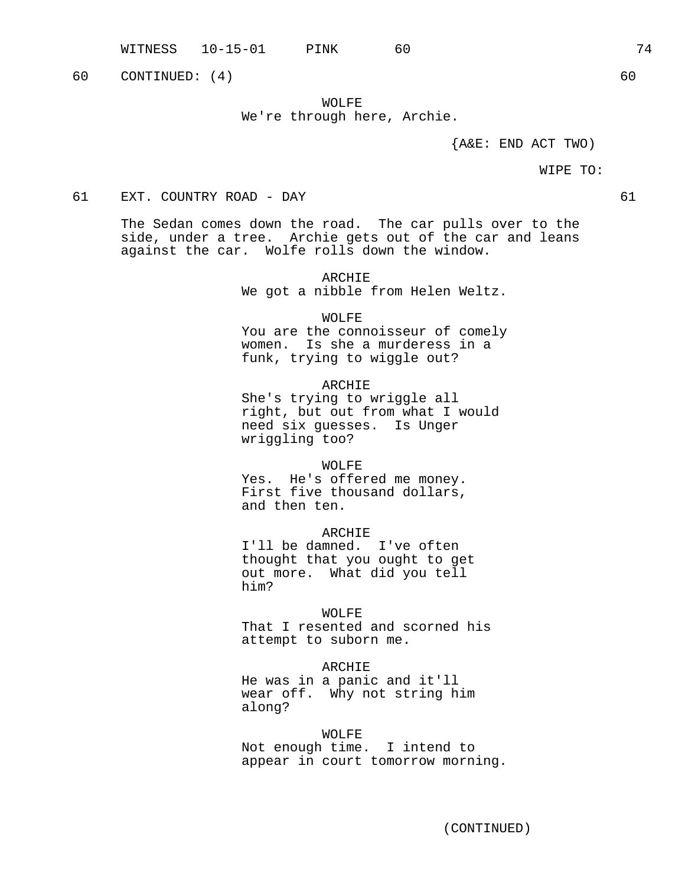60 CONTINUED: (4) 60

WOLFE
We're through here, Archie.

{A&E: END ACT TWO)

WIPE TO:

61 EXT. COUNTRY ROAD - DAY 61

The Sedan comes down the road. The car pulls over to the side, under a tree. Archie gets out of the car and leans against the car. Wolfe rolls down the window.

ARCHIE
We got a nibble from Helen Weltz.

WOLFE
You are the connoisseur of comely women. Is she a murderess in a funk, trying to wiggle out?

ARCHIE
She's trying to wriggle all right, but out from what I would need six guesses. Is Unger wriggling too?

WOLFE
Yes. He's offered me money. First five thousand dollars, and then ten.

ARCHIE
I'll be damned. I've often thought that you ought to get out more. What did you tell him?

WOLFE
That I resented and scorned his attempt to suborn me.

ARCHIE
He was in a panic and it'll wear off. Why not string him along?

WOLFE
Not enough time. I intend to appear in court tomorrow morning.

(CONTINUED)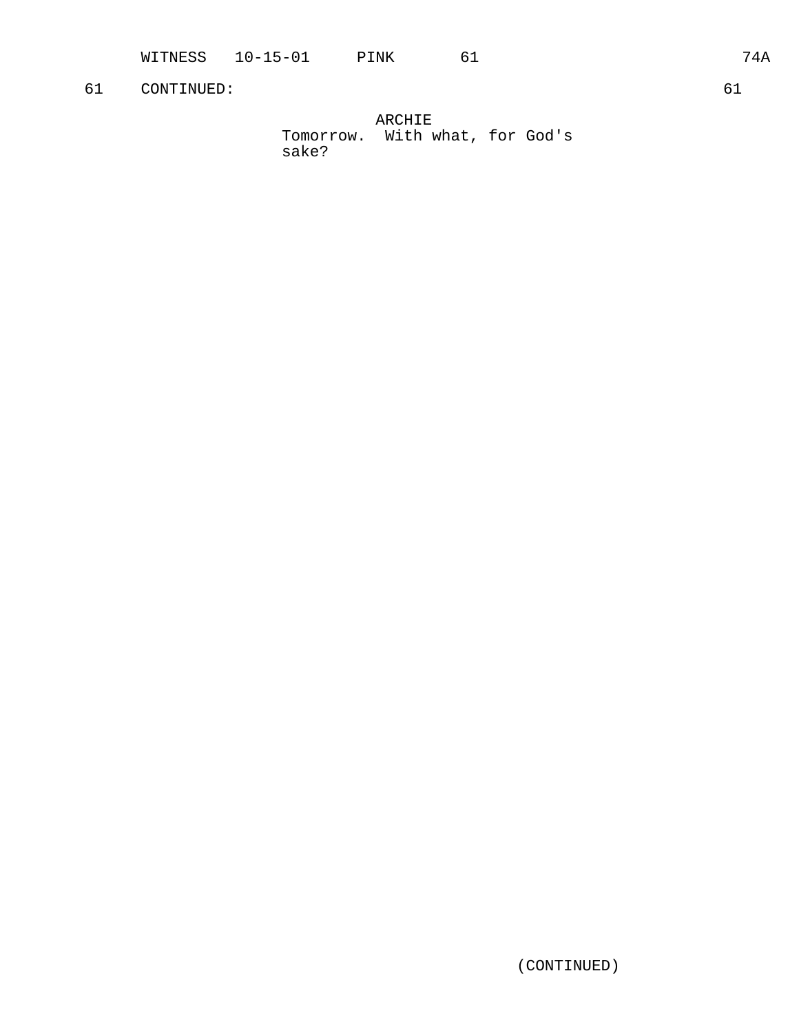61 CONTINUED: 61

ARCHIE
Tomorrow. With what, for God's sake?

(CONTINUED)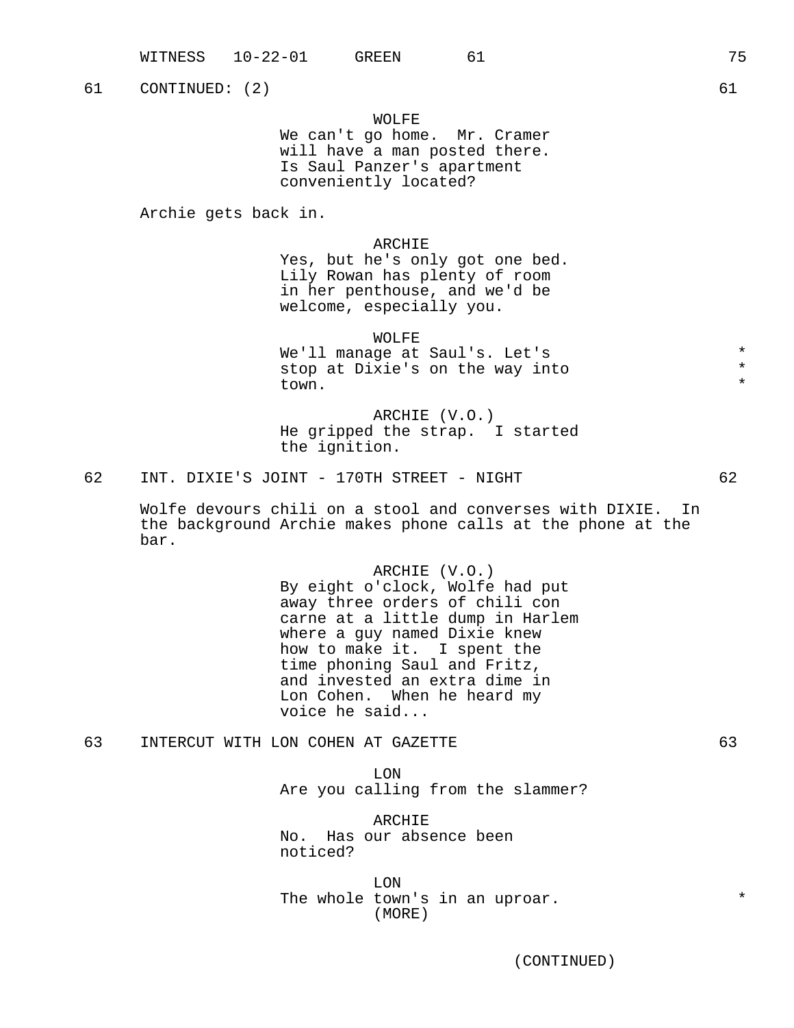61 CONTINUED: (2) 61

WOLFE
We can't go home. Mr. Cramer will have a man posted there. Is Saul Panzer's apartment conveniently located?

Archie gets back in.

ARCHIE
Yes, but he's only got one bed. Lily Rowan has plenty of room in her penthouse, and we'd be welcome, especially you.

WOLFE
We'll manage at Saul's. Let's stop at Dixie's on the way into town. *

ARCHIE (V.O.)
He gripped the strap. I started the ignition.

62 INT. DIXIE'S JOINT - 170TH STREET - NIGHT 62

Wolfe devours chili on a stool and converses with DIXIE. In the background Archie makes phone calls at the phone at the bar.

ARCHIE (V.O.)
By eight o'clock, Wolfe had put away three orders of chili con carne at a little dump in Harlem where a guy named Dixie knew how to make it. I spent the time phoning Saul and Fritz, and invested an extra dime in Lon Cohen. When he heard my voice he said...

63 INTERCUT WITH LON COHEN AT GAZETTE 63

LON
Are you calling from the slammer?

ARCHIE
No. Has our absence been noticed?

LON
The whole town's in an uproar. *
(MORE)

(CONTINUED)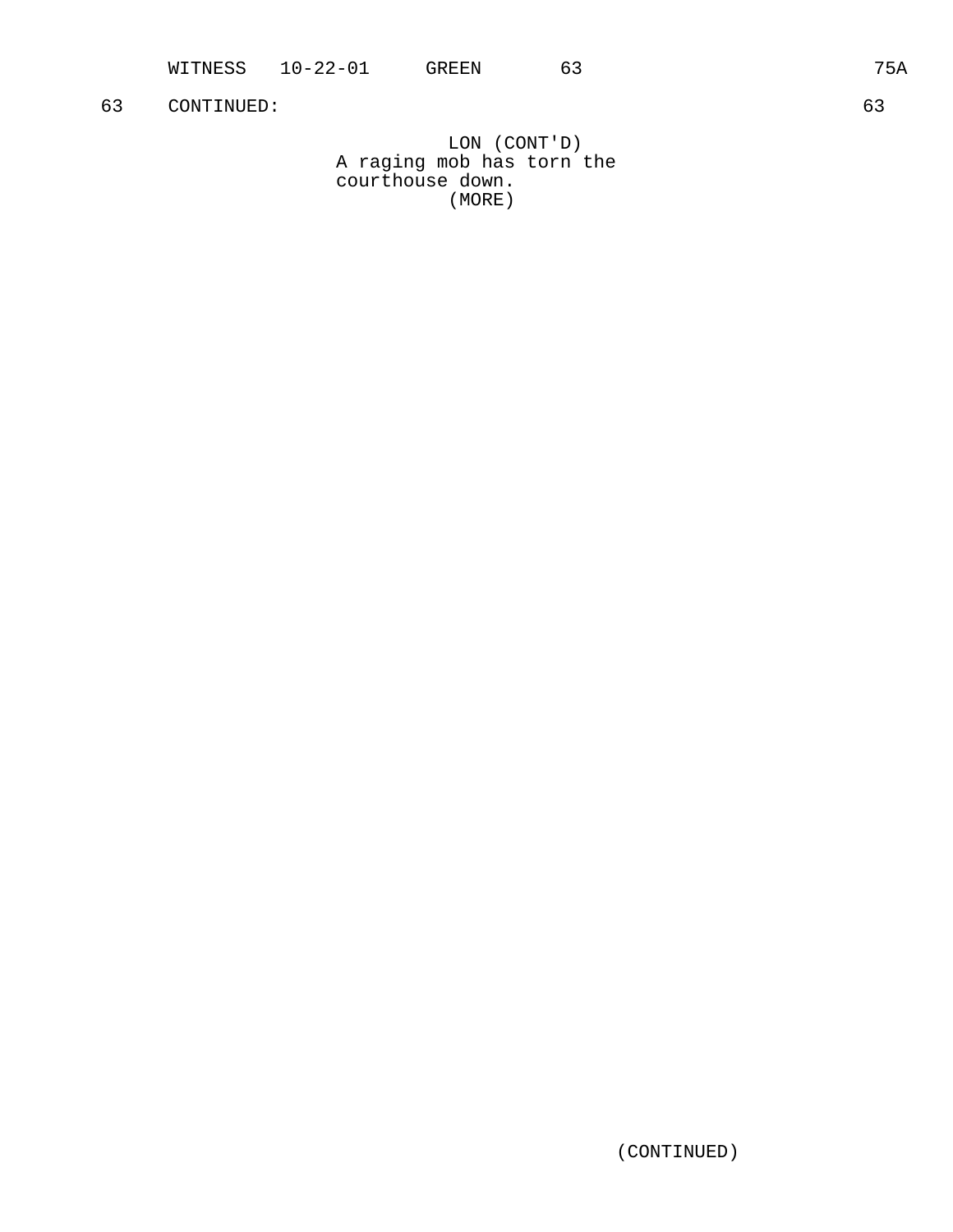63 CONTINUED: 63

LON (CONT'D)
A raging mob has torn the
courthouse down.
(MORE)

(CONTINUED)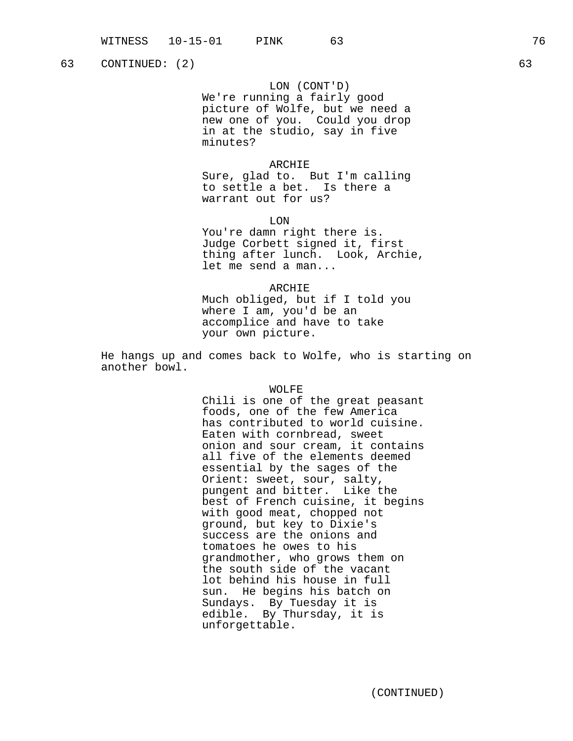63 CONTINUED: (2) 63

LON (CONT'D)
We're running a fairly good picture of Wolfe, but we need a new one of you. Could you drop in at the studio, say in five minutes?

ARCHIE
Sure, glad to. But I'm calling to settle a bet. Is there a warrant out for us?

LON
You're damn right there is. Judge Corbett signed it, first thing after lunch. Look, Archie, let me send a man...

ARCHIE
Much obliged, but if I told you where I am, you'd be an accomplice and have to take your own picture.

He hangs up and comes back to Wolfe, who is starting on another bowl.

WOLFE
Chili is one of the great peasant foods, one of the few America has contributed to world cuisine. Eaten with cornbread, sweet onion and sour cream, it contains all five of the elements deemed essential by the sages of the Orient: sweet, sour, salty, pungent and bitter. Like the best of French cuisine, it begins with good meat, chopped not ground, but key to Dixie's success are the onions and tomatoes he owes to his grandmother, who grows them on the south side of the vacant lot behind his house in full sun. He begins his batch on Sundays. By Tuesday it is edible. By Thursday, it is unforgettable.

(CONTINUED)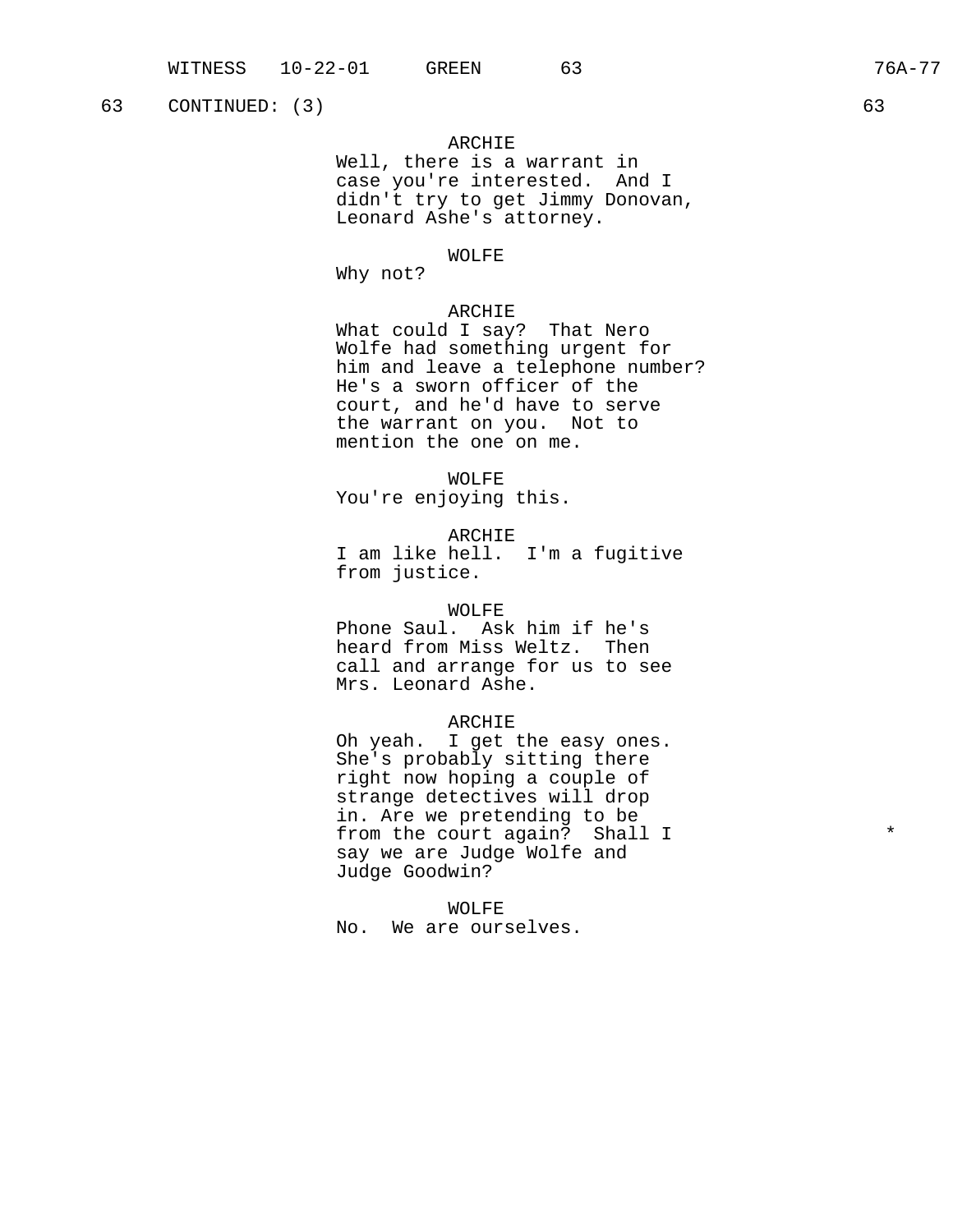63 CONTINUED: (3) 63

ARCHIE
Well, there is a warrant in case you're interested. And I didn't try to get Jimmy Donovan, Leonard Ashe's attorney.

WOLFE
Why not?

ARCHIE
What could I say? That Nero Wolfe had something urgent for him and leave a telephone number? He's a sworn officer of the court, and he'd have to serve the warrant on you. Not to mention the one on me.

WOLFE
You're enjoying this.

ARCHIE
I am like hell. I'm a fugitive from justice.

WOLFE
Phone Saul. Ask him if he's heard from Miss Weltz. Then call and arrange for us to see Mrs. Leonard Ashe.

ARCHIE
Oh yeah. I get the easy ones. She's probably sitting there right now hoping a couple of strange detectives will drop in. Are we pretending to be from the court again? Shall I say we are Judge Wolfe and Judge Goodwin? *

WOLFE
No. We are ourselves.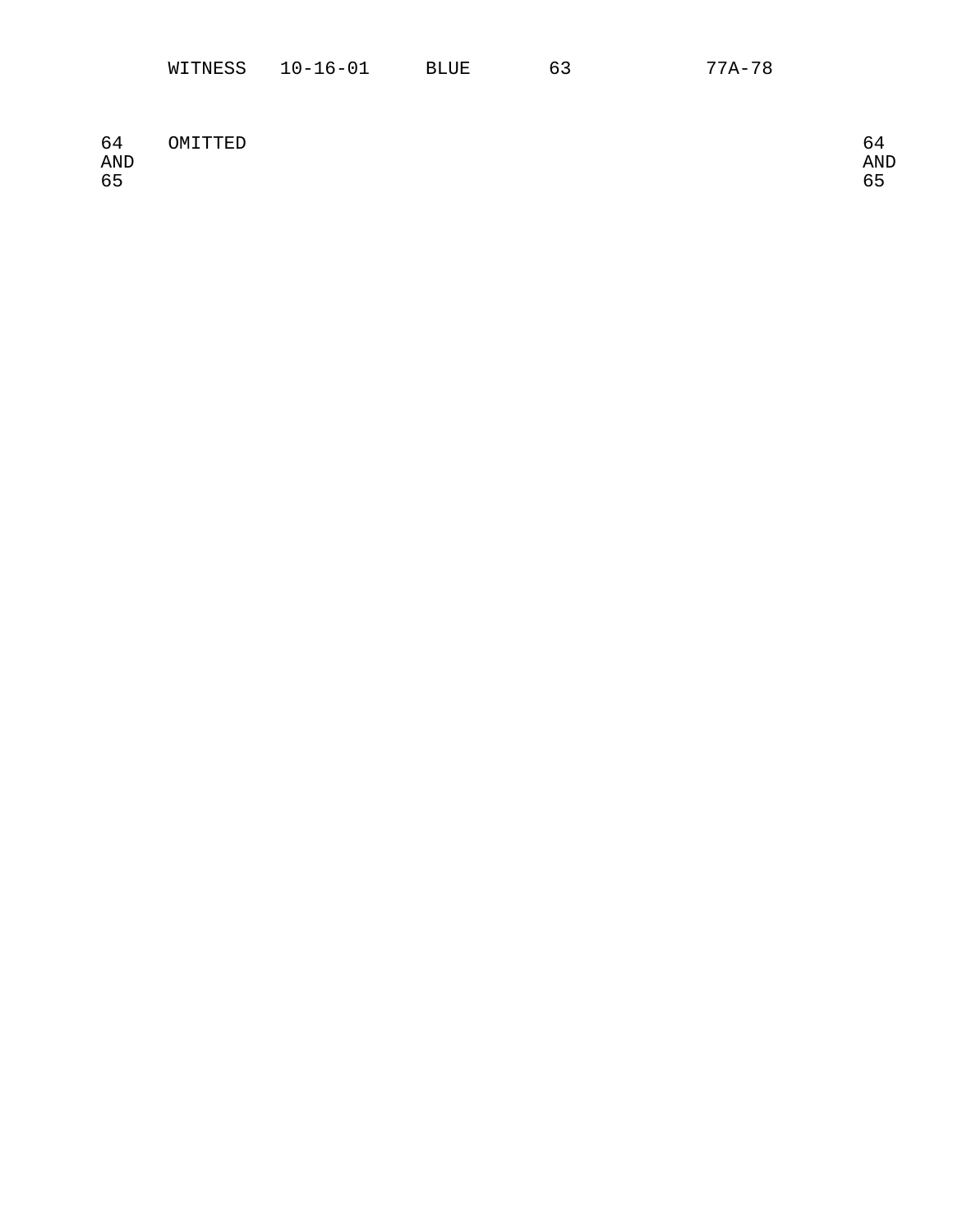| | | | | | |
|---|---|---|---|---|---|
| | WITNESS | 10-16-01 | BLUE | 63 | 77A-78 |
| 64 AND 65 | OMITTED | | | | 64 AND 65 |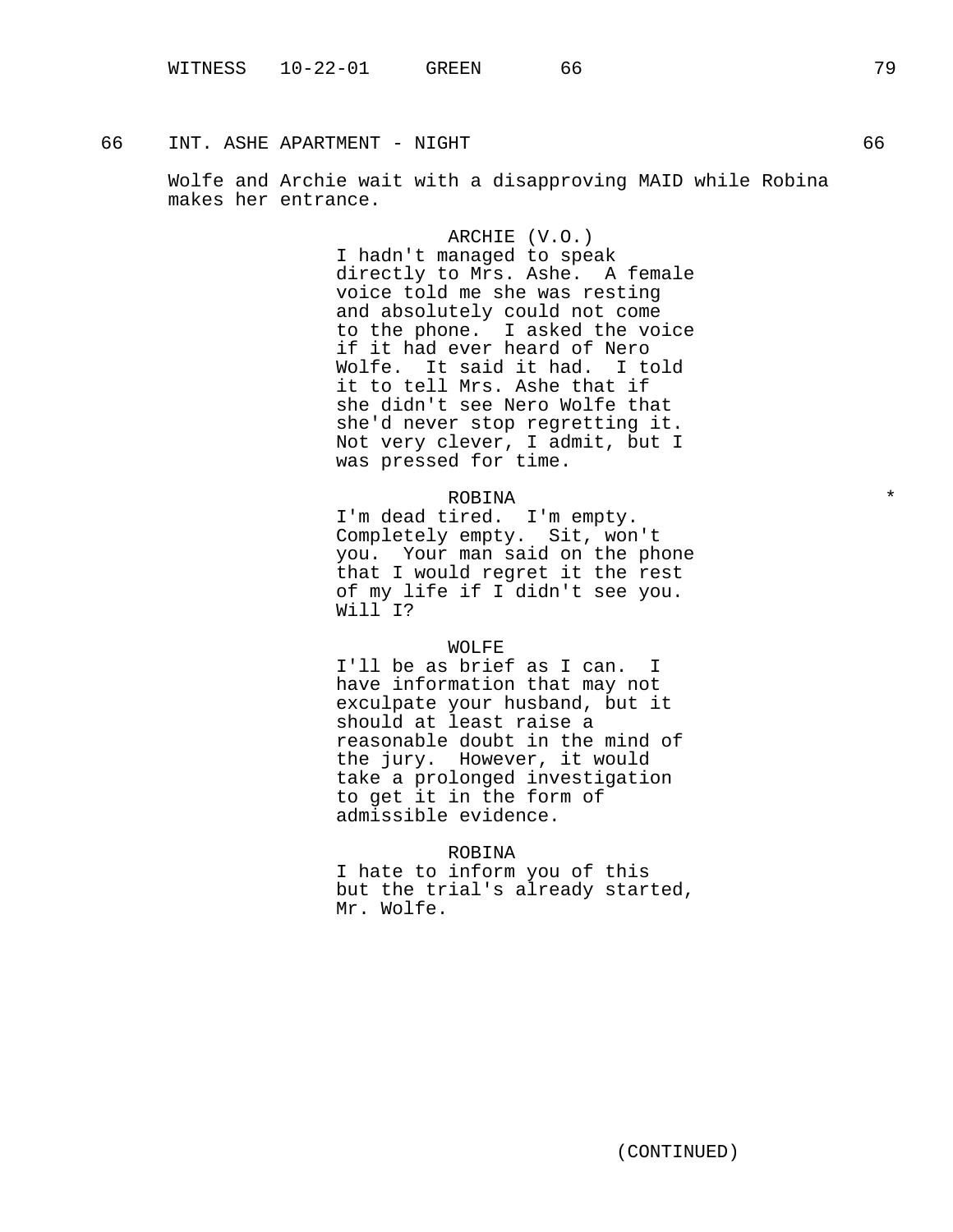66 INT. ASHE APARTMENT - NIGHT 66

Wolfe and Archie wait with a disapproving MAID while Robina makes her entrance.

ARCHIE (V.O.)
I hadn't managed to speak directly to Mrs. Ashe. A female voice told me she was resting and absolutely could not come to the phone. I asked the voice if it had ever heard of Nero Wolfe. It said it had. I told it to tell Mrs. Ashe that if she didn't see Nero Wolfe that she'd never stop regretting it. Not very clever, I admit, but I was pressed for time.

ROBINA *
I'm dead tired. I'm empty. Completely empty. Sit, won't you. Your man said on the phone that I would regret it the rest of my life if I didn't see you. Will I?

WOLFE
I'll be as brief as I can. I have information that may not exculpate your husband, but it should at least raise a reasonable doubt in the mind of the jury. However, it would take a prolonged investigation to get it in the form of admissible evidence.

ROBINA
I hate to inform you of this but the trial's already started, Mr. Wolfe.

(CONTINUED)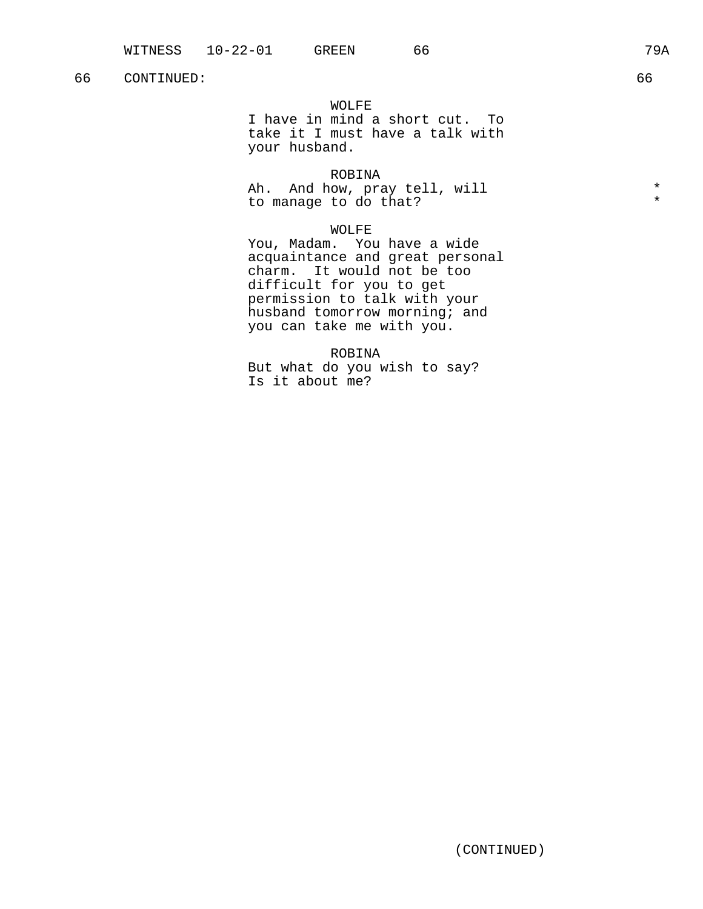66 CONTINUED: 66

WOLFE
I have in mind a short cut. To take it I must have a talk with your husband.

ROBINA
Ah. And how, pray tell, will to manage to do that? *

WOLFE
You, Madam. You have a wide acquaintance and great personal charm. It would not be too difficult for you to get permission to talk with your husband tomorrow morning; and you can take me with you.

ROBINA
But what do you wish to say? Is it about me?

(CONTINUED)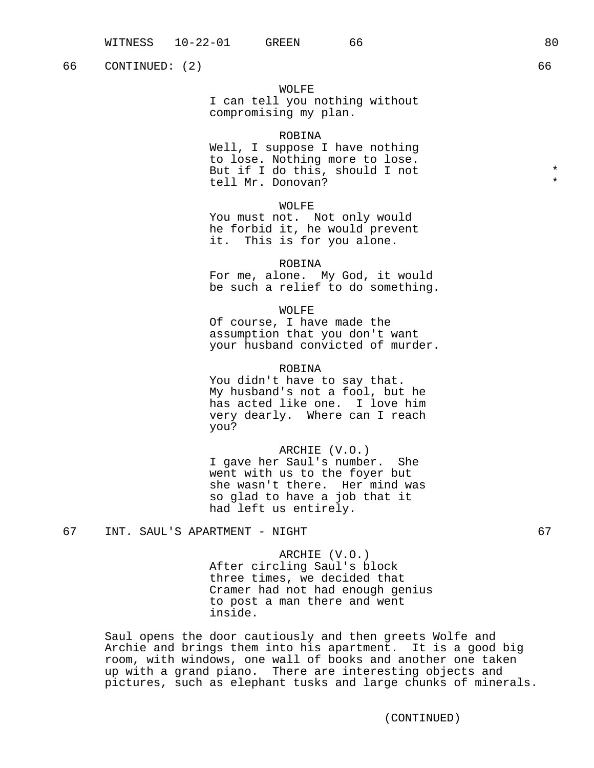66 CONTINUED: (2) 66

WOLFE
I can tell you nothing without compromising my plan.

ROBINA
Well, I suppose I have nothing to lose. Nothing more to lose. But if I do this, should I not tell Mr. Donovan? *

WOLFE
You must not. Not only would he forbid it, he would prevent it. This is for you alone.

ROBINA
For me, alone. My God, it would be such a relief to do something.

WOLFE
Of course, I have made the assumption that you don't want your husband convicted of murder.

ROBINA
You didn't have to say that. My husband's not a fool, but he has acted like one. I love him very dearly. Where can I reach you?

ARCHIE (V.O.)
I gave her Saul's number. She went with us to the foyer but she wasn't there. Her mind was so glad to have a job that it had left us entirely.

67 INT. SAUL'S APARTMENT - NIGHT 67

ARCHIE (V.O.)
After circling Saul's block three times, we decided that Cramer had not had enough genius to post a man there and went inside.

Saul opens the door cautiously and then greets Wolfe and Archie and brings them into his apartment. It is a good big room, with windows, one wall of books and another one taken up with a grand piano. There are interesting objects and pictures, such as elephant tusks and large chunks of minerals.

(CONTINUED)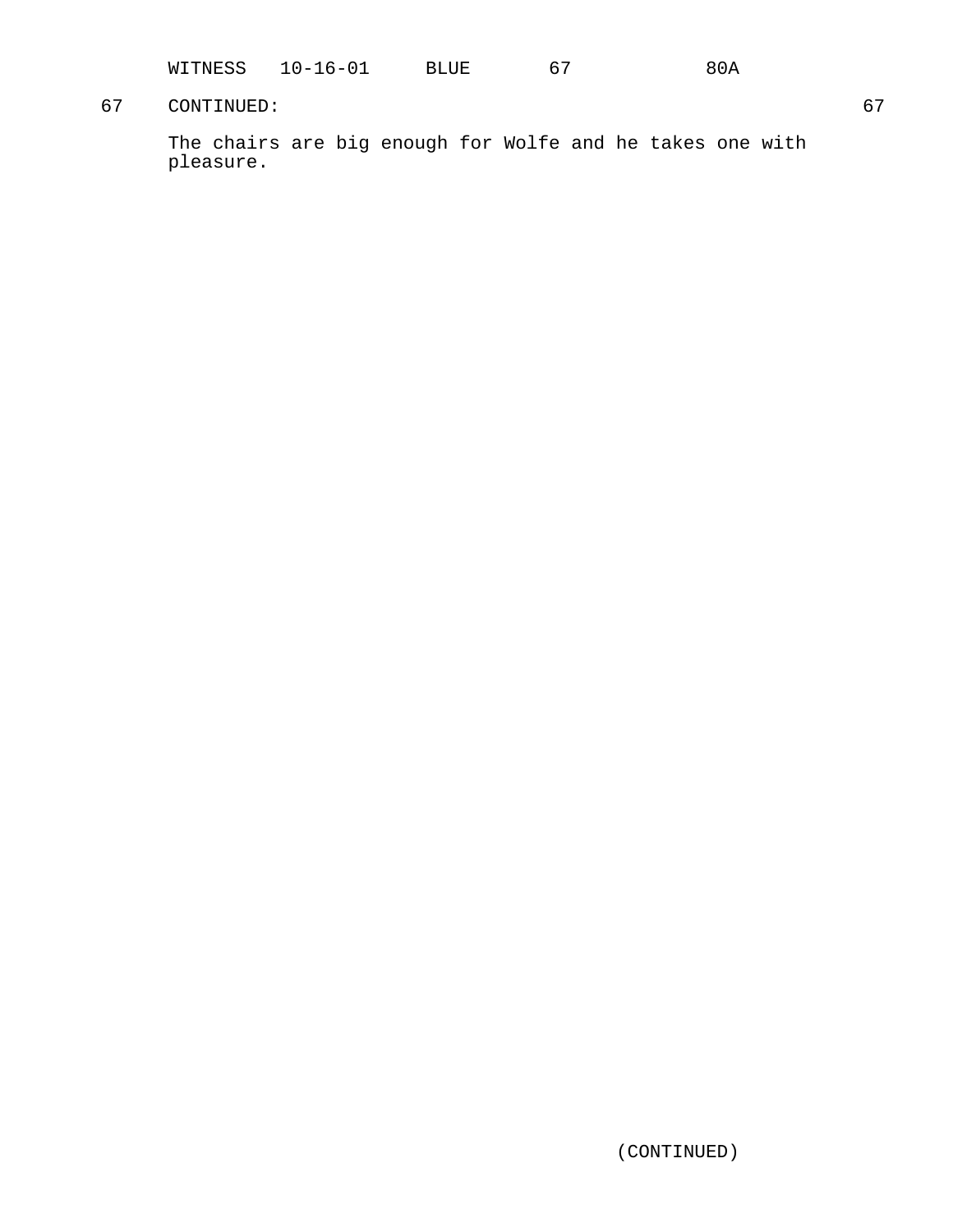67 CONTINUED: 67

The chairs are big enough for Wolfe and he takes one with pleasure.

(CONTINUED)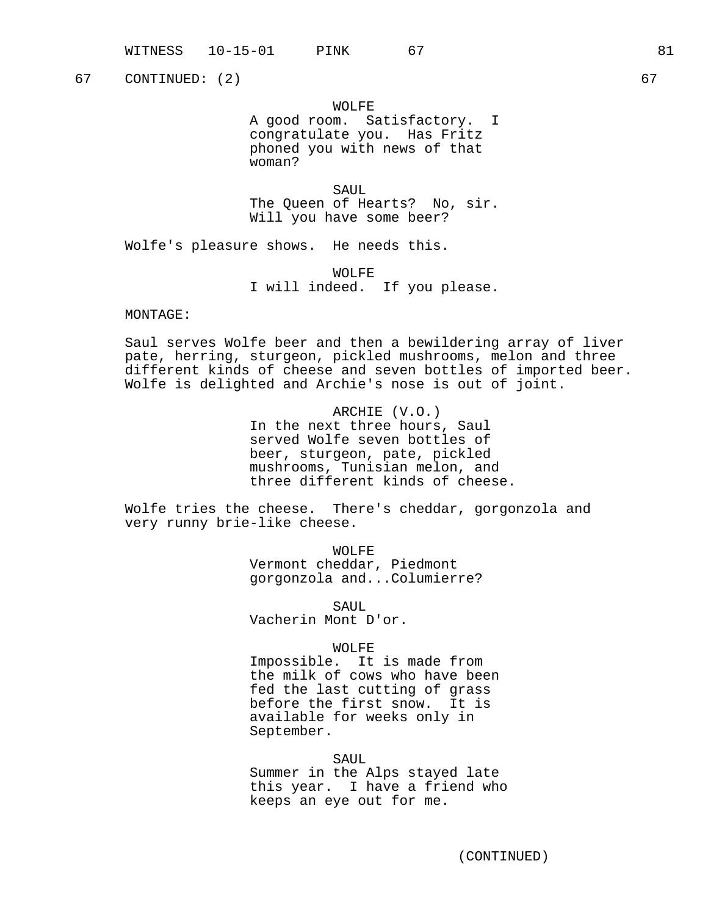67 CONTINUED: (2) 67

WOLFE
A good room. Satisfactory. I congratulate you. Has Fritz phoned you with news of that woman?

SAUL
The Queen of Hearts? No, sir. Will you have some beer?

Wolfe's pleasure shows. He needs this.

WOLFE
I will indeed. If you please.

MONTAGE:

Saul serves Wolfe beer and then a bewildering array of liver pate, herring, sturgeon, pickled mushrooms, melon and three different kinds of cheese and seven bottles of imported beer. Wolfe is delighted and Archie's nose is out of joint.

ARCHIE (V.O.)
In the next three hours, Saul served Wolfe seven bottles of beer, sturgeon, pate, pickled mushrooms, Tunisian melon, and three different kinds of cheese.

Wolfe tries the cheese. There's cheddar, gorgonzola and very runny brie-like cheese.

WOLFE
Vermont cheddar, Piedmont gorgonzola and...Columierre?

SAUL
Vacherin Mont D'or.

WOLFE
Impossible. It is made from the milk of cows who have been fed the last cutting of grass before the first snow. It is available for weeks only in September.

SAUL
Summer in the Alps stayed late this year. I have a friend who keeps an eye out for me.

(CONTINUED)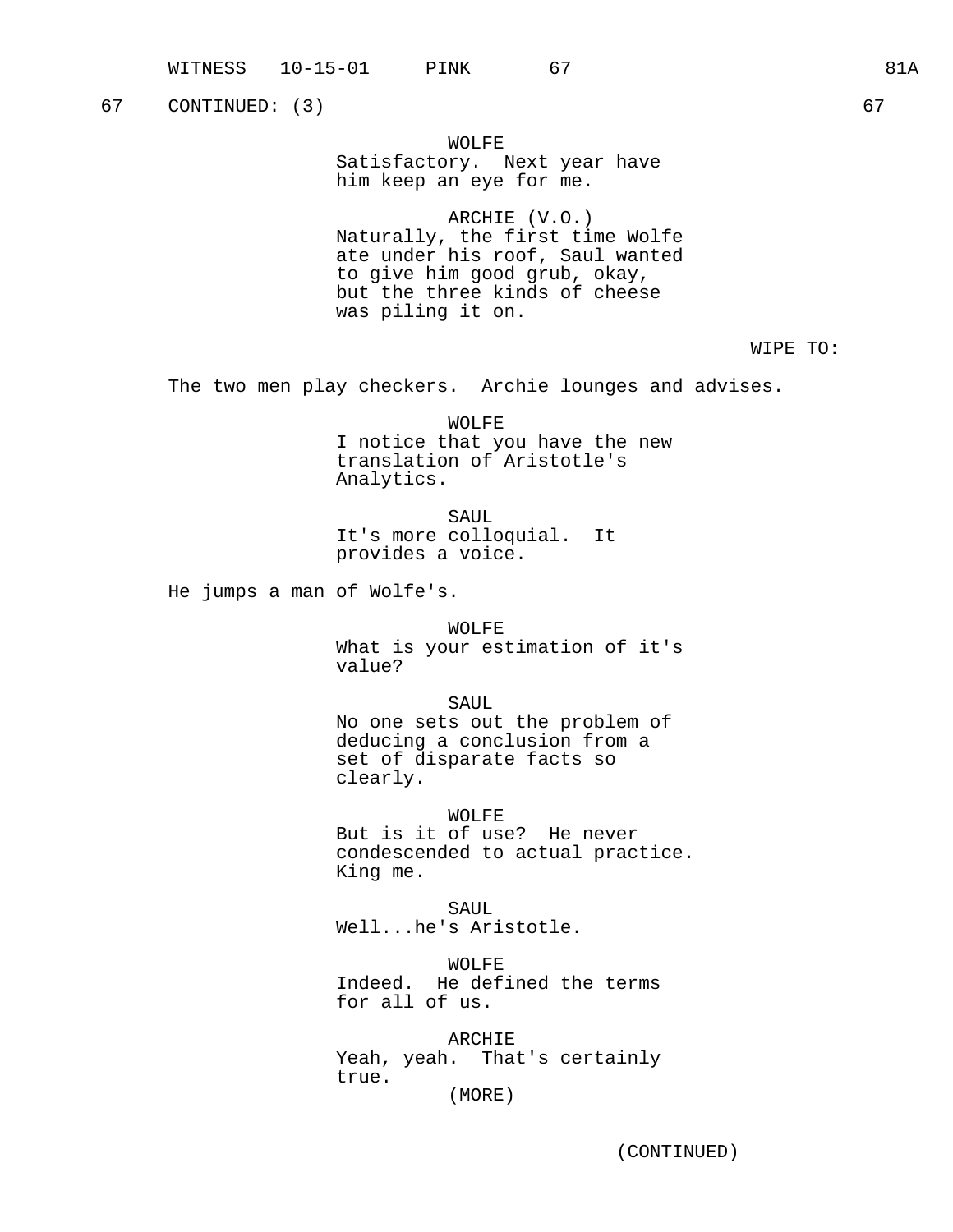67 CONTINUED: (3) 67

WOLFE
Satisfactory. Next year have him keep an eye for me.

ARCHIE (V.O.)
Naturally, the first time Wolfe ate under his roof, Saul wanted to give him good grub, okay, but the three kinds of cheese was piling it on.

WIPE TO:

The two men play checkers. Archie lounges and advises.

WOLFE
I notice that you have the new translation of Aristotle's Analytics.

SAUL
It's more colloquial. It provides a voice.

He jumps a man of Wolfe's.

WOLFE
What is your estimation of it's value?

SAUL
No one sets out the problem of deducing a conclusion from a set of disparate facts so clearly.

WOLFE
But is it of use? He never condescended to actual practice. King me.

SAUL
Well...he's Aristotle.

WOLFE
Indeed. He defined the terms for all of us.

ARCHIE
Yeah, yeah. That's certainly true.
(MORE)

(CONTINUED)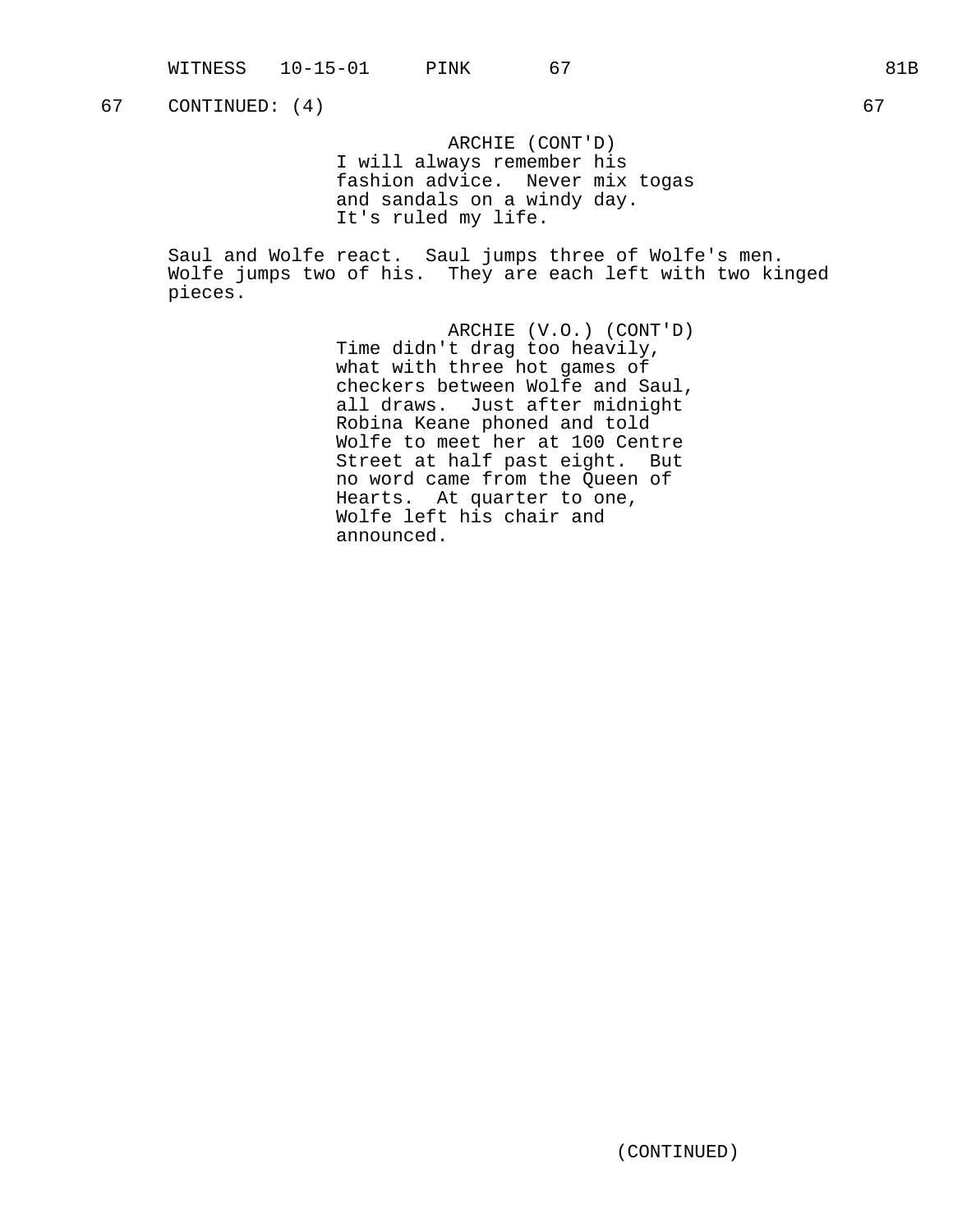67 CONTINUED: (4) 67

ARCHIE (CONT'D)
I will always remember his fashion advice. Never mix togas and sandals on a windy day. It's ruled my life.

Saul and Wolfe react. Saul jumps three of Wolfe's men. Wolfe jumps two of his. They are each left with two kinged pieces.

ARCHIE (V.O.) (CONT'D)
Time didn't drag too heavily, what with three hot games of checkers between Wolfe and Saul, all draws. Just after midnight Robina Keane phoned and told Wolfe to meet her at 100 Centre Street at half past eight. But no word came from the Queen of Hearts. At quarter to one, Wolfe left his chair and announced.

(CONTINUED)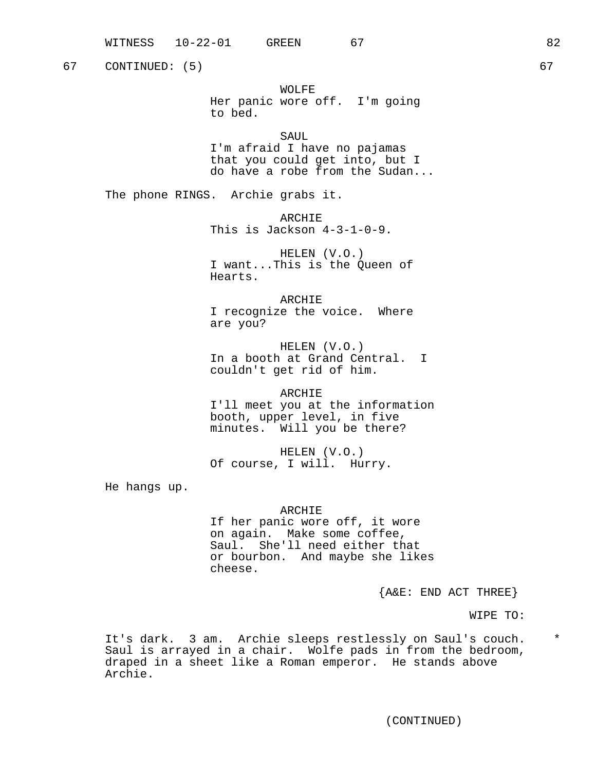67 CONTINUED: (5) 67

WOLFE
Her panic wore off. I'm going to bed.

SAUL
I'm afraid I have no pajamas that you could get into, but I do have a robe from the Sudan...

The phone RINGS. Archie grabs it.

ARCHIE
This is Jackson 4-3-1-0-9.

HELEN (V.O.)
I want...This is the Queen of Hearts.

ARCHIE
I recognize the voice. Where are you?

HELEN (V.O.)
In a booth at Grand Central. I couldn't get rid of him.

ARCHIE
I'll meet you at the information booth, upper level, in five minutes. Will you be there?

HELEN (V.O.)
Of course, I will. Hurry.

He hangs up.

ARCHIE
If her panic wore off, it wore on again. Make some coffee, Saul. She'll need either that or bourbon. And maybe she likes cheese.

{A&E: END ACT THREE}

WIPE TO:

It's dark. 3 am. Archie sleeps restlessly on Saul's couch. Saul is arrayed in a chair. Wolfe pads in from the bedroom, draped in a sheet like a Roman emperor. He stands above Archie. *

(CONTINUED)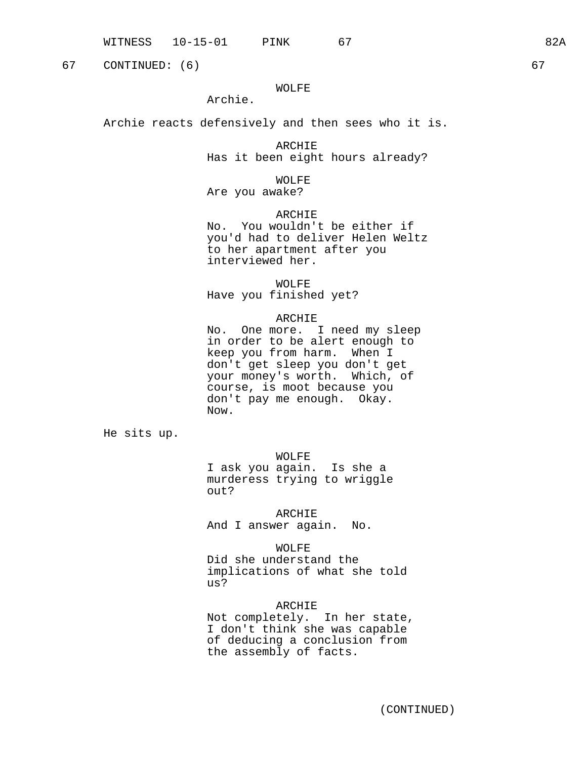67 CONTINUED: (6) 67

WOLFE
Archie.

Archie reacts defensively and then sees who it is.

ARCHIE
Has it been eight hours already?

WOLFE
Are you awake?

ARCHIE
No. You wouldn't be either if you'd had to deliver Helen Weltz to her apartment after you interviewed her.

WOLFE
Have you finished yet?

ARCHIE
No. One more. I need my sleep in order to be alert enough to keep you from harm. When I don't get sleep you don't get your money's worth. Which, of course, is moot because you don't pay me enough. Okay. Now.

He sits up.

WOLFE
I ask you again. Is she a murderess trying to wriggle out?

ARCHIE
And I answer again. No.

WOLFE
Did she understand the implications of what she told us?

ARCHIE
Not completely. In her state, I don't think she was capable of deducing a conclusion from the assembly of facts.

(CONTINUED)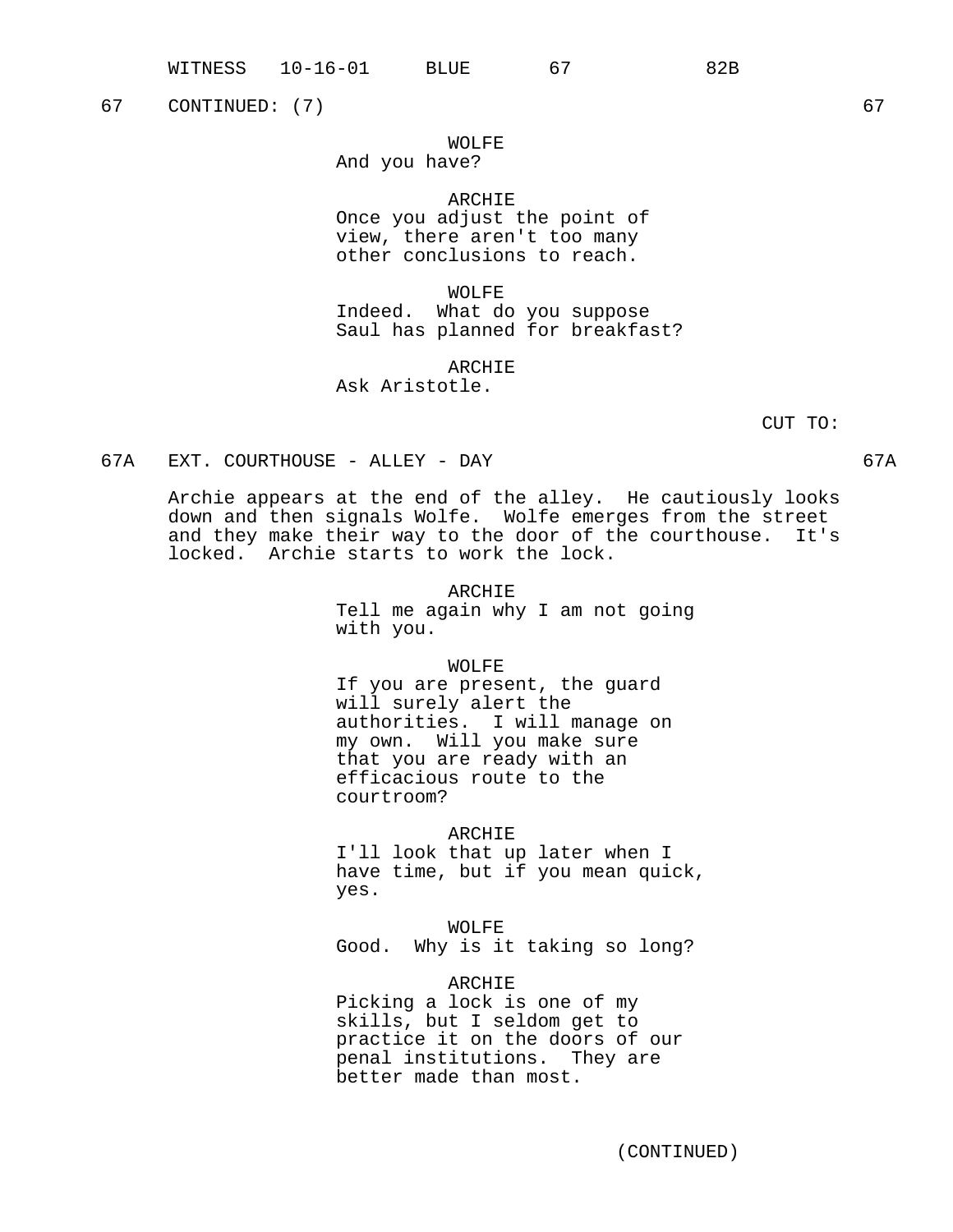67 CONTINUED: (7) 67

WOLFE
And you have?

ARCHIE
Once you adjust the point of view, there aren't too many other conclusions to reach.

WOLFE
Indeed. What do you suppose Saul has planned for breakfast?

ARCHIE
Ask Aristotle.

CUT TO:

67A EXT. COURTHOUSE - ALLEY - DAY 67A

Archie appears at the end of the alley. He cautiously looks down and then signals Wolfe. Wolfe emerges from the street and they make their way to the door of the courthouse. It's locked. Archie starts to work the lock.

ARCHIE
Tell me again why I am not going with you.

WOLFE
If you are present, the guard will surely alert the authorities. I will manage on my own. Will you make sure that you are ready with an efficacious route to the courtroom?

ARCHIE
I'll look that up later when I have time, but if you mean quick, yes.

WOLFE
Good. Why is it taking so long?

ARCHIE
Picking a lock is one of my skills, but I seldom get to practice it on the doors of our penal institutions. They are better made than most.

(CONTINUED)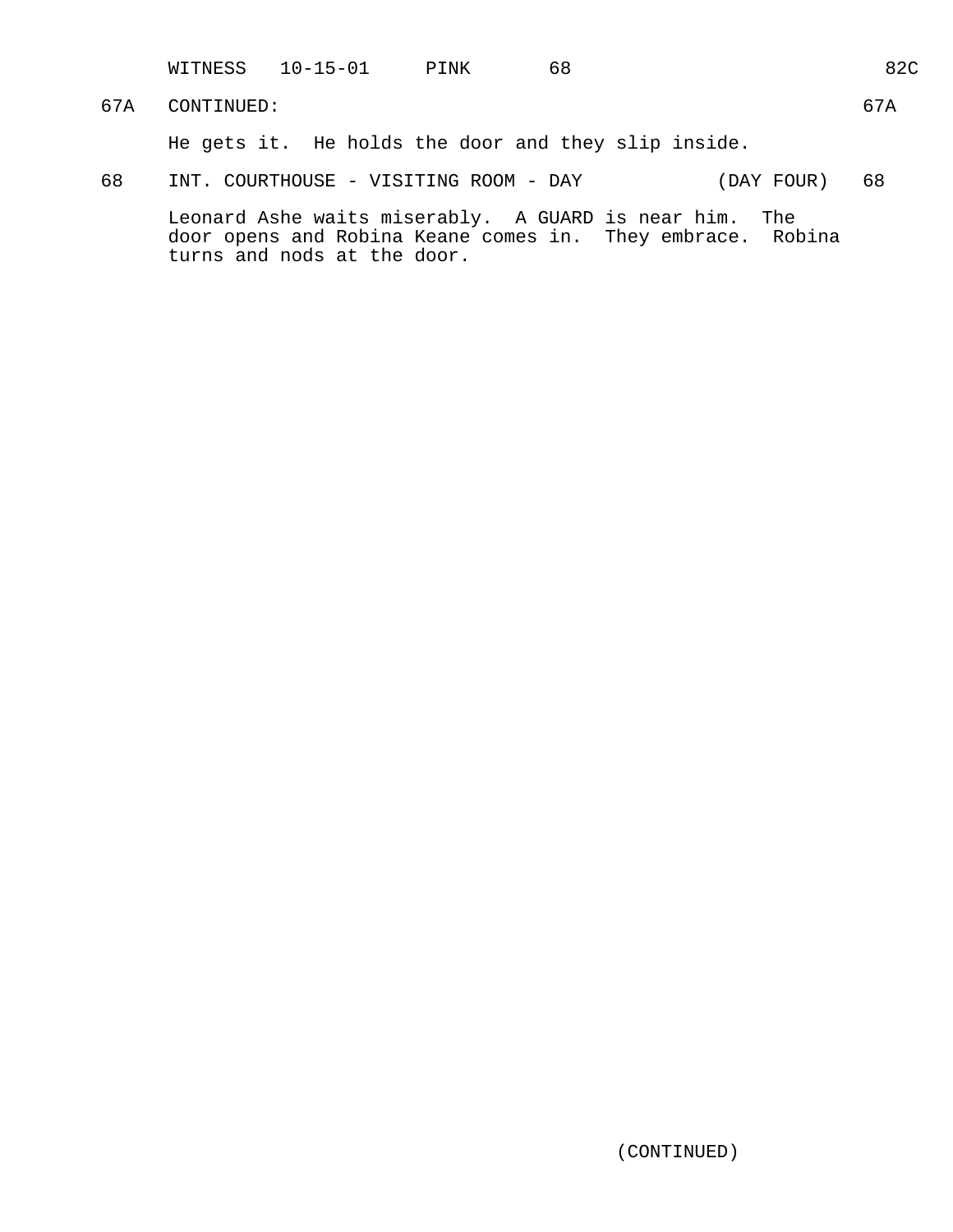67A CONTINUED: 67A

He gets it. He holds the door and they slip inside.

68 INT. COURTHOUSE - VISITING ROOM - DAY (DAY FOUR) 68

Leonard Ashe waits miserably. A GUARD is near him. The door opens and Robina Keane comes in. They embrace. Robina turns and nods at the door.

(CONTINUED)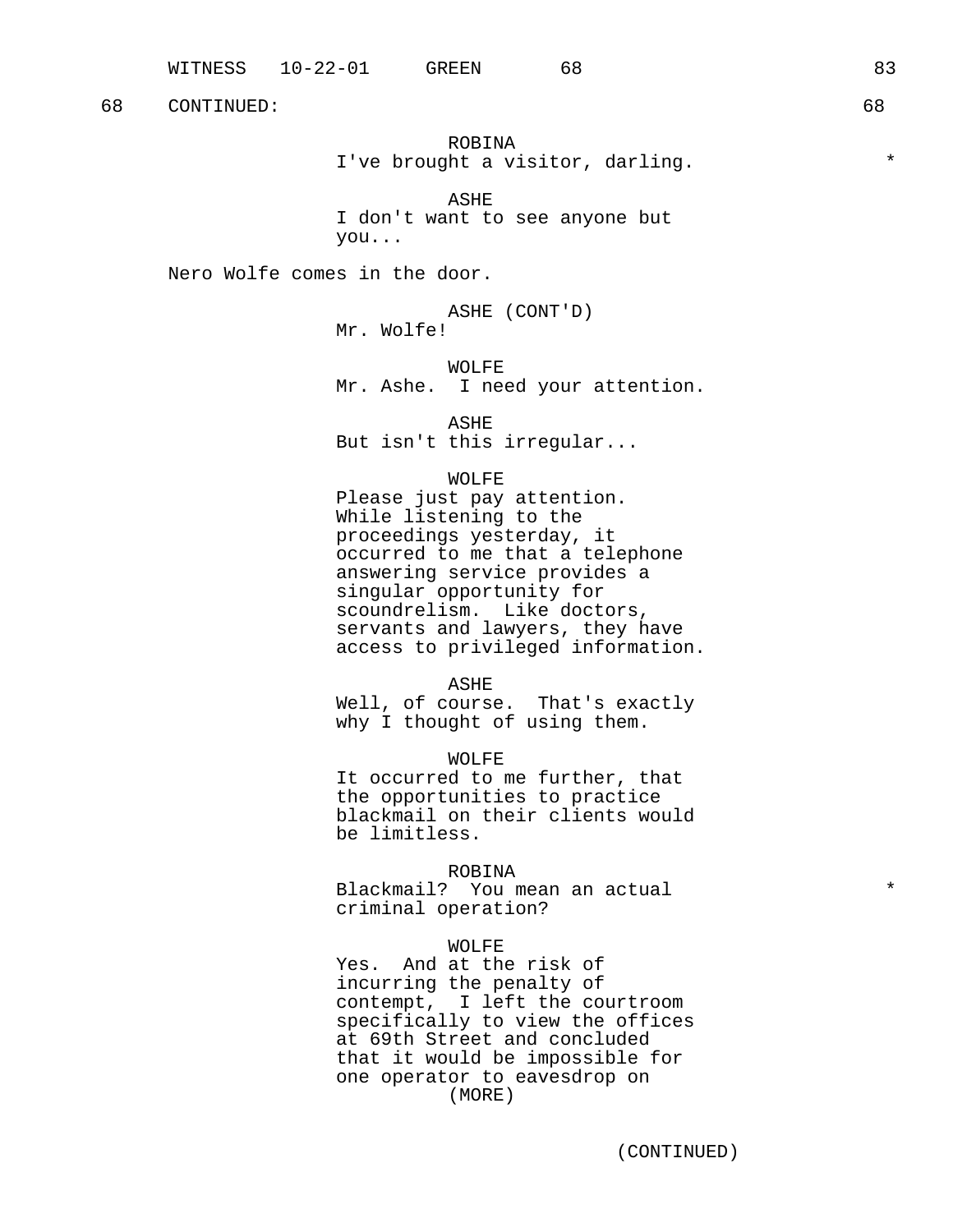68 CONTINUED: 68

ROBINA
I've brought a visitor, darling. *

ASHE
I don't want to see anyone but you...

Nero Wolfe comes in the door.

ASHE (CONT'D)
Mr. Wolfe!

WOLFE
Mr. Ashe. I need your attention.

ASHE
But isn't this irregular...

WOLFE
Please just pay attention. While listening to the proceedings yesterday, it occurred to me that a telephone answering service provides a singular opportunity for scoundrelism. Like doctors, servants and lawyers, they have access to privileged information.

ASHE
Well, of course. That's exactly why I thought of using them.

WOLFE
It occurred to me further, that the opportunities to practice blackmail on their clients would be limitless.

ROBINA
Blackmail? You mean an actual criminal operation? *

WOLFE
Yes. And at the risk of incurring the penalty of contempt, I left the courtroom specifically to view the offices at 69th Street and concluded that it would be impossible for one operator to eavesdrop on
(MORE)

(CONTINUED)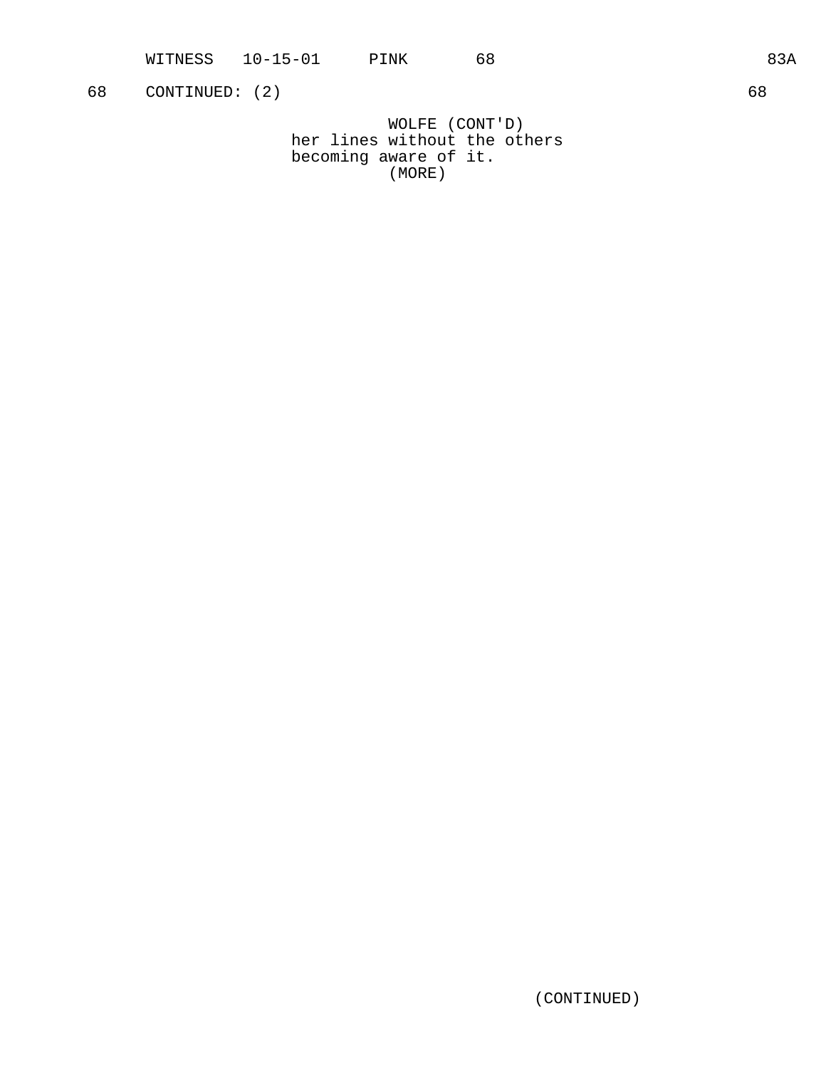68 CONTINUED: (2) 68

WOLFE (CONT'D)
her lines without the others
becoming aware of it.
(MORE)

(CONTINUED)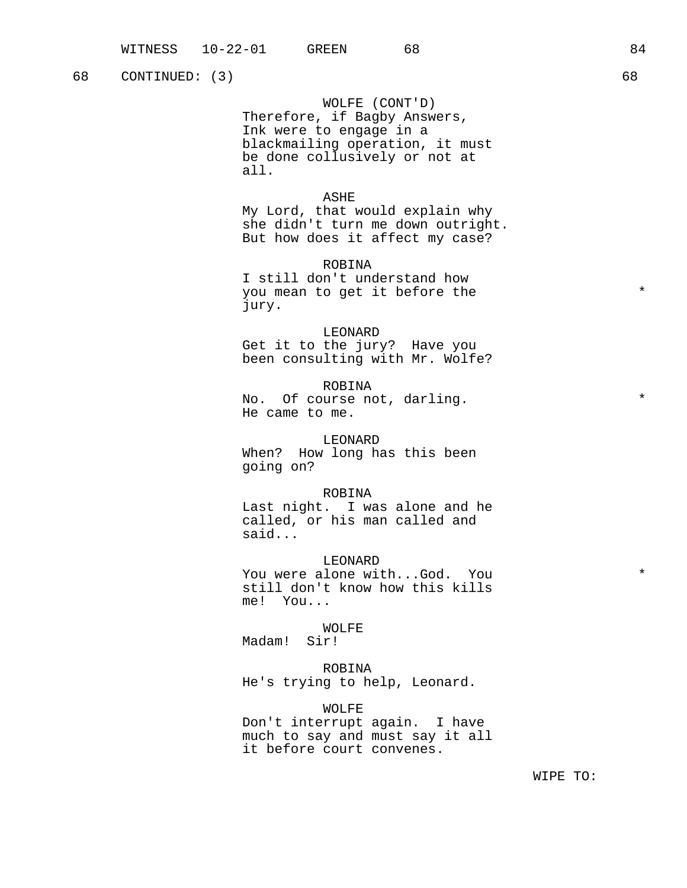68 CONTINUED: (3) 68

WOLFE (CONT'D)
Therefore, if Bagby Answers, Ink were to engage in a blackmailing operation, it must be done collusively or not at all.

ASHE
My Lord, that would explain why she didn't turn me down outright. But how does it affect my case?

ROBINA
I still don't understand how you mean to get it before the jury. *

LEONARD
Get it to the jury? Have you been consulting with Mr. Wolfe?

ROBINA
No. Of course not, darling. He came to me. *

LEONARD
When? How long has this been going on?

ROBINA
Last night. I was alone and he called, or his man called and said...

LEONARD
You were alone with...God. You still don't know how this kills me! You... *

WOLFE
Madam! Sir!

ROBINA
He's trying to help, Leonard.

WOLFE
Don't interrupt again. I have much to say and must say it all it before court convenes.

WIPE TO: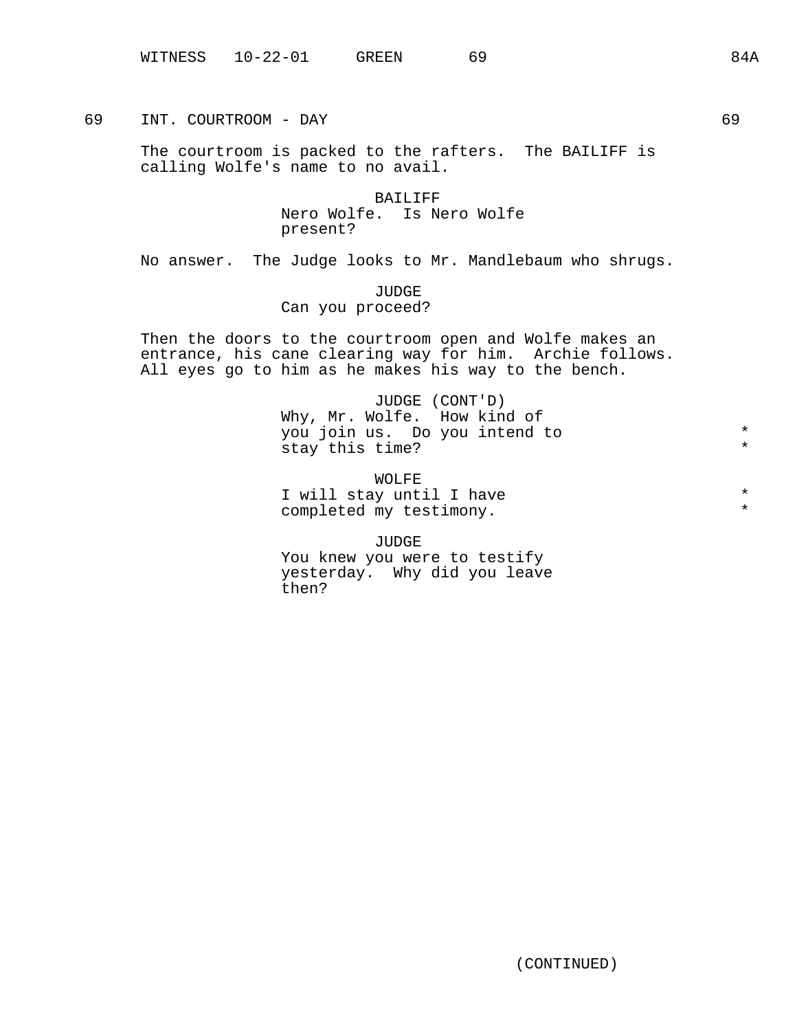69 INT. COURTROOM - DAY 69

The courtroom is packed to the rafters. The BAILIFF is calling Wolfe's name to no avail.

BAILIFF
Nero Wolfe. Is Nero Wolfe present?

No answer. The Judge looks to Mr. Mandlebaum who shrugs.

JUDGE
Can you proceed?

Then the doors to the courtroom open and Wolfe makes an entrance, his cane clearing way for him. Archie follows. All eyes go to him as he makes his way to the bench.

JUDGE (CONT'D)
Why, Mr. Wolfe. How kind of you join us. Do you intend to stay this time? *

WOLFE
I will stay until I have completed my testimony. *

JUDGE
You knew you were to testify yesterday. Why did you leave then?

(CONTINUED)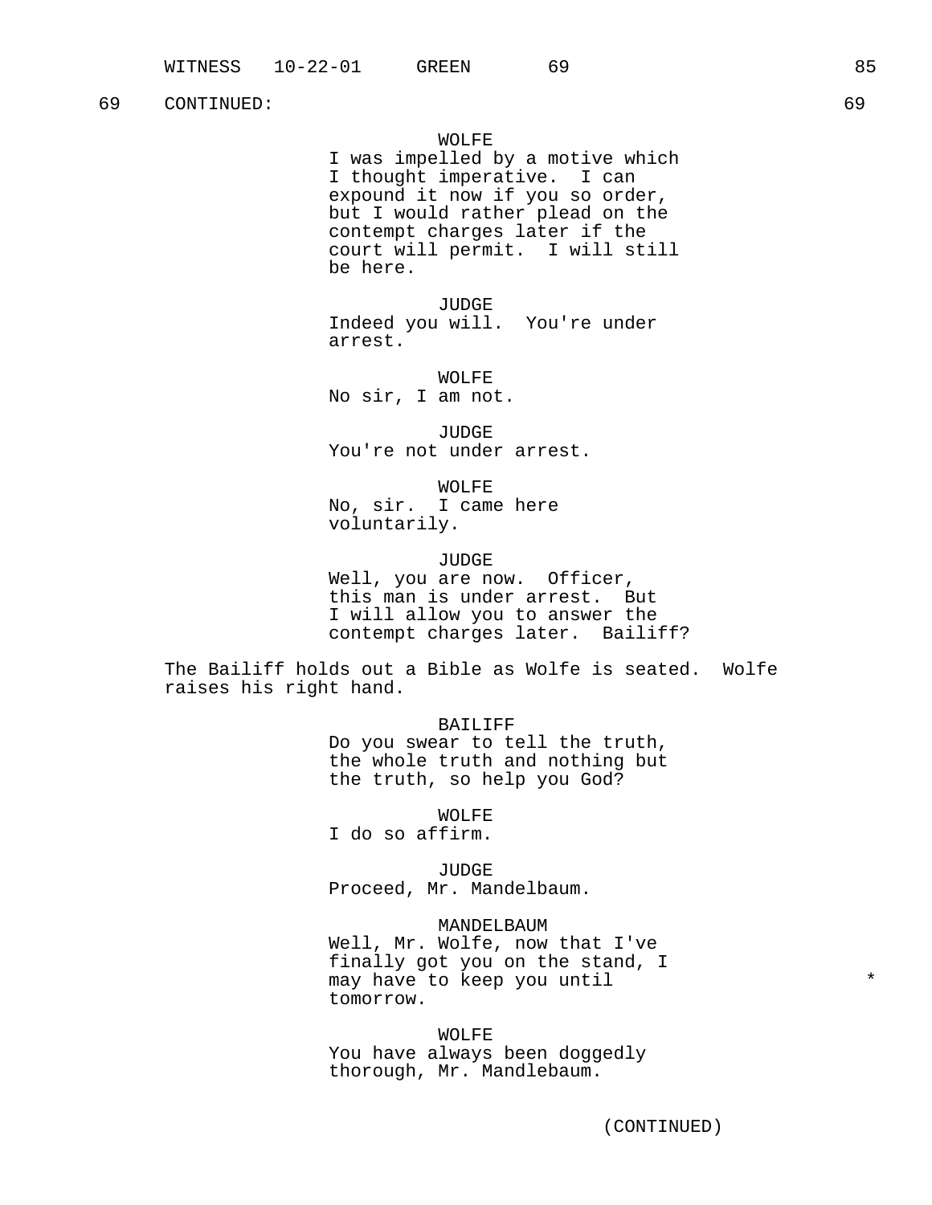69 CONTINUED: 69

WOLFE
I was impelled by a motive which I thought imperative. I can expound it now if you so order, but I would rather plead on the contempt charges later if the court will permit. I will still be here.

JUDGE
Indeed you will. You're under arrest.

WOLFE
No sir, I am not.

JUDGE
You're not under arrest.

WOLFE
No, sir. I came here voluntarily.

JUDGE
Well, you are now. Officer, this man is under arrest. But I will allow you to answer the contempt charges later. Bailiff?

The Bailiff holds out a Bible as Wolfe is seated. Wolfe raises his right hand.

BAILIFF
Do you swear to tell the truth, the whole truth and nothing but the truth, so help you God?

WOLFE
I do so affirm.

JUDGE
Proceed, Mr. Mandelbaum.

MANDELBAUM
Well, Mr. Wolfe, now that I've finally got you on the stand, I may have to keep you until tomorrow. *

WOLFE
You have always been doggedly thorough, Mr. Mandlebaum.

(CONTINUED)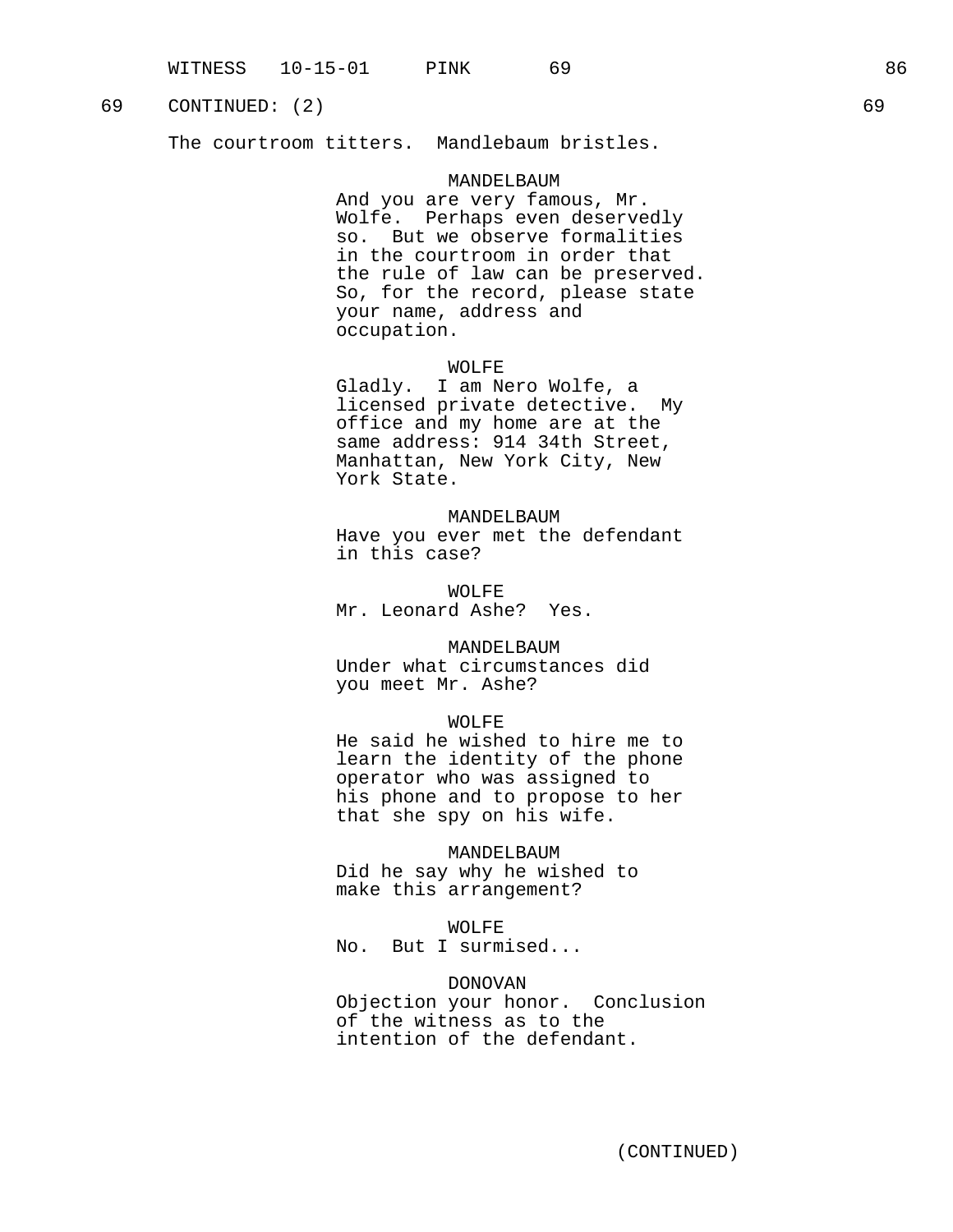69 CONTINUED: (2) 69

The courtroom titters. Mandlebaum bristles.

MANDELBAUM
And you are very famous, Mr. Wolfe. Perhaps even deservedly so. But we observe formalities in the courtroom in order that the rule of law can be preserved. So, for the record, please state your name, address and occupation.

WOLFE
Gladly. I am Nero Wolfe, a licensed private detective. My office and my home are at the same address: 914 34th Street, Manhattan, New York City, New York State.

MANDELBAUM
Have you ever met the defendant in this case?

WOLFE
Mr. Leonard Ashe? Yes.

MANDELBAUM
Under what circumstances did you meet Mr. Ashe?

WOLFE
He said he wished to hire me to learn the identity of the phone operator who was assigned to his phone and to propose to her that she spy on his wife.

MANDELBAUM
Did he say why he wished to make this arrangement?

WOLFE
No. But I surmised...

DONOVAN
Objection your honor. Conclusion of the witness as to the intention of the defendant.

(CONTINUED)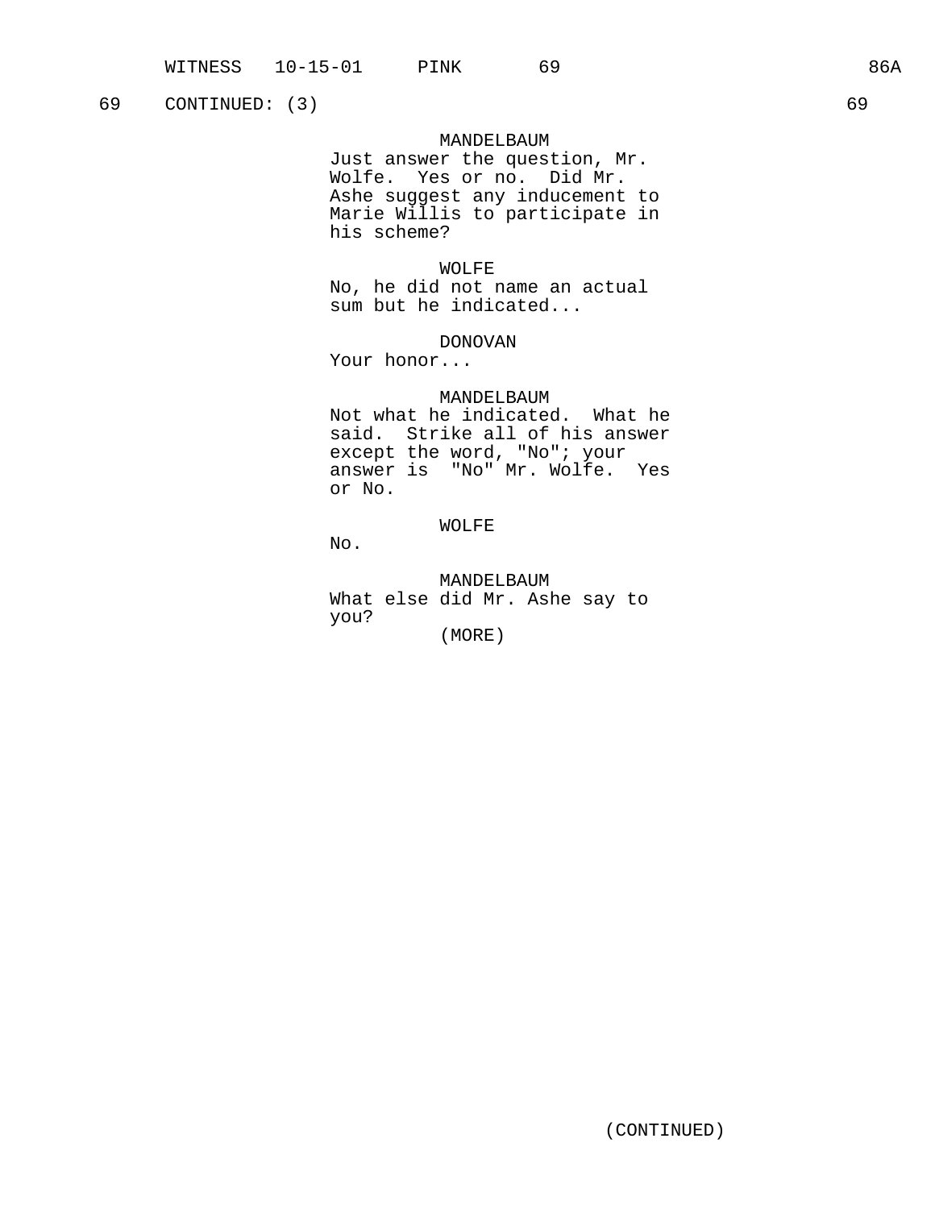69 CONTINUED: (3) 69

MANDELBAUM
Just answer the question, Mr. Wolfe. Yes or no. Did Mr. Ashe suggest any inducement to Marie Willis to participate in his scheme?

WOLFE
No, he did not name an actual sum but he indicated...

DONOVAN
Your honor...

MANDELBAUM
Not what he indicated. What he said. Strike all of his answer except the word, "No"; your answer is "No" Mr. Wolfe. Yes or No.

WOLFE
No.

MANDELBAUM
What else did Mr. Ashe say to you?
(MORE)

(CONTINUED)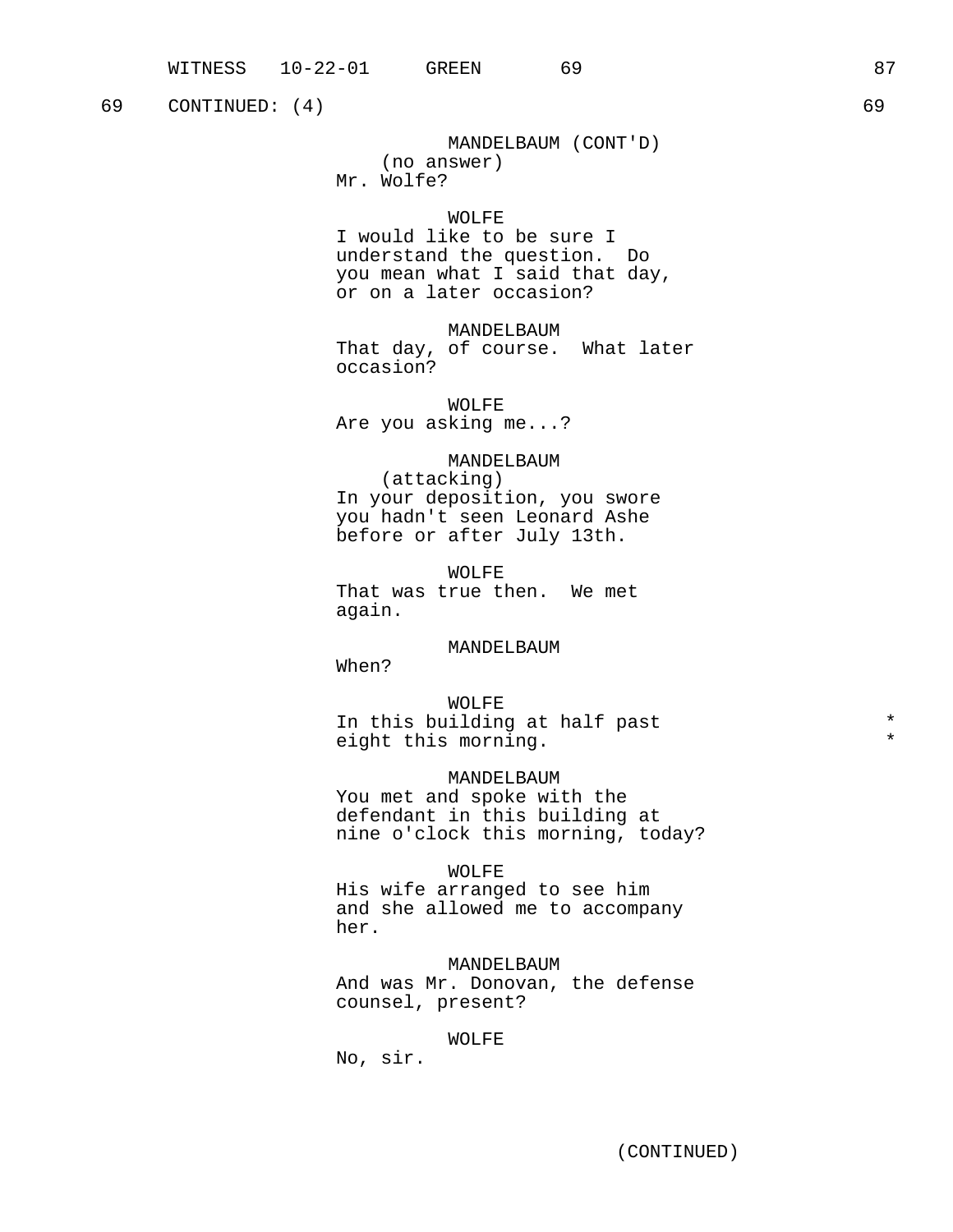69 CONTINUED: (4) 69

MANDELBAUM (CONT'D)
(no answer)
Mr. Wolfe?

WOLFE
I would like to be sure I understand the question. Do you mean what I said that day, or on a later occasion?

MANDELBAUM
That day, of course. What later occasion?

WOLFE
Are you asking me...?

MANDELBAUM
(attacking)
In your deposition, you swore you hadn't seen Leonard Ashe before or after July 13th.

WOLFE
That was true then. We met again.

MANDELBAUM
When?

WOLFE
In this building at half past eight this morning. *

MANDELBAUM
You met and spoke with the defendant in this building at nine o'clock this morning, today?

WOLFE
His wife arranged to see him and she allowed me to accompany her.

MANDELBAUM
And was Mr. Donovan, the defense counsel, present?

WOLFE
No, sir.

(CONTINUED)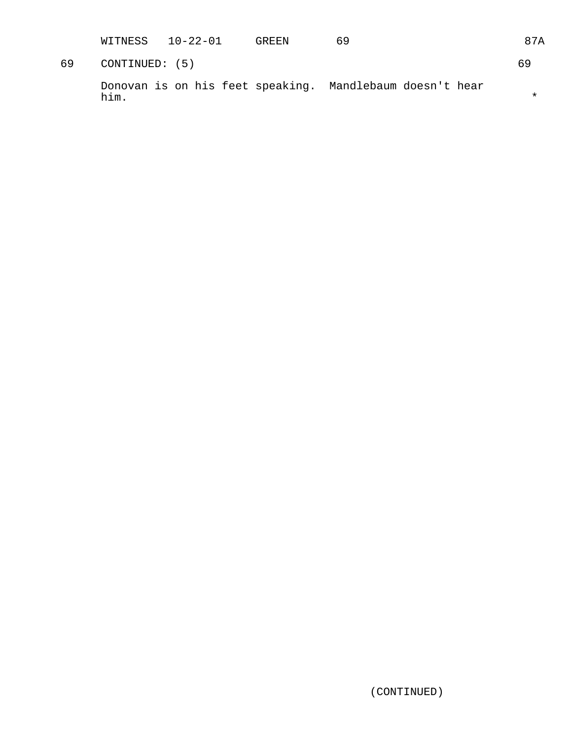69 CONTINUED: (5) 69

Donovan is on his feet speaking. Mandlebaum doesn't hear him. *

(CONTINUED)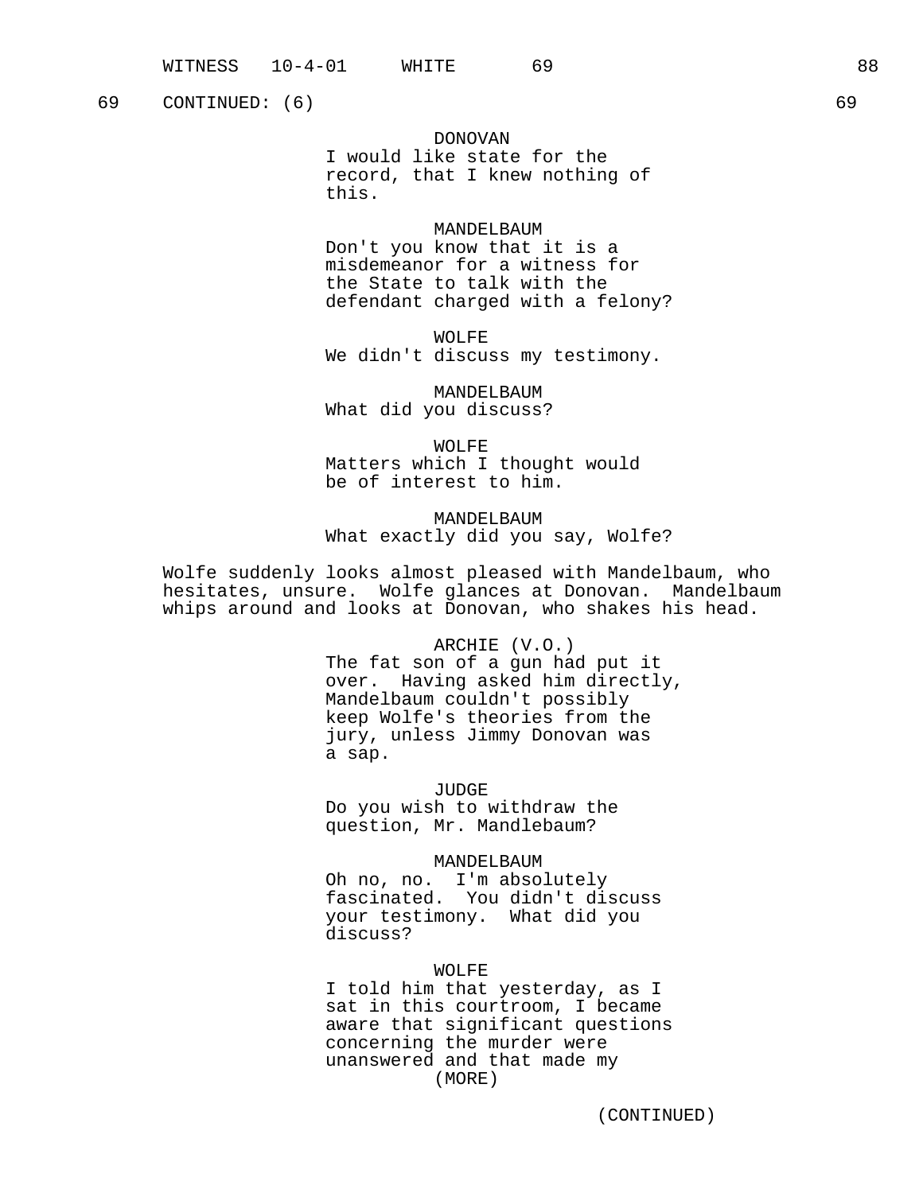69 CONTINUED: (6) 69

DONOVAN
I would like state for the record, that I knew nothing of this.

MANDELBAUM
Don't you know that it is a misdemeanor for a witness for the State to talk with the defendant charged with a felony?

WOLFE
We didn't discuss my testimony.

MANDELBAUM
What did you discuss?

WOLFE
Matters which I thought would be of interest to him.

MANDELBAUM
What exactly did you say, Wolfe?

Wolfe suddenly looks almost pleased with Mandelbaum, who hesitates, unsure. Wolfe glances at Donovan. Mandelbaum whips around and looks at Donovan, who shakes his head.

ARCHIE (V.O.)
The fat son of a gun had put it over. Having asked him directly, Mandelbaum couldn't possibly keep Wolfe's theories from the jury, unless Jimmy Donovan was a sap.

JUDGE
Do you wish to withdraw the question, Mr. Mandlebaum?

MANDELBAUM
Oh no, no. I'm absolutely fascinated. You didn't discuss your testimony. What did you discuss?

WOLFE
I told him that yesterday, as I sat in this courtroom, I became aware that significant questions concerning the murder were unanswered and that made my
(MORE)

(CONTINUED)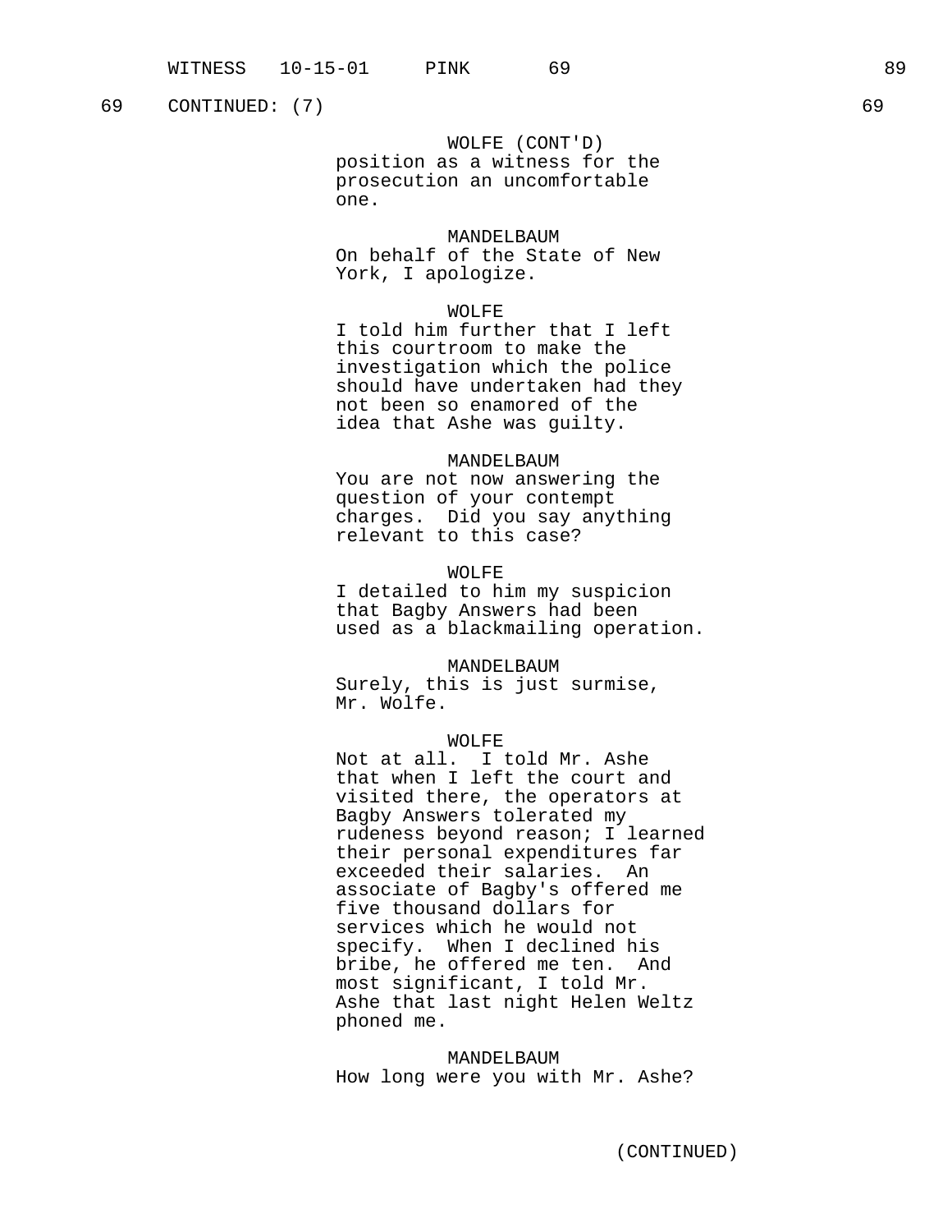69 CONTINUED: (7) 69

WOLFE (CONT'D)
position as a witness for the prosecution an uncomfortable one.

MANDELBAUM
On behalf of the State of New York, I apologize.

WOLFE
I told him further that I left this courtroom to make the investigation which the police should have undertaken had they not been so enamored of the idea that Ashe was guilty.

MANDELBAUM
You are not now answering the question of your contempt charges. Did you say anything relevant to this case?

WOLFE
I detailed to him my suspicion that Bagby Answers had been used as a blackmailing operation.

MANDELBAUM
Surely, this is just surmise, Mr. Wolfe.

WOLFE
Not at all. I told Mr. Ashe that when I left the court and visited there, the operators at Bagby Answers tolerated my rudeness beyond reason; I learned their personal expenditures far exceeded their salaries. An associate of Bagby's offered me five thousand dollars for services which he would not specify. When I declined his bribe, he offered me ten. And most significant, I told Mr. Ashe that last night Helen Weltz phoned me.

MANDELBAUM
How long were you with Mr. Ashe?

(CONTINUED)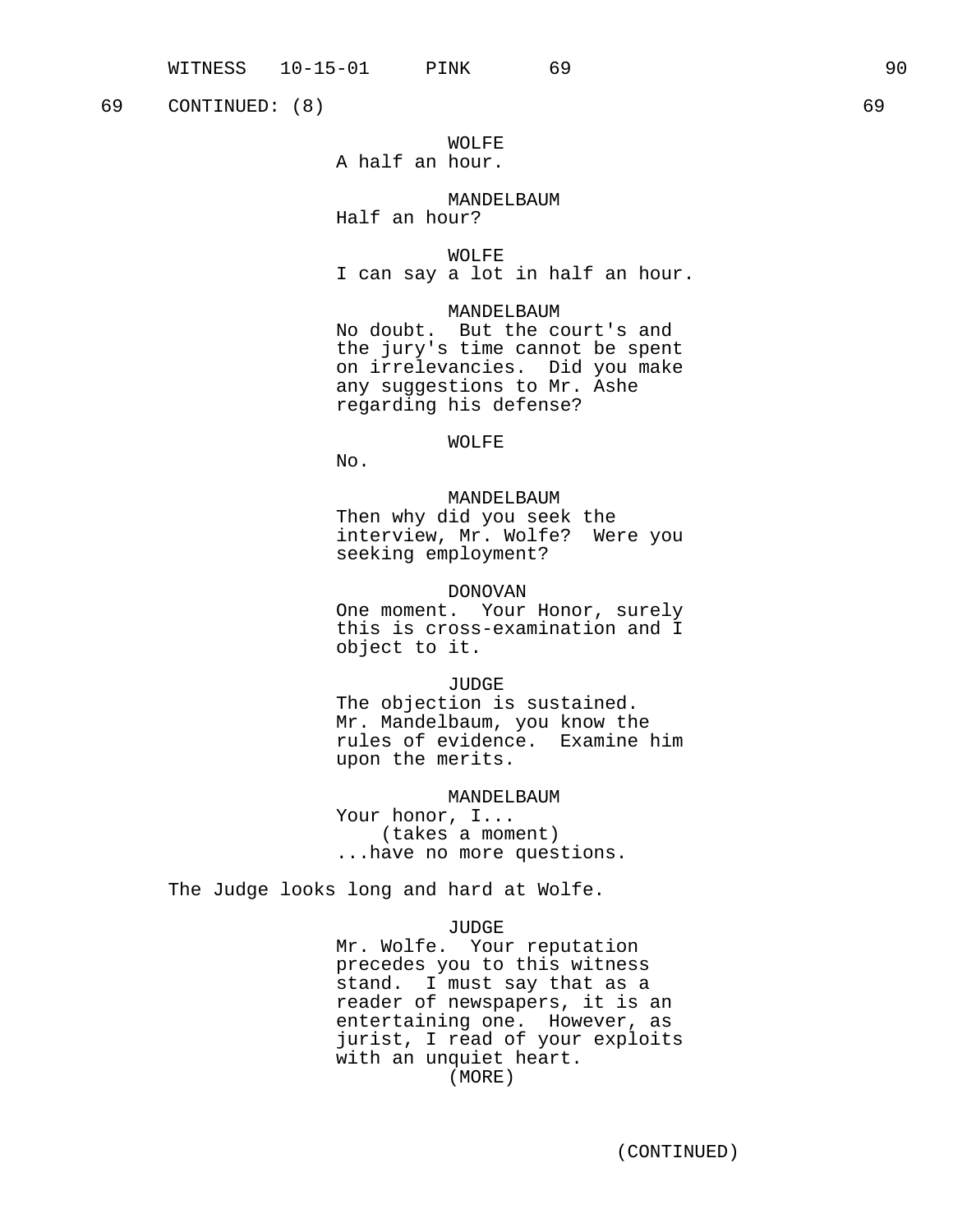69 CONTINUED: (8) 69

WOLFE
A half an hour.

MANDELBAUM
Half an hour?

WOLFE
I can say a lot in half an hour.

MANDELBAUM
No doubt. But the court's and the jury's time cannot be spent on irrelevancies. Did you make any suggestions to Mr. Ashe regarding his defense?

WOLFE
No.

MANDELBAUM
Then why did you seek the interview, Mr. Wolfe? Were you seeking employment?

DONOVAN
One moment. Your Honor, surely this is cross-examination and I object to it.

JUDGE
The objection is sustained. Mr. Mandelbaum, you know the rules of evidence. Examine him upon the merits.

MANDELBAUM
Your honor, I...
(takes a moment)
...have no more questions.

The Judge looks long and hard at Wolfe.

JUDGE
Mr. Wolfe. Your reputation precedes you to this witness stand. I must say that as a reader of newspapers, it is an entertaining one. However, as jurist, I read of your exploits with an unquiet heart.
(MORE)

(CONTINUED)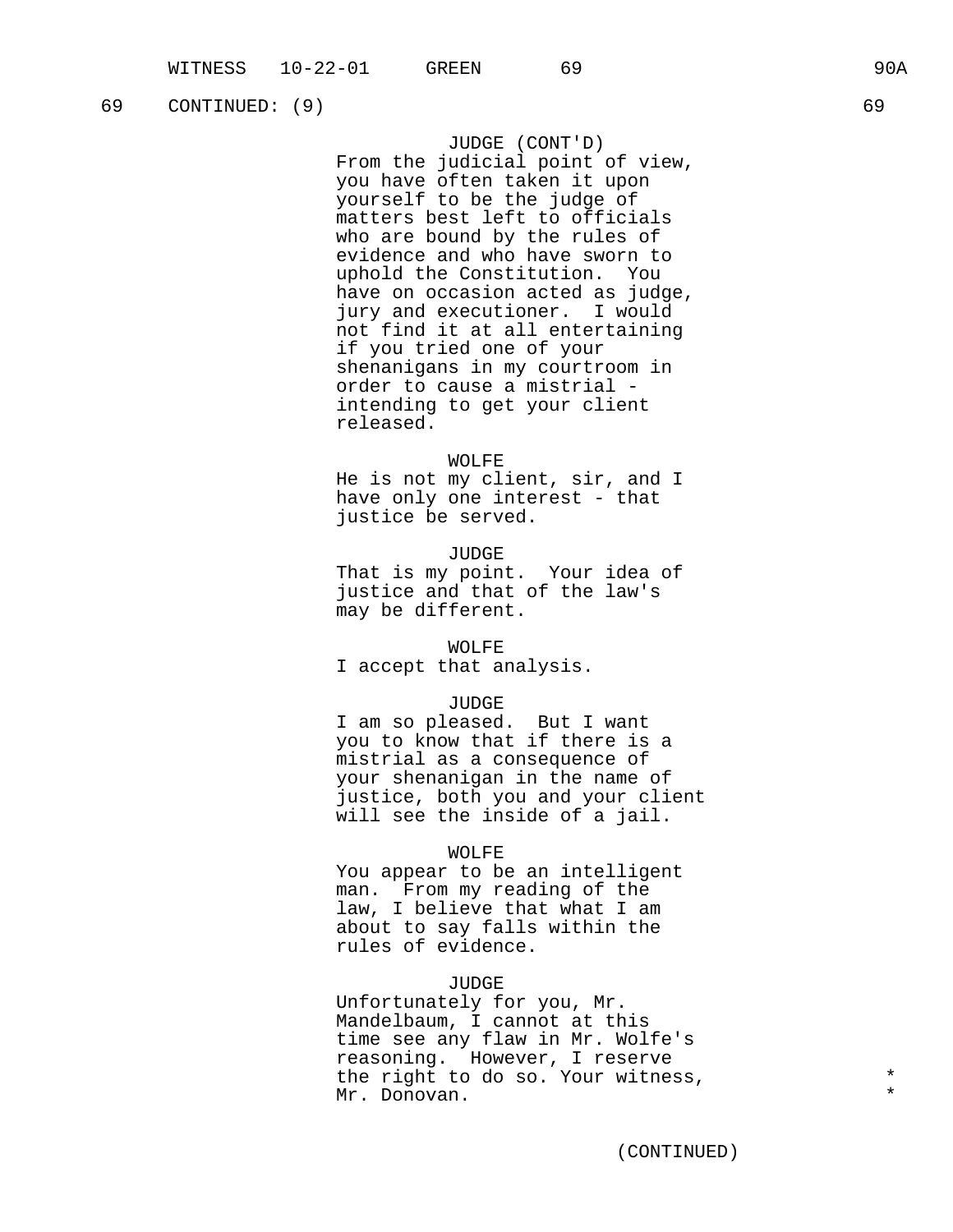69 CONTINUED: (9) 69

JUDGE (CONT'D)
From the judicial point of view, you have often taken it upon yourself to be the judge of matters best left to officials who are bound by the rules of evidence and who have sworn to uphold the Constitution. You have on occasion acted as judge, jury and executioner. I would not find it at all entertaining if you tried one of your shenanigans in my courtroom in order to cause a mistrial - intending to get your client released.

WOLFE
He is not my client, sir, and I have only one interest - that justice be served.

JUDGE
That is my point. Your idea of justice and that of the law's may be different.

WOLFE
I accept that analysis.

JUDGE
I am so pleased. But I want you to know that if there is a mistrial as a consequence of your shenanigan in the name of justice, both you and your client will see the inside of a jail.

WOLFE
You appear to be an intelligent man. From my reading of the law, I believe that what I am about to say falls within the rules of evidence.

JUDGE
Unfortunately for you, Mr. Mandelbaum, I cannot at this time see any flaw in Mr. Wolfe's reasoning. However, I reserve the right to do so. Your witness, Mr. Donovan. *

(CONTINUED)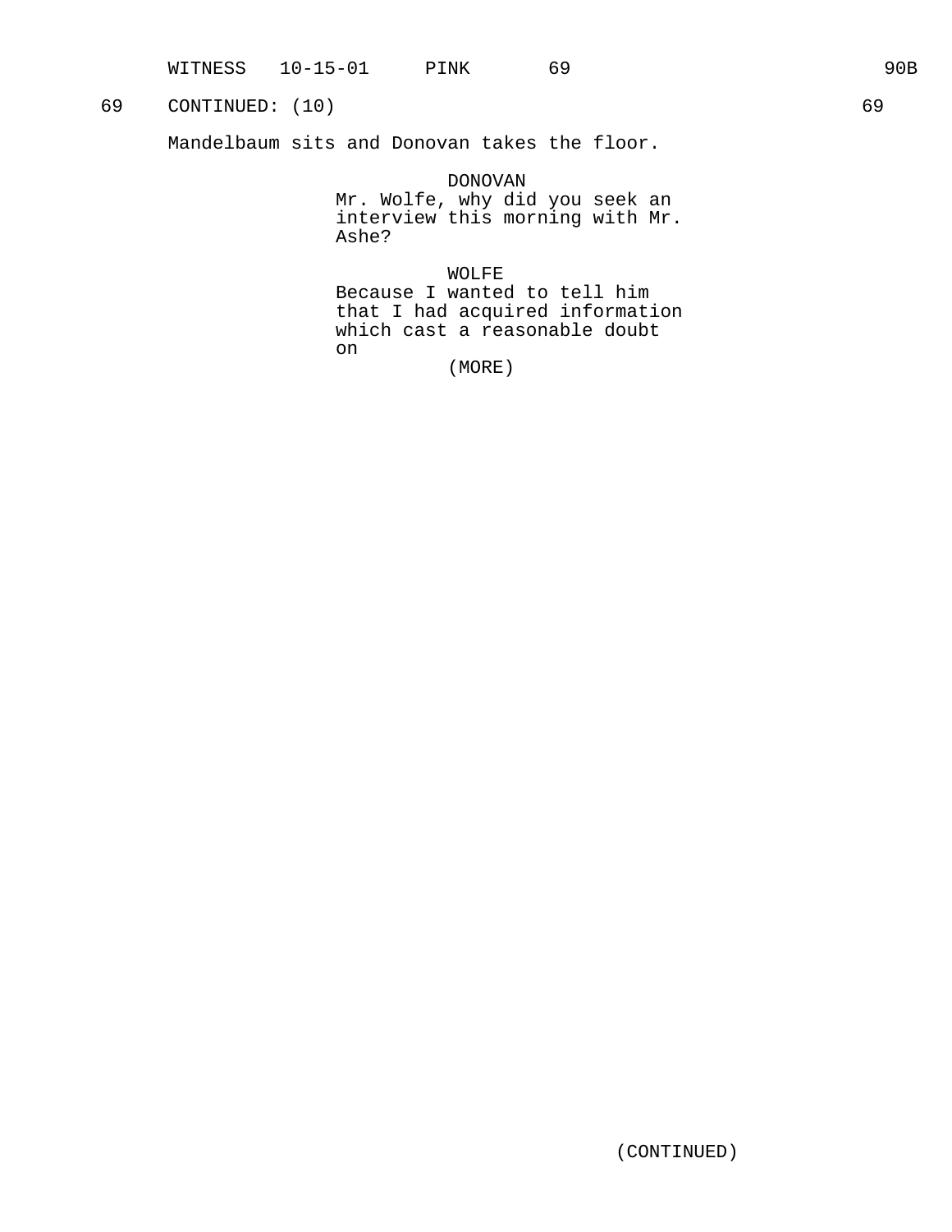69 CONTINUED: (10) 69

Mandelbaum sits and Donovan takes the floor.

DONOVAN
Mr. Wolfe, why did you seek an interview this morning with Mr. Ashe?

WOLFE
Because I wanted to tell him that I had acquired information which cast a reasonable doubt on
(MORE)

(CONTINUED)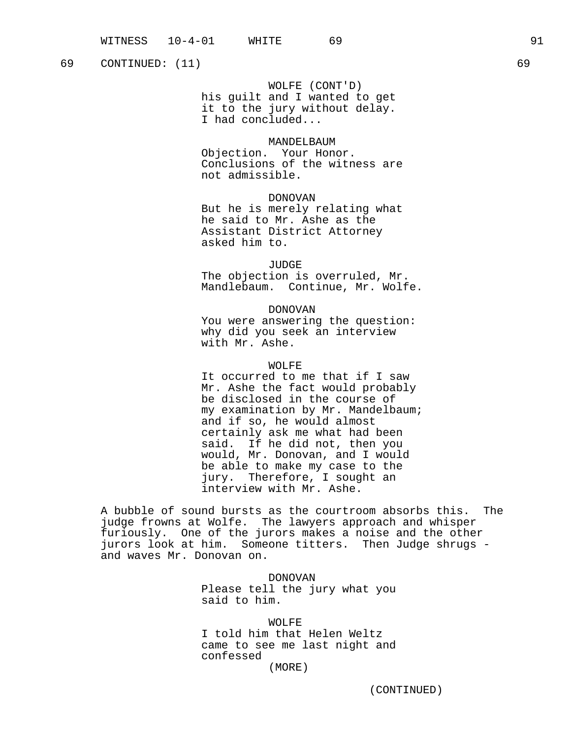69 CONTINUED: (11) 69

WOLFE (CONT'D)
his guilt and I wanted to get it to the jury without delay. I had concluded...

MANDELBAUM
Objection. Your Honor. Conclusions of the witness are not admissible.

DONOVAN
But he is merely relating what he said to Mr. Ashe as the Assistant District Attorney asked him to.

JUDGE
The objection is overruled, Mr. Mandlebaum. Continue, Mr. Wolfe.

DONOVAN
You were answering the question: why did you seek an interview with Mr. Ashe.

WOLFE
It occurred to me that if I saw Mr. Ashe the fact would probably be disclosed in the course of my examination by Mr. Mandelbaum; and if so, he would almost certainly ask me what had been said. If he did not, then you would, Mr. Donovan, and I would be able to make my case to the jury. Therefore, I sought an interview with Mr. Ashe.

A bubble of sound bursts as the courtroom absorbs this. The judge frowns at Wolfe. The lawyers approach and whisper furiously. One of the jurors makes a noise and the other jurors look at him. Someone titters. Then Judge shrugs - and waves Mr. Donovan on.

DONOVAN
Please tell the jury what you said to him.

WOLFE
I told him that Helen Weltz came to see me last night and confessed
(MORE)

(CONTINUED)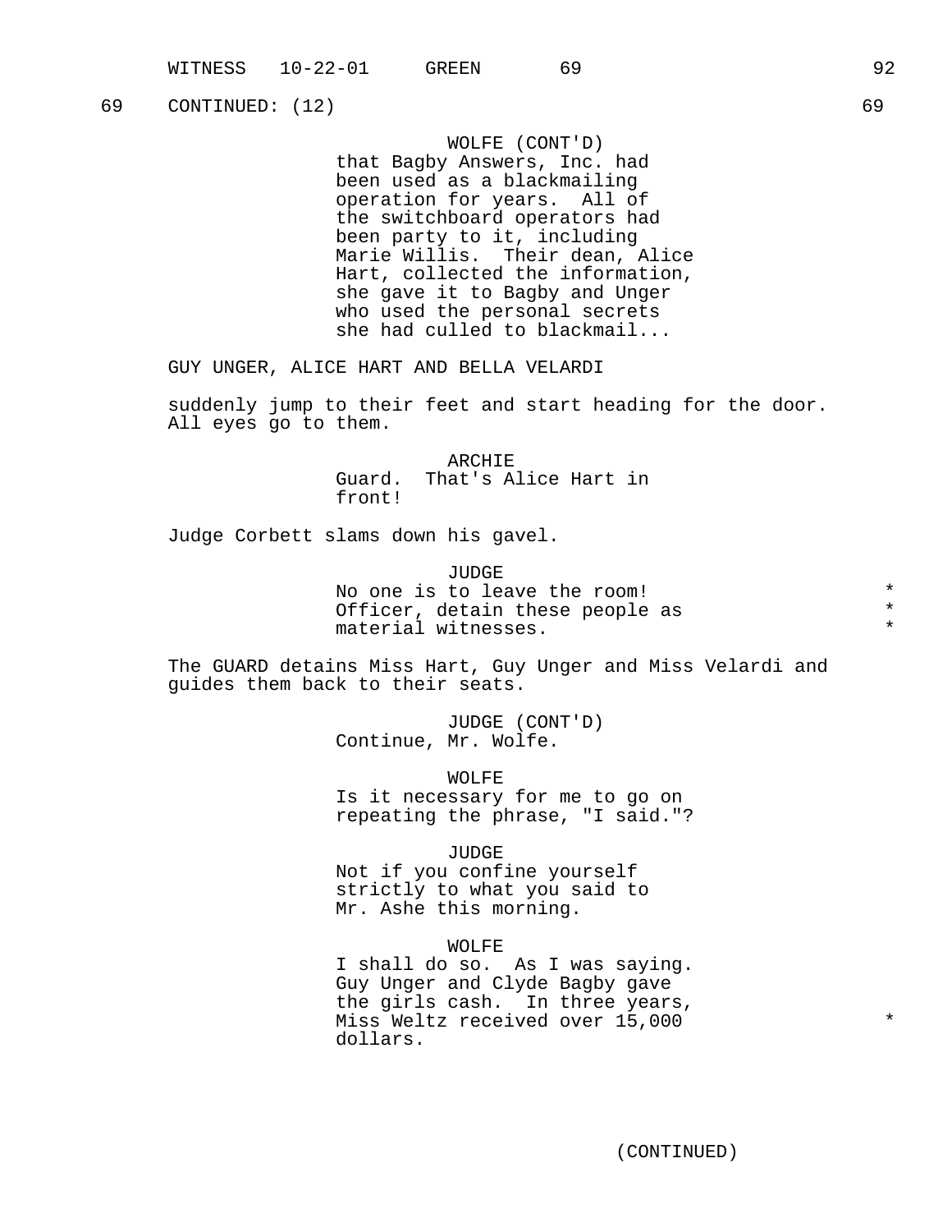69 CONTINUED: (12) 69

WOLFE (CONT'D)
that Bagby Answers, Inc. had been used as a blackmailing operation for years. All of the switchboard operators had been party to it, including Marie Willis. Their dean, Alice Hart, collected the information, she gave it to Bagby and Unger who used the personal secrets she had culled to blackmail...

GUY UNGER, ALICE HART AND BELLA VELARDI

suddenly jump to their feet and start heading for the door. All eyes go to them.

ARCHIE
Guard. That's Alice Hart in front!

Judge Corbett slams down his gavel.

JUDGE
No one is to leave the room! *
Officer, detain these people as *
material witnesses. *

The GUARD detains Miss Hart, Guy Unger and Miss Velardi and guides them back to their seats.

JUDGE (CONT'D)
Continue, Mr. Wolfe.

WOLFE
Is it necessary for me to go on repeating the phrase, "I said."?

JUDGE
Not if you confine yourself strictly to what you said to Mr. Ashe this morning.

WOLFE
I shall do so. As I was saying. Guy Unger and Clyde Bagby gave the girls cash. In three years, Miss Weltz received over 15,000 *
dollars.

(CONTINUED)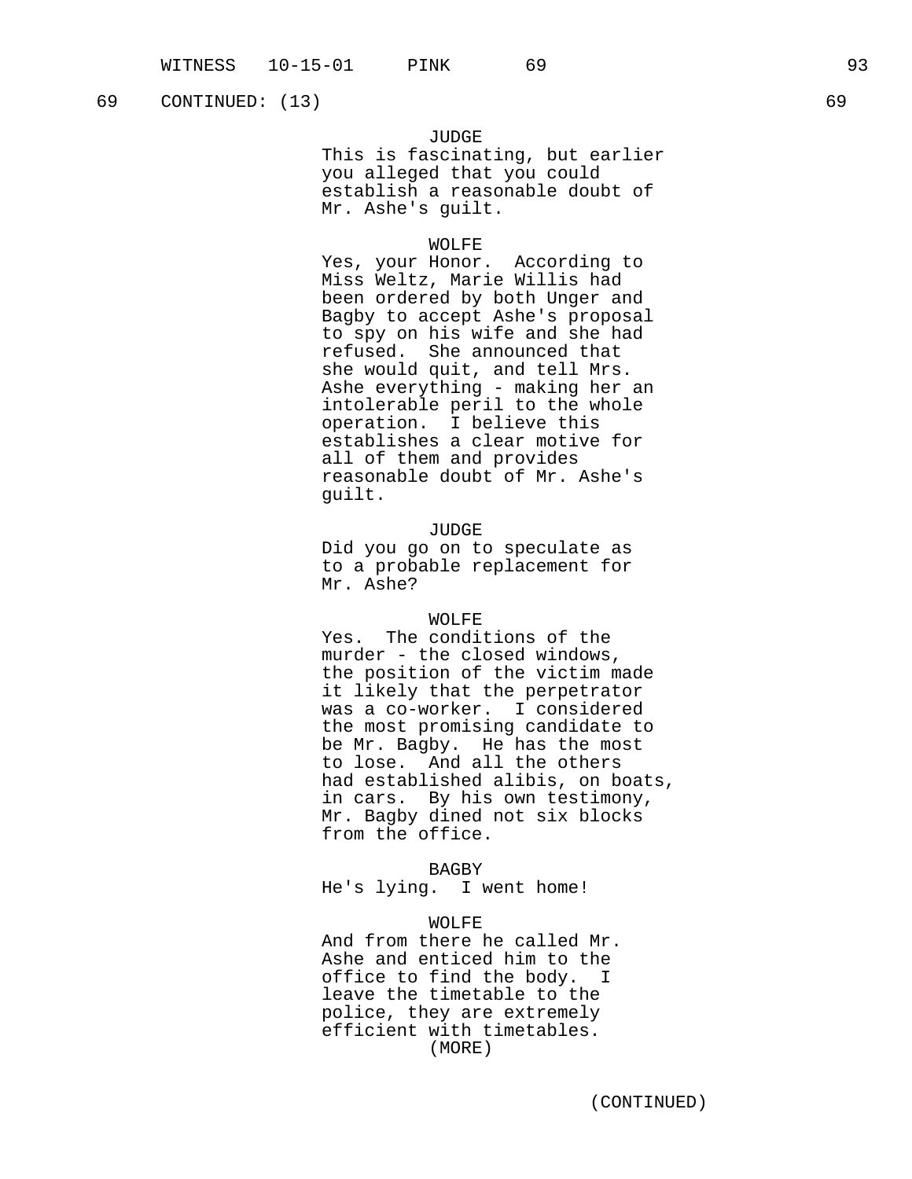69 CONTINUED: (13) 69

JUDGE
This is fascinating, but earlier you alleged that you could establish a reasonable doubt of Mr. Ashe's guilt.

WOLFE
Yes, your Honor. According to Miss Weltz, Marie Willis had been ordered by both Unger and Bagby to accept Ashe's proposal to spy on his wife and she had refused. She announced that she would quit, and tell Mrs. Ashe everything - making her an intolerable peril to the whole operation. I believe this establishes a clear motive for all of them and provides reasonable doubt of Mr. Ashe's guilt.

JUDGE
Did you go on to speculate as to a probable replacement for Mr. Ashe?

WOLFE
Yes. The conditions of the murder - the closed windows, the position of the victim made it likely that the perpetrator was a co-worker. I considered the most promising candidate to be Mr. Bagby. He has the most to lose. And all the others had established alibis, on boats, in cars. By his own testimony, Mr. Bagby dined not six blocks from the office.

BAGBY
He's lying. I went home!

WOLFE
And from there he called Mr. Ashe and enticed him to the office to find the body. I leave the timetable to the police, they are extremely efficient with timetables.
(MORE)

(CONTINUED)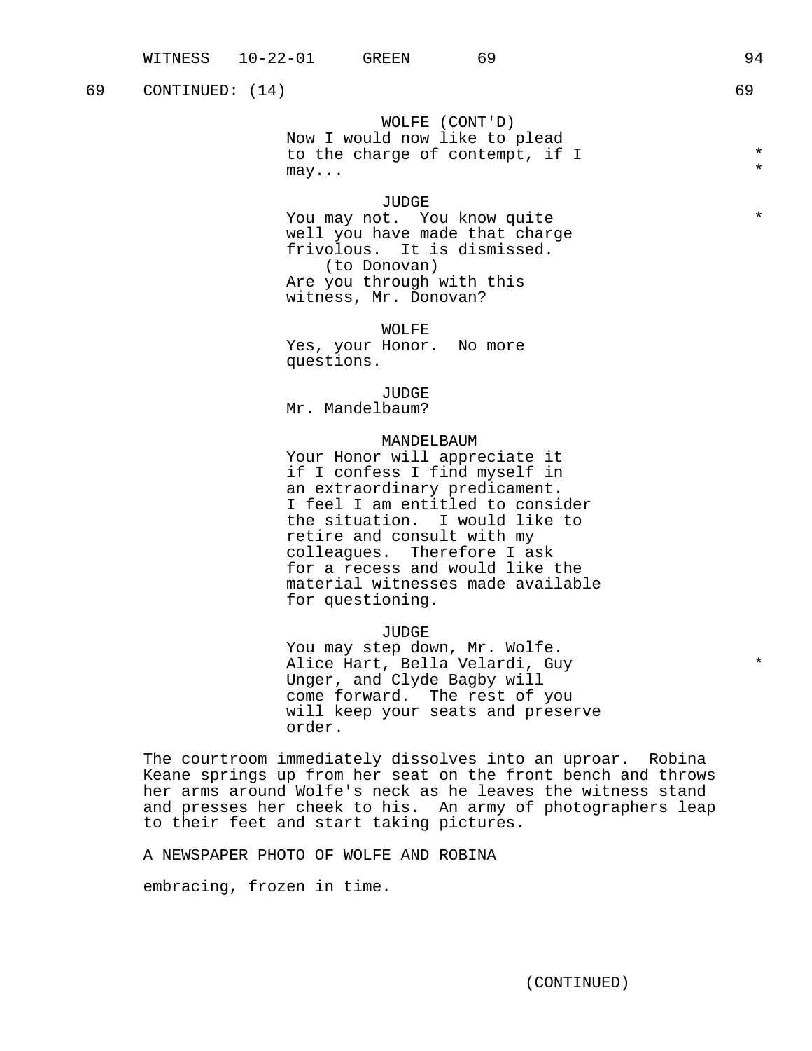69 CONTINUED: (14) 69

WOLFE (CONT'D)
Now I would now like to plead to the charge of contempt, if I may... * *

JUDGE
You may not. You know quite well you have made that charge frivolous. It is dismissed. *
(to Donovan)
Are you through with this witness, Mr. Donovan?

WOLFE
Yes, your Honor. No more questions.

JUDGE
Mr. Mandelbaum?

MANDELBAUM
Your Honor will appreciate it if I confess I find myself in an extraordinary predicament. I feel I am entitled to consider the situation. I would like to retire and consult with my colleagues. Therefore I ask for a recess and would like the material witnesses made available for questioning.

JUDGE
You may step down, Mr. Wolfe. Alice Hart, Bella Velardi, Guy Unger, and Clyde Bagby will come forward. The rest of you will keep your seats and preserve order. *

The courtroom immediately dissolves into an uproar. Robina Keane springs up from her seat on the front bench and throws her arms around Wolfe's neck as he leaves the witness stand and presses her cheek to his. An army of photographers leap to their feet and start taking pictures.

A NEWSPAPER PHOTO OF WOLFE AND ROBINA

embracing, frozen in time.

(CONTINUED)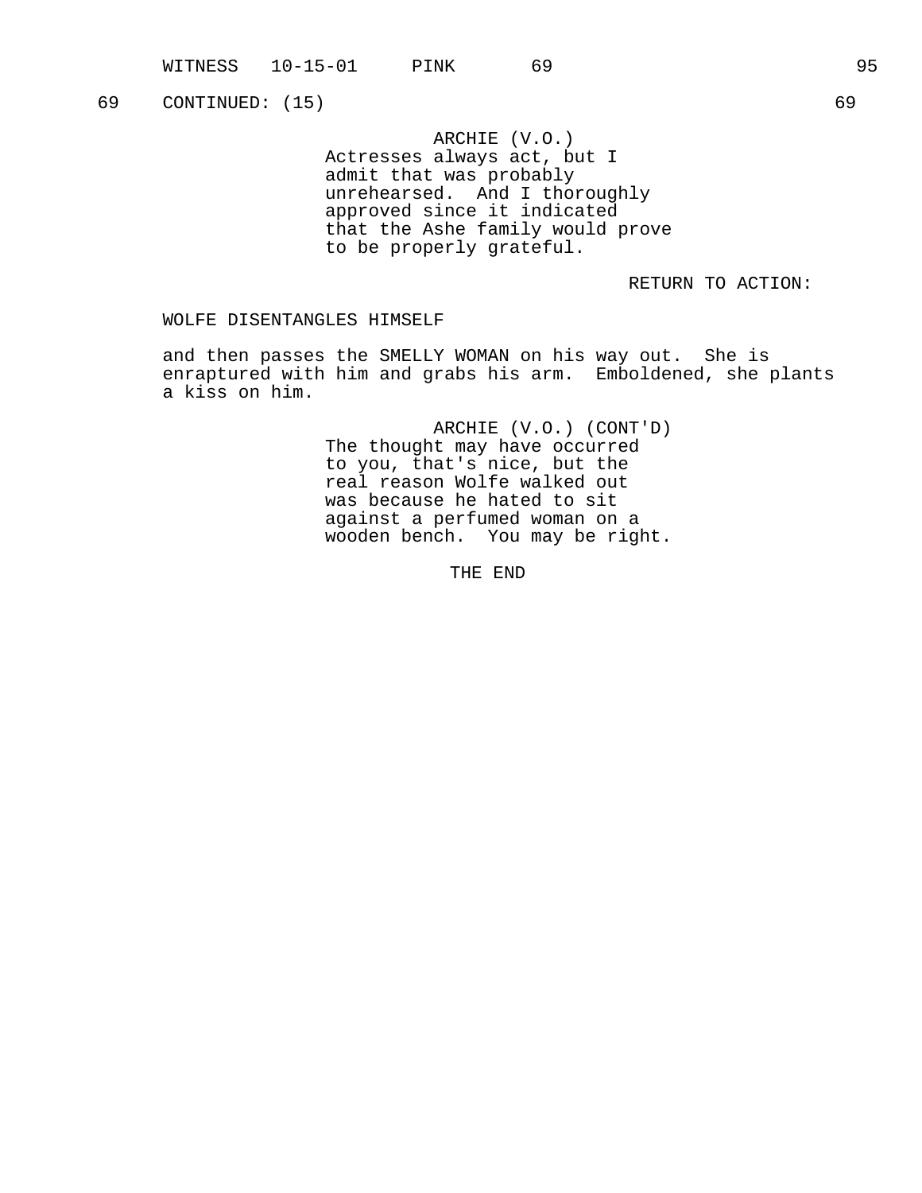69 CONTINUED: (15) 69

ARCHIE (V.O.)
Actresses always act, but I admit that was probably unrehearsed. And I thoroughly approved since it indicated that the Ashe family would prove to be properly grateful.

RETURN TO ACTION:

WOLFE DISENTANGLES HIMSELF

and then passes the SMELLY WOMAN on his way out. She is enraptured with him and grabs his arm. Emboldened, she plants a kiss on him.

ARCHIE (V.O.) (CONT'D)
The thought may have occurred to you, that's nice, but the real reason Wolfe walked out was because he hated to sit against a perfumed woman on a wooden bench. You may be right.

THE END